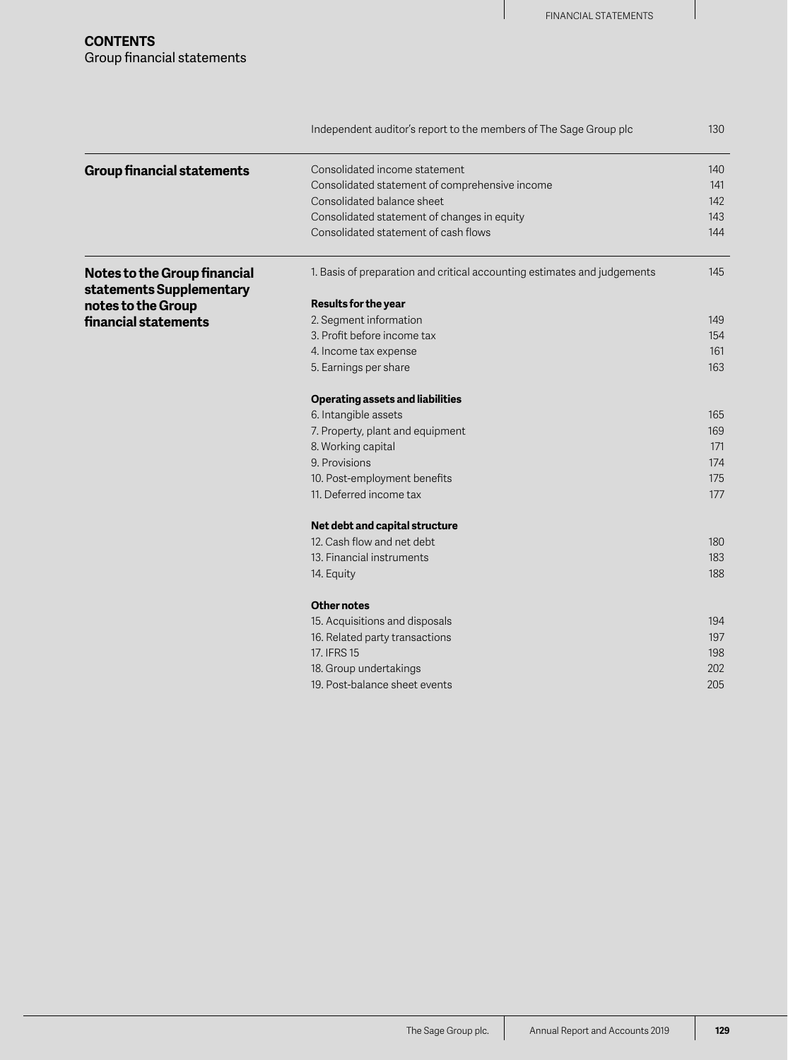# CONTENTS
## Group financial statements

| | | |
|---|---|---|
| | Independent auditor's report to the members of The Sage Group plc | 130 |
| **Group financial statements** | Consolidated income statement | 140 |
| | Consolidated statement of comprehensive income | 141 |
| | Consolidated balance sheet | 142 |
| | Consolidated statement of changes in equity | 143 |
| | Consolidated statement of cash flows | 144 |
| **Notes to the Group financial statements Supplementary notes to the Group financial statements** | 1. Basis of preparation and critical accounting estimates and judgements | 145 |
| | **Results for the year** | |
| | 2. Segment information | 149 |
| | 3. Profit before income tax | 154 |
| | 4. Income tax expense | 161 |
| | 5. Earnings per share | 163 |
| | **Operating assets and liabilities** | |
| | 6. Intangible assets | 165 |
| | 7. Property, plant and equipment | 169 |
| | 8. Working capital | 171 |
| | 9. Provisions | 174 |
| | 10. Post-employment benefits | 175 |
| | 11. Deferred income tax | 177 |
| | **Net debt and capital structure** | |
| | 12. Cash flow and net debt | 180 |
| | 13. Financial instruments | 183 |
| | 14. Equity | 188 |
| | **Other notes** | |
| | 15. Acquisitions and disposals | 194 |
| | 16. Related party transactions | 197 |
| | 17. IFRS 15 | 198 |
| | 18. Group undertakings | 202 |
| | 19. Post-balance sheet events | 205 |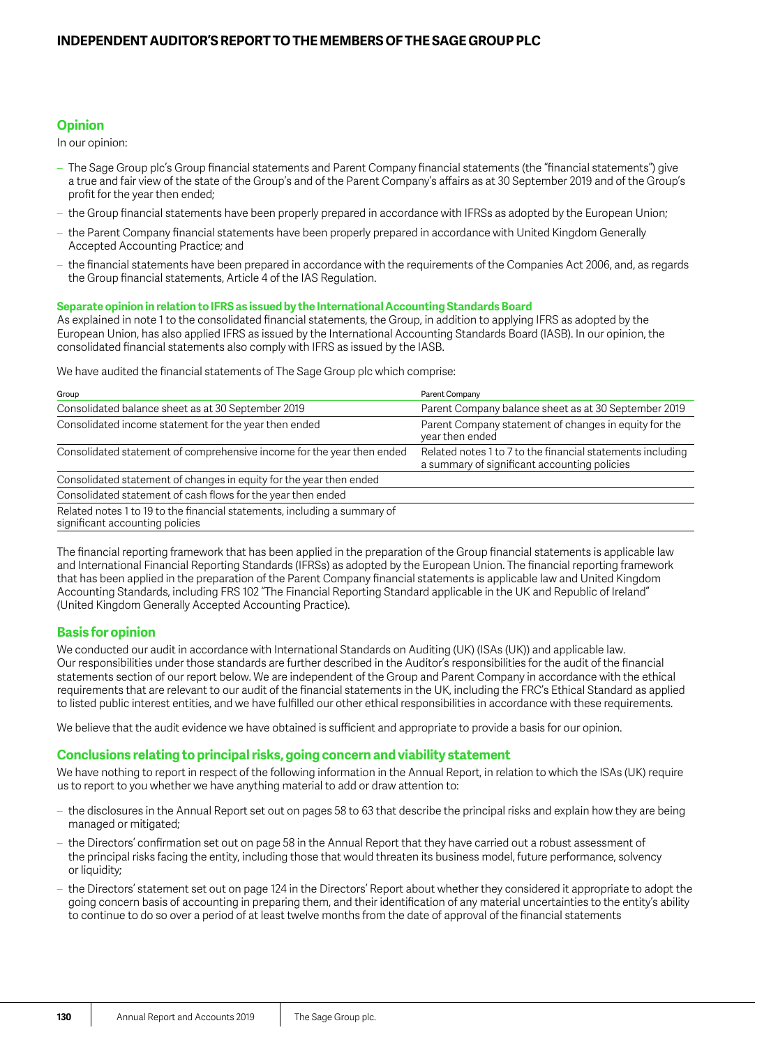# INDEPENDENT AUDITOR'S REPORT TO THE MEMBERS OF THE SAGE GROUP PLC

## Opinion

In our opinion:

- The Sage Group plc's Group financial statements and Parent Company financial statements (the "financial statements") give a true and fair view of the state of the Group's and of the Parent Company's affairs as at 30 September 2019 and of the Group's profit for the year then ended;
- the Group financial statements have been properly prepared in accordance with IFRSs as adopted by the European Union;
- the Parent Company financial statements have been properly prepared in accordance with United Kingdom Generally Accepted Accounting Practice; and
- the financial statements have been prepared in accordance with the requirements of the Companies Act 2006, and, as regards the Group financial statements, Article 4 of the IAS Regulation.

### Separate opinion in relation to IFRS as issued by the International Accounting Standards Board

As explained in note 1 to the consolidated financial statements, the Group, in addition to applying IFRS as adopted by the European Union, has also applied IFRS as issued by the International Accounting Standards Board (IASB). In our opinion, the consolidated financial statements also comply with IFRS as issued by the IASB.

We have audited the financial statements of The Sage Group plc which comprise:

| Group | Parent Company |
|---|---|
| Consolidated balance sheet as at 30 September 2019 | Parent Company balance sheet as at 30 September 2019 |
| Consolidated income statement for the year then ended | Parent Company statement of changes in equity for the year then ended |
| Consolidated statement of comprehensive income for the year then ended | Related notes 1 to 7 to the financial statements including a summary of significant accounting policies |
| Consolidated statement of changes in equity for the year then ended | |
| Consolidated statement of cash flows for the year then ended | |
| Related notes 1 to 19 to the financial statements, including a summary of significant accounting policies | |

The financial reporting framework that has been applied in the preparation of the Group financial statements is applicable law and International Financial Reporting Standards (IFRSs) as adopted by the European Union. The financial reporting framework that has been applied in the preparation of the Parent Company financial statements is applicable law and United Kingdom Accounting Standards, including FRS 102 "The Financial Reporting Standard applicable in the UK and Republic of Ireland" (United Kingdom Generally Accepted Accounting Practice).

## Basis for opinion

We conducted our audit in accordance with International Standards on Auditing (UK) (ISAs (UK)) and applicable law. Our responsibilities under those standards are further described in the Auditor's responsibilities for the audit of the financial statements section of our report below. We are independent of the Group and Parent Company in accordance with the ethical requirements that are relevant to our audit of the financial statements in the UK, including the FRC's Ethical Standard as applied to listed public interest entities, and we have fulfilled our other ethical responsibilities in accordance with these requirements.

We believe that the audit evidence we have obtained is sufficient and appropriate to provide a basis for our opinion.

## Conclusions relating to principal risks, going concern and viability statement

We have nothing to report in respect of the following information in the Annual Report, in relation to which the ISAs (UK) require us to report to you whether we have anything material to add or draw attention to:

- the disclosures in the Annual Report set out on pages 58 to 63 that describe the principal risks and explain how they are being managed or mitigated;
- the Directors' confirmation set out on page 58 in the Annual Report that they have carried out a robust assessment of the principal risks facing the entity, including those that would threaten its business model, future performance, solvency or liquidity;
- the Directors' statement set out on page 124 in the Directors' Report about whether they considered it appropriate to adopt the going concern basis of accounting in preparing them, and their identification of any material uncertainties to the entity's ability to continue to do so over a period of at least twelve months from the date of approval of the financial statements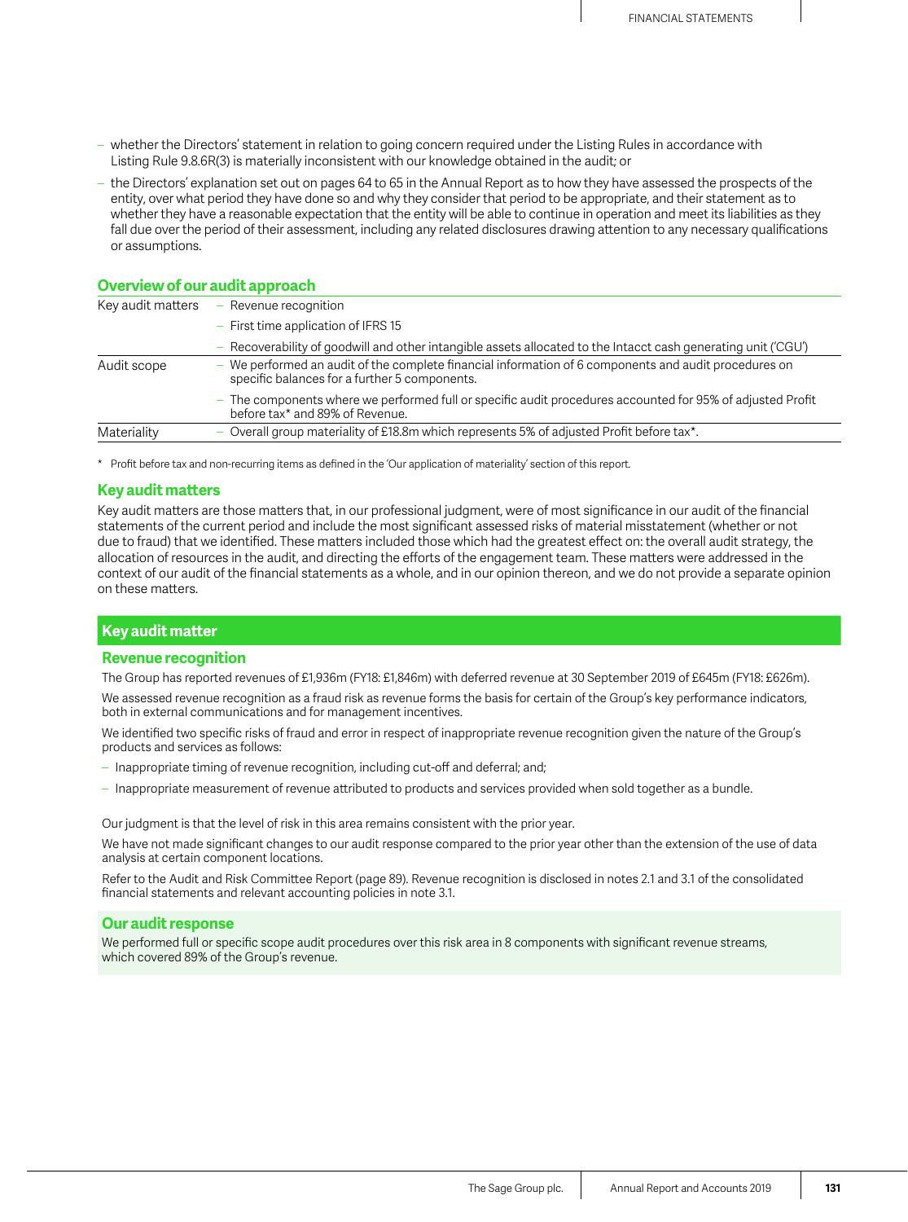- whether the Directors' statement in relation to going concern required under the Listing Rules in accordance with Listing Rule 9.8.6R(3) is materially inconsistent with our knowledge obtained in the audit; or
- the Directors' explanation set out on pages 64 to 65 in the Annual Report as to how they have assessed the prospects of the entity, over what period they have done so and why they consider that period to be appropriate, and their statement as to whether they have a reasonable expectation that the entity will be able to continue in operation and meet its liabilities as they fall due over the period of their assessment, including any related disclosures drawing attention to any necessary qualifications or assumptions.

## Overview of our audit approach

| | |
|---|---|
| Key audit matters | – Revenue recognition |
| | – First time application of IFRS 15 |
| | – Recoverability of goodwill and other intangible assets allocated to the Intacct cash generating unit ('CGU') |
| Audit scope | – We performed an audit of the complete financial information of 6 components and audit procedures on specific balances for a further 5 components. |
| | – The components where we performed full or specific audit procedures accounted for 95% of adjusted Profit before tax* and 89% of Revenue. |
| Materiality | – Overall group materiality of £18.8m which represents 5% of adjusted Profit before tax*. |

\* Profit before tax and non-recurring items as defined in the 'Our application of materiality' section of this report.

## Key audit matters

Key audit matters are those matters that, in our professional judgment, were of most significance in our audit of the financial statements of the current period and include the most significant assessed risks of material misstatement (whether or not due to fraud) that we identified. These matters included those which had the greatest effect on: the overall audit strategy, the allocation of resources in the audit, and directing the efforts of the engagement team. These matters were addressed in the context of our audit of the financial statements as a whole, and in our opinion thereon, and we do not provide a separate opinion on these matters.

### Key audit matter

#### Revenue recognition

The Group has reported revenues of £1,936m (FY18: £1,846m) with deferred revenue at 30 September 2019 of £645m (FY18: £626m).

We assessed revenue recognition as a fraud risk as revenue forms the basis for certain of the Group's key performance indicators, both in external communications and for management incentives.

We identified two specific risks of fraud and error in respect of inappropriate revenue recognition given the nature of the Group's products and services as follows:

- Inappropriate timing of revenue recognition, including cut-off and deferral; and;
- Inappropriate measurement of revenue attributed to products and services provided when sold together as a bundle.

Our judgment is that the level of risk in this area remains consistent with the prior year.

We have not made significant changes to our audit response compared to the prior year other than the extension of the use of data analysis at certain component locations.

Refer to the Audit and Risk Committee Report (page 89). Revenue recognition is disclosed in notes 2.1 and 3.1 of the consolidated financial statements and relevant accounting policies in note 3.1.

#### Our audit response

We performed full or specific scope audit procedures over this risk area in 8 components with significant revenue streams, which covered 89% of the Group's revenue.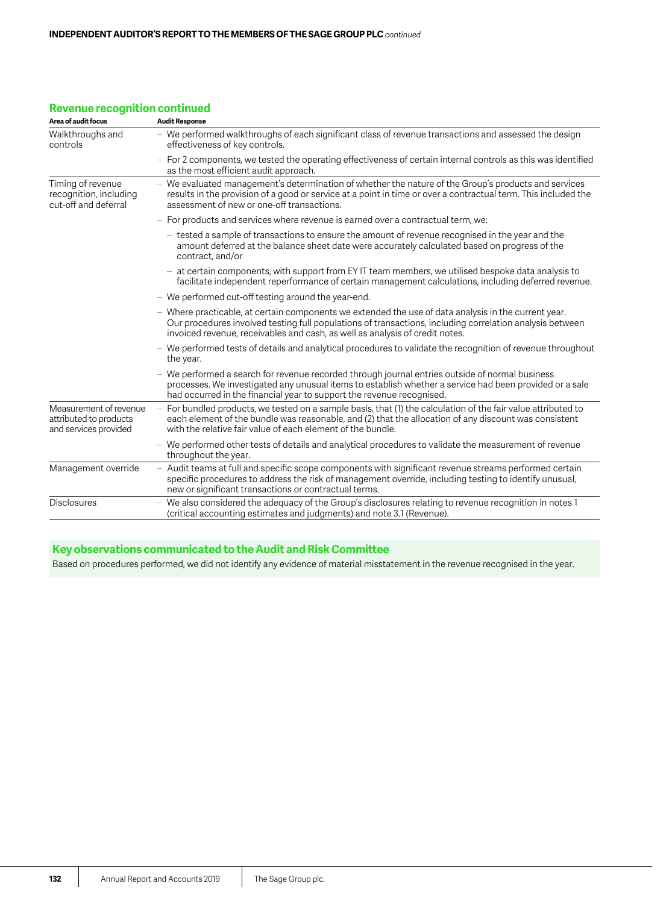## Revenue recognition continued

| Area of audit focus | Audit Response |
| --- | --- |
| Walkthroughs and controls | – We performed walkthroughs of each significant class of revenue transactions and assessed the design effectiveness of key controls.<br>– For 2 components, we tested the operating effectiveness of certain internal controls as this was identified as the most efficient audit approach. |
| Timing of revenue recognition, including cut-off and deferral | – We evaluated management's determination of whether the nature of the Group's products and services results in the provision of a good or service at a point in time or over a contractual term. This included the assessment of new or one-off transactions.<br>– For products and services where revenue is earned over a contractual term, we:<br>&nbsp;&nbsp;– tested a sample of transactions to ensure the amount of revenue recognised in the year and the amount deferred at the balance sheet date were accurately calculated based on progress of the contract, and/or<br>&nbsp;&nbsp;– at certain components, with support from EY IT team members, we utilised bespoke data analysis to facilitate independent reperformance of certain management calculations, including deferred revenue.<br>– We performed cut-off testing around the year-end.<br>– Where practicable, at certain components we extended the use of data analysis in the current year. Our procedures involved testing full populations of transactions, including correlation analysis between invoiced revenue, receivables and cash, as well as analysis of credit notes.<br>– We performed tests of details and analytical procedures to validate the recognition of revenue throughout the year.<br>– We performed a search for revenue recorded through journal entries outside of normal business processes. We investigated any unusual items to establish whether a service had been provided or a sale had occurred in the financial year to support the revenue recognised. |
| Measurement of revenue attributed to products and services provided | – For bundled products, we tested on a sample basis, that (1) the calculation of the fair value attributed to each element of the bundle was reasonable, and (2) that the allocation of any discount was consistent with the relative fair value of each element of the bundle.<br>– We performed other tests of details and analytical procedures to validate the measurement of revenue throughout the year. |
| Management override | – Audit teams at full and specific scope components with significant revenue streams performed certain specific procedures to address the risk of management override, including testing to identify unusual, new or significant transactions or contractual terms. |
| Disclosures | – We also considered the adequacy of the Group's disclosures relating to revenue recognition in notes 1 (critical accounting estimates and judgments) and note 3.1 (Revenue). |

### Key observations communicated to the Audit and Risk Committee

Based on procedures performed, we did not identify any evidence of material misstatement in the revenue recognised in the year.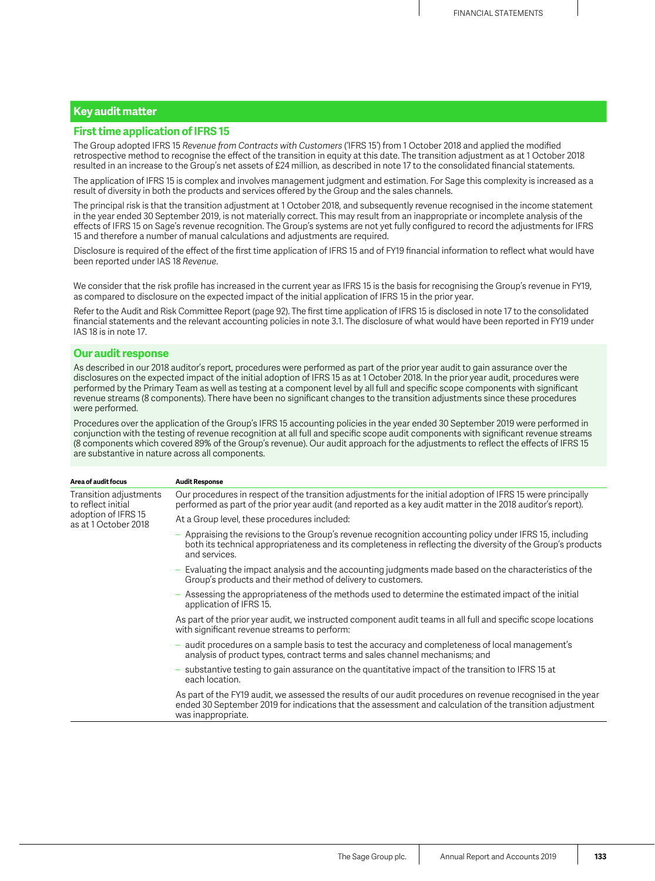## Key audit matter

### First time application of IFRS 15

The Group adopted IFRS 15 *Revenue from Contracts with Customers* ('IFRS 15') from 1 October 2018 and applied the modified retrospective method to recognise the effect of the transition in equity at this date. The transition adjustment as at 1 October 2018 resulted in an increase to the Group's net assets of £24 million, as described in note 17 to the consolidated financial statements.

The application of IFRS 15 is complex and involves management judgment and estimation. For Sage this complexity is increased as a result of diversity in both the products and services offered by the Group and the sales channels.

The principal risk is that the transition adjustment at 1 October 2018, and subsequently revenue recognised in the income statement in the year ended 30 September 2019, is not materially correct. This may result from an inappropriate or incomplete analysis of the effects of IFRS 15 on Sage's revenue recognition. The Group's systems are not yet fully configured to record the adjustments for IFRS 15 and therefore a number of manual calculations and adjustments are required.

Disclosure is required of the effect of the first time application of IFRS 15 and of FY19 financial information to reflect what would have been reported under IAS 18 *Revenue*.

We consider that the risk profile has increased in the current year as IFRS 15 is the basis for recognising the Group's revenue in FY19, as compared to disclosure on the expected impact of the initial application of IFRS 15 in the prior year.

Refer to the Audit and Risk Committee Report (page 92). The first time application of IFRS 15 is disclosed in note 17 to the consolidated financial statements and the relevant accounting policies in note 3.1. The disclosure of what would have been reported in FY19 under IAS 18 is in note 17.

### Our audit response

As described in our 2018 auditor's report, procedures were performed as part of the prior year audit to gain assurance over the disclosures on the expected impact of the initial adoption of IFRS 15 as at 1 October 2018. In the prior year audit, procedures were performed by the Primary Team as well as testing at a component level by all full and specific scope components with significant revenue streams (8 components). There have been no significant changes to the transition adjustments since these procedures were performed.

Procedures over the application of the Group's IFRS 15 accounting policies in the year ended 30 September 2019 were performed in conjunction with the testing of revenue recognition at all full and specific scope audit components with significant revenue streams (8 components which covered 89% of the Group's revenue). Our audit approach for the adjustments to reflect the effects of IFRS 15 are substantive in nature across all components.

| Area of audit focus | Audit Response |
|---|---|
| Transition adjustments to reflect initial adoption of IFRS 15 as at 1 October 2018 | Our procedures in respect of the transition adjustments for the initial adoption of IFRS 15 were principally performed as part of the prior year audit (and reported as a key audit matter in the 2018 auditor's report).<br><br>At a Group level, these procedures included:<br>– Appraising the revisions to the Group's revenue recognition accounting policy under IFRS 15, including both its technical appropriateness and its completeness in reflecting the diversity of the Group's products and services.<br>– Evaluating the impact analysis and the accounting judgments made based on the characteristics of the Group's products and their method of delivery to customers.<br>– Assessing the appropriateness of the methods used to determine the estimated impact of the initial application of IFRS 15.<br><br>As part of the prior year audit, we instructed component audit teams in all full and specific scope locations with significant revenue streams to perform:<br>– audit procedures on a sample basis to test the accuracy and completeness of local management's analysis of product types, contract terms and sales channel mechanisms; and<br>– substantive testing to gain assurance on the quantitative impact of the transition to IFRS 15 at each location.<br><br>As part of the FY19 audit, we assessed the results of our audit procedures on revenue recognised in the year ended 30 September 2019 for indications that the assessment and calculation of the transition adjustment was inappropriate. |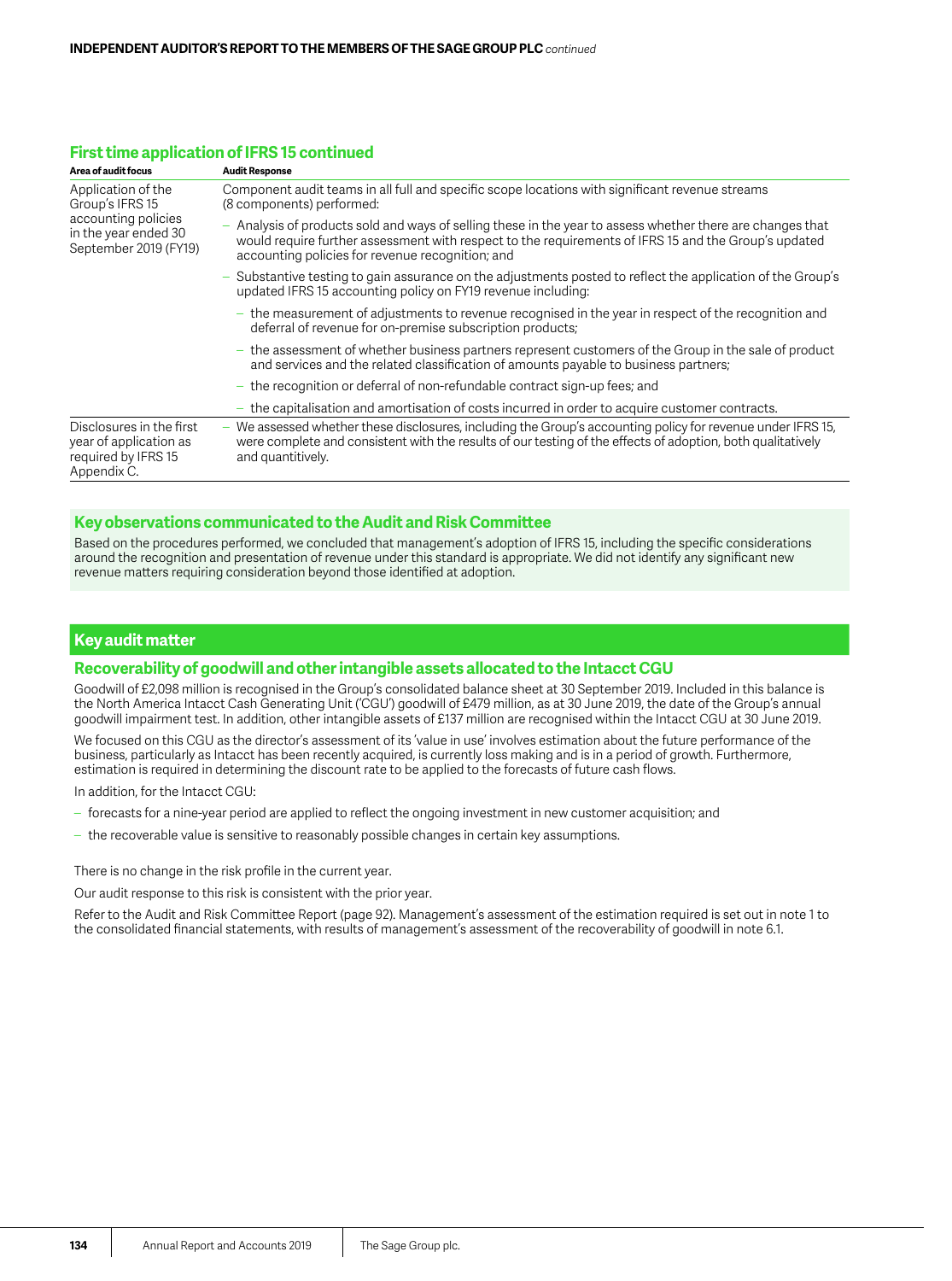## First time application of IFRS 15 continued

| Area of audit focus | Audit Response |
|---|---|
| Application of the Group's IFRS 15 accounting policies in the year ended 30 September 2019 (FY19) | Component audit teams in all full and specific scope locations with significant revenue streams (8 components) performed:<br>– Analysis of products sold and ways of selling these in the year to assess whether there are changes that would require further assessment with respect to the requirements of IFRS 15 and the Group's updated accounting policies for revenue recognition; and<br>– Substantive testing to gain assurance on the adjustments posted to reflect the application of the Group's updated IFRS 15 accounting policy on FY19 revenue including:<br>  – the measurement of adjustments to revenue recognised in the year in respect of the recognition and deferral of revenue for on-premise subscription products;<br>  – the assessment of whether business partners represent customers of the Group in the sale of product and services and the related classification of amounts payable to business partners;<br>  – the recognition or deferral of non-refundable contract sign-up fees; and<br>  – the capitalisation and amortisation of costs incurred in order to acquire customer contracts. |
| Disclosures in the first year of application as required by IFRS 15 Appendix C. | – We assessed whether these disclosures, including the Group's accounting policy for revenue under IFRS 15, were complete and consistent with the results of our testing of the effects of adoption, both qualitatively and quantitively. |

### Key observations communicated to the Audit and Risk Committee

Based on the procedures performed, we concluded that management's adoption of IFRS 15, including the specific considerations around the recognition and presentation of revenue under this standard is appropriate. We did not identify any significant new revenue matters requiring consideration beyond those identified at adoption.

## Key audit matter

### Recoverability of goodwill and other intangible assets allocated to the Intacct CGU

Goodwill of £2,098 million is recognised in the Group's consolidated balance sheet at 30 September 2019. Included in this balance is the North America Intacct Cash Generating Unit ('CGU') goodwill of £479 million, as at 30 June 2019, the date of the Group's annual goodwill impairment test. In addition, other intangible assets of £137 million are recognised within the Intacct CGU at 30 June 2019.

We focused on this CGU as the director's assessment of its 'value in use' involves estimation about the future performance of the business, particularly as Intacct has been recently acquired, is currently loss making and is in a period of growth. Furthermore, estimation is required in determining the discount rate to be applied to the forecasts of future cash flows.

In addition, for the Intacct CGU:

- forecasts for a nine-year period are applied to reflect the ongoing investment in new customer acquisition; and
- the recoverable value is sensitive to reasonably possible changes in certain key assumptions.

There is no change in the risk profile in the current year.

Our audit response to this risk is consistent with the prior year.

Refer to the Audit and Risk Committee Report (page 92). Management's assessment of the estimation required is set out in note 1 to the consolidated financial statements, with results of management's assessment of the recoverability of goodwill in note 6.1.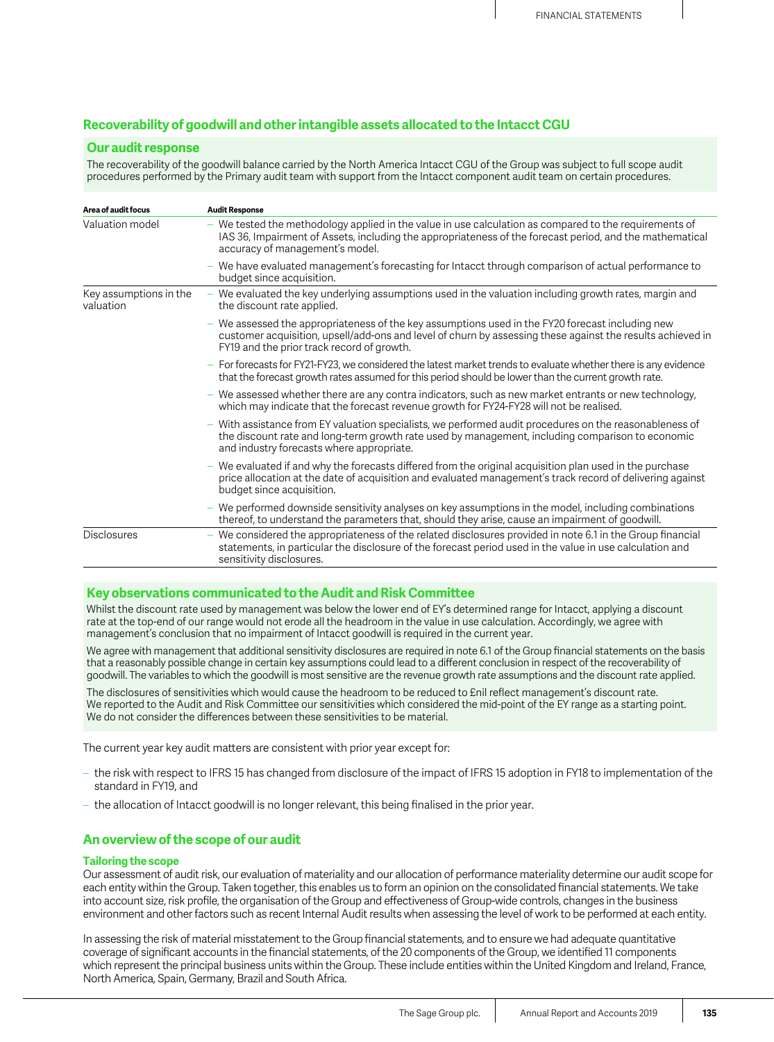## Recoverability of goodwill and other intangible assets allocated to the Intacct CGU

### Our audit response

The recoverability of the goodwill balance carried by the North America Intacct CGU of the Group was subject to full scope audit procedures performed by the Primary audit team with support from the Intacct component audit team on certain procedures.

| Area of audit focus | Audit Response |
|---|---|
| Valuation model | – We tested the methodology applied in the value in use calculation as compared to the requirements of IAS 36, Impairment of Assets, including the appropriateness of the forecast period, and the mathematical accuracy of management's model. |
| | – We have evaluated management's forecasting for Intacct through comparison of actual performance to budget since acquisition. |
| Key assumptions in the valuation | – We evaluated the key underlying assumptions used in the valuation including growth rates, margin and the discount rate applied. |
| | – We assessed the appropriateness of the key assumptions used in the FY20 forecast including new customer acquisition, upsell/add-ons and level of churn by assessing these against the results achieved in FY19 and the prior track record of growth. |
| | – For forecasts for FY21-FY23, we considered the latest market trends to evaluate whether there is any evidence that the forecast growth rates assumed for this period should be lower than the current growth rate. |
| | – We assessed whether there are any contra indicators, such as new market entrants or new technology, which may indicate that the forecast revenue growth for FY24-FY28 will not be realised. |
| | – With assistance from EY valuation specialists, we performed audit procedures on the reasonableness of the discount rate and long-term growth rate used by management, including comparison to economic and industry forecasts where appropriate. |
| | – We evaluated if and why the forecasts differed from the original acquisition plan used in the purchase price allocation at the date of acquisition and evaluated management's track record of delivering against budget since acquisition. |
| | – We performed downside sensitivity analyses on key assumptions in the model, including combinations thereof, to understand the parameters that, should they arise, cause an impairment of goodwill. |
| Disclosures | – We considered the appropriateness of the related disclosures provided in note 6.1 in the Group financial statements, in particular the disclosure of the forecast period used in the value in use calculation and sensitivity disclosures. |

### Key observations communicated to the Audit and Risk Committee

Whilst the discount rate used by management was below the lower end of EY's determined range for Intacct, applying a discount rate at the top-end of our range would not erode all the headroom in the value in use calculation. Accordingly, we agree with management's conclusion that no impairment of Intacct goodwill is required in the current year.

We agree with management that additional sensitivity disclosures are required in note 6.1 of the Group financial statements on the basis that a reasonably possible change in certain key assumptions could lead to a different conclusion in respect of the recoverability of goodwill. The variables to which the goodwill is most sensitive are the revenue growth rate assumptions and the discount rate applied.

The disclosures of sensitivities which would cause the headroom to be reduced to £nil reflect management's discount rate. We reported to the Audit and Risk Committee our sensitivities which considered the mid-point of the EY range as a starting point. We do not consider the differences between these sensitivities to be material.

The current year key audit matters are consistent with prior year except for:

- the risk with respect to IFRS 15 has changed from disclosure of the impact of IFRS 15 adoption in FY18 to implementation of the standard in FY19, and
- the allocation of Intacct goodwill is no longer relevant, this being finalised in the prior year.

## An overview of the scope of our audit

### Tailoring the scope

Our assessment of audit risk, our evaluation of materiality and our allocation of performance materiality determine our audit scope for each entity within the Group. Taken together, this enables us to form an opinion on the consolidated financial statements. We take into account size, risk profile, the organisation of the Group and effectiveness of Group-wide controls, changes in the business environment and other factors such as recent Internal Audit results when assessing the level of work to be performed at each entity.

In assessing the risk of material misstatement to the Group financial statements, and to ensure we had adequate quantitative coverage of significant accounts in the financial statements, of the 20 components of the Group, we identified 11 components which represent the principal business units within the Group. These include entities within the United Kingdom and Ireland, France, North America, Spain, Germany, Brazil and South Africa.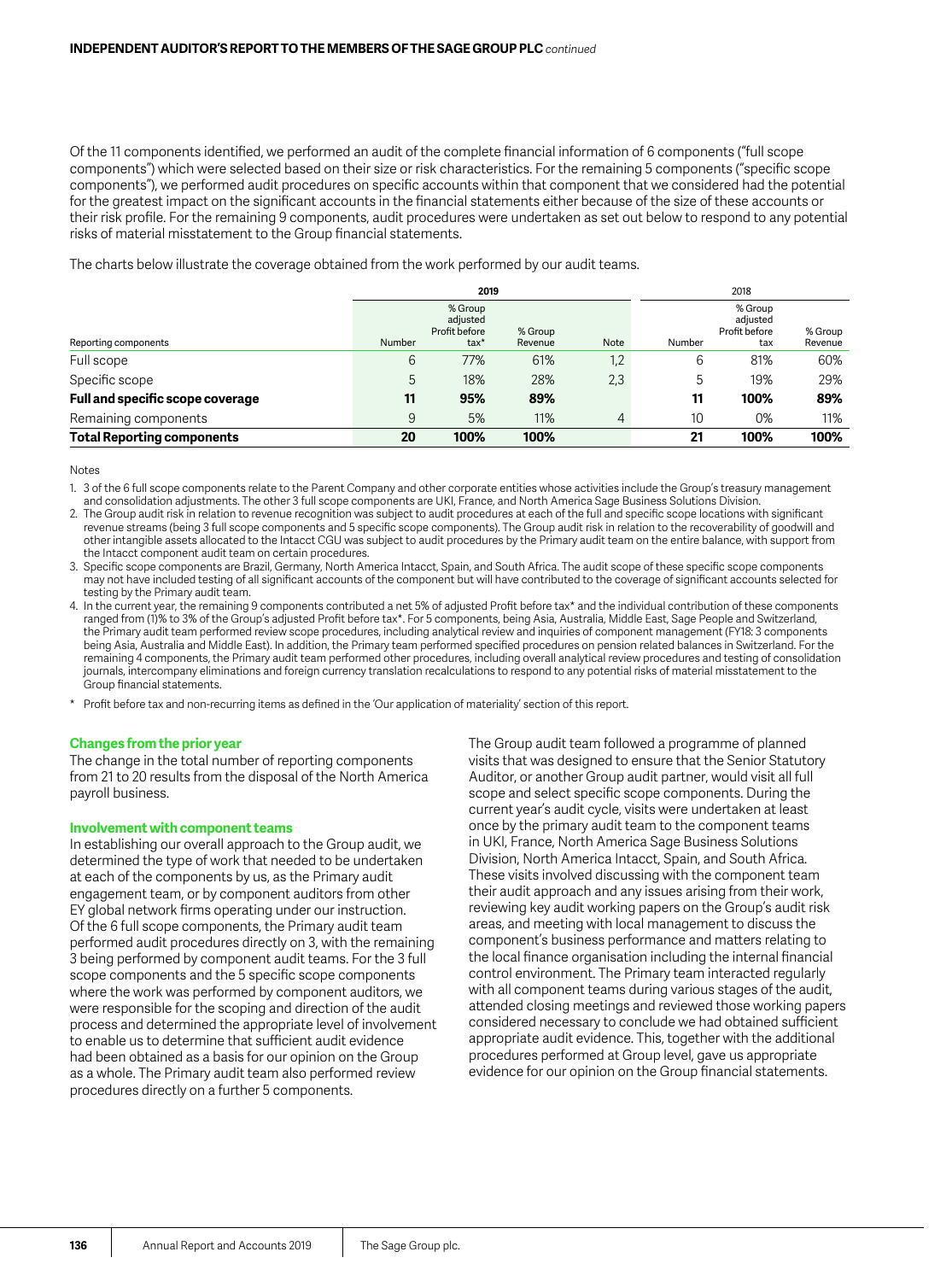Of the 11 components identified, we performed an audit of the complete financial information of 6 components ("full scope components") which were selected based on their size or risk characteristics. For the remaining 5 components ("specific scope components"), we performed audit procedures on specific accounts within that component that we considered had the potential for the greatest impact on the significant accounts in the financial statements either because of the size of these accounts or their risk profile. For the remaining 9 components, audit procedures were undertaken as set out below to respond to any potential risks of material misstatement to the Group financial statements.

The charts below illustrate the coverage obtained from the work performed by our audit teams.

| | 2019 | | | | 2018 | | |
|---|---|---|---|---|---|---|---|
| Reporting components | Number | % Group adjusted Profit before tax* | % Group Revenue | Note | Number | % Group adjusted Profit before tax | % Group Revenue |
| Full scope | 6 | 77% | 61% | 1,2 | 6 | 81% | 60% |
| Specific scope | 5 | 18% | 28% | 2,3 | 5 | 19% | 29% |
| **Full and specific scope coverage** | **11** | **95%** | **89%** | | **11** | **100%** | **89%** |
| Remaining components | 9 | 5% | 11% | 4 | 10 | 0% | 11% |
| **Total Reporting components** | **20** | **100%** | **100%** | | **21** | **100%** | **100%** |

Notes

1. 3 of the 6 full scope components relate to the Parent Company and other corporate entities whose activities include the Group's treasury management and consolidation adjustments. The other 3 full scope components are UKI, France, and North America Sage Business Solutions Division.
2. The Group audit risk in relation to revenue recognition was subject to audit procedures at each of the full and specific scope locations with significant revenue streams (being 3 full scope components and 5 specific scope components). The Group audit risk in relation to the recoverability of goodwill and other intangible assets allocated to the Intacct CGU was subject to audit procedures by the Primary audit team on the entire balance, with support from the Intacct component audit team on certain procedures.
3. Specific scope components are Brazil, Germany, North America Intacct, Spain, and South Africa. The audit scope of these specific scope components may not have included testing of all significant accounts of the component but will have contributed to the coverage of significant accounts selected for testing by the Primary audit team.
4. In the current year, the remaining 9 components contributed a net 5% of adjusted Profit before tax* and the individual contribution of these components ranged from (1)% to 3% of the Group's adjusted Profit before tax*. For 5 components, being Asia, Australia, Middle East, Sage People and Switzerland, the Primary audit team performed review scope procedures, including analytical review and inquiries of component management (FY18: 3 components being Asia, Australia and Middle East). In addition, the Primary team performed specified procedures on pension related balances in Switzerland. For the remaining 4 components, the Primary audit team performed other procedures, including overall analytical review procedures and testing of consolidation journals, intercompany eliminations and foreign currency translation recalculations to respond to any potential risks of material misstatement to the Group financial statements.

\* Profit before tax and non-recurring items as defined in the 'Our application of materiality' section of this report.

### Changes from the prior year

The change in the total number of reporting components from 21 to 20 results from the disposal of the North America payroll business.

### Involvement with component teams

In establishing our overall approach to the Group audit, we determined the type of work that needed to be undertaken at each of the components by us, as the Primary audit engagement team, or by component auditors from other EY global network firms operating under our instruction. Of the 6 full scope components, the Primary audit team performed audit procedures directly on 3, with the remaining 3 being performed by component audit teams. For the 3 full scope components and the 5 specific scope components where the work was performed by component auditors, we were responsible for the scoping and direction of the audit process and determined the appropriate level of involvement to enable us to determine that sufficient audit evidence had been obtained as a basis for our opinion on the Group as a whole. The Primary audit team also performed review procedures directly on a further 5 components.

The Group audit team followed a programme of planned visits that was designed to ensure that the Senior Statutory Auditor, or another Group audit partner, would visit all full scope and select specific scope components. During the current year's audit cycle, visits were undertaken at least once by the primary audit team to the component teams in UKI, France, North America Sage Business Solutions Division, North America Intacct, Spain, and South Africa. These visits involved discussing with the component team their audit approach and any issues arising from their work, reviewing key audit working papers on the Group's audit risk areas, and meeting with local management to discuss the component's business performance and matters relating to the local finance organisation including the internal financial control environment. The Primary team interacted regularly with all component teams during various stages of the audit, attended closing meetings and reviewed those working papers considered necessary to conclude we had obtained sufficient appropriate audit evidence. This, together with the additional procedures performed at Group level, gave us appropriate evidence for our opinion on the Group financial statements.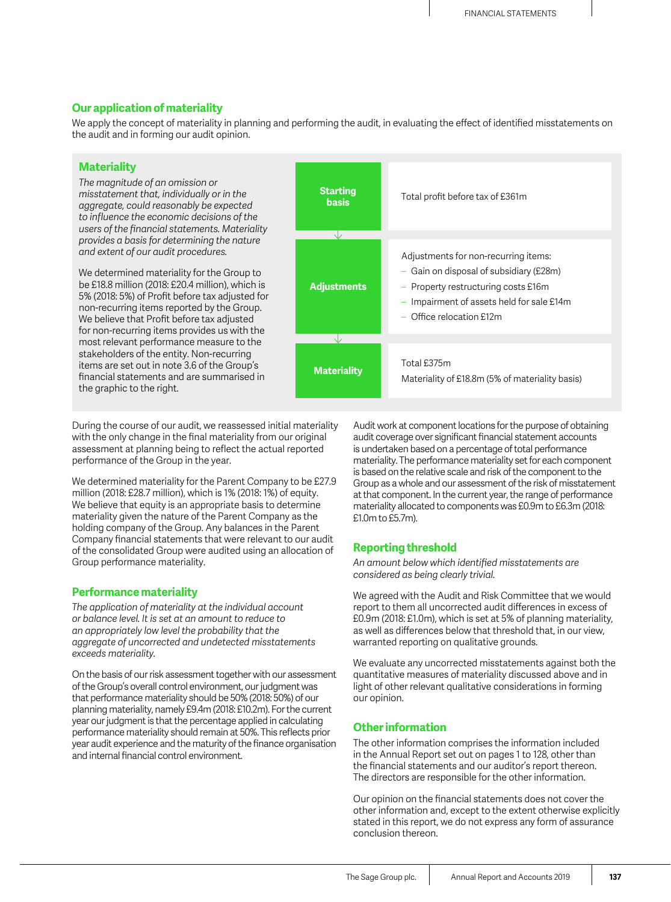## Our application of materiality

We apply the concept of materiality in planning and performing the audit, in evaluating the effect of identified misstatements on the audit and in forming our audit opinion.

### Materiality

*The magnitude of an omission or misstatement that, individually or in the aggregate, could reasonably be expected to influence the economic decisions of the users of the financial statements. Materiality provides a basis for determining the nature and extent of our audit procedures.*

We determined materiality for the Group to be £18.8 million (2018: £20.4 million), which is 5% (2018: 5%) of Profit before tax adjusted for non-recurring items reported by the Group. We believe that Profit before tax adjusted for non-recurring items provides us with the most relevant performance measure to the stakeholders of the entity. Non-recurring items are set out in note 3.6 of the Group's financial statements and are summarised in the graphic to the right.

| | |
|---|---|
| **Starting basis** | Total profit before tax of £361m |
| **Adjustments** | Adjustments for non-recurring items:<br>– Gain on disposal of subsidiary (£28m)<br>– Property restructuring costs £16m<br>– Impairment of assets held for sale £14m<br>– Office relocation £12m |
| **Materiality** | Total £375m<br>Materiality of £18.8m (5% of materiality basis) |

During the course of our audit, we reassessed initial materiality with the only change in the final materiality from our original assessment at planning being to reflect the actual reported performance of the Group in the year.

We determined materiality for the Parent Company to be £27.9 million (2018: £28.7 million), which is 1% (2018: 1%) of equity. We believe that equity is an appropriate basis to determine materiality given the nature of the Parent Company as the holding company of the Group. Any balances in the Parent Company financial statements that were relevant to our audit of the consolidated Group were audited using an allocation of Group performance materiality.

### Performance materiality

*The application of materiality at the individual account or balance level. It is set at an amount to reduce to an appropriately low level the probability that the aggregate of uncorrected and undetected misstatements exceeds materiality.*

On the basis of our risk assessment together with our assessment of the Group's overall control environment, our judgment was that performance materiality should be 50% (2018: 50%) of our planning materiality, namely £9.4m (2018: £10.2m). For the current year our judgment is that the percentage applied in calculating performance materiality should remain at 50%. This reflects prior year audit experience and the maturity of the finance organisation and internal financial control environment.

Audit work at component locations for the purpose of obtaining audit coverage over significant financial statement accounts is undertaken based on a percentage of total performance materiality. The performance materiality set for each component is based on the relative scale and risk of the component to the Group as a whole and our assessment of the risk of misstatement at that component. In the current year, the range of performance materiality allocated to components was £0.9m to £6.3m (2018: £1.0m to £5.7m).

### Reporting threshold

*An amount below which identified misstatements are considered as being clearly trivial.*

We agreed with the Audit and Risk Committee that we would report to them all uncorrected audit differences in excess of £0.9m (2018: £1.0m), which is set at 5% of planning materiality, as well as differences below that threshold that, in our view, warranted reporting on qualitative grounds.

We evaluate any uncorrected misstatements against both the quantitative measures of materiality discussed above and in light of other relevant qualitative considerations in forming our opinion.

### Other information

The other information comprises the information included in the Annual Report set out on pages 1 to 128, other than the financial statements and our auditor's report thereon. The directors are responsible for the other information.

Our opinion on the financial statements does not cover the other information and, except to the extent otherwise explicitly stated in this report, we do not express any form of assurance conclusion thereon.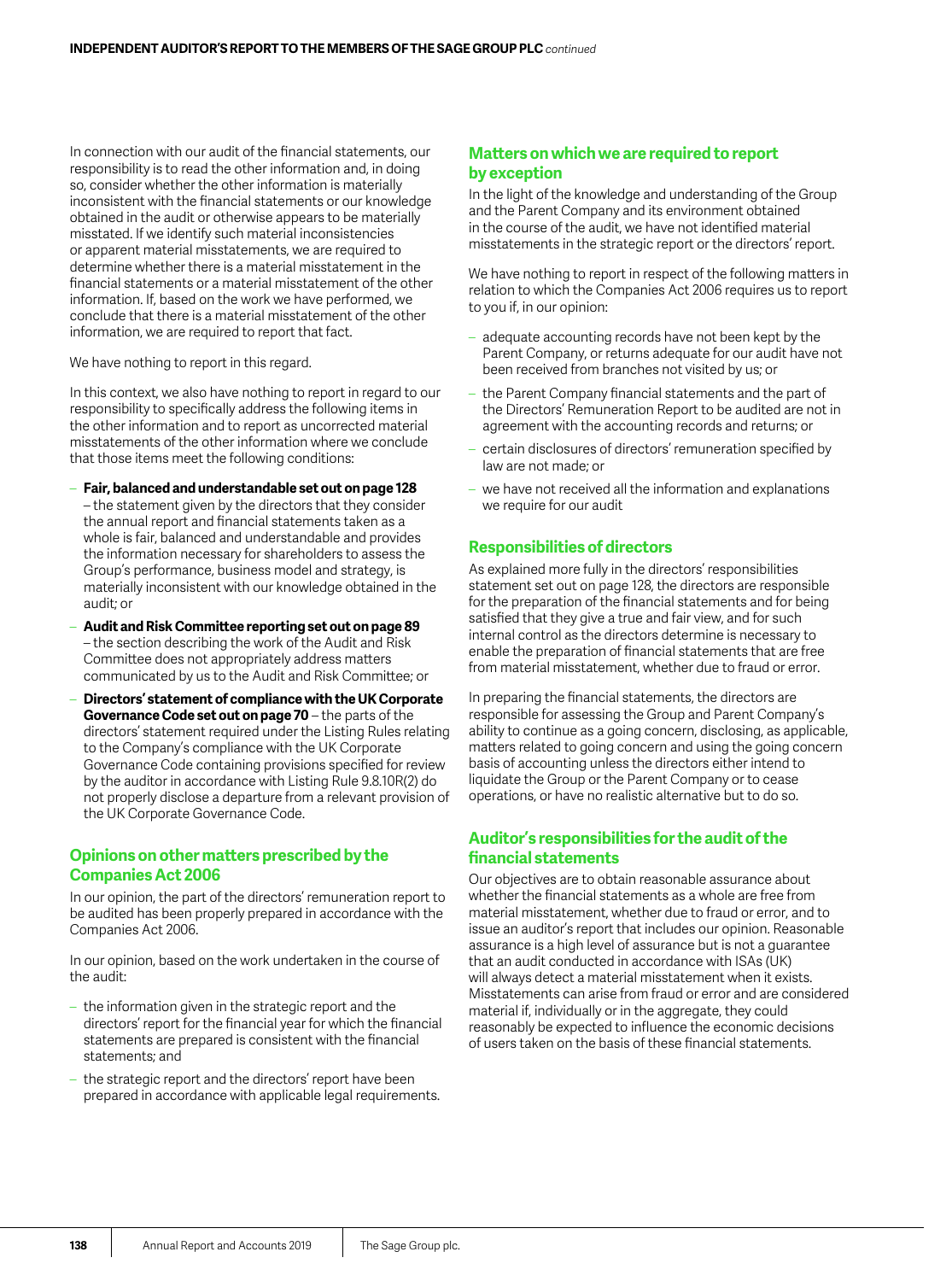In connection with our audit of the financial statements, our responsibility is to read the other information and, in doing so, consider whether the other information is materially inconsistent with the financial statements or our knowledge obtained in the audit or otherwise appears to be materially misstated. If we identify such material inconsistencies or apparent material misstatements, we are required to determine whether there is a material misstatement in the financial statements or a material misstatement of the other information. If, based on the work we have performed, we conclude that there is a material misstatement of the other information, we are required to report that fact.

We have nothing to report in this regard.

In this context, we also have nothing to report in regard to our responsibility to specifically address the following items in the other information and to report as uncorrected material misstatements of the other information where we conclude that those items meet the following conditions:

- **Fair, balanced and understandable set out on page 128** – the statement given by the directors that they consider the annual report and financial statements taken as a whole is fair, balanced and understandable and provides the information necessary for shareholders to assess the Group's performance, business model and strategy, is materially inconsistent with our knowledge obtained in the audit; or
- **Audit and Risk Committee reporting set out on page 89** – the section describing the work of the Audit and Risk Committee does not appropriately address matters communicated by us to the Audit and Risk Committee; or
- **Directors' statement of compliance with the UK Corporate Governance Code set out on page 70** – the parts of the directors' statement required under the Listing Rules relating to the Company's compliance with the UK Corporate Governance Code containing provisions specified for review by the auditor in accordance with Listing Rule 9.8.10R(2) do not properly disclose a departure from a relevant provision of the UK Corporate Governance Code.

## Opinions on other matters prescribed by the Companies Act 2006

In our opinion, the part of the directors' remuneration report to be audited has been properly prepared in accordance with the Companies Act 2006.

In our opinion, based on the work undertaken in the course of the audit:

- the information given in the strategic report and the directors' report for the financial year for which the financial statements are prepared is consistent with the financial statements; and
- the strategic report and the directors' report have been prepared in accordance with applicable legal requirements.

## Matters on which we are required to report by exception

In the light of the knowledge and understanding of the Group and the Parent Company and its environment obtained in the course of the audit, we have not identified material misstatements in the strategic report or the directors' report.

We have nothing to report in respect of the following matters in relation to which the Companies Act 2006 requires us to report to you if, in our opinion:

- adequate accounting records have not been kept by the Parent Company, or returns adequate for our audit have not been received from branches not visited by us; or
- the Parent Company financial statements and the part of the Directors' Remuneration Report to be audited are not in agreement with the accounting records and returns; or
- certain disclosures of directors' remuneration specified by law are not made; or
- we have not received all the information and explanations we require for our audit

## Responsibilities of directors

As explained more fully in the directors' responsibilities statement set out on page 128, the directors are responsible for the preparation of the financial statements and for being satisfied that they give a true and fair view, and for such internal control as the directors determine is necessary to enable the preparation of financial statements that are free from material misstatement, whether due to fraud or error.

In preparing the financial statements, the directors are responsible for assessing the Group and Parent Company's ability to continue as a going concern, disclosing, as applicable, matters related to going concern and using the going concern basis of accounting unless the directors either intend to liquidate the Group or the Parent Company or to cease operations, or have no realistic alternative but to do so.

## Auditor's responsibilities for the audit of the financial statements

Our objectives are to obtain reasonable assurance about whether the financial statements as a whole are free from material misstatement, whether due to fraud or error, and to issue an auditor's report that includes our opinion. Reasonable assurance is a high level of assurance but is not a guarantee that an audit conducted in accordance with ISAs (UK) will always detect a material misstatement when it exists. Misstatements can arise from fraud or error and are considered material if, individually or in the aggregate, they could reasonably be expected to influence the economic decisions of users taken on the basis of these financial statements.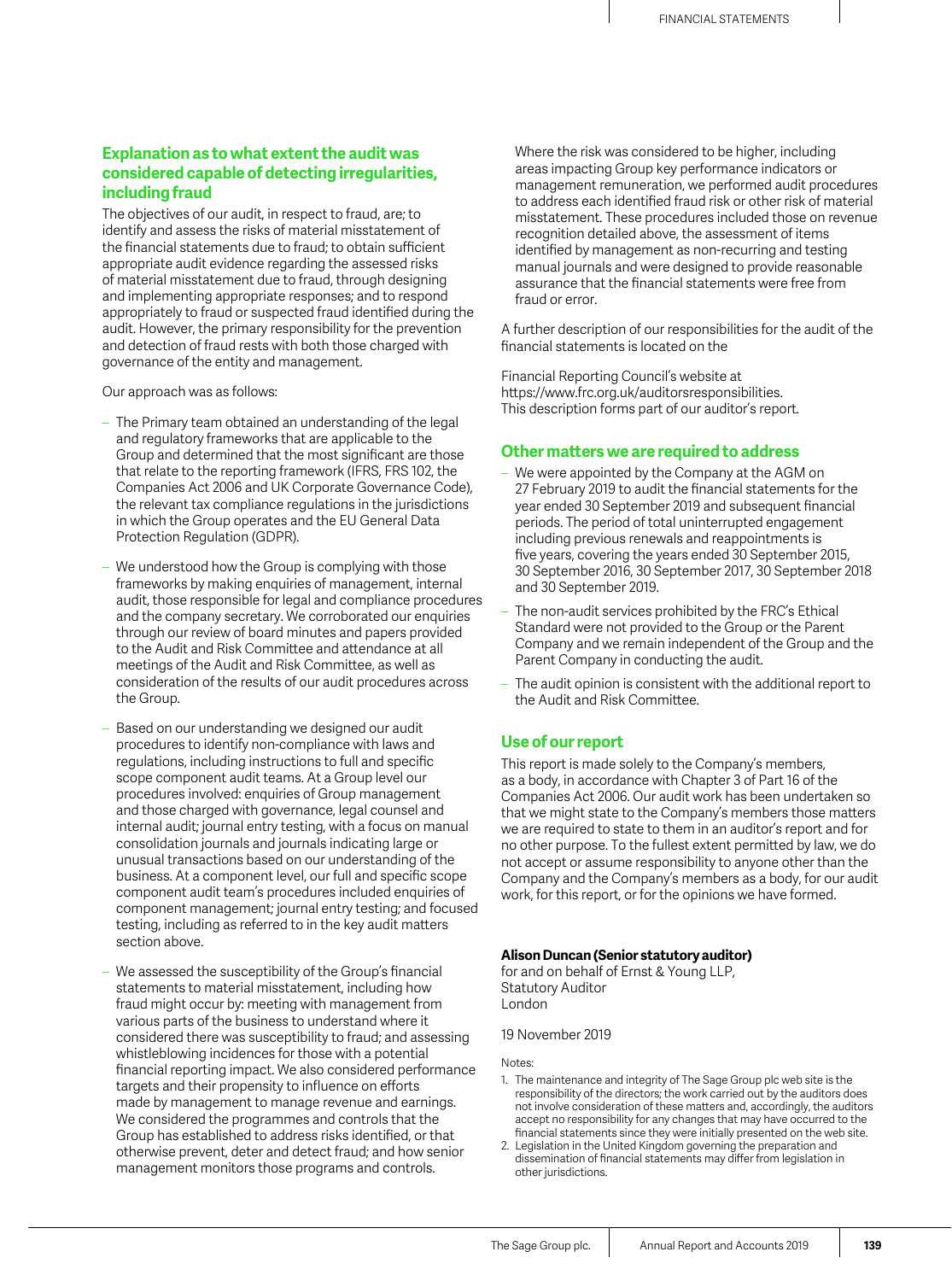## Explanation as to what extent the audit was considered capable of detecting irregularities, including fraud

The objectives of our audit, in respect to fraud, are; to identify and assess the risks of material misstatement of the financial statements due to fraud; to obtain sufficient appropriate audit evidence regarding the assessed risks of material misstatement due to fraud, through designing and implementing appropriate responses; and to respond appropriately to fraud or suspected fraud identified during the audit. However, the primary responsibility for the prevention and detection of fraud rests with both those charged with governance of the entity and management.

Our approach was as follows:

- The Primary team obtained an understanding of the legal and regulatory frameworks that are applicable to the Group and determined that the most significant are those that relate to the reporting framework (IFRS, FRS 102, the Companies Act 2006 and UK Corporate Governance Code), the relevant tax compliance regulations in the jurisdictions in which the Group operates and the EU General Data Protection Regulation (GDPR).
- We understood how the Group is complying with those frameworks by making enquiries of management, internal audit, those responsible for legal and compliance procedures and the company secretary. We corroborated our enquiries through our review of board minutes and papers provided to the Audit and Risk Committee and attendance at all meetings of the Audit and Risk Committee, as well as consideration of the results of our audit procedures across the Group.
- Based on our understanding we designed our audit procedures to identify non-compliance with laws and regulations, including instructions to full and specific scope component audit teams. At a Group level our procedures involved: enquiries of Group management and those charged with governance, legal counsel and internal audit; journal entry testing, with a focus on manual consolidation journals and journals indicating large or unusual transactions based on our understanding of the business. At a component level, our full and specific scope component audit team's procedures included enquiries of component management; journal entry testing; and focused testing, including as referred to in the key audit matters section above.
- We assessed the susceptibility of the Group's financial statements to material misstatement, including how fraud might occur by: meeting with management from various parts of the business to understand where it considered there was susceptibility to fraud; and assessing whistleblowing incidences for those with a potential financial reporting impact. We also considered performance targets and their propensity to influence on efforts made by management to manage revenue and earnings. We considered the programmes and controls that the Group has established to address risks identified, or that otherwise prevent, deter and detect fraud; and how senior management monitors those programs and controls.

  Where the risk was considered to be higher, including areas impacting Group key performance indicators or management remuneration, we performed audit procedures to address each identified fraud risk or other risk of material misstatement. These procedures included those on revenue recognition detailed above, the assessment of items identified by management as non-recurring and testing manual journals and were designed to provide reasonable assurance that the financial statements were free from fraud or error.

A further description of our responsibilities for the audit of the financial statements is located on the

Financial Reporting Council's website at https://www.frc.org.uk/auditorsresponsibilities. This description forms part of our auditor's report.

## Other matters we are required to address

- We were appointed by the Company at the AGM on 27 February 2019 to audit the financial statements for the year ended 30 September 2019 and subsequent financial periods. The period of total uninterrupted engagement including previous renewals and reappointments is five years, covering the years ended 30 September 2015, 30 September 2016, 30 September 2017, 30 September 2018 and 30 September 2019.
- The non-audit services prohibited by the FRC's Ethical Standard were not provided to the Group or the Parent Company and we remain independent of the Group and the Parent Company in conducting the audit.
- The audit opinion is consistent with the additional report to the Audit and Risk Committee.

## Use of our report

This report is made solely to the Company's members, as a body, in accordance with Chapter 3 of Part 16 of the Companies Act 2006. Our audit work has been undertaken so that we might state to the Company's members those matters we are required to state to them in an auditor's report and for no other purpose. To the fullest extent permitted by law, we do not accept or assume responsibility to anyone other than the Company and the Company's members as a body, for our audit work, for this report, or for the opinions we have formed.

**Alison Duncan (Senior statutory auditor)**
for and on behalf of Ernst & Young LLP,
Statutory Auditor
London

19 November 2019

Notes:

1. The maintenance and integrity of The Sage Group plc web site is the responsibility of the directors; the work carried out by the auditors does not involve consideration of these matters and, accordingly, the auditors accept no responsibility for any changes that may have occurred to the financial statements since they were initially presented on the web site.
2. Legislation in the United Kingdom governing the preparation and dissemination of financial statements may differ from legislation in other jurisdictions.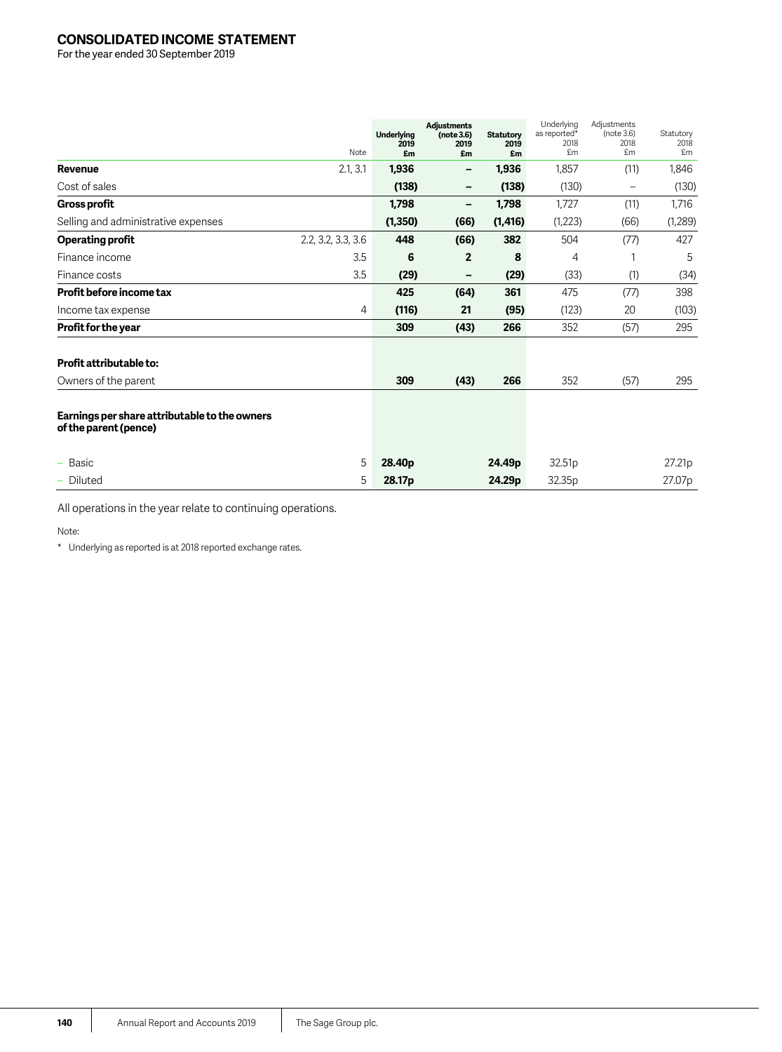# CONSOLIDATED INCOME STATEMENT

For the year ended 30 September 2019

| | Note | **Underlying 2019 £m** | **Adjustments (note 3.6) 2019 £m** | **Statutory 2019 £m** | Underlying as reported* 2018 £m | Adjustments (note 3.6) 2018 £m | Statutory 2018 £m |
|---|---|---|---|---|---|---|---|
| **Revenue** | 2.1, 3.1 | **1,936** | **–** | **1,936** | 1,857 | (11) | 1,846 |
| Cost of sales | | **(138)** | **–** | **(138)** | (130) | – | (130) |
| **Gross profit** | | **1,798** | **–** | **1,798** | 1,727 | (11) | 1,716 |
| Selling and administrative expenses | | **(1,350)** | **(66)** | **(1,416)** | (1,223) | (66) | (1,289) |
| **Operating profit** | 2.2, 3.2, 3.3, 3.6 | **448** | **(66)** | **382** | 504 | (77) | 427 |
| Finance income | 3.5 | **6** | **2** | **8** | 4 | 1 | 5 |
| Finance costs | 3.5 | **(29)** | **–** | **(29)** | (33) | (1) | (34) |
| **Profit before income tax** | | **425** | **(64)** | **361** | 475 | (77) | 398 |
| Income tax expense | 4 | **(116)** | **21** | **(95)** | (123) | 20 | (103) |
| **Profit for the year** | | **309** | **(43)** | **266** | 352 | (57) | 295 |
| | | | | | | | |
| **Profit attributable to:** | | | | | | | |
| Owners of the parent | | **309** | **(43)** | **266** | 352 | (57) | 295 |
| | | | | | | | |
| **Earnings per share attributable to the owners of the parent (pence)** | | | | | | | |
| – Basic | 5 | **28.40p** | | **24.49p** | 32.51p | | 27.21p |
| – Diluted | 5 | **28.17p** | | **24.29p** | 32.35p | | 27.07p |

All operations in the year relate to continuing operations.

Note:

\* Underlying as reported is at 2018 reported exchange rates.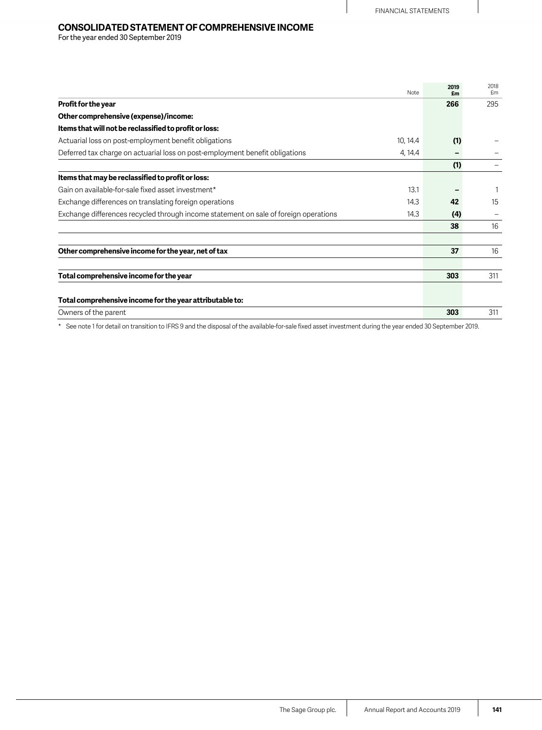# CONSOLIDATED STATEMENT OF COMPREHENSIVE INCOME

For the year ended 30 September 2019

| | Note | 2019 £m | 2018 £m |
|---|---|---|---|
| **Profit for the year** | | **266** | 295 |
| **Other comprehensive (expense)/income:** | | | |
| **Items that will not be reclassified to profit or loss:** | | | |
| Actuarial loss on post-employment benefit obligations | 10, 14.4 | **(1)** | – |
| Deferred tax charge on actuarial loss on post-employment benefit obligations | 4, 14.4 | **–** | – |
| | | **(1)** | – |
| **Items that may be reclassified to profit or loss:** | | | |
| Gain on available-for-sale fixed asset investment* | 13.1 | **–** | 1 |
| Exchange differences on translating foreign operations | 14.3 | **42** | 15 |
| Exchange differences recycled through income statement on sale of foreign operations | 14.3 | **(4)** | – |
| | | **38** | 16 |
| **Other comprehensive income for the year, net of tax** | | **37** | 16 |
| **Total comprehensive income for the year** | | **303** | 311 |
| **Total comprehensive income for the year attributable to:** | | | |
| Owners of the parent | | **303** | 311 |

\* See note 1 for detail on transition to IFRS 9 and the disposal of the available-for-sale fixed asset investment during the year ended 30 September 2019.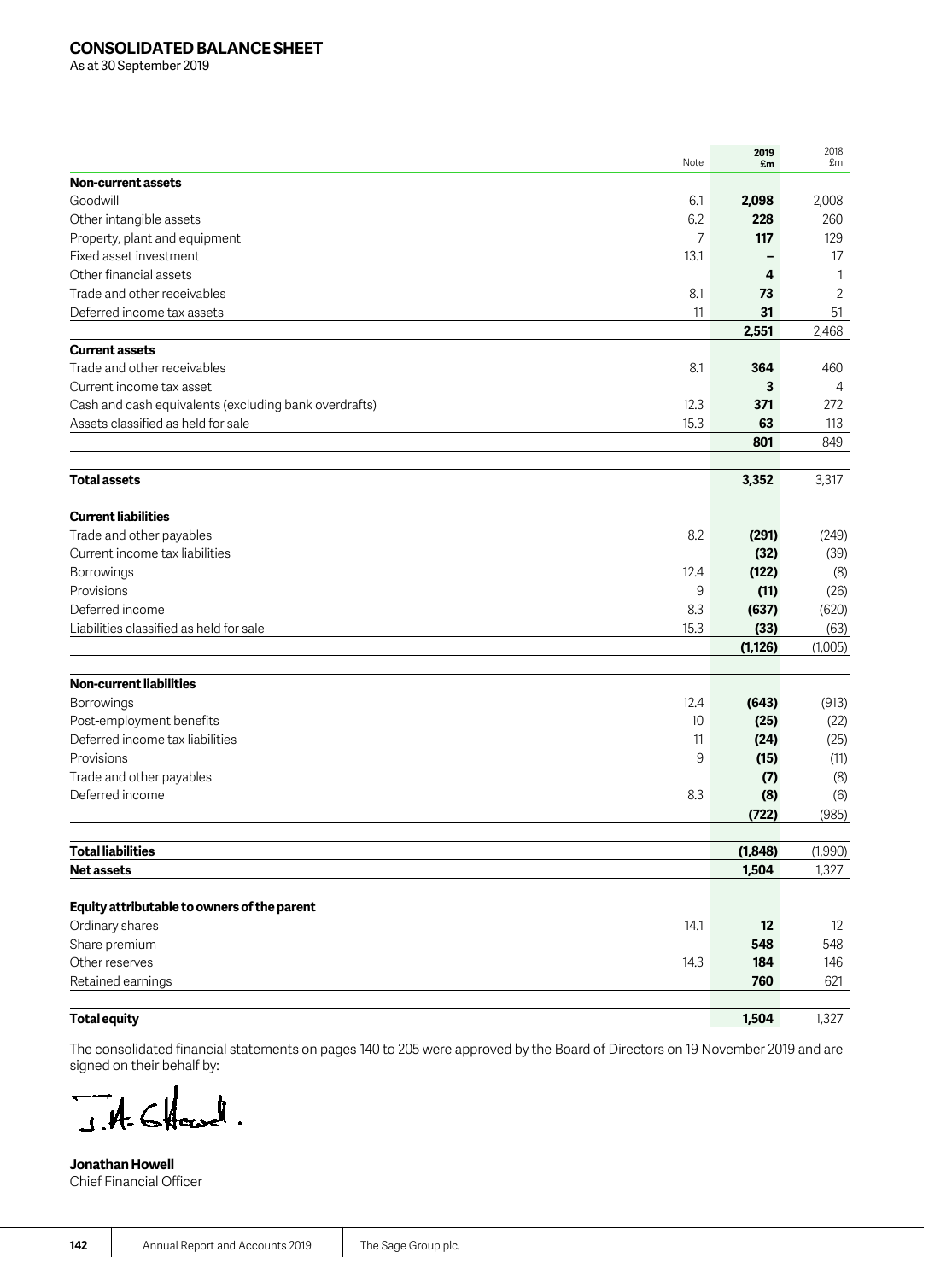# CONSOLIDATED BALANCE SHEET

As at 30 September 2019

| | Note | 2019 £m | 2018 £m |
|---|---|---|---|
| **Non-current assets** | | | |
| Goodwill | 6.1 | **2,098** | 2,008 |
| Other intangible assets | 6.2 | **228** | 260 |
| Property, plant and equipment | 7 | **117** | 129 |
| Fixed asset investment | 13.1 | **–** | 17 |
| Other financial assets | | **4** | 1 |
| Trade and other receivables | 8.1 | **73** | 2 |
| Deferred income tax assets | 11 | **31** | 51 |
| | | **2,551** | 2,468 |
| **Current assets** | | | |
| Trade and other receivables | 8.1 | **364** | 460 |
| Current income tax asset | | **3** | 4 |
| Cash and cash equivalents (excluding bank overdrafts) | 12.3 | **371** | 272 |
| Assets classified as held for sale | 15.3 | **63** | 113 |
| | | **801** | 849 |
| **Total assets** | | **3,352** | 3,317 |
| **Current liabilities** | | | |
| Trade and other payables | 8.2 | **(291)** | (249) |
| Current income tax liabilities | | **(32)** | (39) |
| Borrowings | 12.4 | **(122)** | (8) |
| Provisions | 9 | **(11)** | (26) |
| Deferred income | 8.3 | **(637)** | (620) |
| Liabilities classified as held for sale | 15.3 | **(33)** | (63) |
| | | **(1,126)** | (1,005) |
| **Non-current liabilities** | | | |
| Borrowings | 12.4 | **(643)** | (913) |
| Post-employment benefits | 10 | **(25)** | (22) |
| Deferred income tax liabilities | 11 | **(24)** | (25) |
| Provisions | 9 | **(15)** | (11) |
| Trade and other payables | | **(7)** | (8) |
| Deferred income | 8.3 | **(8)** | (6) |
| | | **(722)** | (985) |
| **Total liabilities** | | **(1,848)** | (1,990) |
| **Net assets** | | **1,504** | 1,327 |
| **Equity attributable to owners of the parent** | | | |
| Ordinary shares | 14.1 | **12** | 12 |
| Share premium | | **548** | 548 |
| Other reserves | 14.3 | **184** | 146 |
| Retained earnings | | **760** | 621 |
| **Total equity** | | **1,504** | 1,327 |

The consolidated financial statements on pages 140 to 205 were approved by the Board of Directors on 19 November 2019 and are signed on their behalf by:

**Jonathan Howell**
Chief Financial Officer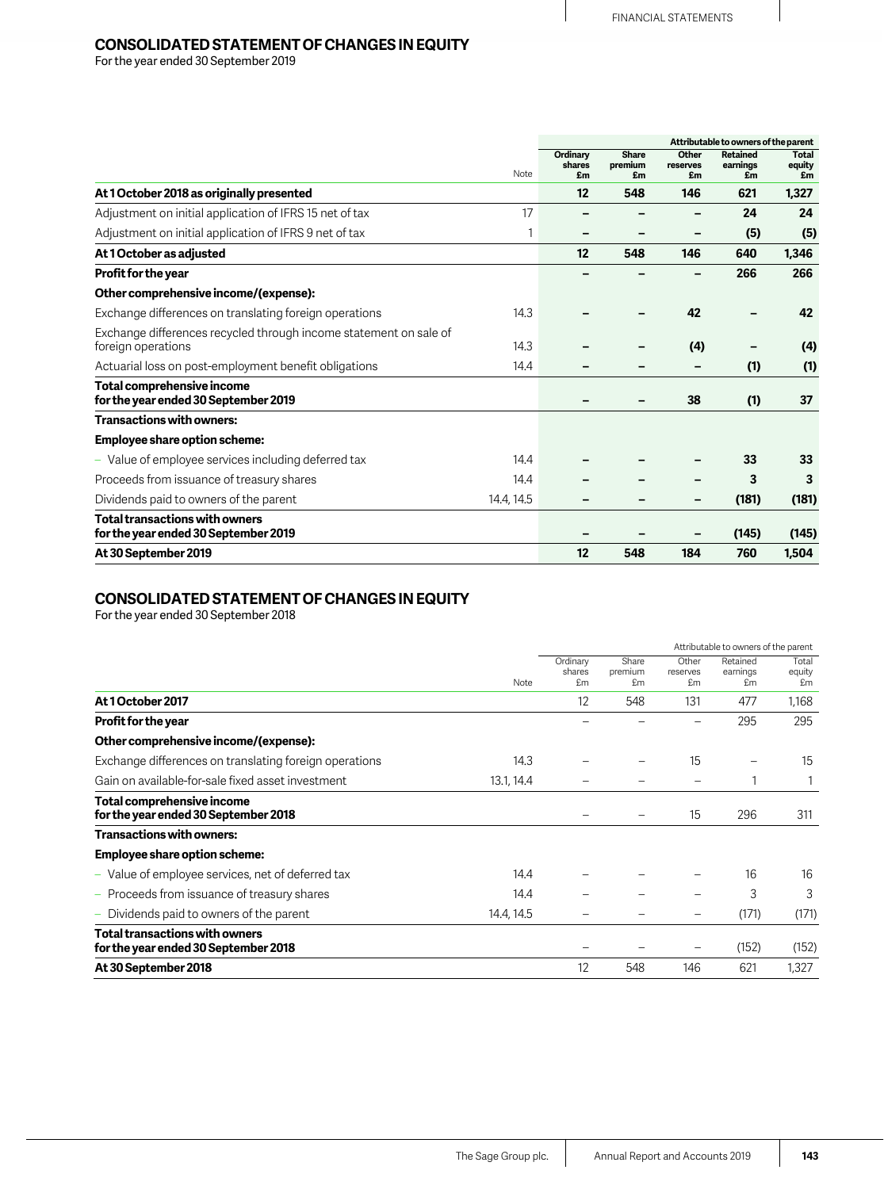## CONSOLIDATED STATEMENT OF CHANGES IN EQUITY

For the year ended 30 September 2019

| | Note | Ordinary shares £m | Share premium £m | Other reserves £m | Retained earnings £m | Total equity £m |
|---|---|---|---|---|---|---|
| | | Attributable to owners of the parent | | | | |
| **At 1 October 2018 as originally presented** | | **12** | **548** | **146** | **621** | **1,327** |
| Adjustment on initial application of IFRS 15 net of tax | 17 | **–** | **–** | **–** | **24** | **24** |
| Adjustment on initial application of IFRS 9 net of tax | 1 | **–** | **–** | **–** | **(5)** | **(5)** |
| **At 1 October as adjusted** | | **12** | **548** | **146** | **640** | **1,346** |
| **Profit for the year** | | **–** | **–** | **–** | **266** | **266** |
| **Other comprehensive income/(expense):** | | | | | | |
| Exchange differences on translating foreign operations | 14.3 | **–** | **–** | **42** | **–** | **42** |
| Exchange differences recycled through income statement on sale of foreign operations | 14.3 | **–** | **–** | **(4)** | **–** | **(4)** |
| Actuarial loss on post-employment benefit obligations | 14.4 | **–** | **–** | **–** | **(1)** | **(1)** |
| **Total comprehensive income for the year ended 30 September 2019** | | **–** | **–** | **38** | **(1)** | **37** |
| **Transactions with owners:** | | | | | | |
| **Employee share option scheme:** | | | | | | |
| – Value of employee services including deferred tax | 14.4 | **–** | **–** | **–** | **33** | **33** |
| Proceeds from issuance of treasury shares | 14.4 | **–** | **–** | **–** | **3** | **3** |
| Dividends paid to owners of the parent | 14.4, 14.5 | **–** | **–** | **–** | **(181)** | **(181)** |
| **Total transactions with owners for the year ended 30 September 2019** | | **–** | **–** | **–** | **(145)** | **(145)** |
| **At 30 September 2019** | | **12** | **548** | **184** | **760** | **1,504** |

## CONSOLIDATED STATEMENT OF CHANGES IN EQUITY

For the year ended 30 September 2018

| | Note | Ordinary shares £m | Share premium £m | Other reserves £m | Retained earnings £m | Total equity £m |
|---|---|---|---|---|---|---|
| | | Attributable to owners of the parent | | | | |
| **At 1 October 2017** | | 12 | 548 | 131 | 477 | 1,168 |
| **Profit for the year** | | – | – | – | 295 | 295 |
| **Other comprehensive income/(expense):** | | | | | | |
| Exchange differences on translating foreign operations | 14.3 | – | – | 15 | – | 15 |
| Gain on available-for-sale fixed asset investment | 13.1, 14.4 | – | – | – | 1 | 1 |
| **Total comprehensive income for the year ended 30 September 2018** | | – | – | 15 | 296 | 311 |
| **Transactions with owners:** | | | | | | |
| **Employee share option scheme:** | | | | | | |
| – Value of employee services, net of deferred tax | 14.4 | – | – | – | 16 | 16 |
| – Proceeds from issuance of treasury shares | 14.4 | – | – | – | 3 | 3 |
| – Dividends paid to owners of the parent | 14.4, 14.5 | – | – | – | (171) | (171) |
| **Total transactions with owners for the year ended 30 September 2018** | | – | – | – | (152) | (152) |
| **At 30 September 2018** | | 12 | 548 | 146 | 621 | 1,327 |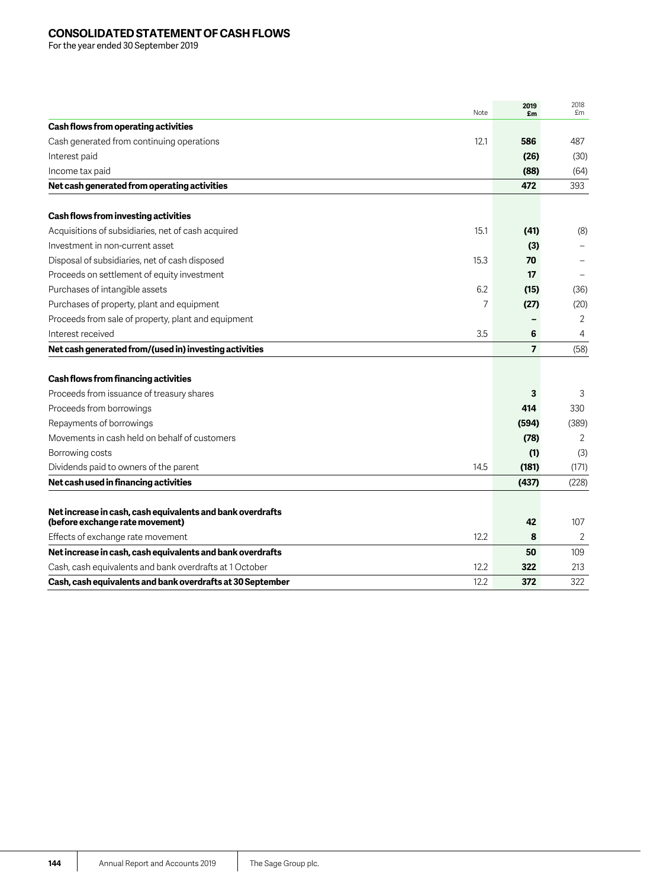# CONSOLIDATED STATEMENT OF CASH FLOWS

For the year ended 30 September 2019

| | Note | 2019 £m | 2018 £m |
|---|---|---|---|
| **Cash flows from operating activities** | | | |
| Cash generated from continuing operations | 12.1 | **586** | 487 |
| Interest paid | | **(26)** | (30) |
| Income tax paid | | **(88)** | (64) |
| **Net cash generated from operating activities** | | **472** | 393 |
| **Cash flows from investing activities** | | | |
| Acquisitions of subsidiaries, net of cash acquired | 15.1 | **(41)** | (8) |
| Investment in non-current asset | | **(3)** | – |
| Disposal of subsidiaries, net of cash disposed | 15.3 | **70** | – |
| Proceeds on settlement of equity investment | | **17** | – |
| Purchases of intangible assets | 6.2 | **(15)** | (36) |
| Purchases of property, plant and equipment | 7 | **(27)** | (20) |
| Proceeds from sale of property, plant and equipment | | **–** | 2 |
| Interest received | 3.5 | **6** | 4 |
| **Net cash generated from/(used in) investing activities** | | **7** | (58) |
| **Cash flows from financing activities** | | | |
| Proceeds from issuance of treasury shares | | **3** | 3 |
| Proceeds from borrowings | | **414** | 330 |
| Repayments of borrowings | | **(594)** | (389) |
| Movements in cash held on behalf of customers | | **(78)** | 2 |
| Borrowing costs | | **(1)** | (3) |
| Dividends paid to owners of the parent | 14.5 | **(181)** | (171) |
| **Net cash used in financing activities** | | **(437)** | (228) |
| **Net increase in cash, cash equivalents and bank overdrafts (before exchange rate movement)** | | **42** | 107 |
| Effects of exchange rate movement | 12.2 | **8** | 2 |
| **Net increase in cash, cash equivalents and bank overdrafts** | | **50** | 109 |
| Cash, cash equivalents and bank overdrafts at 1 October | 12.2 | **322** | 213 |
| **Cash, cash equivalents and bank overdrafts at 30 September** | 12.2 | **372** | 322 |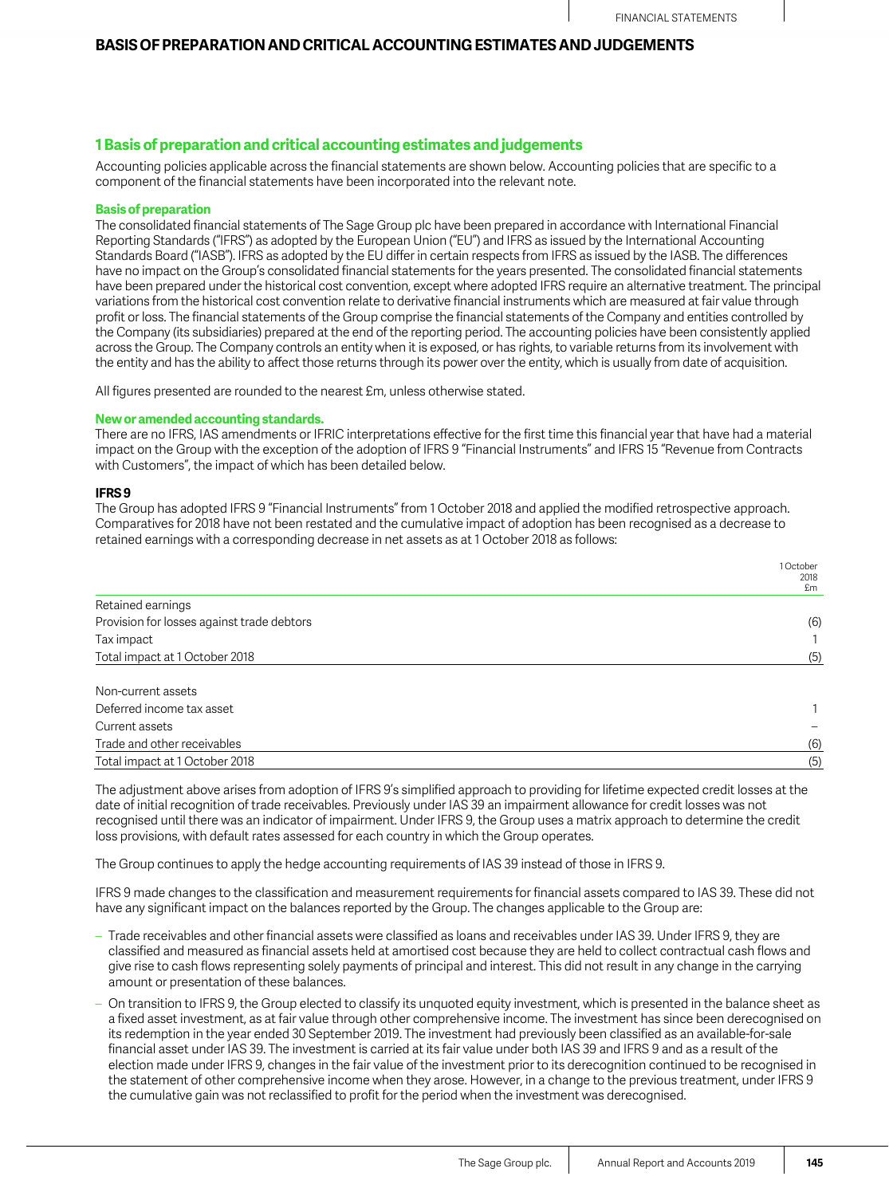# BASIS OF PREPARATION AND CRITICAL ACCOUNTING ESTIMATES AND JUDGEMENTS

## 1 Basis of preparation and critical accounting estimates and judgements

Accounting policies applicable across the financial statements are shown below. Accounting policies that are specific to a component of the financial statements have been incorporated into the relevant note.

### Basis of preparation

The consolidated financial statements of The Sage Group plc have been prepared in accordance with International Financial Reporting Standards ("IFRS") as adopted by the European Union ("EU") and IFRS as issued by the International Accounting Standards Board ("IASB"). IFRS as adopted by the EU differ in certain respects from IFRS as issued by the IASB. The differences have no impact on the Group's consolidated financial statements for the years presented. The consolidated financial statements have been prepared under the historical cost convention, except where adopted IFRS require an alternative treatment. The principal variations from the historical cost convention relate to derivative financial instruments which are measured at fair value through profit or loss. The financial statements of the Group comprise the financial statements of the Company and entities controlled by the Company (its subsidiaries) prepared at the end of the reporting period. The accounting policies have been consistently applied across the Group. The Company controls an entity when it is exposed, or has rights, to variable returns from its involvement with the entity and has the ability to affect those returns through its power over the entity, which is usually from date of acquisition.

All figures presented are rounded to the nearest £m, unless otherwise stated.

### New or amended accounting standards.

There are no IFRS, IAS amendments or IFRIC interpretations effective for the first time this financial year that have had a material impact on the Group with the exception of the adoption of IFRS 9 "Financial Instruments" and IFRS 15 "Revenue from Contracts with Customers", the impact of which has been detailed below.

#### IFRS 9

The Group has adopted IFRS 9 "Financial Instruments" from 1 October 2018 and applied the modified retrospective approach. Comparatives for 2018 have not been restated and the cumulative impact of adoption has been recognised as a decrease to retained earnings with a corresponding decrease in net assets as at 1 October 2018 as follows:

| | 1 October 2018 £m |
|---|---|
| Retained earnings | |
| Provision for losses against trade debtors | (6) |
| Tax impact | 1 |
| Total impact at 1 October 2018 | (5) |
| | |
| Non-current assets | |
| Deferred income tax asset | 1 |
| Current assets | – |
| Trade and other receivables | (6) |
| Total impact at 1 October 2018 | (5) |

The adjustment above arises from adoption of IFRS 9's simplified approach to providing for lifetime expected credit losses at the date of initial recognition of trade receivables. Previously under IAS 39 an impairment allowance for credit losses was not recognised until there was an indicator of impairment. Under IFRS 9, the Group uses a matrix approach to determine the credit loss provisions, with default rates assessed for each country in which the Group operates.

The Group continues to apply the hedge accounting requirements of IAS 39 instead of those in IFRS 9.

IFRS 9 made changes to the classification and measurement requirements for financial assets compared to IAS 39. These did not have any significant impact on the balances reported by the Group. The changes applicable to the Group are:

- Trade receivables and other financial assets were classified as loans and receivables under IAS 39. Under IFRS 9, they are classified and measured as financial assets held at amortised cost because they are held to collect contractual cash flows and give rise to cash flows representing solely payments of principal and interest. This did not result in any change in the carrying amount or presentation of these balances.
- On transition to IFRS 9, the Group elected to classify its unquoted equity investment, which is presented in the balance sheet as a fixed asset investment, as at fair value through other comprehensive income. The investment has since been derecognised on its redemption in the year ended 30 September 2019. The investment had previously been classified as an available-for-sale financial asset under IAS 39. The investment is carried at its fair value under both IAS 39 and IFRS 9 and as a result of the election made under IFRS 9, changes in the fair value of the investment prior to its derecognition continued to be recognised in the statement of other comprehensive income when they arose. However, in a change to the previous treatment, under IFRS 9 the cumulative gain was not reclassified to profit for the period when the investment was derecognised.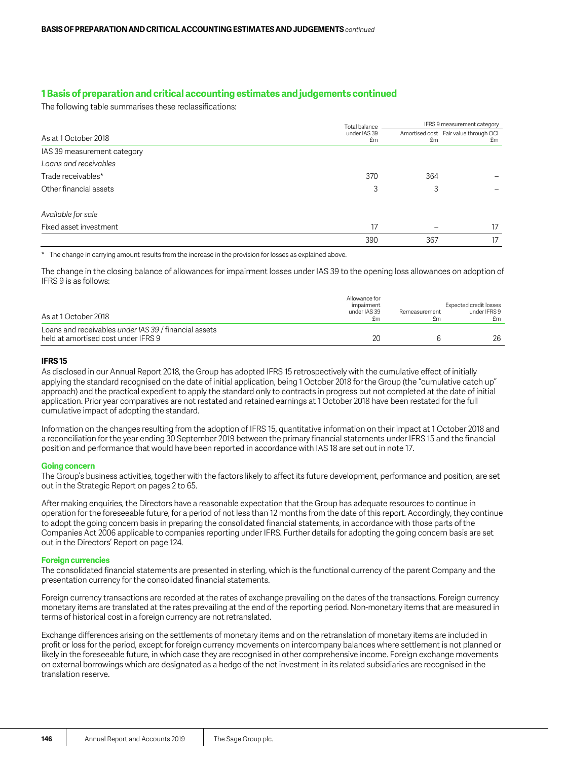## 1 Basis of preparation and critical accounting estimates and judgements continued

The following table summarises these reclassifications:

| As at 1 October 2018 | Total balance under IAS 39 £m | IFRS 9 measurement category Amortised cost £m | Fair value through OCI £m |
|---|---|---|---|
| IAS 39 measurement category | | | |
| *Loans and receivables* | | | |
| Trade receivables* | 370 | 364 | – |
| Other financial assets | 3 | 3 | – |
| *Available for sale* | | | |
| Fixed asset investment | 17 | – | 17 |
| | 390 | 367 | 17 |

\* The change in carrying amount results from the increase in the provision for losses as explained above.

The change in the closing balance of allowances for impairment losses under IAS 39 to the opening loss allowances on adoption of IFRS 9 is as follows:

| As at 1 October 2018 | Allowance for impairment under IAS 39 £m | Remeasurement £m | Expected credit losses under IFRS 9 £m |
|---|---|---|---|
| Loans and receivables *under IAS 39* / financial assets held at amortised cost under IFRS 9 | 20 | 6 | 26 |

### IFRS 15

As disclosed in our Annual Report 2018, the Group has adopted IFRS 15 retrospectively with the cumulative effect of initially applying the standard recognised on the date of initial application, being 1 October 2018 for the Group (the "cumulative catch up" approach) and the practical expedient to apply the standard only to contracts in progress but not completed at the date of initial application. Prior year comparatives are not restated and retained earnings at 1 October 2018 have been restated for the full cumulative impact of adopting the standard.

Information on the changes resulting from the adoption of IFRS 15, quantitative information on their impact at 1 October 2018 and a reconciliation for the year ending 30 September 2019 between the primary financial statements under IFRS 15 and the financial position and performance that would have been reported in accordance with IAS 18 are set out in note 17.

### Going concern

The Group's business activities, together with the factors likely to affect its future development, performance and position, are set out in the Strategic Report on pages 2 to 65.

After making enquiries, the Directors have a reasonable expectation that the Group has adequate resources to continue in operation for the foreseeable future, for a period of not less than 12 months from the date of this report. Accordingly, they continue to adopt the going concern basis in preparing the consolidated financial statements, in accordance with those parts of the Companies Act 2006 applicable to companies reporting under IFRS. Further details for adopting the going concern basis are set out in the Directors' Report on page 124.

### Foreign currencies

The consolidated financial statements are presented in sterling, which is the functional currency of the parent Company and the presentation currency for the consolidated financial statements.

Foreign currency transactions are recorded at the rates of exchange prevailing on the dates of the transactions. Foreign currency monetary items are translated at the rates prevailing at the end of the reporting period. Non-monetary items that are measured in terms of historical cost in a foreign currency are not retranslated.

Exchange differences arising on the settlements of monetary items and on the retranslation of monetary items are included in profit or loss for the period, except for foreign currency movements on intercompany balances where settlement is not planned or likely in the foreseeable future, in which case they are recognised in other comprehensive income. Foreign exchange movements on external borrowings which are designated as a hedge of the net investment in its related subsidiaries are recognised in the translation reserve.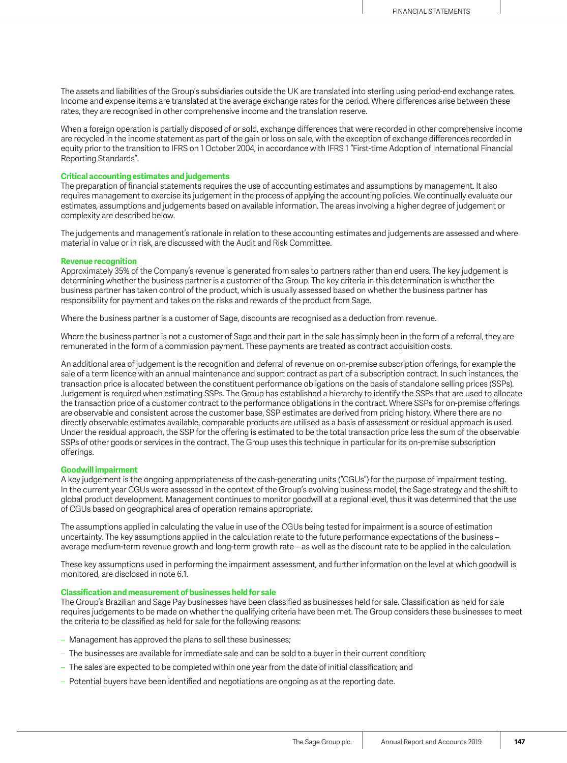The assets and liabilities of the Group's subsidiaries outside the UK are translated into sterling using period-end exchange rates. Income and expense items are translated at the average exchange rates for the period. Where differences arise between these rates, they are recognised in other comprehensive income and the translation reserve.

When a foreign operation is partially disposed of or sold, exchange differences that were recorded in other comprehensive income are recycled in the income statement as part of the gain or loss on sale, with the exception of exchange differences recorded in equity prior to the transition to IFRS on 1 October 2004, in accordance with IFRS 1 "First-time Adoption of International Financial Reporting Standards".

### Critical accounting estimates and judgements

The preparation of financial statements requires the use of accounting estimates and assumptions by management. It also requires management to exercise its judgement in the process of applying the accounting policies. We continually evaluate our estimates, assumptions and judgements based on available information. The areas involving a higher degree of judgement or complexity are described below.

The judgements and management's rationale in relation to these accounting estimates and judgements are assessed and where material in value or in risk, are discussed with the Audit and Risk Committee.

### Revenue recognition

Approximately 35% of the Company's revenue is generated from sales to partners rather than end users. The key judgement is determining whether the business partner is a customer of the Group. The key criteria in this determination is whether the business partner has taken control of the product, which is usually assessed based on whether the business partner has responsibility for payment and takes on the risks and rewards of the product from Sage.

Where the business partner is a customer of Sage, discounts are recognised as a deduction from revenue.

Where the business partner is not a customer of Sage and their part in the sale has simply been in the form of a referral, they are remunerated in the form of a commission payment. These payments are treated as contract acquisition costs.

An additional area of judgement is the recognition and deferral of revenue on on-premise subscription offerings, for example the sale of a term licence with an annual maintenance and support contract as part of a subscription contract. In such instances, the transaction price is allocated between the constituent performance obligations on the basis of standalone selling prices (SSPs). Judgement is required when estimating SSPs. The Group has established a hierarchy to identify the SSPs that are used to allocate the transaction price of a customer contract to the performance obligations in the contract. Where SSPs for on-premise offerings are observable and consistent across the customer base, SSP estimates are derived from pricing history. Where there are no directly observable estimates available, comparable products are utilised as a basis of assessment or residual approach is used. Under the residual approach, the SSP for the offering is estimated to be the total transaction price less the sum of the observable SSPs of other goods or services in the contract. The Group uses this technique in particular for its on-premise subscription offerings.

### Goodwill impairment

A key judgement is the ongoing appropriateness of the cash-generating units ("CGUs") for the purpose of impairment testing. In the current year CGUs were assessed in the context of the Group's evolving business model, the Sage strategy and the shift to global product development. Management continues to monitor goodwill at a regional level, thus it was determined that the use of CGUs based on geographical area of operation remains appropriate.

The assumptions applied in calculating the value in use of the CGUs being tested for impairment is a source of estimation uncertainty. The key assumptions applied in the calculation relate to the future performance expectations of the business – average medium-term revenue growth and long-term growth rate – as well as the discount rate to be applied in the calculation.

These key assumptions used in performing the impairment assessment, and further information on the level at which goodwill is monitored, are disclosed in note 6.1.

### Classification and measurement of businesses held for sale

The Group's Brazilian and Sage Pay businesses have been classified as businesses held for sale. Classification as held for sale requires judgements to be made on whether the qualifying criteria have been met. The Group considers these businesses to meet the criteria to be classified as held for sale for the following reasons:

- Management has approved the plans to sell these businesses;
- The businesses are available for immediate sale and can be sold to a buyer in their current condition;
- The sales are expected to be completed within one year from the date of initial classification; and
- Potential buyers have been identified and negotiations are ongoing as at the reporting date.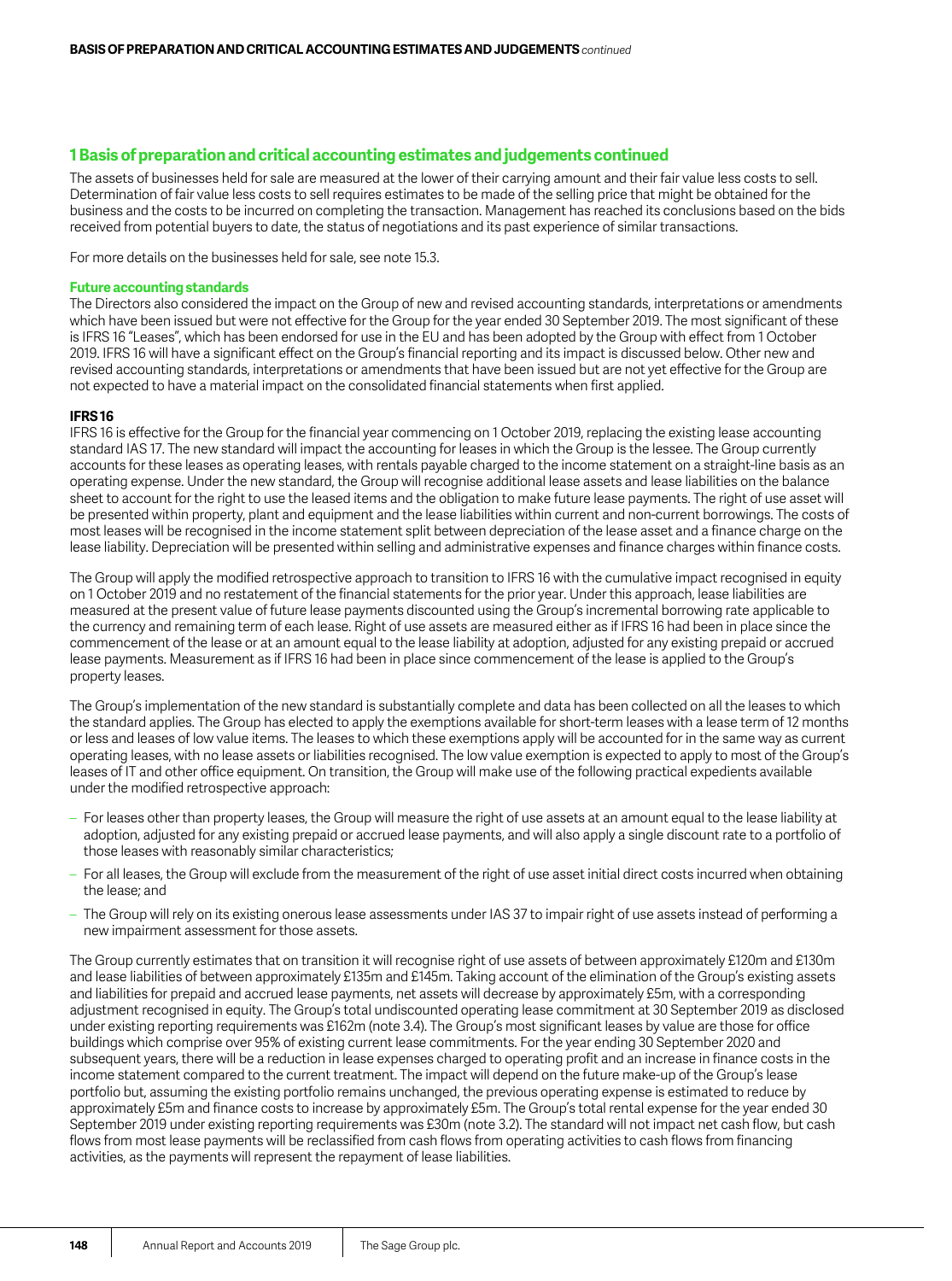## 1 Basis of preparation and critical accounting estimates and judgements continued

The assets of businesses held for sale are measured at the lower of their carrying amount and their fair value less costs to sell. Determination of fair value less costs to sell requires estimates to be made of the selling price that might be obtained for the business and the costs to be incurred on completing the transaction. Management has reached its conclusions based on the bids received from potential buyers to date, the status of negotiations and its past experience of similar transactions.

For more details on the businesses held for sale, see note 15.3.

### Future accounting standards

The Directors also considered the impact on the Group of new and revised accounting standards, interpretations or amendments which have been issued but were not effective for the Group for the year ended 30 September 2019. The most significant of these is IFRS 16 "Leases", which has been endorsed for use in the EU and has been adopted by the Group with effect from 1 October 2019. IFRS 16 will have a significant effect on the Group's financial reporting and its impact is discussed below. Other new and revised accounting standards, interpretations or amendments that have been issued but are not yet effective for the Group are not expected to have a material impact on the consolidated financial statements when first applied.

### IFRS 16

IFRS 16 is effective for the Group for the financial year commencing on 1 October 2019, replacing the existing lease accounting standard IAS 17. The new standard will impact the accounting for leases in which the Group is the lessee. The Group currently accounts for these leases as operating leases, with rentals payable charged to the income statement on a straight-line basis as an operating expense. Under the new standard, the Group will recognise additional lease assets and lease liabilities on the balance sheet to account for the right to use the leased items and the obligation to make future lease payments. The right of use asset will be presented within property, plant and equipment and the lease liabilities within current and non-current borrowings. The costs of most leases will be recognised in the income statement split between depreciation of the lease asset and a finance charge on the lease liability. Depreciation will be presented within selling and administrative expenses and finance charges within finance costs.

The Group will apply the modified retrospective approach to transition to IFRS 16 with the cumulative impact recognised in equity on 1 October 2019 and no restatement of the financial statements for the prior year. Under this approach, lease liabilities are measured at the present value of future lease payments discounted using the Group's incremental borrowing rate applicable to the currency and remaining term of each lease. Right of use assets are measured either as if IFRS 16 had been in place since the commencement of the lease or at an amount equal to the lease liability at adoption, adjusted for any existing prepaid or accrued lease payments. Measurement as if IFRS 16 had been in place since commencement of the lease is applied to the Group's property leases.

The Group's implementation of the new standard is substantially complete and data has been collected on all the leases to which the standard applies. The Group has elected to apply the exemptions available for short-term leases with a lease term of 12 months or less and leases of low value items. The leases to which these exemptions apply will be accounted for in the same way as current operating leases, with no lease assets or liabilities recognised. The low value exemption is expected to apply to most of the Group's leases of IT and other office equipment. On transition, the Group will make use of the following practical expedients available under the modified retrospective approach:

- For leases other than property leases, the Group will measure the right of use assets at an amount equal to the lease liability at adoption, adjusted for any existing prepaid or accrued lease payments, and will also apply a single discount rate to a portfolio of those leases with reasonably similar characteristics;
- For all leases, the Group will exclude from the measurement of the right of use asset initial direct costs incurred when obtaining the lease; and
- The Group will rely on its existing onerous lease assessments under IAS 37 to impair right of use assets instead of performing a new impairment assessment for those assets.

The Group currently estimates that on transition it will recognise right of use assets of between approximately £120m and £130m and lease liabilities of between approximately £135m and £145m. Taking account of the elimination of the Group's existing assets and liabilities for prepaid and accrued lease payments, net assets will decrease by approximately £5m, with a corresponding adjustment recognised in equity. The Group's total undiscounted operating lease commitment at 30 September 2019 as disclosed under existing reporting requirements was £162m (note 3.4). The Group's most significant leases by value are those for office buildings which comprise over 95% of existing current lease commitments. For the year ending 30 September 2020 and subsequent years, there will be a reduction in lease expenses charged to operating profit and an increase in finance costs in the income statement compared to the current treatment. The impact will depend on the future make-up of the Group's lease portfolio but, assuming the existing portfolio remains unchanged, the previous operating expense is estimated to reduce by approximately £5m and finance costs to increase by approximately £5m. The Group's total rental expense for the year ended 30 September 2019 under existing reporting requirements was £30m (note 3.2). The standard will not impact net cash flow, but cash flows from most lease payments will be reclassified from cash flows from operating activities to cash flows from financing activities, as the payments will represent the repayment of lease liabilities.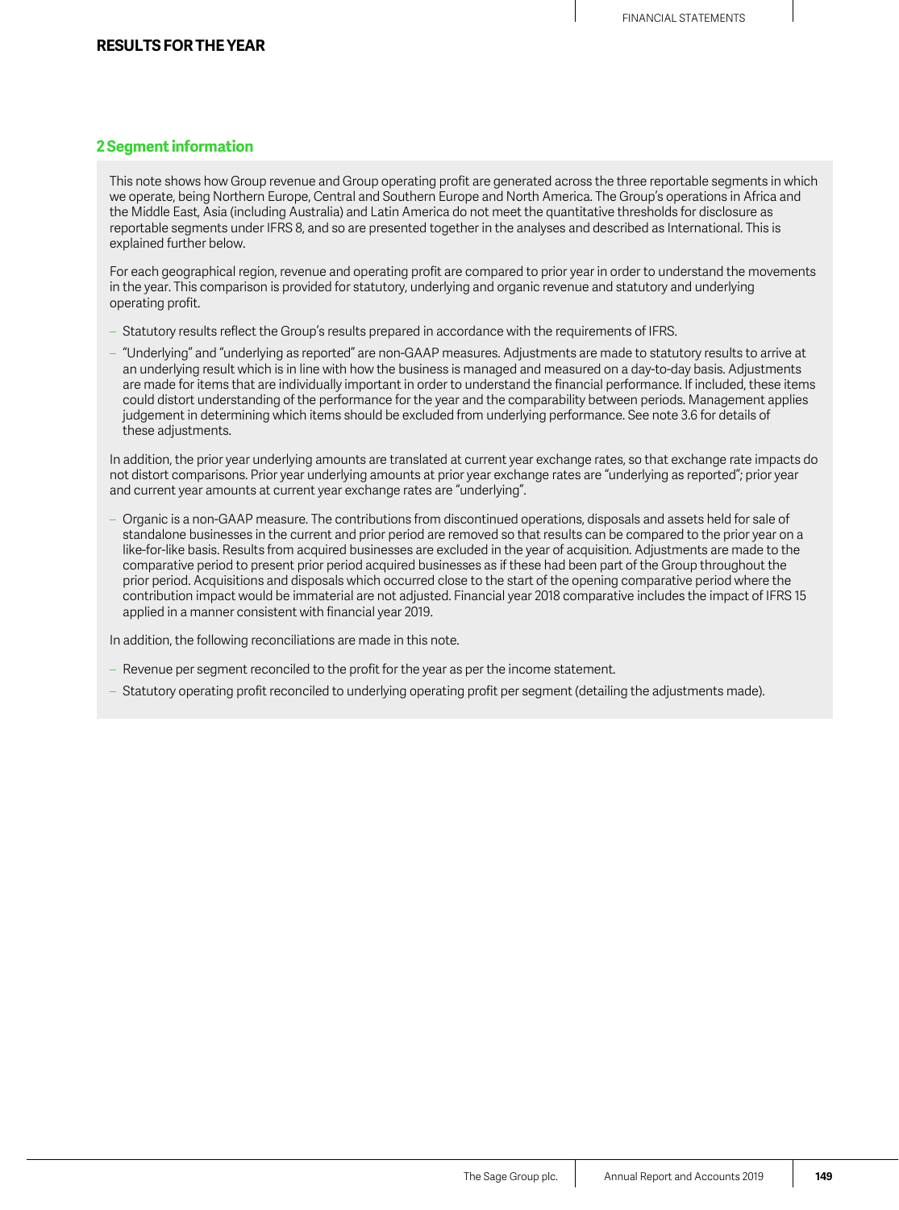## RESULTS FOR THE YEAR

### 2 Segment information

This note shows how Group revenue and Group operating profit are generated across the three reportable segments in which we operate, being Northern Europe, Central and Southern Europe and North America. The Group's operations in Africa and the Middle East, Asia (including Australia) and Latin America do not meet the quantitative thresholds for disclosure as reportable segments under IFRS 8, and so are presented together in the analyses and described as International. This is explained further below.

For each geographical region, revenue and operating profit are compared to prior year in order to understand the movements in the year. This comparison is provided for statutory, underlying and organic revenue and statutory and underlying operating profit.

- Statutory results reflect the Group's results prepared in accordance with the requirements of IFRS.
- "Underlying" and "underlying as reported" are non-GAAP measures. Adjustments are made to statutory results to arrive at an underlying result which is in line with how the business is managed and measured on a day-to-day basis. Adjustments are made for items that are individually important in order to understand the financial performance. If included, these items could distort understanding of the performance for the year and the comparability between periods. Management applies judgement in determining which items should be excluded from underlying performance. See note 3.6 for details of these adjustments.

In addition, the prior year underlying amounts are translated at current year exchange rates, so that exchange rate impacts do not distort comparisons. Prior year underlying amounts at prior year exchange rates are "underlying as reported"; prior year and current year amounts at current year exchange rates are "underlying".

- Organic is a non-GAAP measure. The contributions from discontinued operations, disposals and assets held for sale of standalone businesses in the current and prior period are removed so that results can be compared to the prior year on a like-for-like basis. Results from acquired businesses are excluded in the year of acquisition. Adjustments are made to the comparative period to present prior period acquired businesses as if these had been part of the Group throughout the prior period. Acquisitions and disposals which occurred close to the start of the opening comparative period where the contribution impact would be immaterial are not adjusted. Financial year 2018 comparative includes the impact of IFRS 15 applied in a manner consistent with financial year 2019.

In addition, the following reconciliations are made in this note.

- Revenue per segment reconciled to the profit for the year as per the income statement.
- Statutory operating profit reconciled to underlying operating profit per segment (detailing the adjustments made).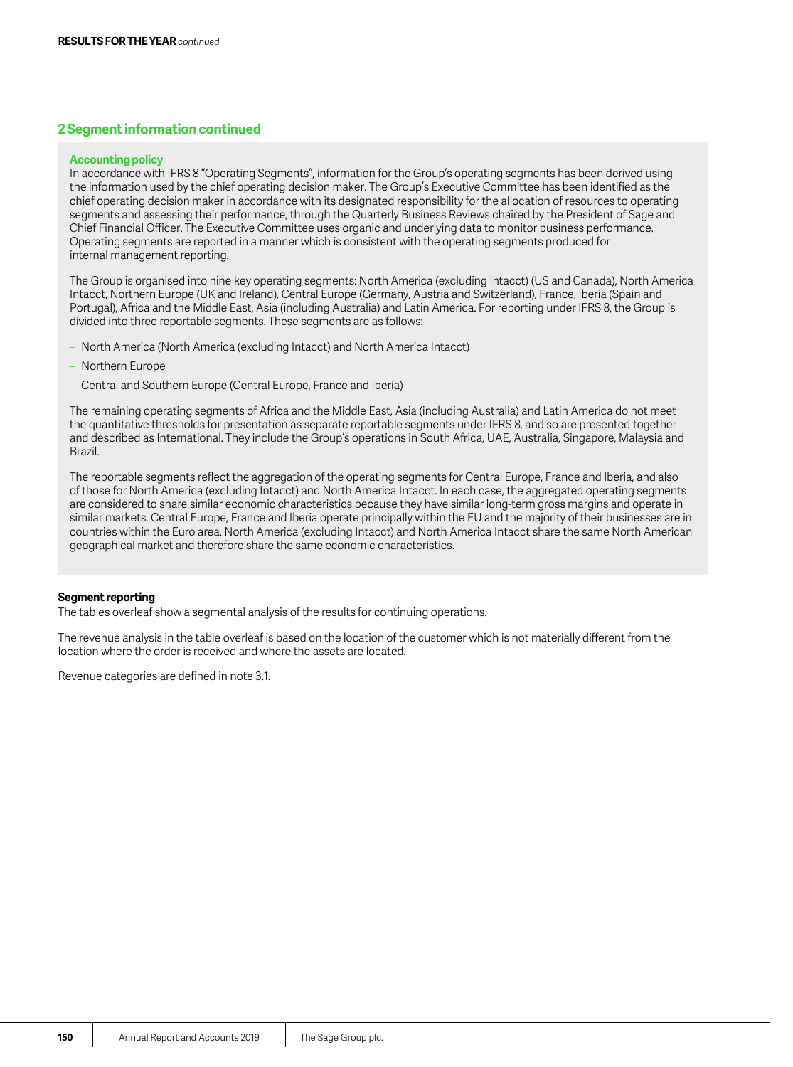## 2 Segment information continued

### Accounting policy

In accordance with IFRS 8 "Operating Segments", information for the Group's operating segments has been derived using the information used by the chief operating decision maker. The Group's Executive Committee has been identified as the chief operating decision maker in accordance with its designated responsibility for the allocation of resources to operating segments and assessing their performance, through the Quarterly Business Reviews chaired by the President of Sage and Chief Financial Officer. The Executive Committee uses organic and underlying data to monitor business performance. Operating segments are reported in a manner which is consistent with the operating segments produced for internal management reporting.

The Group is organised into nine key operating segments: North America (excluding Intacct) (US and Canada), North America Intacct, Northern Europe (UK and Ireland), Central Europe (Germany, Austria and Switzerland), France, Iberia (Spain and Portugal), Africa and the Middle East, Asia (including Australia) and Latin America. For reporting under IFRS 8, the Group is divided into three reportable segments. These segments are as follows:

- North America (North America (excluding Intacct) and North America Intacct)
- Northern Europe
- Central and Southern Europe (Central Europe, France and Iberia)

The remaining operating segments of Africa and the Middle East, Asia (including Australia) and Latin America do not meet the quantitative thresholds for presentation as separate reportable segments under IFRS 8, and so are presented together and described as International. They include the Group's operations in South Africa, UAE, Australia, Singapore, Malaysia and Brazil.

The reportable segments reflect the aggregation of the operating segments for Central Europe, France and Iberia, and also of those for North America (excluding Intacct) and North America Intacct. In each case, the aggregated operating segments are considered to share similar economic characteristics because they have similar long-term gross margins and operate in similar markets. Central Europe, France and Iberia operate principally within the EU and the majority of their businesses are in countries within the Euro area. North America (excluding Intacct) and North America Intacct share the same North American geographical market and therefore share the same economic characteristics.

**Segment reporting**

The tables overleaf show a segmental analysis of the results for continuing operations.

The revenue analysis in the table overleaf is based on the location of the customer which is not materially different from the location where the order is received and where the assets are located.

Revenue categories are defined in note 3.1.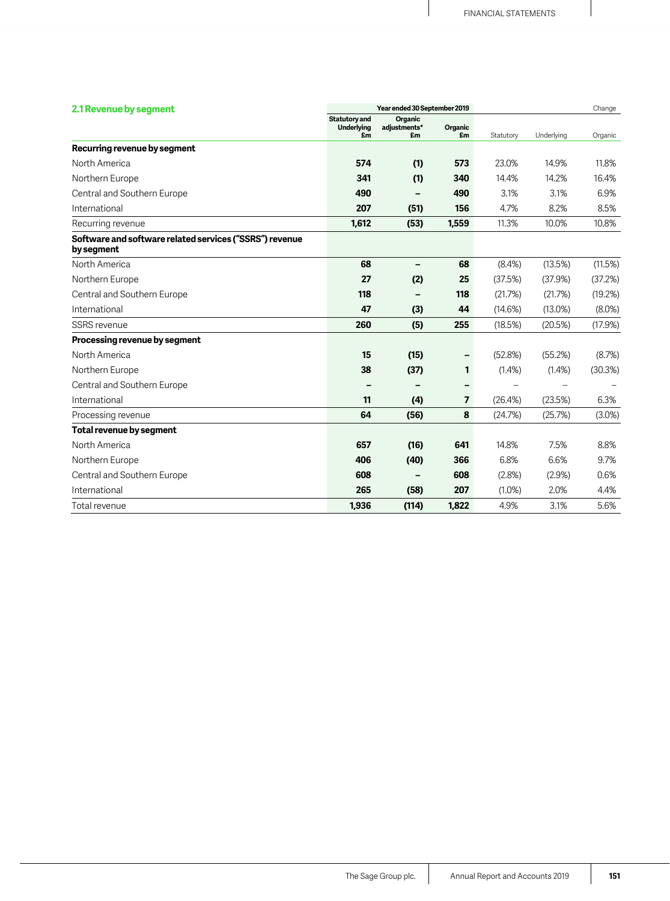### 2.1 Revenue by segment

| | Year ended 30 September 2019 | | | Change | | |
|---|---|---|---|---|---|---|
| | Statutory and Underlying £m | Organic adjustments* £m | Organic £m | Statutory | Underlying | Organic |
| **Recurring revenue by segment** | | | | | | |
| North America | **574** | **(1)** | **573** | 23.0% | 14.9% | 11.8% |
| Northern Europe | **341** | **(1)** | **340** | 14.4% | 14.2% | 16.4% |
| Central and Southern Europe | **490** | **–** | **490** | 3.1% | 3.1% | 6.9% |
| International | **207** | **(51)** | **156** | 4.7% | 8.2% | 8.5% |
| Recurring revenue | **1,612** | **(53)** | **1,559** | 11.3% | 10.0% | 10.8% |
| **Software and software related services ("SSRS") revenue by segment** | | | | | | |
| North America | **68** | **–** | **68** | (8.4%) | (13.5%) | (11.5%) |
| Northern Europe | **27** | **(2)** | **25** | (37.5%) | (37.9%) | (37.2%) |
| Central and Southern Europe | **118** | **–** | **118** | (21.7%) | (21.7%) | (19.2%) |
| International | **47** | **(3)** | **44** | (14.6%) | (13.0%) | (8.0%) |
| SSRS revenue | **260** | **(5)** | **255** | (18.5%) | (20.5%) | (17.9%) |
| **Processing revenue by segment** | | | | | | |
| North America | **15** | **(15)** | **–** | (52.8%) | (55.2%) | (8.7%) |
| Northern Europe | **38** | **(37)** | **1** | (1.4%) | (1.4%) | (30.3%) |
| Central and Southern Europe | **–** | **–** | **–** | – | – | – |
| International | **11** | **(4)** | **7** | (26.4%) | (23.5%) | 6.3% |
| Processing revenue | **64** | **(56)** | **8** | (24.7%) | (25.7%) | (3.0%) |
| **Total revenue by segment** | | | | | | |
| North America | **657** | **(16)** | **641** | 14.8% | 7.5% | 8.8% |
| Northern Europe | **406** | **(40)** | **366** | 6.8% | 6.6% | 9.7% |
| Central and Southern Europe | **608** | **–** | **608** | (2.8%) | (2.9%) | 0.6% |
| International | **265** | **(58)** | **207** | (1.0%) | 2.0% | 4.4% |
| Total revenue | **1,936** | **(114)** | **1,822** | 4.9% | 3.1% | 5.6% |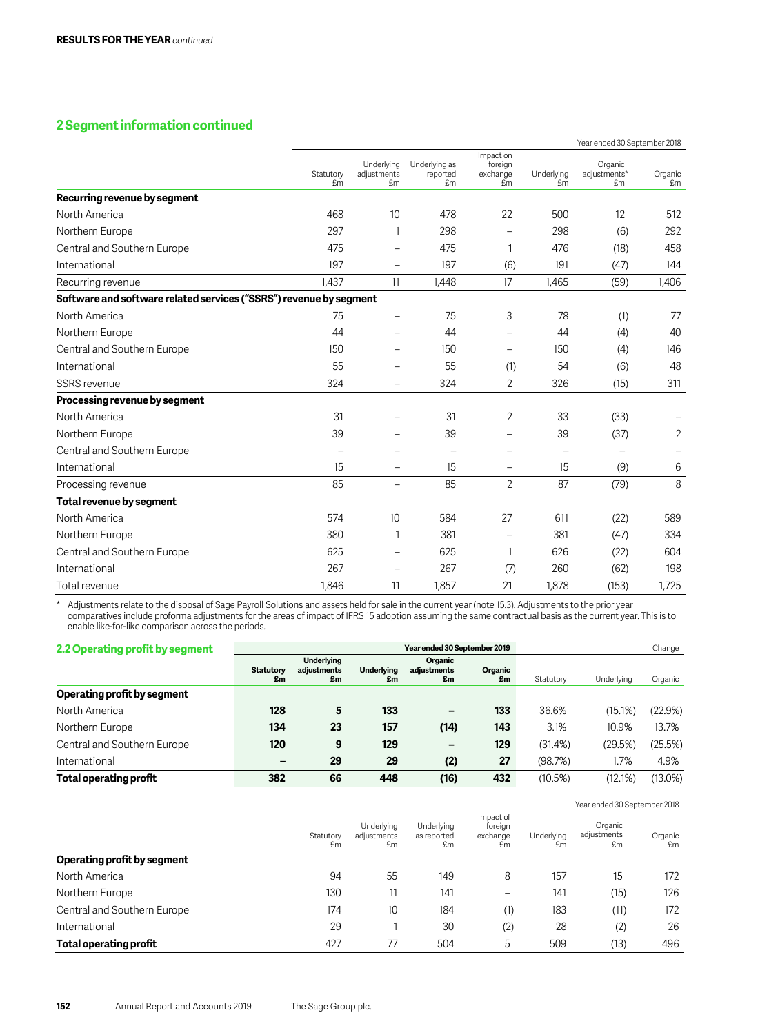## 2 Segment information continued

| | Year ended 30 September 2018 | | | | | | |
|---|---|---|---|---|---|---|---|
| | Statutory £m | Underlying adjustments £m | Underlying as reported £m | Impact on foreign exchange £m | Underlying £m | Organic adjustments* £m | Organic £m |
| **Recurring revenue by segment** | | | | | | | |
| North America | 468 | 10 | 478 | 22 | 500 | 12 | 512 |
| Northern Europe | 297 | 1 | 298 | – | 298 | (6) | 292 |
| Central and Southern Europe | 475 | – | 475 | 1 | 476 | (18) | 458 |
| International | 197 | – | 197 | (6) | 191 | (47) | 144 |
| Recurring revenue | 1,437 | 11 | 1,448 | 17 | 1,465 | (59) | 1,406 |
| **Software and software related services ("SSRS") revenue by segment** | | | | | | | |
| North America | 75 | – | 75 | 3 | 78 | (1) | 77 |
| Northern Europe | 44 | – | 44 | – | 44 | (4) | 40 |
| Central and Southern Europe | 150 | – | 150 | – | 150 | (4) | 146 |
| International | 55 | – | 55 | (1) | 54 | (6) | 48 |
| SSRS revenue | 324 | – | 324 | 2 | 326 | (15) | 311 |
| **Processing revenue by segment** | | | | | | | |
| North America | 31 | – | 31 | 2 | 33 | (33) | – |
| Northern Europe | 39 | – | 39 | – | 39 | (37) | 2 |
| Central and Southern Europe | – | – | – | – | – | – | – |
| International | 15 | – | 15 | – | 15 | (9) | 6 |
| Processing revenue | 85 | – | 85 | 2 | 87 | (79) | 8 |
| **Total revenue by segment** | | | | | | | |
| North America | 574 | 10 | 584 | 27 | 611 | (22) | 589 |
| Northern Europe | 380 | 1 | 381 | – | 381 | (47) | 334 |
| Central and Southern Europe | 625 | – | 625 | 1 | 626 | (22) | 604 |
| International | 267 | – | 267 | (7) | 260 | (62) | 198 |
| Total revenue | 1,846 | 11 | 1,857 | 21 | 1,878 | (153) | 1,725 |

\* Adjustments relate to the disposal of Sage Payroll Solutions and assets held for sale in the current year (note 15.3). Adjustments to the prior year comparatives include proforma adjustments for the areas of impact of IFRS 15 adoption assuming the same contractual basis as the current year. This is to enable like-for-like comparison across the periods.

### 2.2 Operating profit by segment

| | Year ended 30 September 2019 | | | | | Change | | |
|---|---|---|---|---|---|---|---|---|
| | **Statutory £m** | **Underlying adjustments £m** | **Underlying £m** | **Organic adjustments £m** | **Organic £m** | Statutory | Underlying | Organic |
| **Operating profit by segment** | | | | | | | | |
| North America | **128** | **5** | **133** | **–** | **133** | 36.6% | (15.1%) | (22.9%) |
| Northern Europe | **134** | **23** | **157** | **(14)** | **143** | 3.1% | 10.9% | 13.7% |
| Central and Southern Europe | **120** | **9** | **129** | **–** | **129** | (31.4%) | (29.5%) | (25.5%) |
| International | **–** | **29** | **29** | **(2)** | **27** | (98.7%) | 1.7% | 4.9% |
| **Total operating profit** | **382** | **66** | **448** | **(16)** | **432** | (10.5%) | (12.1%) | (13.0%) |

| | Year ended 30 September 2018 | | | | | | |
|---|---|---|---|---|---|---|---|
| | Statutory £m | Underlying adjustments £m | Underlying as reported £m | Impact of foreign exchange £m | Underlying £m | Organic adjustments £m | Organic £m |
| **Operating profit by segment** | | | | | | | |
| North America | 94 | 55 | 149 | 8 | 157 | 15 | 172 |
| Northern Europe | 130 | 11 | 141 | – | 141 | (15) | 126 |
| Central and Southern Europe | 174 | 10 | 184 | (1) | 183 | (11) | 172 |
| International | 29 | 1 | 30 | (2) | 28 | (2) | 26 |
| **Total operating profit** | 427 | 77 | 504 | 5 | 509 | (13) | 496 |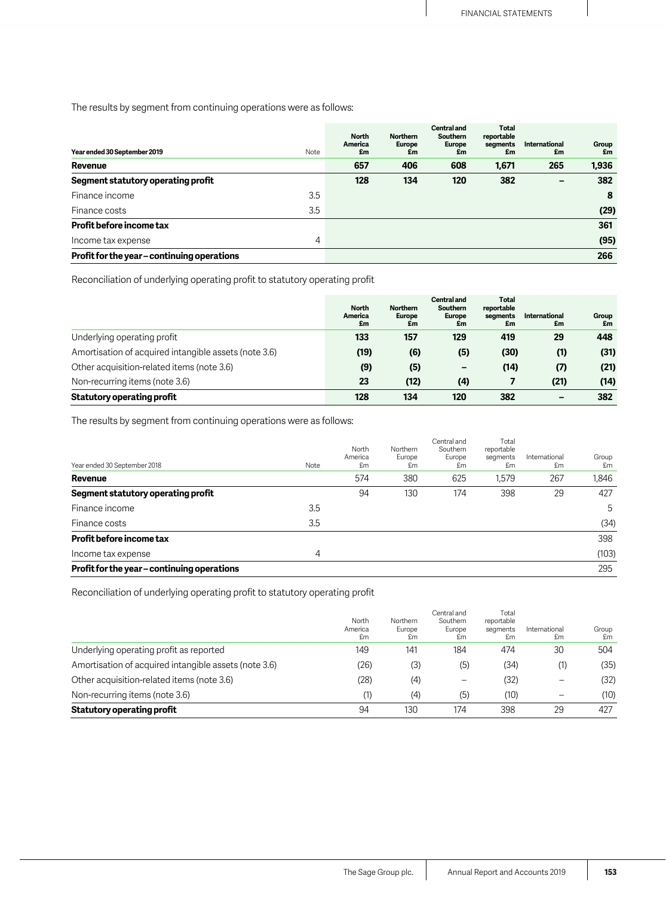The results by segment from continuing operations were as follows:

| Year ended 30 September 2019 | Note | North America £m | Northern Europe £m | Central and Southern Europe £m | Total reportable segments £m | International £m | Group £m |
|---|---|---|---|---|---|---|---|
| **Revenue** | | **657** | **406** | **608** | **1,671** | **265** | **1,936** |
| **Segment statutory operating profit** | | **128** | **134** | **120** | **382** | **–** | **382** |
| Finance income | 3.5 | | | | | | **8** |
| Finance costs | 3.5 | | | | | | **(29)** |
| **Profit before income tax** | | | | | | | **361** |
| Income tax expense | 4 | | | | | | **(95)** |
| **Profit for the year – continuing operations** | | | | | | | **266** |

Reconciliation of underlying operating profit to statutory operating profit

| | North America £m | Northern Europe £m | Central and Southern Europe £m | Total reportable segments £m | International £m | Group £m |
|---|---|---|---|---|---|---|
| Underlying operating profit | **133** | **157** | **129** | **419** | **29** | **448** |
| Amortisation of acquired intangible assets (note 3.6) | **(19)** | **(6)** | **(5)** | **(30)** | **(1)** | **(31)** |
| Other acquisition-related items (note 3.6) | **(9)** | **(5)** | **–** | **(14)** | **(7)** | **(21)** |
| Non-recurring items (note 3.6) | **23** | **(12)** | **(4)** | **7** | **(21)** | **(14)** |
| **Statutory operating profit** | **128** | **134** | **120** | **382** | **–** | **382** |

The results by segment from continuing operations were as follows:

| Year ended 30 September 2018 | Note | North America £m | Northern Europe £m | Central and Southern Europe £m | Total reportable segments £m | International £m | Group £m |
|---|---|---|---|---|---|---|---|
| **Revenue** | | 574 | 380 | 625 | 1,579 | 267 | 1,846 |
| **Segment statutory operating profit** | | 94 | 130 | 174 | 398 | 29 | 427 |
| Finance income | 3.5 | | | | | | 5 |
| Finance costs | 3.5 | | | | | | (34) |
| **Profit before income tax** | | | | | | | 398 |
| Income tax expense | 4 | | | | | | (103) |
| **Profit for the year – continuing operations** | | | | | | | 295 |

Reconciliation of underlying operating profit to statutory operating profit

| | North America £m | Northern Europe £m | Central and Southern Europe £m | Total reportable segments £m | International £m | Group £m |
|---|---|---|---|---|---|---|
| Underlying operating profit as reported | 149 | 141 | 184 | 474 | 30 | 504 |
| Amortisation of acquired intangible assets (note 3.6) | (26) | (3) | (5) | (34) | (1) | (35) |
| Other acquisition-related items (note 3.6) | (28) | (4) | – | (32) | – | (32) |
| Non-recurring items (note 3.6) | (1) | (4) | (5) | (10) | – | (10) |
| **Statutory operating profit** | 94 | 130 | 174 | 398 | 29 | 427 |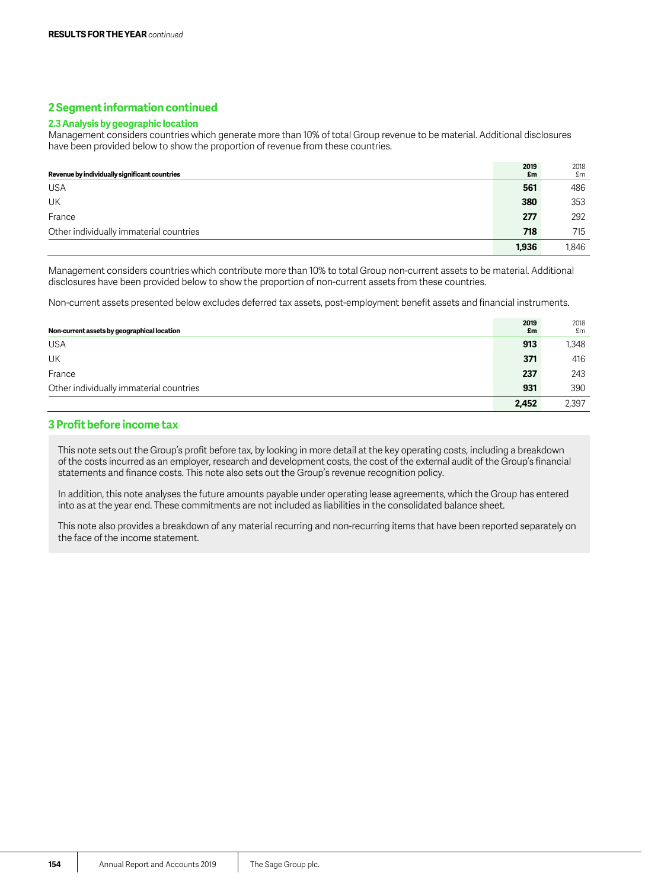## 2 Segment information continued

### 2.3 Analysis by geographic location

Management considers countries which generate more than 10% of total Group revenue to be material. Additional disclosures have been provided below to show the proportion of revenue from these countries.

| Revenue by individually significant countries | 2019 £m | 2018 £m |
|---|---|---|
| USA | **561** | 486 |
| UK | **380** | 353 |
| France | **277** | 292 |
| Other individually immaterial countries | **718** | 715 |
| | **1,936** | 1,846 |

Management considers countries which contribute more than 10% to total Group non-current assets to be material. Additional disclosures have been provided below to show the proportion of non-current assets from these countries.

Non-current assets presented below excludes deferred tax assets, post-employment benefit assets and financial instruments.

| Non-current assets by geographical location | 2019 £m | 2018 £m |
|---|---|---|
| USA | **913** | 1,348 |
| UK | **371** | 416 |
| France | **237** | 243 |
| Other individually immaterial countries | **931** | 390 |
| | **2,452** | 2,397 |

## 3 Profit before income tax

This note sets out the Group's profit before tax, by looking in more detail at the key operating costs, including a breakdown of the costs incurred as an employer, research and development costs, the cost of the external audit of the Group's financial statements and finance costs. This note also sets out the Group's revenue recognition policy.

In addition, this note analyses the future amounts payable under operating lease agreements, which the Group has entered into as at the year end. These commitments are not included as liabilities in the consolidated balance sheet.

This note also provides a breakdown of any material recurring and non-recurring items that have been reported separately on the face of the income statement.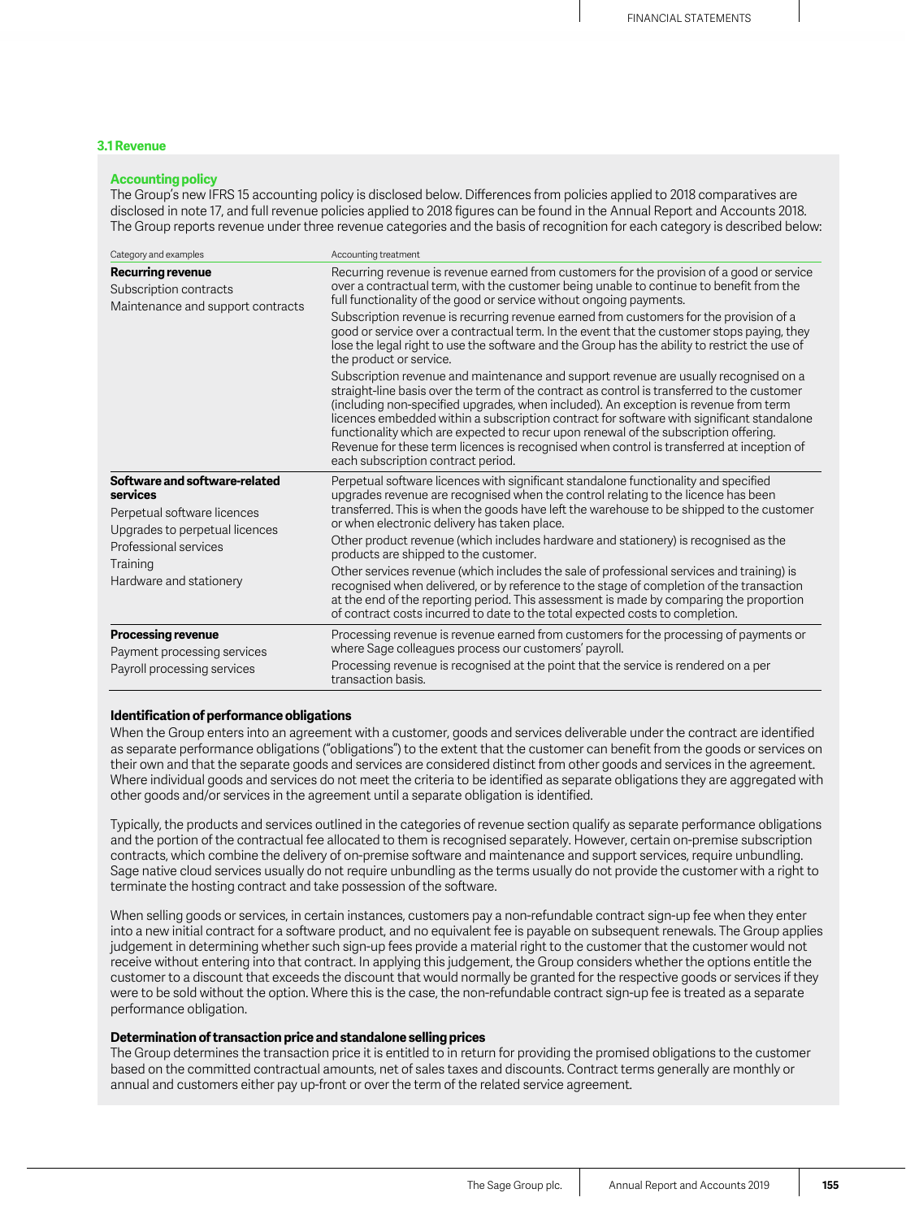### 3.1 Revenue

#### Accounting policy

The Group's new IFRS 15 accounting policy is disclosed below. Differences from policies applied to 2018 comparatives are disclosed in note 17, and full revenue policies applied to 2018 figures can be found in the Annual Report and Accounts 2018. The Group reports revenue under three revenue categories and the basis of recognition for each category is described below:

| Category and examples | Accounting treatment |
|---|---|
| **Recurring revenue**<br>Subscription contracts<br>Maintenance and support contracts | Recurring revenue is revenue earned from customers for the provision of a good or service over a contractual term, with the customer being unable to continue to benefit from the full functionality of the good or service without ongoing payments.<br>Subscription revenue is recurring revenue earned from customers for the provision of a good or service over a contractual term. In the event that the customer stops paying, they lose the legal right to use the software and the Group has the ability to restrict the use of the product or service.<br>Subscription revenue and maintenance and support revenue are usually recognised on a straight-line basis over the term of the contract as control is transferred to the customer (including non-specified upgrades, when included). An exception is revenue from term licences embedded within a subscription contract for software with significant standalone functionality which are expected to recur upon renewal of the subscription offering. Revenue for these term licences is recognised when control is transferred at inception of each subscription contract period. |
| **Software and software-related services**<br>Perpetual software licences<br>Upgrades to perpetual licences<br>Professional services<br>Training<br>Hardware and stationery | Perpetual software licences with significant standalone functionality and specified upgrades revenue are recognised when the control relating to the licence has been transferred. This is when the goods have left the warehouse to be shipped to the customer or when electronic delivery has taken place.<br>Other product revenue (which includes hardware and stationery) is recognised as the products are shipped to the customer.<br>Other services revenue (which includes the sale of professional services and training) is recognised when delivered, or by reference to the stage of completion of the transaction at the end of the reporting period. This assessment is made by comparing the proportion of contract costs incurred to date to the total expected costs to completion. |
| **Processing revenue**<br>Payment processing services<br>Payroll processing services | Processing revenue is revenue earned from customers for the processing of payments or where Sage colleagues process our customers' payroll.<br>Processing revenue is recognised at the point that the service is rendered on a per transaction basis. |

**Identification of performance obligations**

When the Group enters into an agreement with a customer, goods and services deliverable under the contract are identified as separate performance obligations ("obligations") to the extent that the customer can benefit from the goods or services on their own and that the separate goods and services are considered distinct from other goods and services in the agreement. Where individual goods and services do not meet the criteria to be identified as separate obligations they are aggregated with other goods and/or services in the agreement until a separate obligation is identified.

Typically, the products and services outlined in the categories of revenue section qualify as separate performance obligations and the portion of the contractual fee allocated to them is recognised separately. However, certain on-premise subscription contracts, which combine the delivery of on-premise software and maintenance and support services, require unbundling. Sage native cloud services usually do not require unbundling as the terms usually do not provide the customer with a right to terminate the hosting contract and take possession of the software.

When selling goods or services, in certain instances, customers pay a non-refundable contract sign-up fee when they enter into a new initial contract for a software product, and no equivalent fee is payable on subsequent renewals. The Group applies judgement in determining whether such sign-up fees provide a material right to the customer that the customer would not receive without entering into that contract. In applying this judgement, the Group considers whether the options entitle the customer to a discount that exceeds the discount that would normally be granted for the respective goods or services if they were to be sold without the option. Where this is the case, the non-refundable contract sign-up fee is treated as a separate performance obligation.

**Determination of transaction price and standalone selling prices**

The Group determines the transaction price it is entitled to in return for providing the promised obligations to the customer based on the committed contractual amounts, net of sales taxes and discounts. Contract terms generally are monthly or annual and customers either pay up-front or over the term of the related service agreement.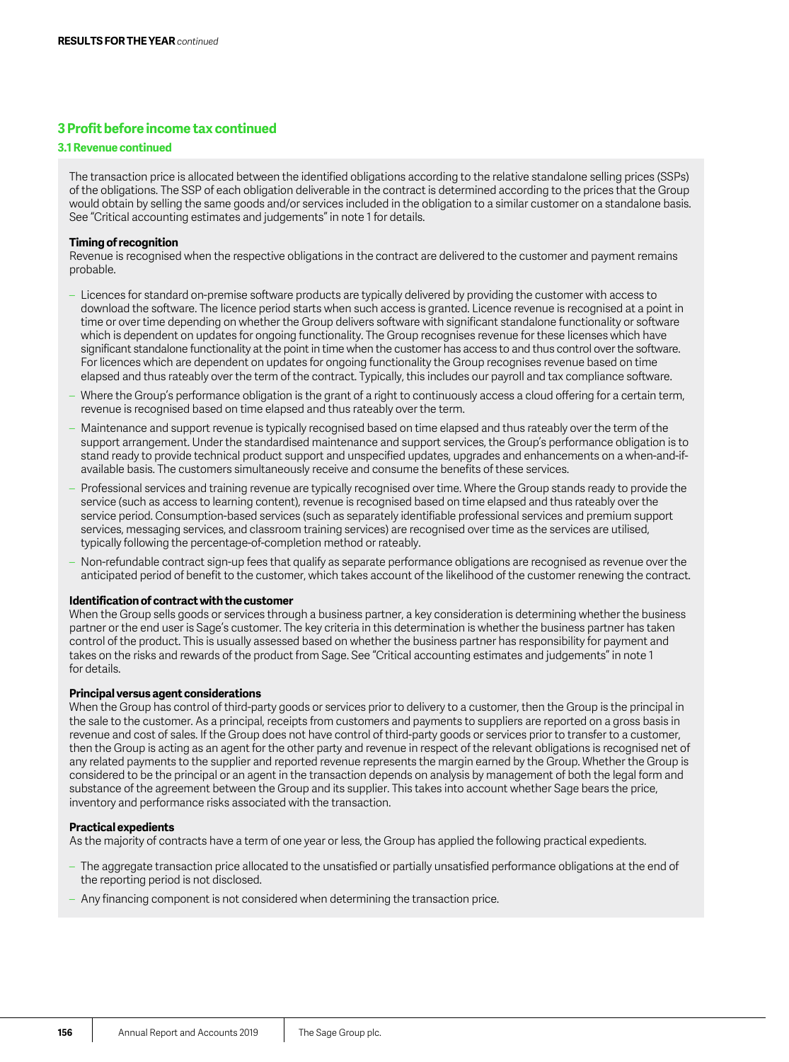## 3 Profit before income tax continued

### 3.1 Revenue continued

The transaction price is allocated between the identified obligations according to the relative standalone selling prices (SSPs) of the obligations. The SSP of each obligation deliverable in the contract is determined according to the prices that the Group would obtain by selling the same goods and/or services included in the obligation to a similar customer on a standalone basis. See "Critical accounting estimates and judgements" in note 1 for details.

**Timing of recognition**

Revenue is recognised when the respective obligations in the contract are delivered to the customer and payment remains probable.

- Licences for standard on-premise software products are typically delivered by providing the customer with access to download the software. The licence period starts when such access is granted. Licence revenue is recognised at a point in time or over time depending on whether the Group delivers software with significant standalone functionality or software which is dependent on updates for ongoing functionality. The Group recognises revenue for these licenses which have significant standalone functionality at the point in time when the customer has access to and thus control over the software. For licences which are dependent on updates for ongoing functionality the Group recognises revenue based on time elapsed and thus rateably over the term of the contract. Typically, this includes our payroll and tax compliance software.
- Where the Group's performance obligation is the grant of a right to continuously access a cloud offering for a certain term, revenue is recognised based on time elapsed and thus rateably over the term.
- Maintenance and support revenue is typically recognised based on time elapsed and thus rateably over the term of the support arrangement. Under the standardised maintenance and support services, the Group's performance obligation is to stand ready to provide technical product support and unspecified updates, upgrades and enhancements on a when-and-if-available basis. The customers simultaneously receive and consume the benefits of these services.
- Professional services and training revenue are typically recognised over time. Where the Group stands ready to provide the service (such as access to learning content), revenue is recognised based on time elapsed and thus rateably over the service period. Consumption-based services (such as separately identifiable professional services and premium support services, messaging services, and classroom training services) are recognised over time as the services are utilised, typically following the percentage-of-completion method or rateably.
- Non-refundable contract sign-up fees that qualify as separate performance obligations are recognised as revenue over the anticipated period of benefit to the customer, which takes account of the likelihood of the customer renewing the contract.

**Identification of contract with the customer**

When the Group sells goods or services through a business partner, a key consideration is determining whether the business partner or the end user is Sage's customer. The key criteria in this determination is whether the business partner has taken control of the product. This is usually assessed based on whether the business partner has responsibility for payment and takes on the risks and rewards of the product from Sage. See "Critical accounting estimates and judgements" in note 1 for details.

**Principal versus agent considerations**

When the Group has control of third-party goods or services prior to delivery to a customer, then the Group is the principal in the sale to the customer. As a principal, receipts from customers and payments to suppliers are reported on a gross basis in revenue and cost of sales. If the Group does not have control of third-party goods or services prior to transfer to a customer, then the Group is acting as an agent for the other party and revenue in respect of the relevant obligations is recognised net of any related payments to the supplier and reported revenue represents the margin earned by the Group. Whether the Group is considered to be the principal or an agent in the transaction depends on analysis by management of both the legal form and substance of the agreement between the Group and its supplier. This takes into account whether Sage bears the price, inventory and performance risks associated with the transaction.

**Practical expedients**

As the majority of contracts have a term of one year or less, the Group has applied the following practical expedients.

- The aggregate transaction price allocated to the unsatisfied or partially unsatisfied performance obligations at the end of the reporting period is not disclosed.
- Any financing component is not considered when determining the transaction price.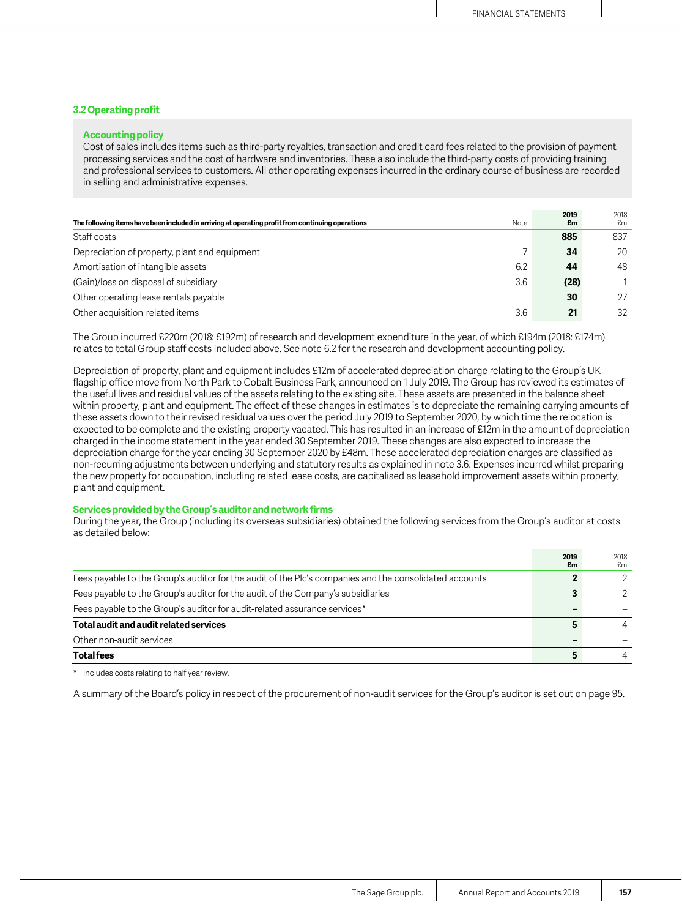### 3.2 Operating profit

**Accounting policy**

Cost of sales includes items such as third-party royalties, transaction and credit card fees related to the provision of payment processing services and the cost of hardware and inventories. These also include the third-party costs of providing training and professional services to customers. All other operating expenses incurred in the ordinary course of business are recorded in selling and administrative expenses.

| The following items have been included in arriving at operating profit from continuing operations | Note | 2019 £m | 2018 £m |
|---|---|---|---|
| Staff costs | | **885** | 837 |
| Depreciation of property, plant and equipment | 7 | **34** | 20 |
| Amortisation of intangible assets | 6.2 | **44** | 48 |
| (Gain)/loss on disposal of subsidiary | 3.6 | **(28)** | 1 |
| Other operating lease rentals payable | | **30** | 27 |
| Other acquisition-related items | 3.6 | **21** | 32 |

The Group incurred £220m (2018: £192m) of research and development expenditure in the year, of which £194m (2018: £174m) relates to total Group staff costs included above. See note 6.2 for the research and development accounting policy.

Depreciation of property, plant and equipment includes £12m of accelerated depreciation charge relating to the Group's UK flagship office move from North Park to Cobalt Business Park, announced on 1 July 2019. The Group has reviewed its estimates of the useful lives and residual values of the assets relating to the existing site. These assets are presented in the balance sheet within property, plant and equipment. The effect of these changes in estimates is to depreciate the remaining carrying amounts of these assets down to their revised residual values over the period July 2019 to September 2020, by which time the relocation is expected to be complete and the existing property vacated. This has resulted in an increase of £12m in the amount of depreciation charged in the income statement in the year ended 30 September 2019. These changes are also expected to increase the depreciation charge for the year ending 30 September 2020 by £48m. These accelerated depreciation charges are classified as non-recurring adjustments between underlying and statutory results as explained in note 3.6. Expenses incurred whilst preparing the new property for occupation, including related lease costs, are capitalised as leasehold improvement assets within property, plant and equipment.

**Services provided by the Group's auditor and network firms**

During the year, the Group (including its overseas subsidiaries) obtained the following services from the Group's auditor at costs as detailed below:

| | 2019 £m | 2018 £m |
|---|---|---|
| Fees payable to the Group's auditor for the audit of the Plc's companies and the consolidated accounts | **2** | 2 |
| Fees payable to the Group's auditor for the audit of the Company's subsidiaries | **3** | 2 |
| Fees payable to the Group's auditor for audit-related assurance services* | **–** | – |
| **Total audit and audit related services** | **5** | 4 |
| Other non-audit services | **–** | – |
| **Total fees** | **5** | 4 |

\* Includes costs relating to half year review.

A summary of the Board's policy in respect of the procurement of non-audit services for the Group's auditor is set out on page 95.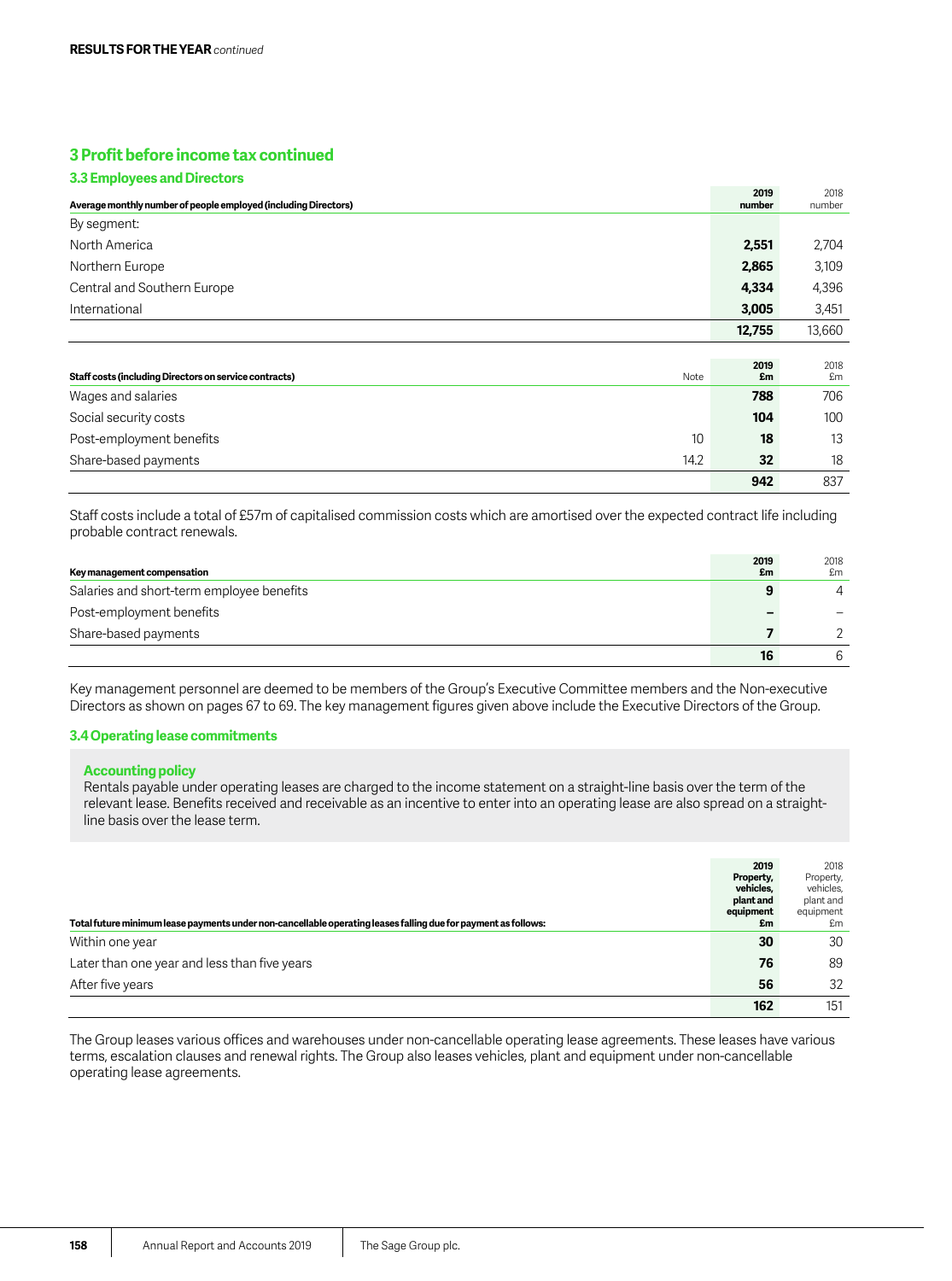**RESULTS FOR THE YEAR** *continued*

## 3 Profit before income tax continued

### 3.3 Employees and Directors

| Average monthly number of people employed (including Directors) | 2019 number | 2018 number |
|---|---|---|
| By segment: | | |
| North America | **2,551** | 2,704 |
| Northern Europe | **2,865** | 3,109 |
| Central and Southern Europe | **4,334** | 4,396 |
| International | **3,005** | 3,451 |
| | **12,755** | 13,660 |

| Staff costs (including Directors on service contracts) | Note | 2019 £m | 2018 £m |
|---|---|---|---|
| Wages and salaries | | **788** | 706 |
| Social security costs | | **104** | 100 |
| Post-employment benefits | 10 | **18** | 13 |
| Share-based payments | 14.2 | **32** | 18 |
| | | **942** | 837 |

Staff costs include a total of £57m of capitalised commission costs which are amortised over the expected contract life including probable contract renewals.

| Key management compensation | 2019 £m | 2018 £m |
|---|---|---|
| Salaries and short-term employee benefits | **9** | 4 |
| Post-employment benefits | **–** | – |
| Share-based payments | **7** | 2 |
| | **16** | 6 |

Key management personnel are deemed to be members of the Group's Executive Committee members and the Non-executive Directors as shown on pages 67 to 69. The key management figures given above include the Executive Directors of the Group.

### 3.4 Operating lease commitments

**Accounting policy**
Rentals payable under operating leases are charged to the income statement on a straight-line basis over the term of the relevant lease. Benefits received and receivable as an incentive to enter into an operating lease are also spread on a straight-line basis over the lease term.

| Total future minimum lease payments under non-cancellable operating leases falling due for payment as follows: | 2019 Property, vehicles, plant and equipment £m | 2018 Property, vehicles, plant and equipment £m |
|---|---|---|
| Within one year | **30** | 30 |
| Later than one year and less than five years | **76** | 89 |
| After five years | **56** | 32 |
| | **162** | 151 |

The Group leases various offices and warehouses under non-cancellable operating lease agreements. These leases have various terms, escalation clauses and renewal rights. The Group also leases vehicles, plant and equipment under non-cancellable operating lease agreements.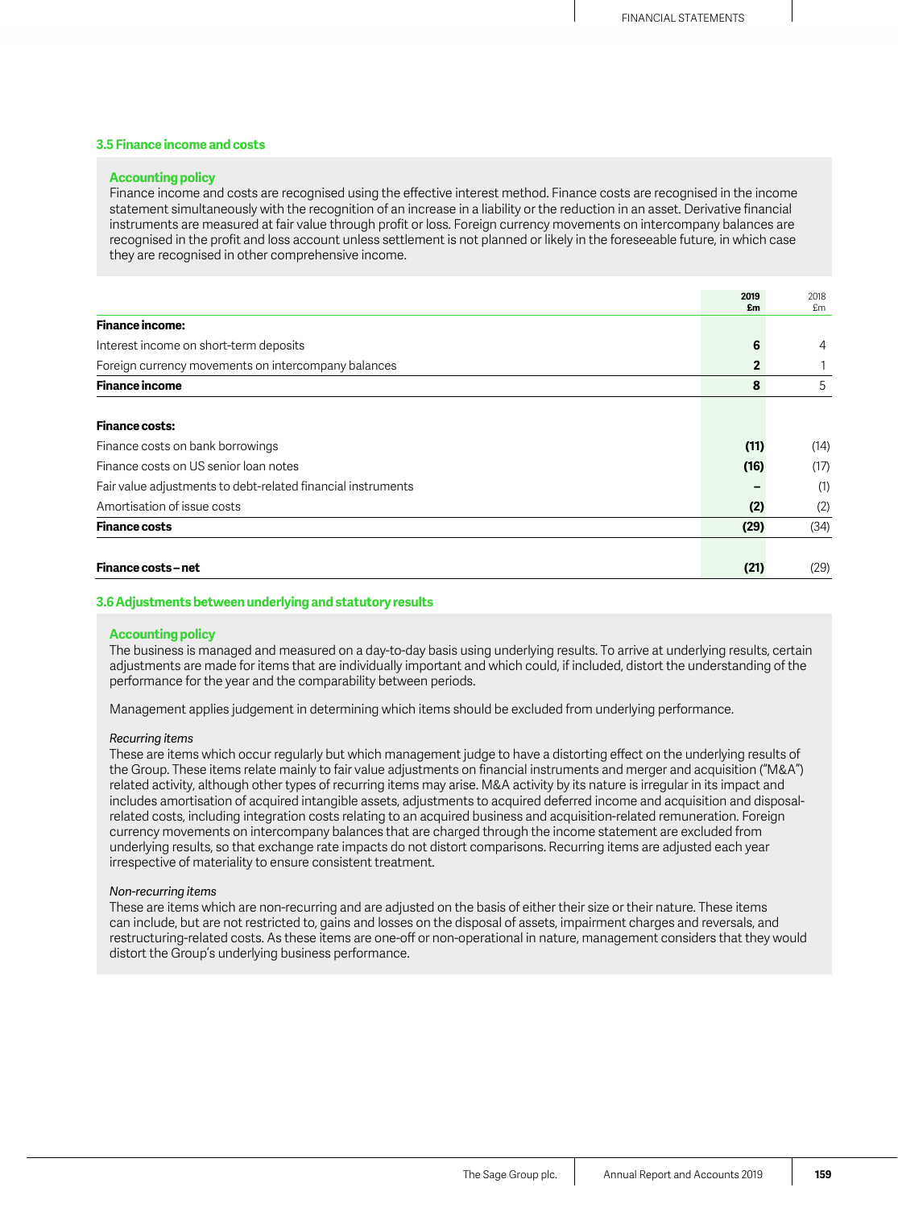### 3.5 Finance income and costs

**Accounting policy**

Finance income and costs are recognised using the effective interest method. Finance costs are recognised in the income statement simultaneously with the recognition of an increase in a liability or the reduction in an asset. Derivative financial instruments are measured at fair value through profit or loss. Foreign currency movements on intercompany balances are recognised in the profit and loss account unless settlement is not planned or likely in the foreseeable future, in which case they are recognised in other comprehensive income.

| | 2019 £m | 2018 £m |
|---|---|---|
| **Finance income:** | | |
| Interest income on short-term deposits | **6** | 4 |
| Foreign currency movements on intercompany balances | **2** | 1 |
| **Finance income** | **8** | 5 |
| | | |
| **Finance costs:** | | |
| Finance costs on bank borrowings | **(11)** | (14) |
| Finance costs on US senior loan notes | **(16)** | (17) |
| Fair value adjustments to debt-related financial instruments | **–** | (1) |
| Amortisation of issue costs | **(2)** | (2) |
| **Finance costs** | **(29)** | (34) |
| | | |
| **Finance costs – net** | **(21)** | (29) |

### 3.6 Adjustments between underlying and statutory results

**Accounting policy**

The business is managed and measured on a day-to-day basis using underlying results. To arrive at underlying results, certain adjustments are made for items that are individually important and which could, if included, distort the understanding of the performance for the year and the comparability between periods.

Management applies judgement in determining which items should be excluded from underlying performance.

*Recurring items*

These are items which occur regularly but which management judge to have a distorting effect on the underlying results of the Group. These items relate mainly to fair value adjustments on financial instruments and merger and acquisition ("M&A") related activity, although other types of recurring items may arise. M&A activity by its nature is irregular in its impact and includes amortisation of acquired intangible assets, adjustments to acquired deferred income and acquisition and disposal-related costs, including integration costs relating to an acquired business and acquisition-related remuneration. Foreign currency movements on intercompany balances that are charged through the income statement are excluded from underlying results, so that exchange rate impacts do not distort comparisons. Recurring items are adjusted each year irrespective of materiality to ensure consistent treatment.

*Non-recurring items*

These are items which are non-recurring and are adjusted on the basis of either their size or their nature. These items can include, but are not restricted to, gains and losses on the disposal of assets, impairment charges and reversals, and restructuring-related costs. As these items are one-off or non-operational in nature, management considers that they would distort the Group's underlying business performance.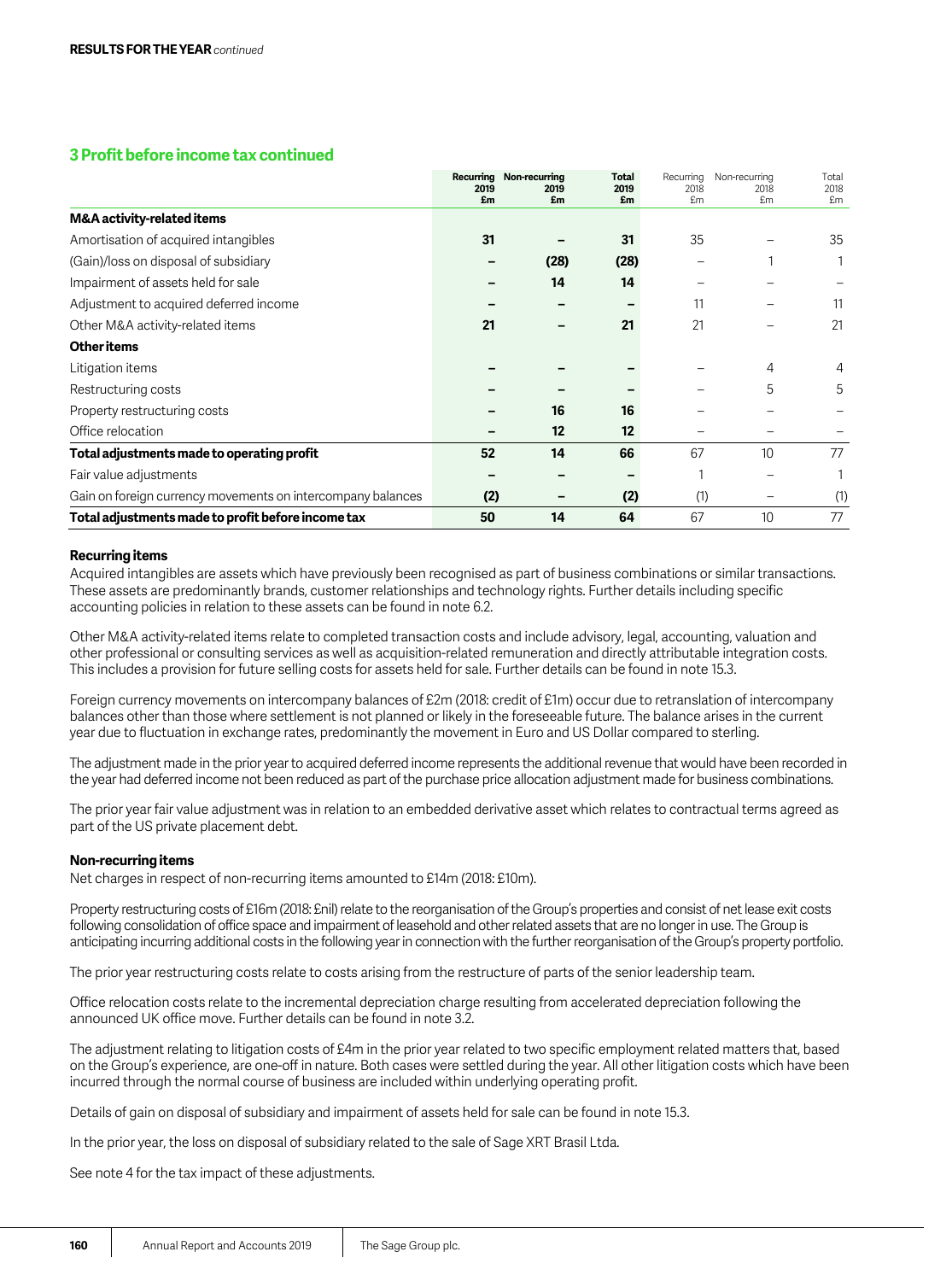**RESULTS FOR THE YEAR** *continued*

## 3 Profit before income tax continued

| | Recurring 2019 £m | Non-recurring 2019 £m | Total 2019 £m | Recurring 2018 £m | Non-recurring 2018 £m | Total 2018 £m |
|---|---|---|---|---|---|---|
| **M&A activity-related items** | | | | | | |
| Amortisation of acquired intangibles | **31** | **–** | **31** | 35 | – | 35 |
| (Gain)/loss on disposal of subsidiary | **–** | **(28)** | **(28)** | – | 1 | 1 |
| Impairment of assets held for sale | **–** | **14** | **14** | – | – | – |
| Adjustment to acquired deferred income | **–** | **–** | **–** | 11 | – | 11 |
| Other M&A activity-related items | **21** | **–** | **21** | 21 | – | 21 |
| **Other items** | | | | | | |
| Litigation items | **–** | **–** | **–** | – | 4 | 4 |
| Restructuring costs | **–** | **–** | **–** | – | 5 | 5 |
| Property restructuring costs | **–** | **16** | **16** | – | – | – |
| Office relocation | **–** | **12** | **12** | – | – | – |
| **Total adjustments made to operating profit** | **52** | **14** | **66** | 67 | 10 | 77 |
| Fair value adjustments | **–** | **–** | **–** | 1 | – | 1 |
| Gain on foreign currency movements on intercompany balances | **(2)** | **–** | **(2)** | (1) | – | (1) |
| **Total adjustments made to profit before income tax** | **50** | **14** | **64** | 67 | 10 | 77 |

### Recurring items

Acquired intangibles are assets which have previously been recognised as part of business combinations or similar transactions. These assets are predominantly brands, customer relationships and technology rights. Further details including specific accounting policies in relation to these assets can be found in note 6.2.

Other M&A activity-related items relate to completed transaction costs and include advisory, legal, accounting, valuation and other professional or consulting services as well as acquisition-related remuneration and directly attributable integration costs. This includes a provision for future selling costs for assets held for sale. Further details can be found in note 15.3.

Foreign currency movements on intercompany balances of £2m (2018: credit of £1m) occur due to retranslation of intercompany balances other than those where settlement is not planned or likely in the foreseeable future. The balance arises in the current year due to fluctuation in exchange rates, predominantly the movement in Euro and US Dollar compared to sterling.

The adjustment made in the prior year to acquired deferred income represents the additional revenue that would have been recorded in the year had deferred income not been reduced as part of the purchase price allocation adjustment made for business combinations.

The prior year fair value adjustment was in relation to an embedded derivative asset which relates to contractual terms agreed as part of the US private placement debt.

### Non-recurring items

Net charges in respect of non-recurring items amounted to £14m (2018: £10m).

Property restructuring costs of £16m (2018: £nil) relate to the reorganisation of the Group's properties and consist of net lease exit costs following consolidation of office space and impairment of leasehold and other related assets that are no longer in use. The Group is anticipating incurring additional costs in the following year in connection with the further reorganisation of the Group's property portfolio.

The prior year restructuring costs relate to costs arising from the restructure of parts of the senior leadership team.

Office relocation costs relate to the incremental depreciation charge resulting from accelerated depreciation following the announced UK office move. Further details can be found in note 3.2.

The adjustment relating to litigation costs of £4m in the prior year related to two specific employment related matters that, based on the Group's experience, are one-off in nature. Both cases were settled during the year. All other litigation costs which have been incurred through the normal course of business are included within underlying operating profit.

Details of gain on disposal of subsidiary and impairment of assets held for sale can be found in note 15.3.

In the prior year, the loss on disposal of subsidiary related to the sale of Sage XRT Brasil Ltda.

See note 4 for the tax impact of these adjustments.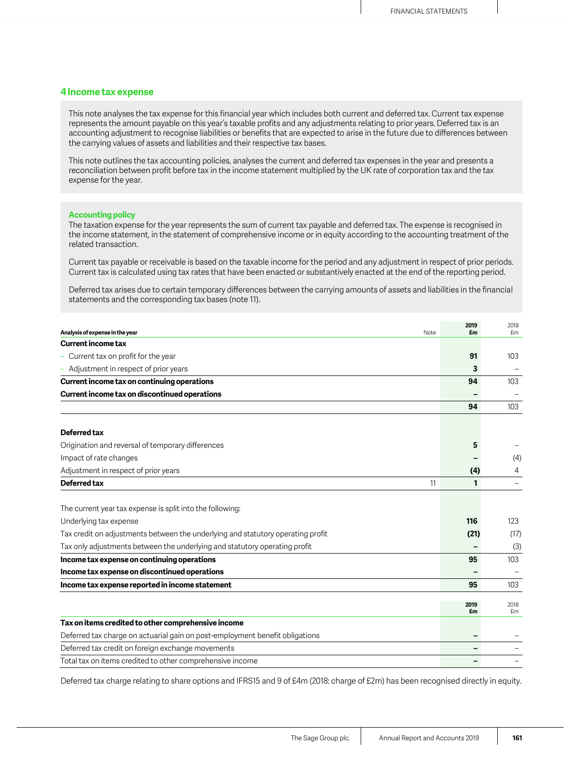## 4 Income tax expense

This note analyses the tax expense for this financial year which includes both current and deferred tax. Current tax expense represents the amount payable on this year's taxable profits and any adjustments relating to prior years. Deferred tax is an accounting adjustment to recognise liabilities or benefits that are expected to arise in the future due to differences between the carrying values of assets and liabilities and their respective tax bases.

This note outlines the tax accounting policies, analyses the current and deferred tax expenses in the year and presents a reconciliation between profit before tax in the income statement multiplied by the UK rate of corporation tax and the tax expense for the year.

### Accounting policy

The taxation expense for the year represents the sum of current tax payable and deferred tax. The expense is recognised in the income statement, in the statement of comprehensive income or in equity according to the accounting treatment of the related transaction.

Current tax payable or receivable is based on the taxable income for the period and any adjustment in respect of prior periods. Current tax is calculated using tax rates that have been enacted or substantively enacted at the end of the reporting period.

Deferred tax arises due to certain temporary differences between the carrying amounts of assets and liabilities in the financial statements and the corresponding tax bases (note 11).

| Analysis of expense in the year | Note | 2019 £m | 2018 £m |
|---|---|---|---|
| **Current income tax** | | | |
| – Current tax on profit for the year | | **91** | 103 |
| – Adjustment in respect of prior years | | **3** | – |
| **Current income tax on continuing operations** | | **94** | 103 |
| **Current income tax on discontinued operations** | | **–** | – |
| | | **94** | 103 |
| **Deferred tax** | | | |
| Origination and reversal of temporary differences | | **5** | – |
| Impact of rate changes | | **–** | (4) |
| Adjustment in respect of prior years | | **(4)** | 4 |
| **Deferred tax** | 11 | **1** | – |
| The current year tax expense is split into the following: | | | |
| Underlying tax expense | | **116** | 123 |
| Tax credit on adjustments between the underlying and statutory operating profit | | **(21)** | (17) |
| Tax only adjustments between the underlying and statutory operating profit | | **–** | (3) |
| **Income tax expense on continuing operations** | | **95** | 103 |
| **Income tax expense on discontinued operations** | | **–** | – |
| **Income tax expense reported in income statement** | | **95** | 103 |

| | 2019 £m | 2018 £m |
|---|---|---|
| **Tax on items credited to other comprehensive income** | | |
| Deferred tax charge on actuarial gain on post-employment benefit obligations | **–** | – |
| Deferred tax credit on foreign exchange movements | **–** | – |
| Total tax on items credited to other comprehensive income | **–** | – |

Deferred tax charge relating to share options and IFRS15 and 9 of £4m (2018: charge of £2m) has been recognised directly in equity.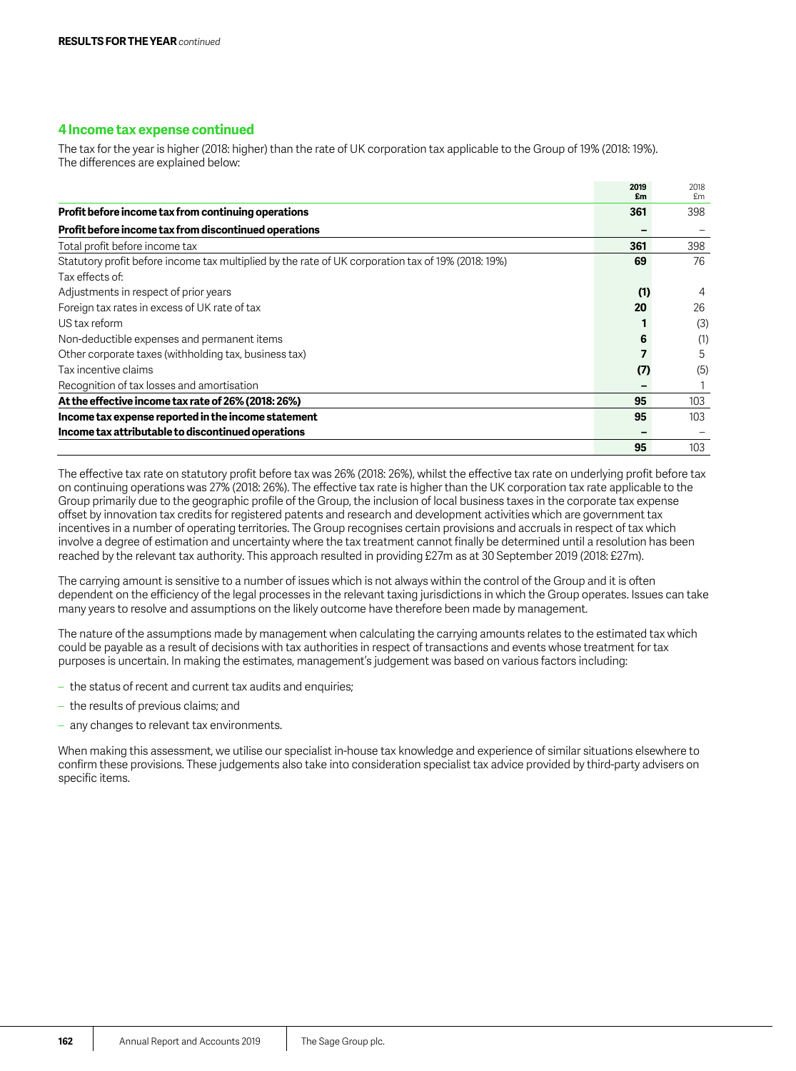**RESULTS FOR THE YEAR** *continued*

## 4 Income tax expense continued

The tax for the year is higher (2018: higher) than the rate of UK corporation tax applicable to the Group of 19% (2018: 19%). The differences are explained below:

| | 2019 £m | 2018 £m |
|---|---|---|
| **Profit before income tax from continuing operations** | **361** | 398 |
| **Profit before income tax from discontinued operations** | **–** | – |
| Total profit before income tax | **361** | 398 |
| Statutory profit before income tax multiplied by the rate of UK corporation tax of 19% (2018: 19%) | **69** | 76 |
| Tax effects of: | | |
| Adjustments in respect of prior years | **(1)** | 4 |
| Foreign tax rates in excess of UK rate of tax | **20** | 26 |
| US tax reform | **1** | (3) |
| Non-deductible expenses and permanent items | **6** | (1) |
| Other corporate taxes (withholding tax, business tax) | **7** | 5 |
| Tax incentive claims | **(7)** | (5) |
| Recognition of tax losses and amortisation | **–** | 1 |
| **At the effective income tax rate of 26% (2018: 26%)** | **95** | 103 |
| **Income tax expense reported in the income statement** | **95** | 103 |
| **Income tax attributable to discontinued operations** | **–** | – |
| | **95** | 103 |

The effective tax rate on statutory profit before tax was 26% (2018: 26%), whilst the effective tax rate on underlying profit before tax on continuing operations was 27% (2018: 26%). The effective tax rate is higher than the UK corporation tax rate applicable to the Group primarily due to the geographic profile of the Group, the inclusion of local business taxes in the corporate tax expense offset by innovation tax credits for registered patents and research and development activities which are government tax incentives in a number of operating territories. The Group recognises certain provisions and accruals in respect of tax which involve a degree of estimation and uncertainty where the tax treatment cannot finally be determined until a resolution has been reached by the relevant tax authority. This approach resulted in providing £27m as at 30 September 2019 (2018: £27m).

The carrying amount is sensitive to a number of issues which is not always within the control of the Group and it is often dependent on the efficiency of the legal processes in the relevant taxing jurisdictions in which the Group operates. Issues can take many years to resolve and assumptions on the likely outcome have therefore been made by management.

The nature of the assumptions made by management when calculating the carrying amounts relates to the estimated tax which could be payable as a result of decisions with tax authorities in respect of transactions and events whose treatment for tax purposes is uncertain. In making the estimates, management's judgement was based on various factors including:

- the status of recent and current tax audits and enquiries;
- the results of previous claims; and
- any changes to relevant tax environments.

When making this assessment, we utilise our specialist in-house tax knowledge and experience of similar situations elsewhere to confirm these provisions. These judgements also take into consideration specialist tax advice provided by third-party advisers on specific items.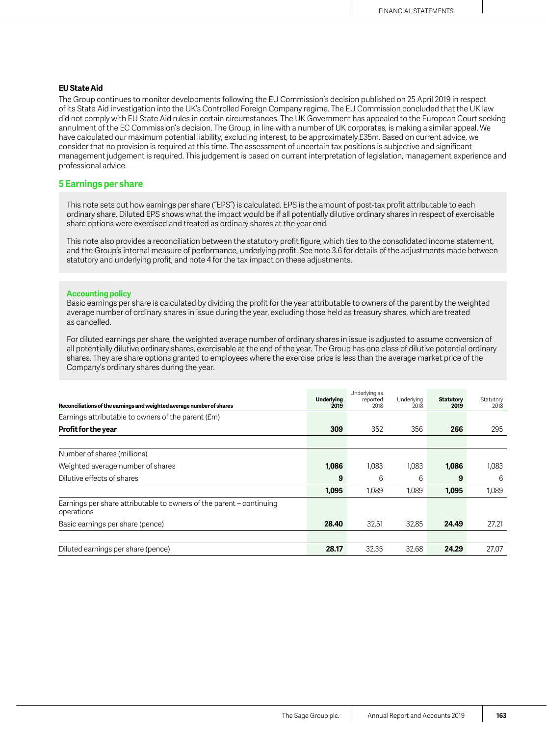### EU State Aid

The Group continues to monitor developments following the EU Commission's decision published on 25 April 2019 in respect of its State Aid investigation into the UK's Controlled Foreign Company regime. The EU Commission concluded that the UK law did not comply with EU State Aid rules in certain circumstances. The UK Government has appealed to the European Court seeking annulment of the EC Commission's decision. The Group, in line with a number of UK corporates, is making a similar appeal. We have calculated our maximum potential liability, excluding interest, to be approximately £35m. Based on current advice, we consider that no provision is required at this time. The assessment of uncertain tax positions is subjective and significant management judgement is required. This judgement is based on current interpretation of legislation, management experience and professional advice.

## 5 Earnings per share

This note sets out how earnings per share ("EPS") is calculated. EPS is the amount of post-tax profit attributable to each ordinary share. Diluted EPS shows what the impact would be if all potentially dilutive ordinary shares in respect of exercisable share options were exercised and treated as ordinary shares at the year end.

This note also provides a reconciliation between the statutory profit figure, which ties to the consolidated income statement, and the Group's internal measure of performance, underlying profit. See note 3.6 for details of the adjustments made between statutory and underlying profit, and note 4 for the tax impact on these adjustments.

**Accounting policy**

Basic earnings per share is calculated by dividing the profit for the year attributable to owners of the parent by the weighted average number of ordinary shares in issue during the year, excluding those held as treasury shares, which are treated as cancelled.

For diluted earnings per share, the weighted average number of ordinary shares in issue is adjusted to assume conversion of all potentially dilutive ordinary shares, exercisable at the end of the year. The Group has one class of dilutive potential ordinary shares. They are share options granted to employees where the exercise price is less than the average market price of the Company's ordinary shares during the year.

| Reconciliations of the earnings and weighted average number of shares | Underlying 2019 | Underlying as reported 2018 | Underlying 2018 | Statutory 2019 | Statutory 2018 |
|---|---|---|---|---|---|
| Earnings attributable to owners of the parent (£m) | | | | | |
| **Profit for the year** | **309** | 352 | 356 | **266** | 295 |
| | | | | | |
| Number of shares (millions) | | | | | |
| Weighted average number of shares | **1,086** | 1,083 | 1,083 | **1,086** | 1,083 |
| Dilutive effects of shares | **9** | 6 | 6 | **9** | 6 |
| | **1,095** | 1,089 | 1,089 | **1,095** | 1,089 |
| Earnings per share attributable to owners of the parent – continuing operations | | | | | |
| Basic earnings per share (pence) | **28.40** | 32.51 | 32.85 | **24.49** | 27.21 |
| | | | | | |
| Diluted earnings per share (pence) | **28.17** | 32.35 | 32.68 | **24.29** | 27.07 |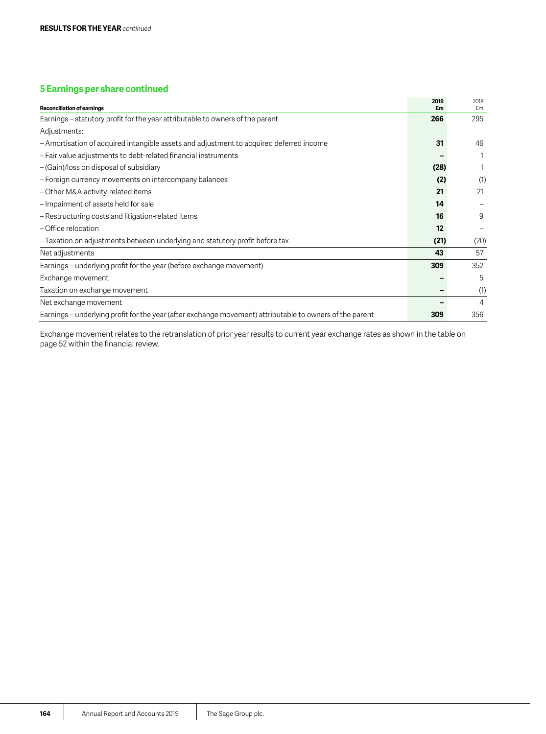## 5 Earnings per share continued

| Reconciliation of earnings | 2019 £m | 2018 £m |
|---|---|---|
| Earnings – statutory profit for the year attributable to owners of the parent | **266** | 295 |
| Adjustments: | | |
| – Amortisation of acquired intangible assets and adjustment to acquired deferred income | **31** | 46 |
| – Fair value adjustments to debt-related financial instruments | **–** | 1 |
| – (Gain)/loss on disposal of subsidiary | **(28)** | 1 |
| – Foreign currency movements on intercompany balances | **(2)** | (1) |
| – Other M&A activity-related items | **21** | 21 |
| – Impairment of assets held for sale | **14** | – |
| – Restructuring costs and litigation-related items | **16** | 9 |
| – Office relocation | **12** | – |
| – Taxation on adjustments between underlying and statutory profit before tax | **(21)** | (20) |
| Net adjustments | **43** | 57 |
| Earnings – underlying profit for the year (before exchange movement) | **309** | 352 |
| Exchange movement | **–** | 5 |
| Taxation on exchange movement | **–** | (1) |
| Net exchange movement | **–** | 4 |
| Earnings – underlying profit for the year (after exchange movement) attributable to owners of the parent | **309** | 356 |

Exchange movement relates to the retranslation of prior year results to current year exchange rates as shown in the table on page 52 within the financial review.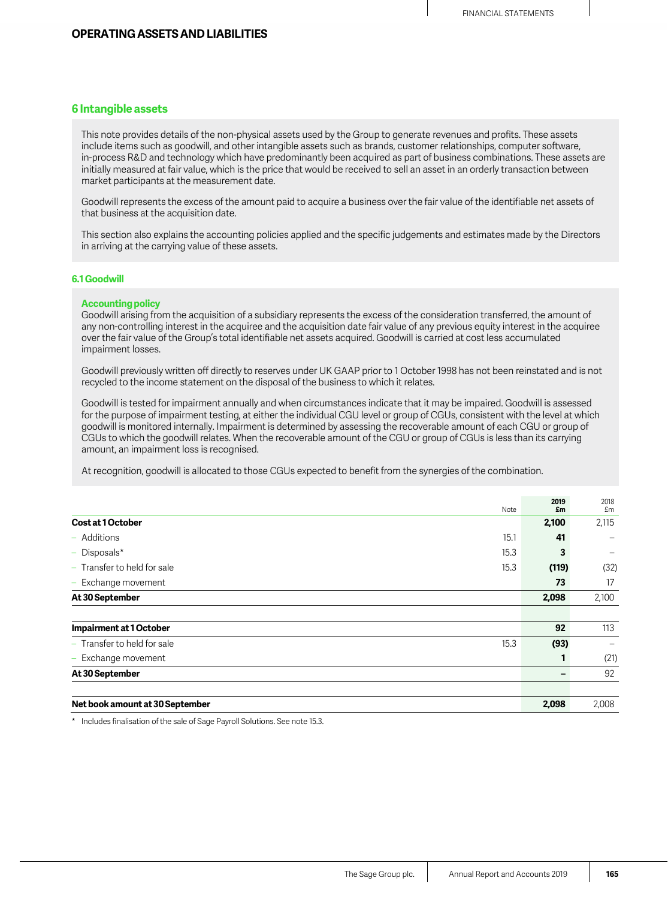## OPERATING ASSETS AND LIABILITIES

### 6 Intangible assets

This note provides details of the non-physical assets used by the Group to generate revenues and profits. These assets include items such as goodwill, and other intangible assets such as brands, customer relationships, computer software, in-process R&D and technology which have predominantly been acquired as part of business combinations. These assets are initially measured at fair value, which is the price that would be received to sell an asset in an orderly transaction between market participants at the measurement date.

Goodwill represents the excess of the amount paid to acquire a business over the fair value of the identifiable net assets of that business at the acquisition date.

This section also explains the accounting policies applied and the specific judgements and estimates made by the Directors in arriving at the carrying value of these assets.

#### 6.1 Goodwill

**Accounting policy**

Goodwill arising from the acquisition of a subsidiary represents the excess of the consideration transferred, the amount of any non-controlling interest in the acquiree and the acquisition date fair value of any previous equity interest in the acquiree over the fair value of the Group's total identifiable net assets acquired. Goodwill is carried at cost less accumulated impairment losses.

Goodwill previously written off directly to reserves under UK GAAP prior to 1 October 1998 has not been reinstated and is not recycled to the income statement on the disposal of the business to which it relates.

Goodwill is tested for impairment annually and when circumstances indicate that it may be impaired. Goodwill is assessed for the purpose of impairment testing, at either the individual CGU level or group of CGUs, consistent with the level at which goodwill is monitored internally. Impairment is determined by assessing the recoverable amount of each CGU or group of CGUs to which the goodwill relates. When the recoverable amount of the CGU or group of CGUs is less than its carrying amount, an impairment loss is recognised.

At recognition, goodwill is allocated to those CGUs expected to benefit from the synergies of the combination.

| | Note | 2019 £m | 2018 £m |
|---|---|---|---|
| **Cost at 1 October** | | **2,100** | 2,115 |
| – Additions | 15.1 | **41** | – |
| – Disposals* | 15.3 | **3** | – |
| – Transfer to held for sale | 15.3 | **(119)** | (32) |
| – Exchange movement | | **73** | 17 |
| **At 30 September** | | **2,098** | 2,100 |
| | | | |
| **Impairment at 1 October** | | **92** | 113 |
| – Transfer to held for sale | 15.3 | **(93)** | – |
| – Exchange movement | | **1** | (21) |
| **At 30 September** | | **–** | 92 |
| | | | |
| **Net book amount at 30 September** | | **2,098** | 2,008 |

\* Includes finalisation of the sale of Sage Payroll Solutions. See note 15.3.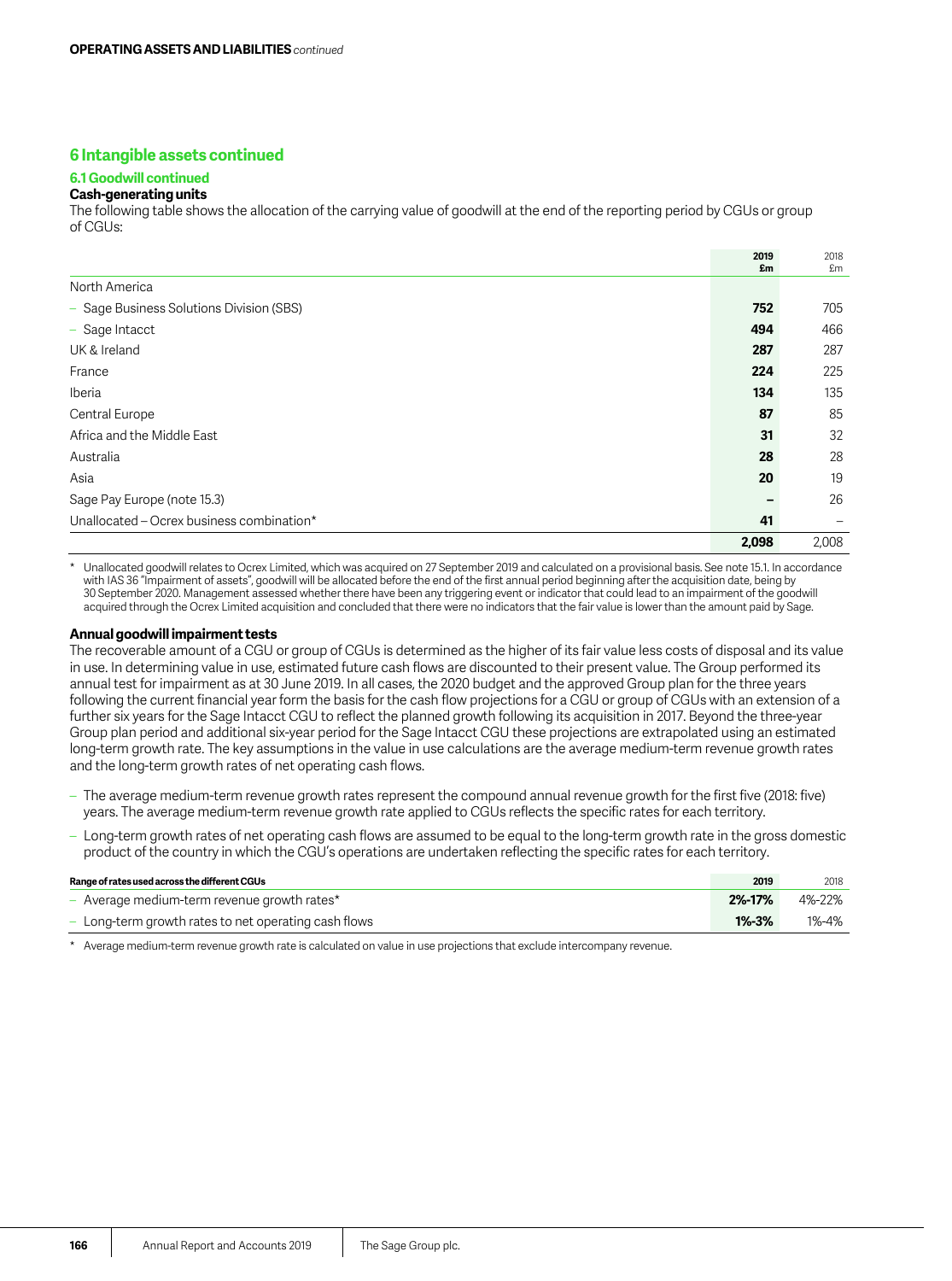## 6 Intangible assets continued

### 6.1 Goodwill continued

**Cash-generating units**

The following table shows the allocation of the carrying value of goodwill at the end of the reporting period by CGUs or group of CGUs:

| | 2019 £m | 2018 £m |
|---|---|---|
| North America | | |
| – Sage Business Solutions Division (SBS) | **752** | 705 |
| – Sage Intacct | **494** | 466 |
| UK & Ireland | **287** | 287 |
| France | **224** | 225 |
| Iberia | **134** | 135 |
| Central Europe | **87** | 85 |
| Africa and the Middle East | **31** | 32 |
| Australia | **28** | 28 |
| Asia | **20** | 19 |
| Sage Pay Europe (note 15.3) | **–** | 26 |
| Unallocated – Ocrex business combination* | **41** | – |
| | **2,098** | 2,008 |

\* Unallocated goodwill relates to Ocrex Limited, which was acquired on 27 September 2019 and calculated on a provisional basis. See note 15.1. In accordance with IAS 36 "Impairment of assets", goodwill will be allocated before the end of the first annual period beginning after the acquisition date, being by 30 September 2020. Management assessed whether there have been any triggering event or indicator that could lead to an impairment of the goodwill acquired through the Ocrex Limited acquisition and concluded that there were no indicators that the fair value is lower than the amount paid by Sage.

**Annual goodwill impairment tests**

The recoverable amount of a CGU or group of CGUs is determined as the higher of its fair value less costs of disposal and its value in use. In determining value in use, estimated future cash flows are discounted to their present value. The Group performed its annual test for impairment as at 30 June 2019. In all cases, the 2020 budget and the approved Group plan for the three years following the current financial year form the basis for the cash flow projections for a CGU or group of CGUs with an extension of a further six years for the Sage Intacct CGU to reflect the planned growth following its acquisition in 2017. Beyond the three-year Group plan period and additional six-year period for the Sage Intacct CGU these projections are extrapolated using an estimated long-term growth rate. The key assumptions in the value in use calculations are the average medium-term revenue growth rates and the long-term growth rates of net operating cash flows.

- The average medium-term revenue growth rates represent the compound annual revenue growth for the first five (2018: five) years. The average medium-term revenue growth rate applied to CGUs reflects the specific rates for each territory.
- Long-term growth rates of net operating cash flows are assumed to be equal to the long-term growth rate in the gross domestic product of the country in which the CGU's operations are undertaken reflecting the specific rates for each territory.

| Range of rates used across the different CGUs | 2019 | 2018 |
|---|---|---|
| – Average medium-term revenue growth rates* | **2%-17%** | 4%-22% |
| – Long-term growth rates to net operating cash flows | **1%-3%** | 1%-4% |

\* Average medium-term revenue growth rate is calculated on value in use projections that exclude intercompany revenue.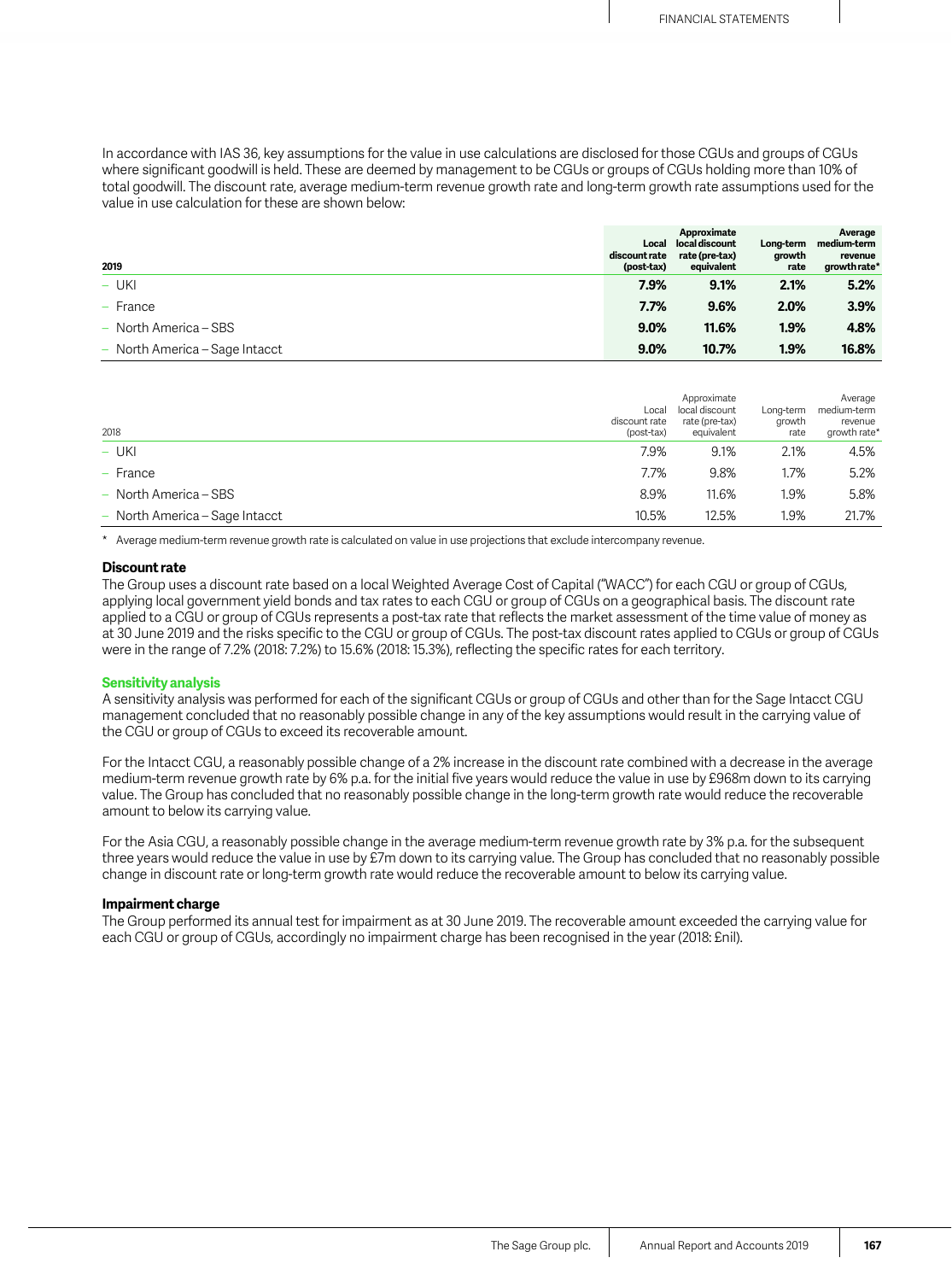In accordance with IAS 36, key assumptions for the value in use calculations are disclosed for those CGUs and groups of CGUs where significant goodwill is held. These are deemed by management to be CGUs or groups of CGUs holding more than 10% of total goodwill. The discount rate, average medium-term revenue growth rate and long-term growth rate assumptions used for the value in use calculation for these are shown below:

| 2019 | Local discount rate (post-tax) | Approximate local discount rate (pre-tax) equivalent | Long-term growth rate | Average medium-term revenue growth rate* |
|---|---|---|---|---|
| – UKI | **7.9%** | **9.1%** | **2.1%** | **5.2%** |
| – France | **7.7%** | **9.6%** | **2.0%** | **3.9%** |
| – North America – SBS | **9.0%** | **11.6%** | **1.9%** | **4.8%** |
| – North America – Sage Intacct | **9.0%** | **10.7%** | **1.9%** | **16.8%** |

| 2018 | Local discount rate (post-tax) | Approximate local discount rate (pre-tax) equivalent | Long-term growth rate | Average medium-term revenue growth rate* |
|---|---|---|---|---|
| – UKI | 7.9% | 9.1% | 2.1% | 4.5% |
| – France | 7.7% | 9.8% | 1.7% | 5.2% |
| – North America – SBS | 8.9% | 11.6% | 1.9% | 5.8% |
| – North America – Sage Intacct | 10.5% | 12.5% | 1.9% | 21.7% |

\* Average medium-term revenue growth rate is calculated on value in use projections that exclude intercompany revenue.

**Discount rate**

The Group uses a discount rate based on a local Weighted Average Cost of Capital ("WACC") for each CGU or group of CGUs, applying local government yield bonds and tax rates to each CGU or group of CGUs on a geographical basis. The discount rate applied to a CGU or group of CGUs represents a post-tax rate that reflects the market assessment of the time value of money as at 30 June 2019 and the risks specific to the CGU or group of CGUs. The post-tax discount rates applied to CGUs or group of CGUs were in the range of 7.2% (2018: 7.2%) to 15.6% (2018: 15.3%), reflecting the specific rates for each territory.

**Sensitivity analysis**

A sensitivity analysis was performed for each of the significant CGUs or group of CGUs and other than for the Sage Intacct CGU management concluded that no reasonably possible change in any of the key assumptions would result in the carrying value of the CGU or group of CGUs to exceed its recoverable amount.

For the Intacct CGU, a reasonably possible change of a 2% increase in the discount rate combined with a decrease in the average medium-term revenue growth rate by 6% p.a. for the initial five years would reduce the value in use by £968m down to its carrying value. The Group has concluded that no reasonably possible change in the long-term growth rate would reduce the recoverable amount to below its carrying value.

For the Asia CGU, a reasonably possible change in the average medium-term revenue growth rate by 3% p.a. for the subsequent three years would reduce the value in use by £7m down to its carrying value. The Group has concluded that no reasonably possible change in discount rate or long-term growth rate would reduce the recoverable amount to below its carrying value.

**Impairment charge**

The Group performed its annual test for impairment as at 30 June 2019. The recoverable amount exceeded the carrying value for each CGU or group of CGUs, accordingly no impairment charge has been recognised in the year (2018: £nil).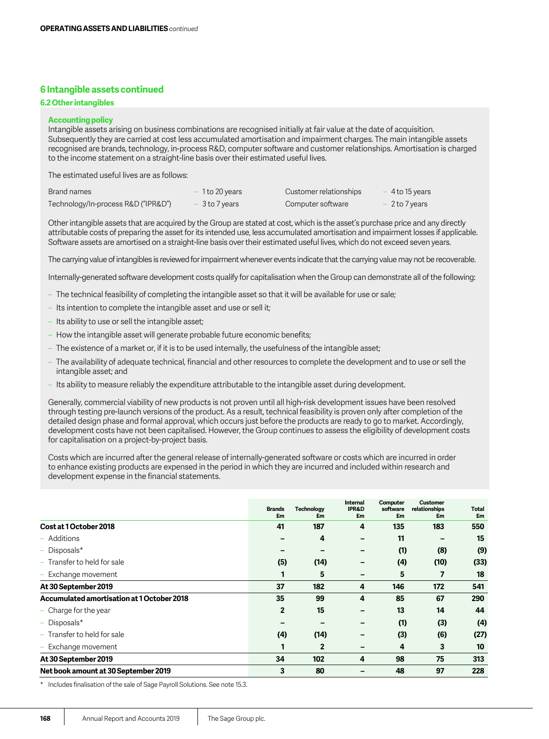## 6 Intangible assets continued

### 6.2 Other intangibles

**Accounting policy**

Intangible assets arising on business combinations are recognised initially at fair value at the date of acquisition. Subsequently they are carried at cost less accumulated amortisation and impairment charges. The main intangible assets recognised are brands, technology, in-process R&D, computer software and customer relationships. Amortisation is charged to the income statement on a straight-line basis over their estimated useful lives.

The estimated useful lives are as follows:

| | | | |
|---|---|---|---|
| Brand names | – 1 to 20 years | Customer relationships | – 4 to 15 years |
| Technology/In-process R&D ("IPR&D") | – 3 to 7 years | Computer software | – 2 to 7 years |

Other intangible assets that are acquired by the Group are stated at cost, which is the asset's purchase price and any directly attributable costs of preparing the asset for its intended use, less accumulated amortisation and impairment losses if applicable. Software assets are amortised on a straight-line basis over their estimated useful lives, which do not exceed seven years.

The carrying value of intangibles is reviewed for impairment whenever events indicate that the carrying value may not be recoverable.

Internally-generated software development costs qualify for capitalisation when the Group can demonstrate all of the following:

- The technical feasibility of completing the intangible asset so that it will be available for use or sale;
- Its intention to complete the intangible asset and use or sell it;
- Its ability to use or sell the intangible asset;
- How the intangible asset will generate probable future economic benefits;
- The existence of a market or, if it is to be used internally, the usefulness of the intangible asset;
- The availability of adequate technical, financial and other resources to complete the development and to use or sell the intangible asset; and
- Its ability to measure reliably the expenditure attributable to the intangible asset during development.

Generally, commercial viability of new products is not proven until all high-risk development issues have been resolved through testing pre-launch versions of the product. As a result, technical feasibility is proven only after completion of the detailed design phase and formal approval, which occurs just before the products are ready to go to market. Accordingly, development costs have not been capitalised. However, the Group continues to assess the eligibility of development costs for capitalisation on a project-by-project basis.

Costs which are incurred after the general release of internally-generated software or costs which are incurred in order to enhance existing products are expensed in the period in which they are incurred and included within research and development expense in the financial statements.

| | Brands £m | Technology £m | Internal IPR&D £m | Computer software £m | Customer relationships £m | Total £m |
|---|---|---|---|---|---|---|
| **Cost at 1 October 2018** | **41** | **187** | **4** | **135** | **183** | **550** |
| – Additions | – | 4 | – | 11 | – | 15 |
| – Disposals* | – | – | – | (1) | (8) | (9) |
| – Transfer to held for sale | (5) | (14) | – | (4) | (10) | (33) |
| – Exchange movement | 1 | 5 | – | 5 | 7 | 18 |
| **At 30 September 2019** | **37** | **182** | **4** | **146** | **172** | **541** |
| **Accumulated amortisation at 1 October 2018** | **35** | **99** | **4** | **85** | **67** | **290** |
| – Charge for the year | 2 | 15 | – | 13 | 14 | 44 |
| – Disposals* | – | – | – | (1) | (3) | (4) |
| – Transfer to held for sale | (4) | (14) | – | (3) | (6) | (27) |
| – Exchange movement | 1 | 2 | – | 4 | 3 | 10 |
| **At 30 September 2019** | **34** | **102** | **4** | **98** | **75** | **313** |
| **Net book amount at 30 September 2019** | **3** | **80** | **–** | **48** | **97** | **228** |

\* Includes finalisation of the sale of Sage Payroll Solutions. See note 15.3.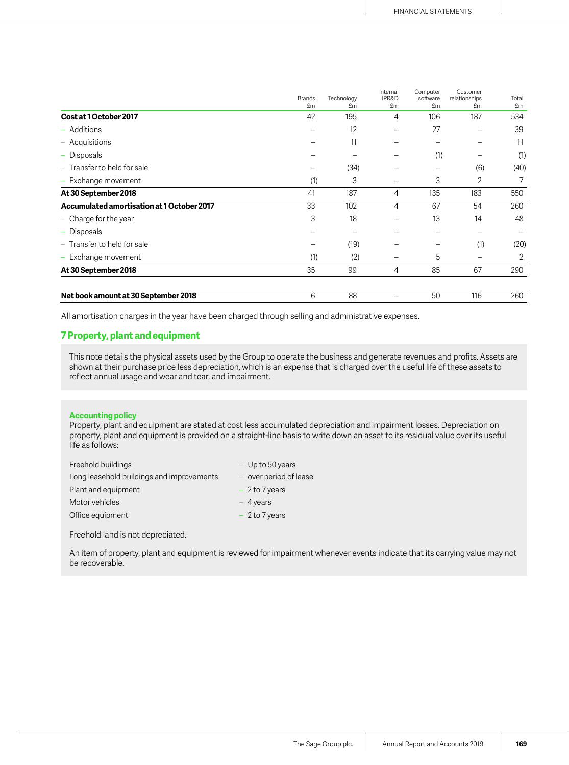| | Brands £m | Technology £m | Internal IPR&D £m | Computer software £m | Customer relationships £m | Total £m |
|---|---|---|---|---|---|---|
| **Cost at 1 October 2017** | 42 | 195 | 4 | 106 | 187 | 534 |
| – Additions | – | 12 | – | 27 | – | 39 |
| – Acquisitions | – | 11 | – | – | – | 11 |
| – Disposals | – | – | – | (1) | – | (1) |
| – Transfer to held for sale | – | (34) | – | – | (6) | (40) |
| – Exchange movement | (1) | 3 | – | 3 | 2 | 7 |
| **At 30 September 2018** | 41 | 187 | 4 | 135 | 183 | 550 |
| **Accumulated amortisation at 1 October 2017** | 33 | 102 | 4 | 67 | 54 | 260 |
| – Charge for the year | 3 | 18 | – | 13 | 14 | 48 |
| – Disposals | – | – | – | – | – | – |
| – Transfer to held for sale | – | (19) | – | – | (1) | (20) |
| – Exchange movement | (1) | (2) | – | 5 | – | 2 |
| **At 30 September 2018** | 35 | 99 | 4 | 85 | 67 | 290 |
| | | | | | | |
| **Net book amount at 30 September 2018** | 6 | 88 | – | 50 | 116 | 260 |

All amortisation charges in the year have been charged through selling and administrative expenses.

## 7 Property, plant and equipment

This note details the physical assets used by the Group to operate the business and generate revenues and profits. Assets are shown at their purchase price less depreciation, which is an expense that is charged over the useful life of these assets to reflect annual usage and wear and tear, and impairment.

**Accounting policy**

Property, plant and equipment are stated at cost less accumulated depreciation and impairment losses. Depreciation on property, plant and equipment is provided on a straight-line basis to write down an asset to its residual value over its useful life as follows:

| | |
|---|---|
| Freehold buildings | – Up to 50 years |
| Long leasehold buildings and improvements | – over period of lease |
| Plant and equipment | – 2 to 7 years |
| Motor vehicles | – 4 years |
| Office equipment | – 2 to 7 years |

Freehold land is not depreciated.

An item of property, plant and equipment is reviewed for impairment whenever events indicate that its carrying value may not be recoverable.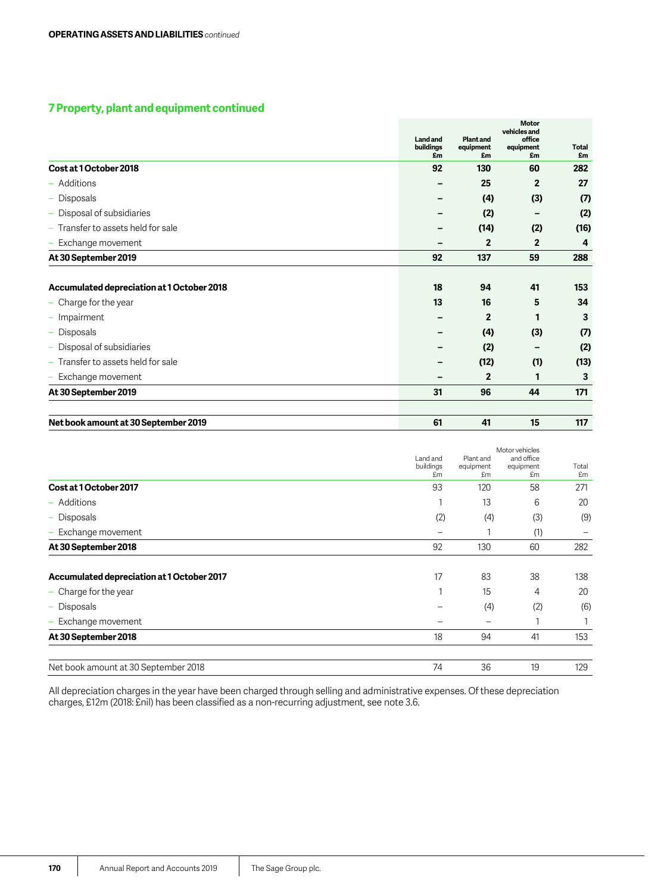**OPERATING ASSETS AND LIABILITIES** *continued*

## 7 Property, plant and equipment continued

| | Land and buildings £m | Plant and equipment £m | Motor vehicles and office equipment £m | Total £m |
|---|---|---|---|---|
| **Cost at 1 October 2018** | **92** | **130** | **60** | **282** |
| – Additions | **–** | **25** | **2** | **27** |
| – Disposals | **–** | **(4)** | **(3)** | **(7)** |
| – Disposal of subsidiaries | **–** | **(2)** | **–** | **(2)** |
| – Transfer to assets held for sale | **–** | **(14)** | **(2)** | **(16)** |
| – Exchange movement | **–** | **2** | **2** | **4** |
| **At 30 September 2019** | **92** | **137** | **59** | **288** |
| | | | | |
| **Accumulated depreciation at 1 October 2018** | **18** | **94** | **41** | **153** |
| – Charge for the year | **13** | **16** | **5** | **34** |
| – Impairment | **–** | **2** | **1** | **3** |
| – Disposals | **–** | **(4)** | **(3)** | **(7)** |
| – Disposal of subsidiaries | **–** | **(2)** | **–** | **(2)** |
| – Transfer to assets held for sale | **–** | **(12)** | **(1)** | **(13)** |
| – Exchange movement | **–** | **2** | **1** | **3** |
| **At 30 September 2019** | **31** | **96** | **44** | **171** |
| | | | | |
| **Net book amount at 30 September 2019** | **61** | **41** | **15** | **117** |

| | Land and buildings £m | Plant and equipment £m | Motor vehicles and office equipment £m | Total £m |
|---|---|---|---|---|
| **Cost at 1 October 2017** | 93 | 120 | 58 | 271 |
| – Additions | 1 | 13 | 6 | 20 |
| – Disposals | (2) | (4) | (3) | (9) |
| – Exchange movement | – | 1 | (1) | – |
| **At 30 September 2018** | 92 | 130 | 60 | 282 |
| | | | | |
| **Accumulated depreciation at 1 October 2017** | 17 | 83 | 38 | 138 |
| – Charge for the year | 1 | 15 | 4 | 20 |
| – Disposals | – | (4) | (2) | (6) |
| – Exchange movement | – | – | 1 | 1 |
| **At 30 September 2018** | 18 | 94 | 41 | 153 |
| | | | | |
| Net book amount at 30 September 2018 | 74 | 36 | 19 | 129 |

All depreciation charges in the year have been charged through selling and administrative expenses. Of these depreciation charges, £12m (2018: £nil) has been classified as a non-recurring adjustment, see note 3.6.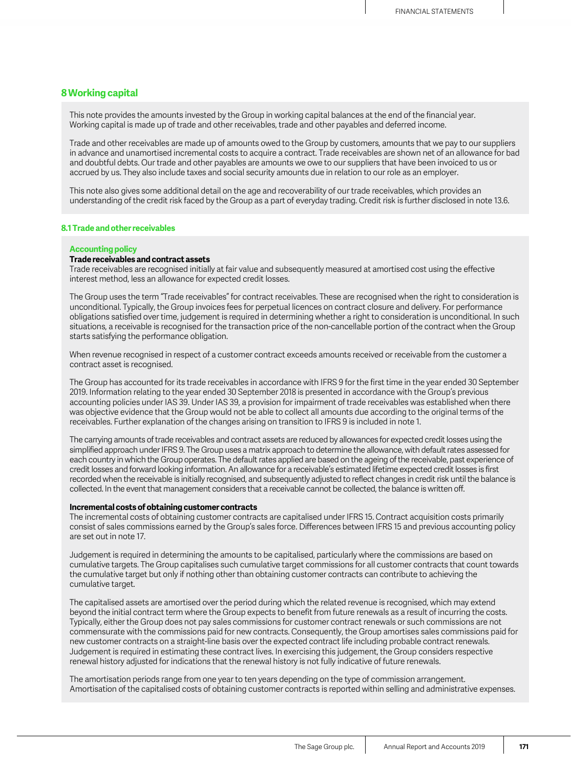## 8 Working capital

This note provides the amounts invested by the Group in working capital balances at the end of the financial year. Working capital is made up of trade and other receivables, trade and other payables and deferred income.

Trade and other receivables are made up of amounts owed to the Group by customers, amounts that we pay to our suppliers in advance and unamortised incremental costs to acquire a contract. Trade receivables are shown net of an allowance for bad and doubtful debts. Our trade and other payables are amounts we owe to our suppliers that have been invoiced to us or accrued by us. They also include taxes and social security amounts due in relation to our role as an employer.

This note also gives some additional detail on the age and recoverability of our trade receivables, which provides an understanding of the credit risk faced by the Group as a part of everyday trading. Credit risk is further disclosed in note 13.6.

### 8.1 Trade and other receivables

#### Accounting policy

**Trade receivables and contract assets**

Trade receivables are recognised initially at fair value and subsequently measured at amortised cost using the effective interest method, less an allowance for expected credit losses.

The Group uses the term "Trade receivables" for contract receivables. These are recognised when the right to consideration is unconditional. Typically, the Group invoices fees for perpetual licences on contract closure and delivery. For performance obligations satisfied over time, judgement is required in determining whether a right to consideration is unconditional. In such situations, a receivable is recognised for the transaction price of the non-cancellable portion of the contract when the Group starts satisfying the performance obligation.

When revenue recognised in respect of a customer contract exceeds amounts received or receivable from the customer a contract asset is recognised.

The Group has accounted for its trade receivables in accordance with IFRS 9 for the first time in the year ended 30 September 2019. Information relating to the year ended 30 September 2018 is presented in accordance with the Group's previous accounting policies under IAS 39. Under IAS 39, a provision for impairment of trade receivables was established when there was objective evidence that the Group would not be able to collect all amounts due according to the original terms of the receivables. Further explanation of the changes arising on transition to IFRS 9 is included in note 1.

The carrying amounts of trade receivables and contract assets are reduced by allowances for expected credit losses using the simplified approach under IFRS 9. The Group uses a matrix approach to determine the allowance, with default rates assessed for each country in which the Group operates. The default rates applied are based on the ageing of the receivable, past experience of credit losses and forward looking information. An allowance for a receivable's estimated lifetime expected credit losses is first recorded when the receivable is initially recognised, and subsequently adjusted to reflect changes in credit risk until the balance is collected. In the event that management considers that a receivable cannot be collected, the balance is written off.

**Incremental costs of obtaining customer contracts**

The incremental costs of obtaining customer contracts are capitalised under IFRS 15. Contract acquisition costs primarily consist of sales commissions earned by the Group's sales force. Differences between IFRS 15 and previous accounting policy are set out in note 17.

Judgement is required in determining the amounts to be capitalised, particularly where the commissions are based on cumulative targets. The Group capitalises such cumulative target commissions for all customer contracts that count towards the cumulative target but only if nothing other than obtaining customer contracts can contribute to achieving the cumulative target.

The capitalised assets are amortised over the period during which the related revenue is recognised, which may extend beyond the initial contract term where the Group expects to benefit from future renewals as a result of incurring the costs. Typically, either the Group does not pay sales commissions for customer contract renewals or such commissions are not commensurate with the commissions paid for new contracts. Consequently, the Group amortises sales commissions paid for new customer contracts on a straight-line basis over the expected contract life including probable contract renewals. Judgement is required in estimating these contract lives. In exercising this judgement, the Group considers respective renewal history adjusted for indications that the renewal history is not fully indicative of future renewals.

The amortisation periods range from one year to ten years depending on the type of commission arrangement. Amortisation of the capitalised costs of obtaining customer contracts is reported within selling and administrative expenses.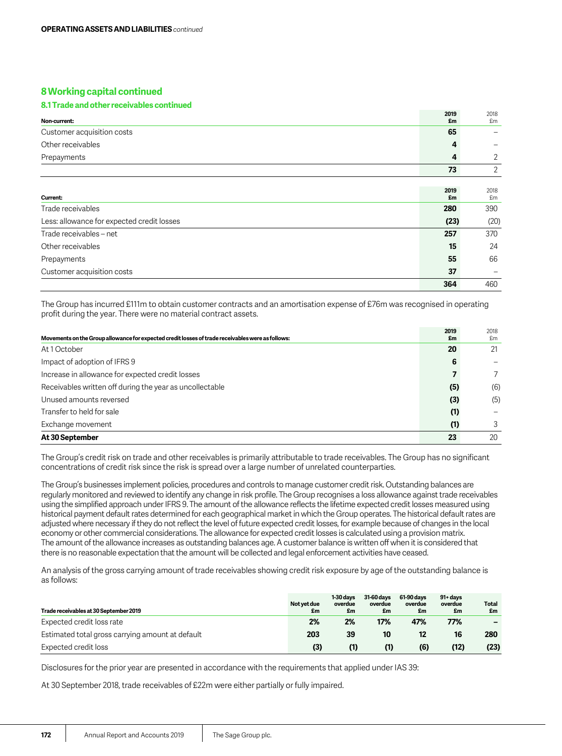**OPERATING ASSETS AND LIABILITIES** *continued*

## 8 Working capital continued

### 8.1 Trade and other receivables continued

| Non-current: | 2019 £m | 2018 £m |
|---|---|---|
| Customer acquisition costs | **65** | – |
| Other receivables | **4** | – |
| Prepayments | **4** | 2 |
| | **73** | 2 |

| Current: | 2019 £m | 2018 £m |
|---|---|---|
| Trade receivables | **280** | 390 |
| Less: allowance for expected credit losses | **(23)** | (20) |
| Trade receivables – net | **257** | 370 |
| Other receivables | **15** | 24 |
| Prepayments | **55** | 66 |
| Customer acquisition costs | **37** | – |
| | **364** | 460 |

The Group has incurred £111m to obtain customer contracts and an amortisation expense of £76m was recognised in operating profit during the year. There were no material contract assets.

| Movements on the Group allowance for expected credit losses of trade receivables were as follows: | 2019 £m | 2018 £m |
|---|---|---|
| At 1 October | **20** | 21 |
| Impact of adoption of IFRS 9 | **6** | – |
| Increase in allowance for expected credit losses | **7** | 7 |
| Receivables written off during the year as uncollectable | **(5)** | (6) |
| Unused amounts reversed | **(3)** | (5) |
| Transfer to held for sale | **(1)** | – |
| Exchange movement | **(1)** | 3 |
| **At 30 September** | **23** | 20 |

The Group's credit risk on trade and other receivables is primarily attributable to trade receivables. The Group has no significant concentrations of credit risk since the risk is spread over a large number of unrelated counterparties.

The Group's businesses implement policies, procedures and controls to manage customer credit risk. Outstanding balances are regularly monitored and reviewed to identify any change in risk profile. The Group recognises a loss allowance against trade receivables using the simplified approach under IFRS 9. The amount of the allowance reflects the lifetime expected credit losses measured using historical payment default rates determined for each geographical market in which the Group operates. The historical default rates are adjusted where necessary if they do not reflect the level of future expected credit losses, for example because of changes in the local economy or other commercial considerations. The allowance for expected credit losses is calculated using a provision matrix. The amount of the allowance increases as outstanding balances age. A customer balance is written off when it is considered that there is no reasonable expectation that the amount will be collected and legal enforcement activities have ceased.

An analysis of the gross carrying amount of trade receivables showing credit risk exposure by age of the outstanding balance is as follows:

| Trade receivables at 30 September 2019 | Not yet due £m | 1-30 days overdue £m | 31-60 days overdue £m | 61-90 days overdue £m | 91+ days overdue £m | Total £m |
|---|---|---|---|---|---|---|
| Expected credit loss rate | **2%** | **2%** | **17%** | **47%** | **77%** | **–** |
| Estimated total gross carrying amount at default | **203** | **39** | **10** | **12** | **16** | **280** |
| Expected credit loss | **(3)** | **(1)** | **(1)** | **(6)** | **(12)** | **(23)** |

Disclosures for the prior year are presented in accordance with the requirements that applied under IAS 39:

At 30 September 2018, trade receivables of £22m were either partially or fully impaired.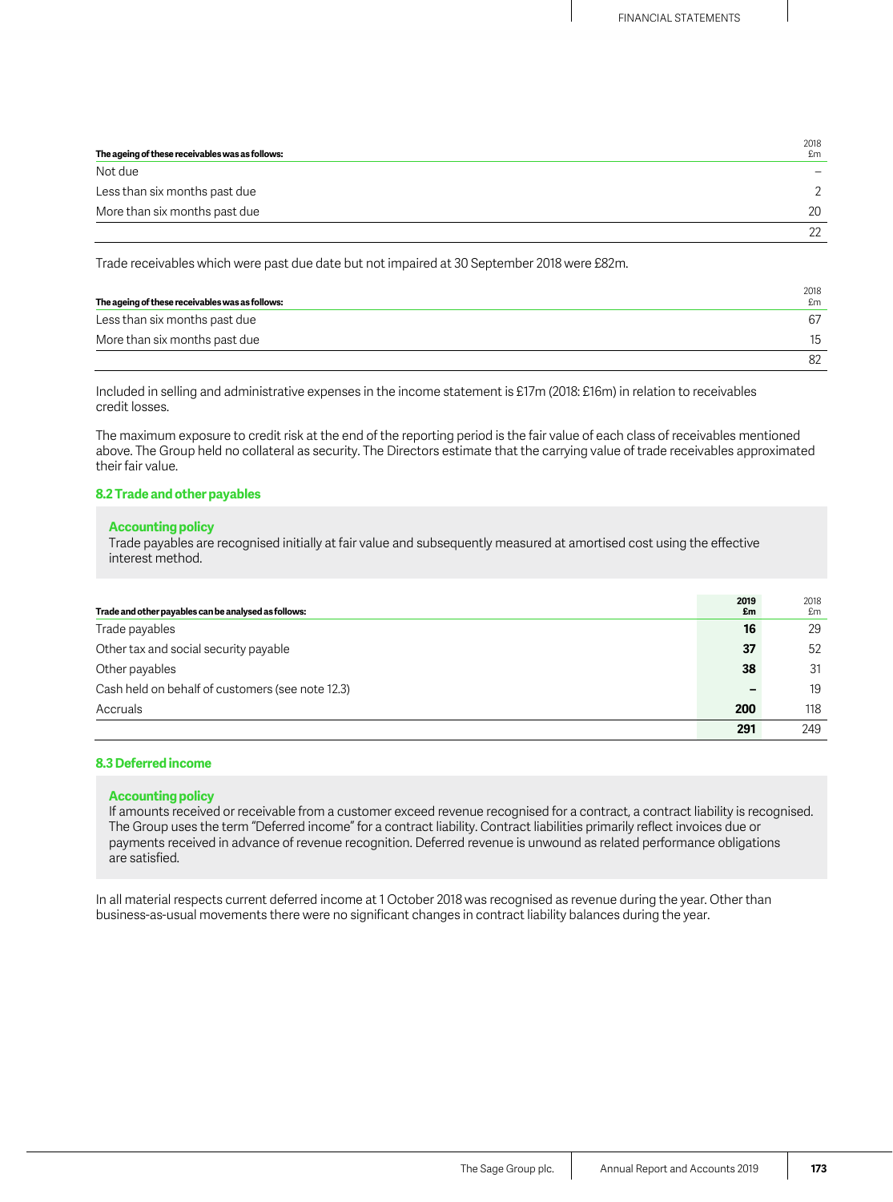| The ageing of these receivables was as follows: | 2018 £m |
|---|---|
| Not due | – |
| Less than six months past due | 2 |
| More than six months past due | 20 |
| | 22 |

Trade receivables which were past due date but not impaired at 30 September 2018 were £82m.

| The ageing of these receivables was as follows: | 2018 £m |
|---|---|
| Less than six months past due | 67 |
| More than six months past due | 15 |
| | 82 |

Included in selling and administrative expenses in the income statement is £17m (2018: £16m) in relation to receivables credit losses.

The maximum exposure to credit risk at the end of the reporting period is the fair value of each class of receivables mentioned above. The Group held no collateral as security. The Directors estimate that the carrying value of trade receivables approximated their fair value.

### 8.2 Trade and other payables

**Accounting policy**
Trade payables are recognised initially at fair value and subsequently measured at amortised cost using the effective interest method.

| Trade and other payables can be analysed as follows: | 2019 £m | 2018 £m |
|---|---|---|
| Trade payables | **16** | 29 |
| Other tax and social security payable | **37** | 52 |
| Other payables | **38** | 31 |
| Cash held on behalf of customers (see note 12.3) | **–** | 19 |
| Accruals | **200** | 118 |
| | **291** | 249 |

### 8.3 Deferred income

**Accounting policy**
If amounts received or receivable from a customer exceed revenue recognised for a contract, a contract liability is recognised. The Group uses the term "Deferred income" for a contract liability. Contract liabilities primarily reflect invoices due or payments received in advance of revenue recognition. Deferred revenue is unwound as related performance obligations are satisfied.

In all material respects current deferred income at 1 October 2018 was recognised as revenue during the year. Other than business-as-usual movements there were no significant changes in contract liability balances during the year.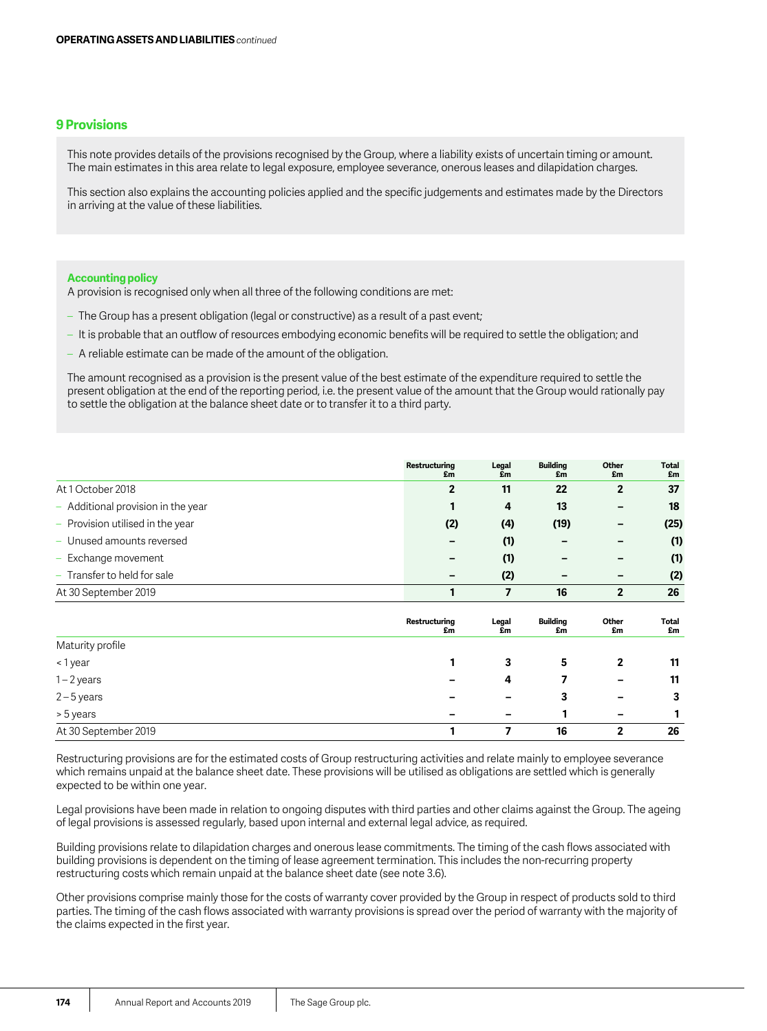## 9 Provisions

This note provides details of the provisions recognised by the Group, where a liability exists of uncertain timing or amount. The main estimates in this area relate to legal exposure, employee severance, onerous leases and dilapidation charges.

This section also explains the accounting policies applied and the specific judgements and estimates made by the Directors in arriving at the value of these liabilities.

**Accounting policy**

A provision is recognised only when all three of the following conditions are met:

- The Group has a present obligation (legal or constructive) as a result of a past event;
- It is probable that an outflow of resources embodying economic benefits will be required to settle the obligation; and
- A reliable estimate can be made of the amount of the obligation.

The amount recognised as a provision is the present value of the best estimate of the expenditure required to settle the present obligation at the end of the reporting period, i.e. the present value of the amount that the Group would rationally pay to settle the obligation at the balance sheet date or to transfer it to a third party.

| | Restructuring £m | Legal £m | Building £m | Other £m | Total £m |
|---|---|---|---|---|---|
| At 1 October 2018 | 2 | 11 | 22 | 2 | 37 |
| – Additional provision in the year | 1 | 4 | 13 | – | 18 |
| – Provision utilised in the year | (2) | (4) | (19) | – | (25) |
| – Unused amounts reversed | – | (1) | – | – | (1) |
| – Exchange movement | – | (1) | – | – | (1) |
| – Transfer to held for sale | – | (2) | – | – | (2) |
| At 30 September 2019 | 1 | 7 | 16 | 2 | 26 |

| | Restructuring £m | Legal £m | Building £m | Other £m | Total £m |
|---|---|---|---|---|---|
| Maturity profile | | | | | |
| < 1 year | 1 | 3 | 5 | 2 | 11 |
| 1 – 2 years | – | 4 | 7 | – | 11 |
| 2 – 5 years | – | – | 3 | – | 3 |
| > 5 years | – | – | 1 | – | 1 |
| At 30 September 2019 | 1 | 7 | 16 | 2 | 26 |

Restructuring provisions are for the estimated costs of Group restructuring activities and relate mainly to employee severance which remains unpaid at the balance sheet date. These provisions will be utilised as obligations are settled which is generally expected to be within one year.

Legal provisions have been made in relation to ongoing disputes with third parties and other claims against the Group. The ageing of legal provisions is assessed regularly, based upon internal and external legal advice, as required.

Building provisions relate to dilapidation charges and onerous lease commitments. The timing of the cash flows associated with building provisions is dependent on the timing of lease agreement termination. This includes the non-recurring property restructuring costs which remain unpaid at the balance sheet date (see note 3.6).

Other provisions comprise mainly those for the costs of warranty cover provided by the Group in respect of products sold to third parties. The timing of the cash flows associated with warranty provisions is spread over the period of warranty with the majority of the claims expected in the first year.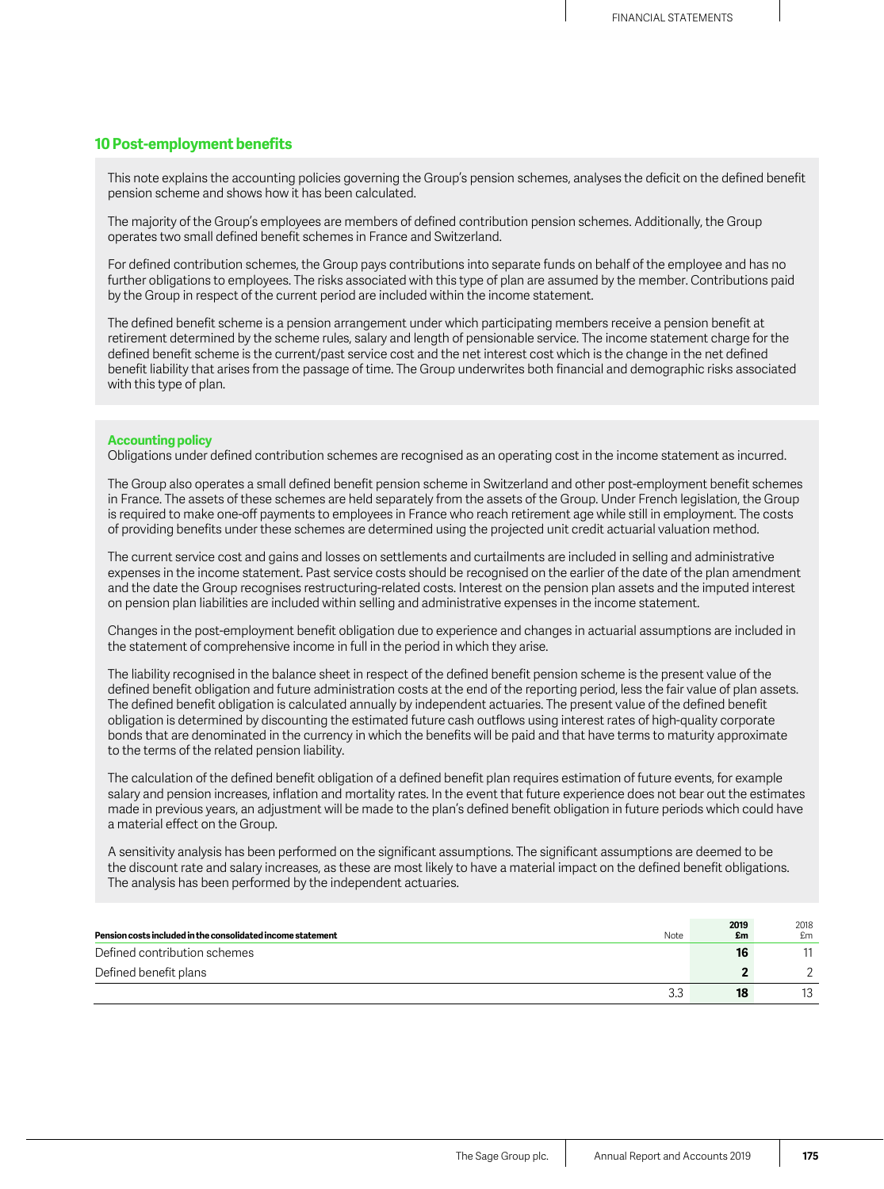## 10 Post-employment benefits

This note explains the accounting policies governing the Group's pension schemes, analyses the deficit on the defined benefit pension scheme and shows how it has been calculated.

The majority of the Group's employees are members of defined contribution pension schemes. Additionally, the Group operates two small defined benefit schemes in France and Switzerland.

For defined contribution schemes, the Group pays contributions into separate funds on behalf of the employee and has no further obligations to employees. The risks associated with this type of plan are assumed by the member. Contributions paid by the Group in respect of the current period are included within the income statement.

The defined benefit scheme is a pension arrangement under which participating members receive a pension benefit at retirement determined by the scheme rules, salary and length of pensionable service. The income statement charge for the defined benefit scheme is the current/past service cost and the net interest cost which is the change in the net defined benefit liability that arises from the passage of time. The Group underwrites both financial and demographic risks associated with this type of plan.

**Accounting policy**

Obligations under defined contribution schemes are recognised as an operating cost in the income statement as incurred.

The Group also operates a small defined benefit pension scheme in Switzerland and other post-employment benefit schemes in France. The assets of these schemes are held separately from the assets of the Group. Under French legislation, the Group is required to make one-off payments to employees in France who reach retirement age while still in employment. The costs of providing benefits under these schemes are determined using the projected unit credit actuarial valuation method.

The current service cost and gains and losses on settlements and curtailments are included in selling and administrative expenses in the income statement. Past service costs should be recognised on the earlier of the date of the plan amendment and the date the Group recognises restructuring-related costs. Interest on the pension plan assets and the imputed interest on pension plan liabilities are included within selling and administrative expenses in the income statement.

Changes in the post-employment benefit obligation due to experience and changes in actuarial assumptions are included in the statement of comprehensive income in full in the period in which they arise.

The liability recognised in the balance sheet in respect of the defined benefit pension scheme is the present value of the defined benefit obligation and future administration costs at the end of the reporting period, less the fair value of plan assets. The defined benefit obligation is calculated annually by independent actuaries. The present value of the defined benefit obligation is determined by discounting the estimated future cash outflows using interest rates of high-quality corporate bonds that are denominated in the currency in which the benefits will be paid and that have terms to maturity approximate to the terms of the related pension liability.

The calculation of the defined benefit obligation of a defined benefit plan requires estimation of future events, for example salary and pension increases, inflation and mortality rates. In the event that future experience does not bear out the estimates made in previous years, an adjustment will be made to the plan's defined benefit obligation in future periods which could have a material effect on the Group.

A sensitivity analysis has been performed on the significant assumptions. The significant assumptions are deemed to be the discount rate and salary increases, as these are most likely to have a material impact on the defined benefit obligations. The analysis has been performed by the independent actuaries.

| Pension costs included in the consolidated income statement | Note | 2019 £m | 2018 £m |
|---|---|---|---|
| Defined contribution schemes | | **16** | 11 |
| Defined benefit plans | | **2** | 2 |
| | 3.3 | **18** | 13 |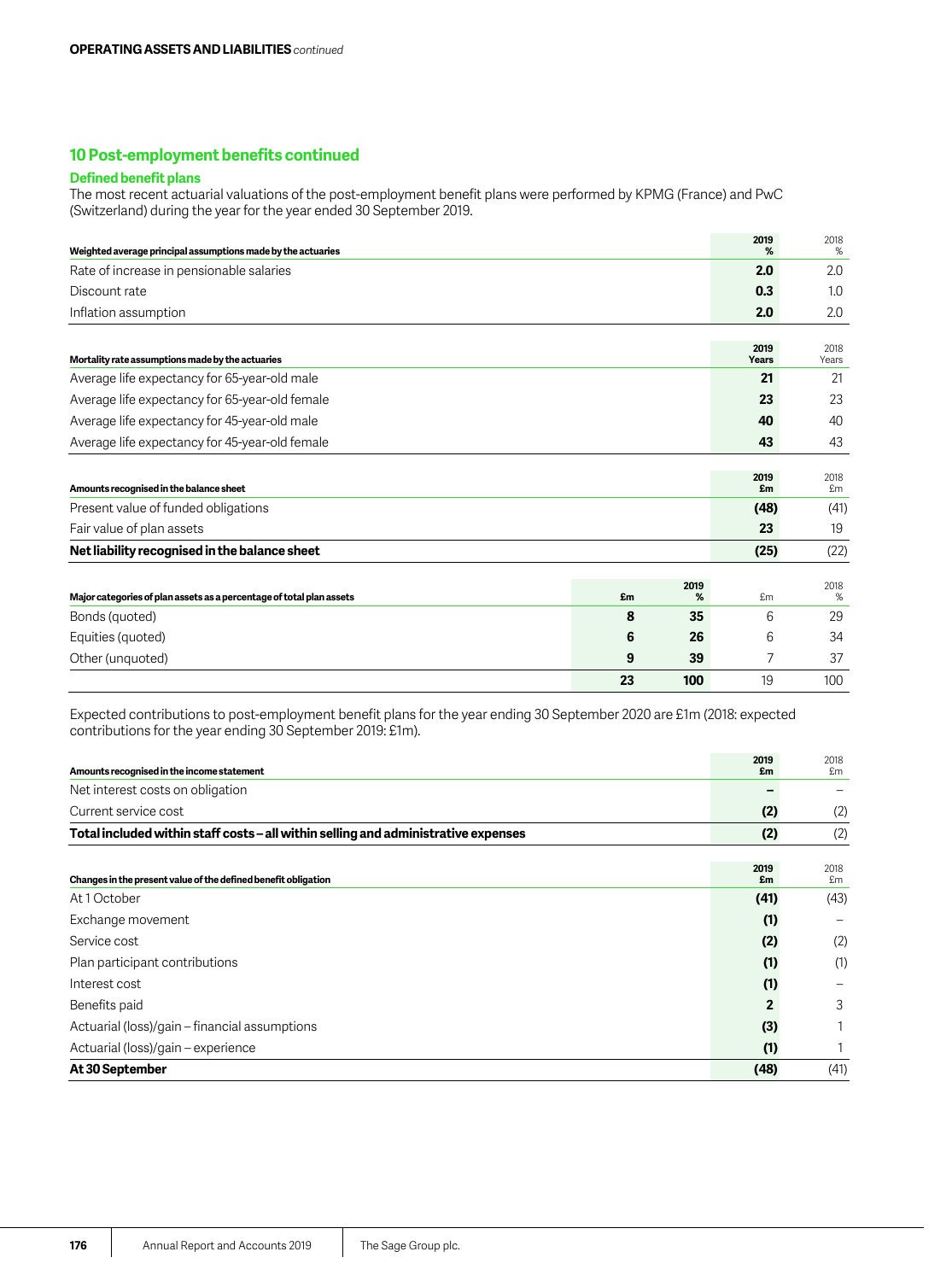**OPERATING ASSETS AND LIABILITIES** *continued*

## 10 Post-employment benefits continued

### Defined benefit plans

The most recent actuarial valuations of the post-employment benefit plans were performed by KPMG (France) and PwC (Switzerland) during the year for the year ended 30 September 2019.

| Weighted average principal assumptions made by the actuaries | 2019 % | 2018 % |
|---|---|---|
| Rate of increase in pensionable salaries | **2.0** | 2.0 |
| Discount rate | **0.3** | 1.0 |
| Inflation assumption | **2.0** | 2.0 |

| Mortality rate assumptions made by the actuaries | 2019 Years | 2018 Years |
|---|---|---|
| Average life expectancy for 65-year-old male | **21** | 21 |
| Average life expectancy for 65-year-old female | **23** | 23 |
| Average life expectancy for 45-year-old male | **40** | 40 |
| Average life expectancy for 45-year-old female | **43** | 43 |

| Amounts recognised in the balance sheet | 2019 £m | 2018 £m |
|---|---|---|
| Present value of funded obligations | **(48)** | (41) |
| Fair value of plan assets | **23** | 19 |
| **Net liability recognised in the balance sheet** | **(25)** | (22) |

| Major categories of plan assets as a percentage of total plan assets | 2019 £m | 2019 % | 2018 £m | 2018 % |
|---|---|---|---|---|
| Bonds (quoted) | **8** | **35** | 6 | 29 |
| Equities (quoted) | **6** | **26** | 6 | 34 |
| Other (unquoted) | **9** | **39** | 7 | 37 |
| | **23** | **100** | 19 | 100 |

Expected contributions to post-employment benefit plans for the year ending 30 September 2020 are £1m (2018: expected contributions for the year ending 30 September 2019: £1m).

| Amounts recognised in the income statement | 2019 £m | 2018 £m |
|---|---|---|
| Net interest costs on obligation | **–** | – |
| Current service cost | **(2)** | (2) |
| **Total included within staff costs – all within selling and administrative expenses** | **(2)** | (2) |

| Changes in the present value of the defined benefit obligation | 2019 £m | 2018 £m |
|---|---|---|
| At 1 October | **(41)** | (43) |
| Exchange movement | **(1)** | – |
| Service cost | **(2)** | (2) |
| Plan participant contributions | **(1)** | (1) |
| Interest cost | **(1)** | – |
| Benefits paid | **2** | 3 |
| Actuarial (loss)/gain – financial assumptions | **(3)** | 1 |
| Actuarial (loss)/gain – experience | **(1)** | 1 |
| **At 30 September** | **(48)** | (41) |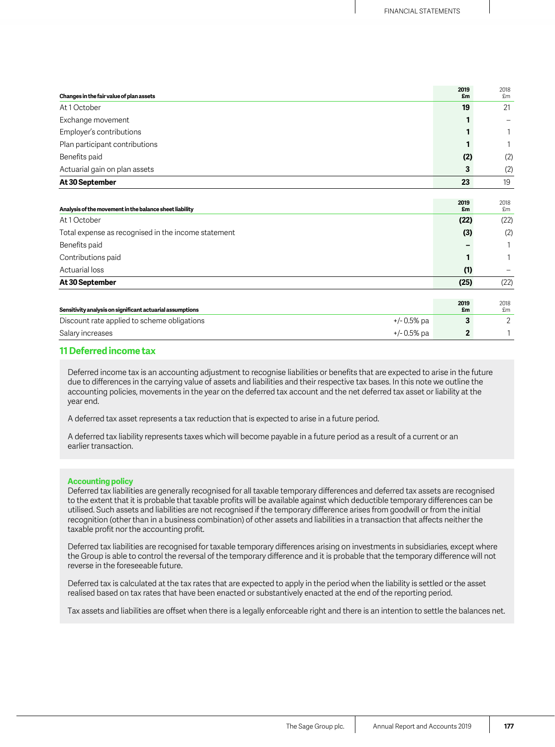| Changes in the fair value of plan assets | 2019 £m | 2018 £m |
|---|---|---|
| At 1 October | 19 | 21 |
| Exchange movement | 1 | – |
| Employer's contributions | 1 | 1 |
| Plan participant contributions | 1 | 1 |
| Benefits paid | (2) | (2) |
| Actuarial gain on plan assets | 3 | (2) |
| **At 30 September** | **23** | **19** |

| Analysis of the movement in the balance sheet liability | 2019 £m | 2018 £m |
|---|---|---|
| At 1 October | (22) | (22) |
| Total expense as recognised in the income statement | (3) | (2) |
| Benefits paid | – | 1 |
| Contributions paid | 1 | 1 |
| Actuarial loss | (1) | – |
| **At 30 September** | **(25)** | **(22)** |

| Sensitivity analysis on significant actuarial assumptions | | 2019 £m | 2018 £m |
|---|---|---|---|
| Discount rate applied to scheme obligations | +/- 0.5% pa | 3 | 2 |
| Salary increases | +/- 0.5% pa | 2 | 1 |

## 11 Deferred income tax

Deferred income tax is an accounting adjustment to recognise liabilities or benefits that are expected to arise in the future due to differences in the carrying value of assets and liabilities and their respective tax bases. In this note we outline the accounting policies, movements in the year on the deferred tax account and the net deferred tax asset or liability at the year end.

A deferred tax asset represents a tax reduction that is expected to arise in a future period.

A deferred tax liability represents taxes which will become payable in a future period as a result of a current or an earlier transaction.

### Accounting policy

Deferred tax liabilities are generally recognised for all taxable temporary differences and deferred tax assets are recognised to the extent that it is probable that taxable profits will be available against which deductible temporary differences can be utilised. Such assets and liabilities are not recognised if the temporary difference arises from goodwill or from the initial recognition (other than in a business combination) of other assets and liabilities in a transaction that affects neither the taxable profit nor the accounting profit.

Deferred tax liabilities are recognised for taxable temporary differences arising on investments in subsidiaries, except where the Group is able to control the reversal of the temporary difference and it is probable that the temporary difference will not reverse in the foreseeable future.

Deferred tax is calculated at the tax rates that are expected to apply in the period when the liability is settled or the asset realised based on tax rates that have been enacted or substantively enacted at the end of the reporting period.

Tax assets and liabilities are offset when there is a legally enforceable right and there is an intention to settle the balances net.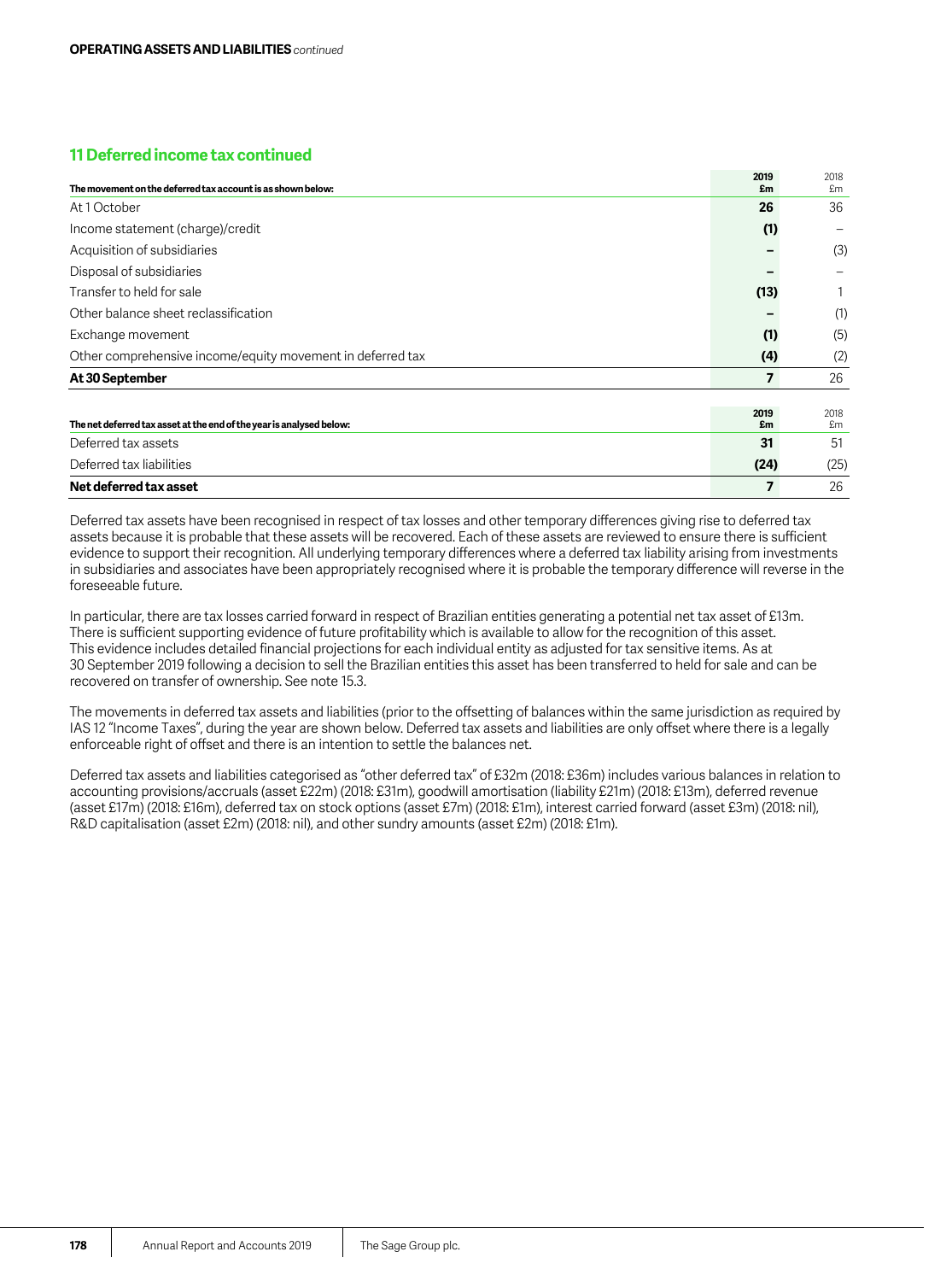**OPERATING ASSETS AND LIABILITIES** *continued*

## 11 Deferred income tax continued

| The movement on the deferred tax account is as shown below: | 2019 £m | 2018 £m |
|---|---|---|
| At 1 October | **26** | 36 |
| Income statement (charge)/credit | **(1)** | – |
| Acquisition of subsidiaries | **–** | (3) |
| Disposal of subsidiaries | **–** | – |
| Transfer to held for sale | **(13)** | 1 |
| Other balance sheet reclassification | **–** | (1) |
| Exchange movement | **(1)** | (5) |
| Other comprehensive income/equity movement in deferred tax | **(4)** | (2) |
| **At 30 September** | **7** | 26 |

| The net deferred tax asset at the end of the year is analysed below: | 2019 £m | 2018 £m |
|---|---|---|
| Deferred tax assets | **31** | 51 |
| Deferred tax liabilities | **(24)** | (25) |
| **Net deferred tax asset** | **7** | 26 |

Deferred tax assets have been recognised in respect of tax losses and other temporary differences giving rise to deferred tax assets because it is probable that these assets will be recovered. Each of these assets are reviewed to ensure there is sufficient evidence to support their recognition. All underlying temporary differences where a deferred tax liability arising from investments in subsidiaries and associates have been appropriately recognised where it is probable the temporary difference will reverse in the foreseeable future.

In particular, there are tax losses carried forward in respect of Brazilian entities generating a potential net tax asset of £13m. There is sufficient supporting evidence of future profitability which is available to allow for the recognition of this asset. This evidence includes detailed financial projections for each individual entity as adjusted for tax sensitive items. As at 30 September 2019 following a decision to sell the Brazilian entities this asset has been transferred to held for sale and can be recovered on transfer of ownership. See note 15.3.

The movements in deferred tax assets and liabilities (prior to the offsetting of balances within the same jurisdiction as required by IAS 12 "Income Taxes", during the year are shown below. Deferred tax assets and liabilities are only offset where there is a legally enforceable right of offset and there is an intention to settle the balances net.

Deferred tax assets and liabilities categorised as "other deferred tax" of £32m (2018: £36m) includes various balances in relation to accounting provisions/accruals (asset £22m) (2018: £31m), goodwill amortisation (liability £21m) (2018: £13m), deferred revenue (asset £17m) (2018: £16m), deferred tax on stock options (asset £7m) (2018: £1m), interest carried forward (asset £3m) (2018: nil), R&D capitalisation (asset £2m) (2018: nil), and other sundry amounts (asset £2m) (2018: £1m).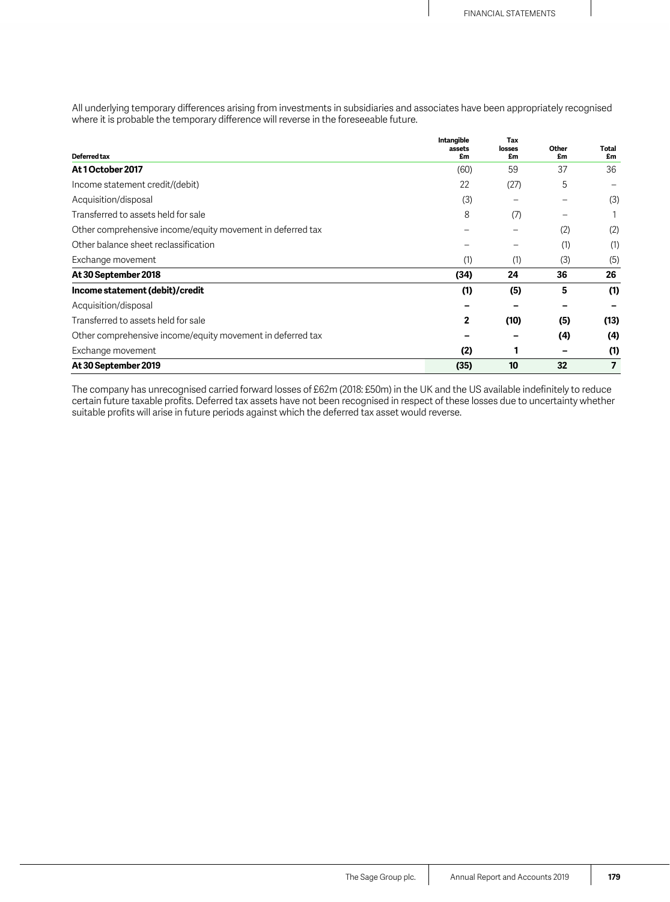All underlying temporary differences arising from investments in subsidiaries and associates have been appropriately recognised where it is probable the temporary difference will reverse in the foreseeable future.

| Deferred tax | Intangible assets £m | Tax losses £m | Other £m | Total £m |
|---|---|---|---|---|
| **At 1 October 2017** | (60) | 59 | 37 | 36 |
| Income statement credit/(debit) | 22 | (27) | 5 | – |
| Acquisition/disposal | (3) | – | – | (3) |
| Transferred to assets held for sale | 8 | (7) | – | 1 |
| Other comprehensive income/equity movement in deferred tax | – | – | (2) | (2) |
| Other balance sheet reclassification | – | – | (1) | (1) |
| Exchange movement | (1) | (1) | (3) | (5) |
| **At 30 September 2018** | **(34)** | **24** | **36** | **26** |
| **Income statement (debit)/credit** | **(1)** | **(5)** | **5** | **(1)** |
| Acquisition/disposal | **–** | **–** | **–** | **–** |
| Transferred to assets held for sale | **2** | **(10)** | **(5)** | **(13)** |
| Other comprehensive income/equity movement in deferred tax | **–** | **–** | **(4)** | **(4)** |
| Exchange movement | **(2)** | **1** | **–** | **(1)** |
| **At 30 September 2019** | **(35)** | **10** | **32** | **7** |

The company has unrecognised carried forward losses of £62m (2018: £50m) in the UK and the US available indefinitely to reduce certain future taxable profits. Deferred tax assets have not been recognised in respect of these losses due to uncertainty whether suitable profits will arise in future periods against which the deferred tax asset would reverse.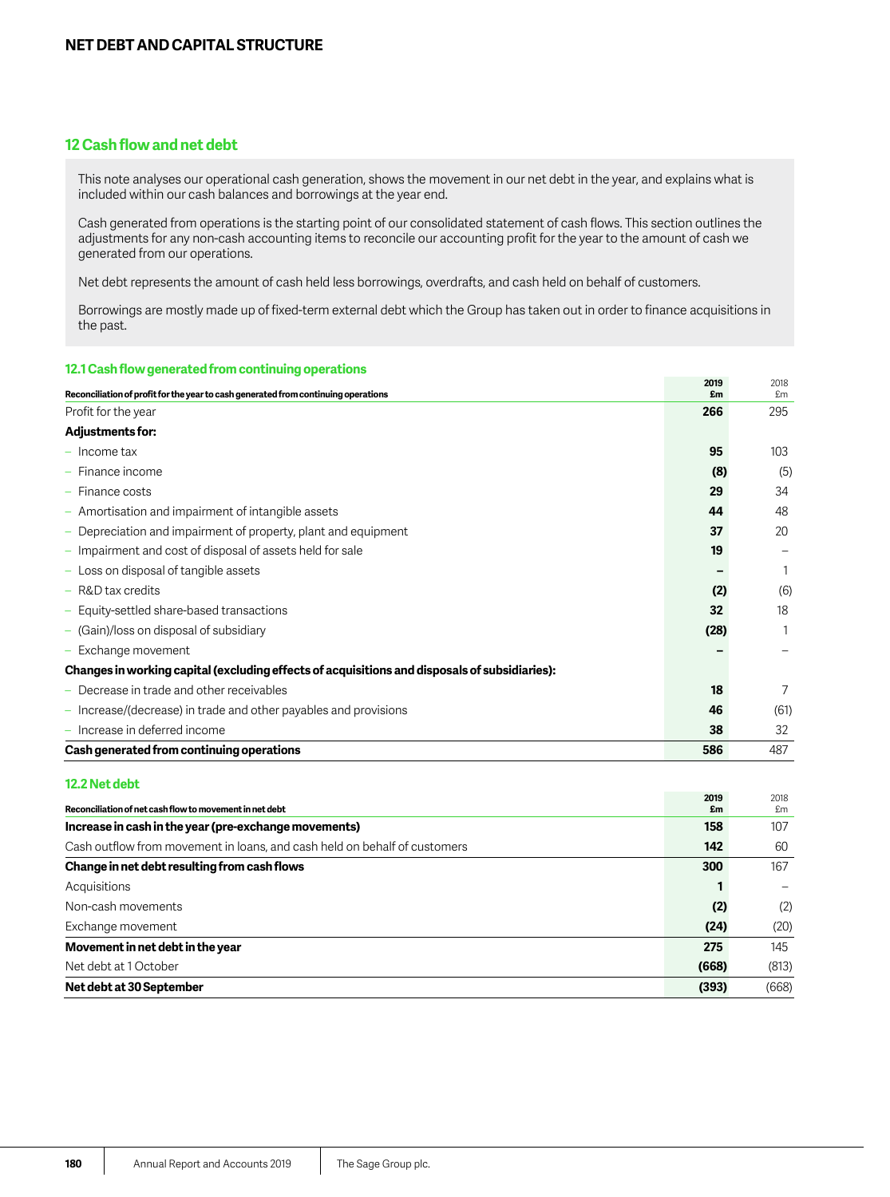## NET DEBT AND CAPITAL STRUCTURE

### 12 Cash flow and net debt

This note analyses our operational cash generation, shows the movement in our net debt in the year, and explains what is included within our cash balances and borrowings at the year end.

Cash generated from operations is the starting point of our consolidated statement of cash flows. This section outlines the adjustments for any non-cash accounting items to reconcile our accounting profit for the year to the amount of cash we generated from our operations.

Net debt represents the amount of cash held less borrowings, overdrafts, and cash held on behalf of customers.

Borrowings are mostly made up of fixed-term external debt which the Group has taken out in order to finance acquisitions in the past.

#### 12.1 Cash flow generated from continuing operations

| Reconciliation of profit for the year to cash generated from continuing operations | 2019 £m | 2018 £m |
|---|---|---|
| Profit for the year | **266** | 295 |
| **Adjustments for:** | | |
| – Income tax | **95** | 103 |
| – Finance income | **(8)** | (5) |
| – Finance costs | **29** | 34 |
| – Amortisation and impairment of intangible assets | **44** | 48 |
| – Depreciation and impairment of property, plant and equipment | **37** | 20 |
| – Impairment and cost of disposal of assets held for sale | **19** | – |
| – Loss on disposal of tangible assets | **–** | 1 |
| – R&D tax credits | **(2)** | (6) |
| – Equity-settled share-based transactions | **32** | 18 |
| – (Gain)/loss on disposal of subsidiary | **(28)** | 1 |
| – Exchange movement | **–** | – |
| **Changes in working capital (excluding effects of acquisitions and disposals of subsidiaries):** | | |
| – Decrease in trade and other receivables | **18** | 7 |
| – Increase/(decrease) in trade and other payables and provisions | **46** | (61) |
| – Increase in deferred income | **38** | 32 |
| **Cash generated from continuing operations** | **586** | 487 |

#### 12.2 Net debt

| Reconciliation of net cash flow to movement in net debt | 2019 £m | 2018 £m |
|---|---|---|
| **Increase in cash in the year (pre-exchange movements)** | **158** | 107 |
| Cash outflow from movement in loans, and cash held on behalf of customers | **142** | 60 |
| **Change in net debt resulting from cash flows** | **300** | 167 |
| Acquisitions | **1** | – |
| Non-cash movements | **(2)** | (2) |
| Exchange movement | **(24)** | (20) |
| **Movement in net debt in the year** | **275** | 145 |
| Net debt at 1 October | **(668)** | (813) |
| **Net debt at 30 September** | **(393)** | (668) |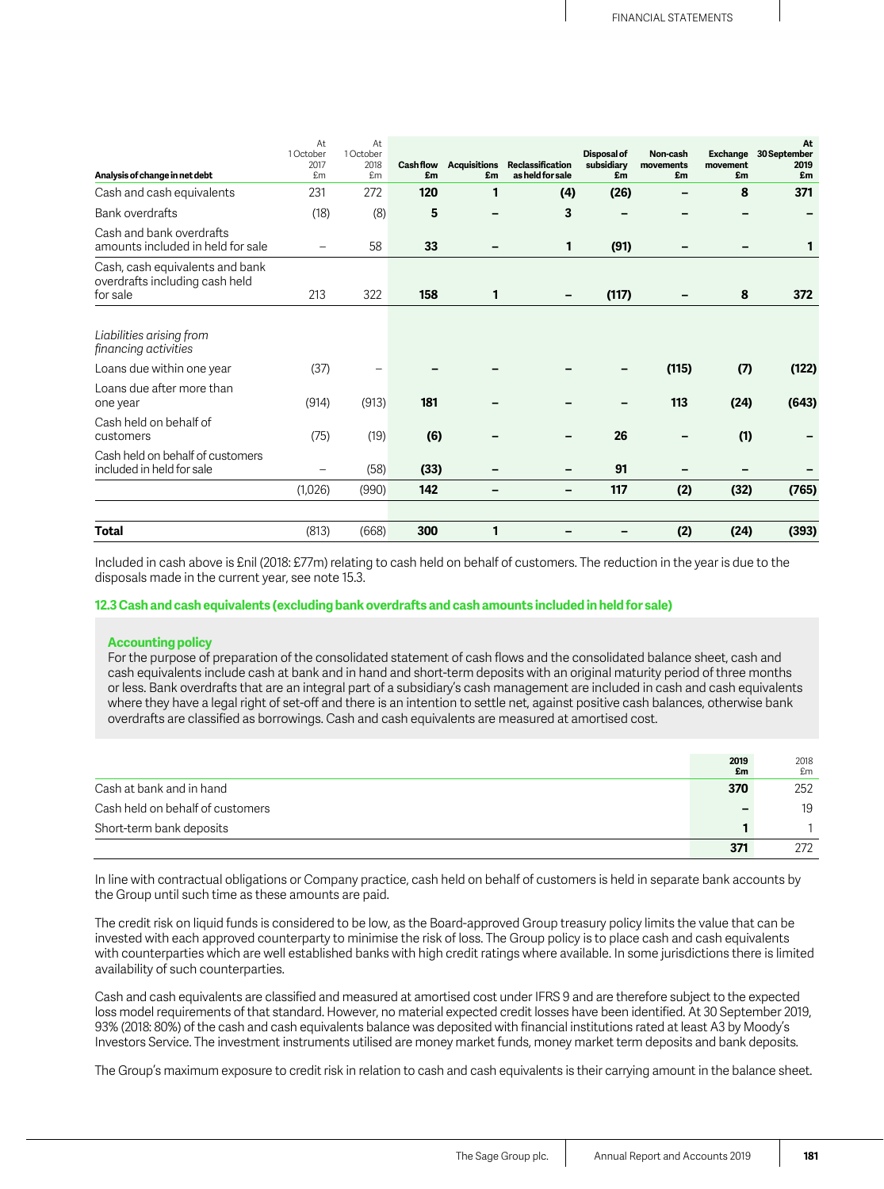| Analysis of change in net debt | At 1 October 2017 £m | At 1 October 2018 £m | Cash flow £m | Acquisitions £m | Reclassification as held for sale | Disposal of subsidiary £m | Non-cash movements £m | Exchange movement £m | At 30 September 2019 £m |
|---|---|---|---|---|---|---|---|---|---|
| Cash and cash equivalents | 231 | 272 | **120** | **1** | **(4)** | **(26)** | **–** | **8** | **371** |
| Bank overdrafts | (18) | (8) | **5** | **–** | **3** | **–** | **–** | **–** | **–** |
| Cash and bank overdrafts amounts included in held for sale | – | 58 | **33** | **–** | **1** | **(91)** | **–** | **–** | **1** |
| Cash, cash equivalents and bank overdrafts including cash held for sale | 213 | 322 | **158** | **1** | **–** | **(117)** | **–** | **8** | **372** |
| *Liabilities arising from financing activities* | | | | | | | | | |
| Loans due within one year | (37) | – | **–** | **–** | **–** | **–** | **(115)** | **(7)** | **(122)** |
| Loans due after more than one year | (914) | (913) | **181** | **–** | **–** | **–** | **113** | **(24)** | **(643)** |
| Cash held on behalf of customers | (75) | (19) | **(6)** | **–** | **–** | **26** | **–** | **(1)** | **–** |
| Cash held on behalf of customers included in held for sale | – | (58) | **(33)** | **–** | **–** | **91** | **–** | **–** | **–** |
| | (1,026) | (990) | **142** | **–** | **–** | **117** | **(2)** | **(32)** | **(765)** |
| **Total** | (813) | (668) | **300** | **1** | **–** | **–** | **(2)** | **(24)** | **(393)** |

Included in cash above is £nil (2018: £77m) relating to cash held on behalf of customers. The reduction in the year is due to the disposals made in the current year, see note 15.3.

### 12.3 Cash and cash equivalents (excluding bank overdrafts and cash amounts included in held for sale)

**Accounting policy**

For the purpose of preparation of the consolidated statement of cash flows and the consolidated balance sheet, cash and cash equivalents include cash at bank and in hand and short-term deposits with an original maturity period of three months or less. Bank overdrafts that are an integral part of a subsidiary's cash management are included in cash and cash equivalents where they have a legal right of set-off and there is an intention to settle net, against positive cash balances, otherwise bank overdrafts are classified as borrowings. Cash and cash equivalents are measured at amortised cost.

| | 2019 £m | 2018 £m |
|---|---|---|
| Cash at bank and in hand | **370** | 252 |
| Cash held on behalf of customers | **–** | 19 |
| Short-term bank deposits | **1** | 1 |
| | **371** | 272 |

In line with contractual obligations or Company practice, cash held on behalf of customers is held in separate bank accounts by the Group until such time as these amounts are paid.

The credit risk on liquid funds is considered to be low, as the Board-approved Group treasury policy limits the value that can be invested with each approved counterparty to minimise the risk of loss. The Group policy is to place cash and cash equivalents with counterparties which are well established banks with high credit ratings where available. In some jurisdictions there is limited availability of such counterparties.

Cash and cash equivalents are classified and measured at amortised cost under IFRS 9 and are therefore subject to the expected loss model requirements of that standard. However, no material expected credit losses have been identified. At 30 September 2019, 93% (2018: 80%) of the cash and cash equivalents balance was deposited with financial institutions rated at least A3 by Moody's Investors Service. The investment instruments utilised are money market funds, money market term deposits and bank deposits.

The Group's maximum exposure to credit risk in relation to cash and cash equivalents is their carrying amount in the balance sheet.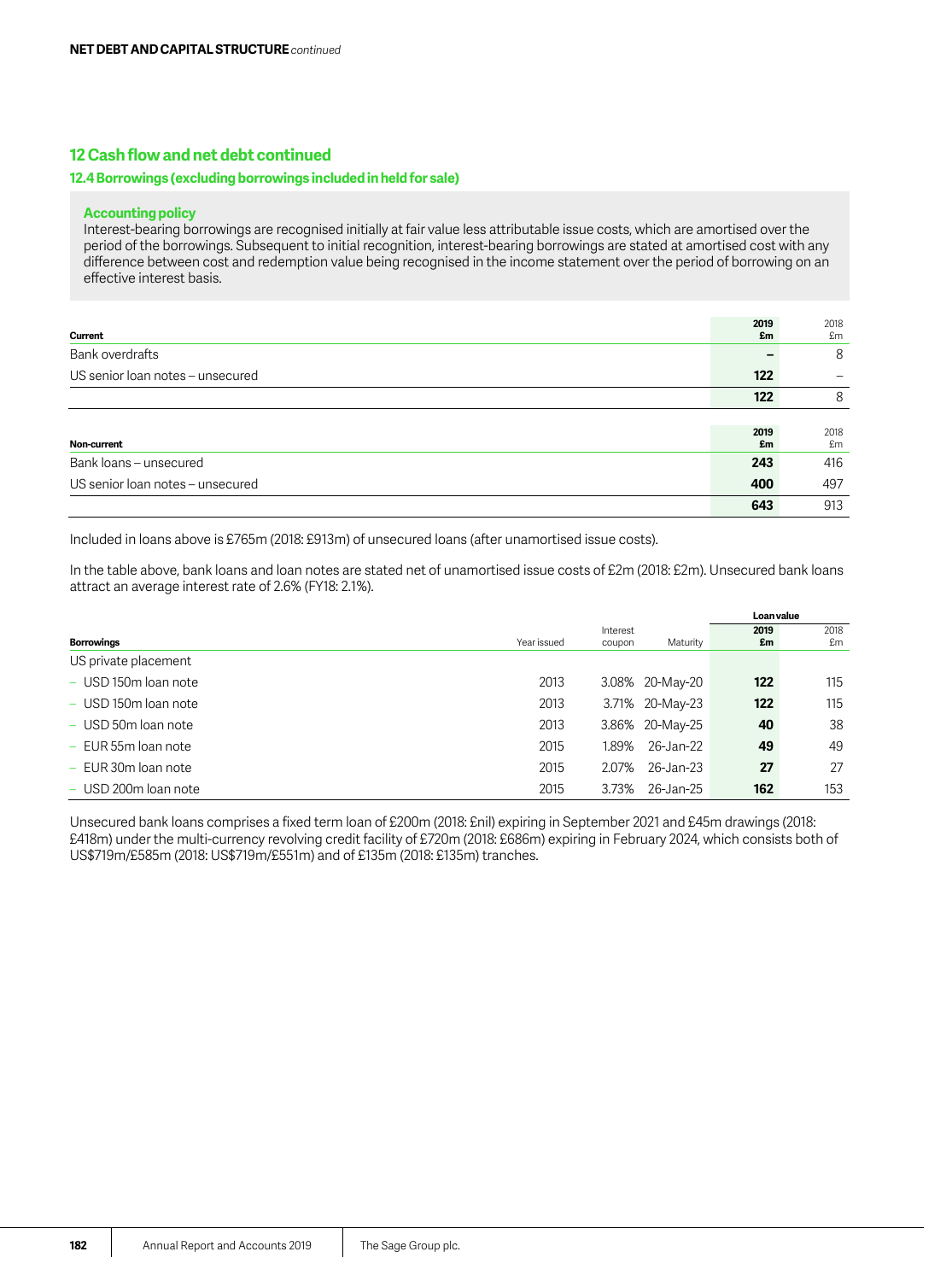**NET DEBT AND CAPITAL STRUCTURE** *continued*

## 12 Cash flow and net debt continued

### 12.4 Borrowings (excluding borrowings included in held for sale)

**Accounting policy**

Interest-bearing borrowings are recognised initially at fair value less attributable issue costs, which are amortised over the period of the borrowings. Subsequent to initial recognition, interest-bearing borrowings are stated at amortised cost with any difference between cost and redemption value being recognised in the income statement over the period of borrowing on an effective interest basis.

| Current | 2019 £m | 2018 £m |
|---|---|---|
| Bank overdrafts | – | 8 |
| US senior loan notes – unsecured | 122 | – |
| | 122 | 8 |

| Non-current | 2019 £m | 2018 £m |
|---|---|---|
| Bank loans – unsecured | 243 | 416 |
| US senior loan notes – unsecured | 400 | 497 |
| | 643 | 913 |

Included in loans above is £765m (2018: £913m) of unsecured loans (after unamortised issue costs).

In the table above, bank loans and loan notes are stated net of unamortised issue costs of £2m (2018: £2m). Unsecured bank loans attract an average interest rate of 2.6% (FY18: 2.1%).

| Borrowings | Year issued | Interest coupon | Maturity | Loan value 2019 £m | 2018 £m |
|---|---|---|---|---|---|
| US private placement | | | | | |
| – USD 150m loan note | 2013 | 3.08% | 20-May-20 | 122 | 115 |
| – USD 150m loan note | 2013 | 3.71% | 20-May-23 | 122 | 115 |
| – USD 50m loan note | 2013 | 3.86% | 20-May-25 | 40 | 38 |
| – EUR 55m loan note | 2015 | 1.89% | 26-Jan-22 | 49 | 49 |
| – EUR 30m loan note | 2015 | 2.07% | 26-Jan-23 | 27 | 27 |
| – USD 200m loan note | 2015 | 3.73% | 26-Jan-25 | 162 | 153 |

Unsecured bank loans comprises a fixed term loan of £200m (2018: £nil) expiring in September 2021 and £45m drawings (2018: £418m) under the multi-currency revolving credit facility of £720m (2018: £686m) expiring in February 2024, which consists both of US$719m/£585m (2018: US$719m/£551m) and of £135m (2018: £135m) tranches.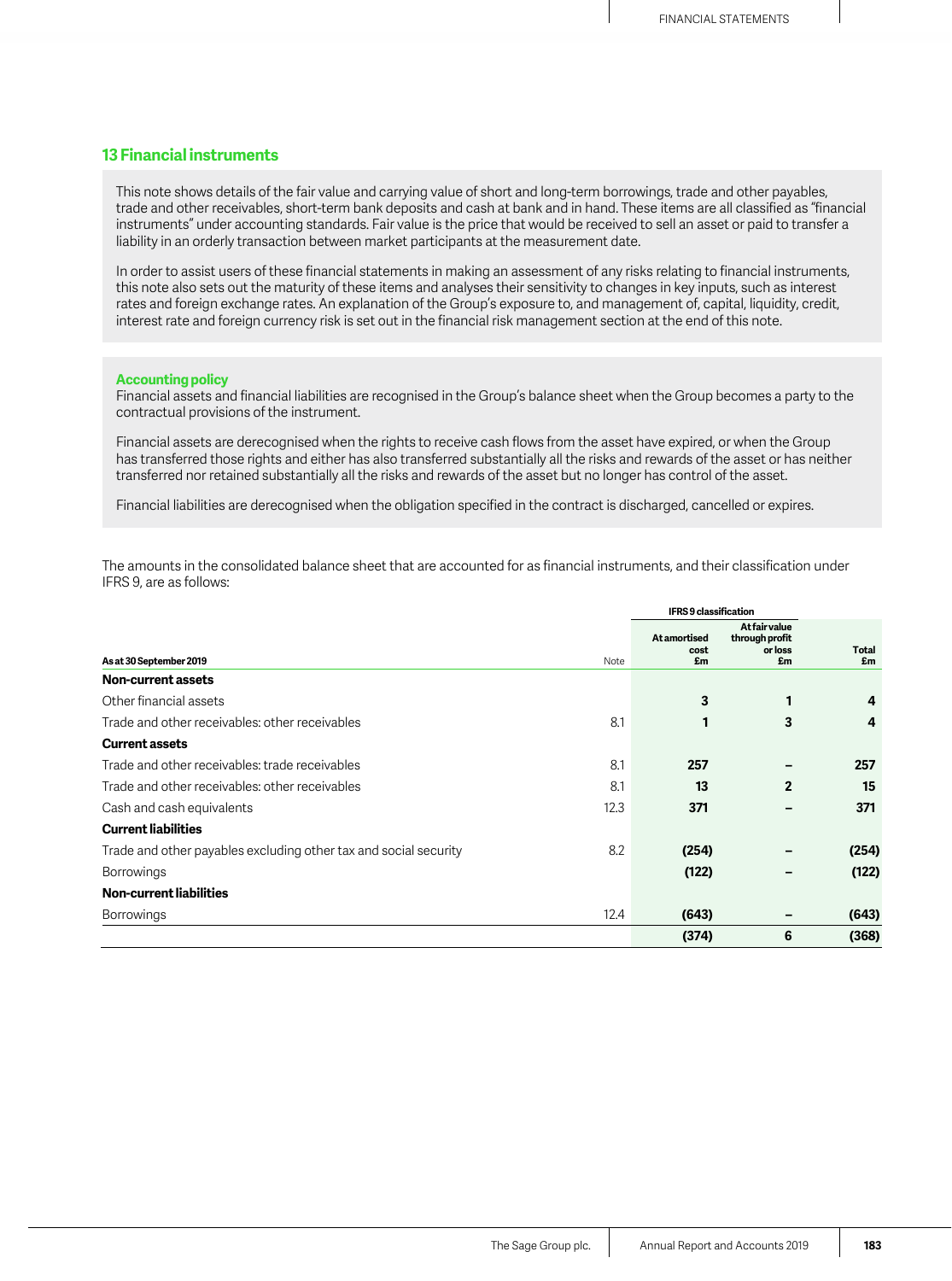## 13 Financial instruments

This note shows details of the fair value and carrying value of short and long-term borrowings, trade and other payables, trade and other receivables, short-term bank deposits and cash at bank and in hand. These items are all classified as "financial instruments" under accounting standards. Fair value is the price that would be received to sell an asset or paid to transfer a liability in an orderly transaction between market participants at the measurement date.

In order to assist users of these financial statements in making an assessment of any risks relating to financial instruments, this note also sets out the maturity of these items and analyses their sensitivity to changes in key inputs, such as interest rates and foreign exchange rates. An explanation of the Group's exposure to, and management of, capital, liquidity, credit, interest rate and foreign currency risk is set out in the financial risk management section at the end of this note.

### Accounting policy

Financial assets and financial liabilities are recognised in the Group's balance sheet when the Group becomes a party to the contractual provisions of the instrument.

Financial assets are derecognised when the rights to receive cash flows from the asset have expired, or when the Group has transferred those rights and either has also transferred substantially all the risks and rewards of the asset or has neither transferred nor retained substantially all the risks and rewards of the asset but no longer has control of the asset.

Financial liabilities are derecognised when the obligation specified in the contract is discharged, cancelled or expires.

The amounts in the consolidated balance sheet that are accounted for as financial instruments, and their classification under IFRS 9, are as follows:

| | | IFRS 9 classification | | |
|---|---|---|---|---|
| As at 30 September 2019 | Note | At amortised cost £m | At fair value through profit or loss £m | Total £m |
| **Non-current assets** | | | | |
| Other financial assets | | **3** | **1** | **4** |
| Trade and other receivables: other receivables | 8.1 | **1** | **3** | **4** |
| **Current assets** | | | | |
| Trade and other receivables: trade receivables | 8.1 | **257** | **–** | **257** |
| Trade and other receivables: other receivables | 8.1 | **13** | **2** | **15** |
| Cash and cash equivalents | 12.3 | **371** | **–** | **371** |
| **Current liabilities** | | | | |
| Trade and other payables excluding other tax and social security | 8.2 | **(254)** | **–** | **(254)** |
| Borrowings | | **(122)** | **–** | **(122)** |
| **Non-current liabilities** | | | | |
| Borrowings | 12.4 | **(643)** | **–** | **(643)** |
| | | **(374)** | **6** | **(368)** |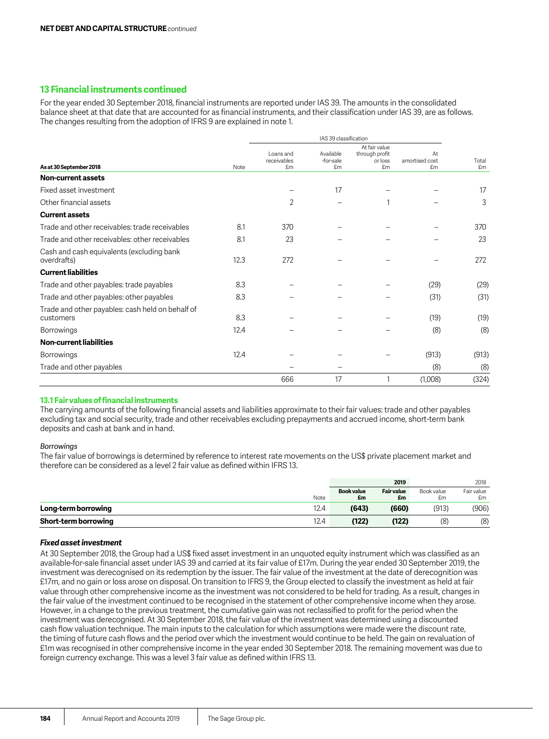**NET DEBT AND CAPITAL STRUCTURE** *continued*

## 13 Financial instruments continued

For the year ended 30 September 2018, financial instruments are reported under IAS 39. The amounts in the consolidated balance sheet at that date that are accounted for as financial instruments, and their classification under IAS 39, are as follows. The changes resulting from the adoption of IFRS 9 are explained in note 1.

| | | IAS 39 classification | | | | |
|---|---|---|---|---|---|---|
| **As at 30 September 2018** | Note | Loans and receivables £m | Available -for-sale £m | At fair value through profit or loss £m | At amortised cost £m | Total £m |
| **Non-current assets** | | | | | | |
| Fixed asset investment | | – | 17 | – | – | 17 |
| Other financial assets | | 2 | – | 1 | – | 3 |
| **Current assets** | | | | | | |
| Trade and other receivables: trade receivables | 8.1 | 370 | – | – | – | 370 |
| Trade and other receivables: other receivables | 8.1 | 23 | – | – | – | 23 |
| Cash and cash equivalents (excluding bank overdrafts) | 12.3 | 272 | – | – | – | 272 |
| **Current liabilities** | | | | | | |
| Trade and other payables: trade payables | 8.3 | – | – | – | (29) | (29) |
| Trade and other payables: other payables | 8.3 | – | – | – | (31) | (31) |
| Trade and other payables: cash held on behalf of customers | 8.3 | – | – | – | (19) | (19) |
| Borrowings | 12.4 | – | – | – | (8) | (8) |
| **Non-current liabilities** | | | | | | |
| Borrowings | 12.4 | – | – | – | (913) | (913) |
| Trade and other payables | | – | – | – | (8) | (8) |
| | | 666 | 17 | 1 | (1,008) | (324) |

### 13.1 Fair values of financial instruments

The carrying amounts of the following financial assets and liabilities approximate to their fair values: trade and other payables excluding tax and social security, trade and other receivables excluding prepayments and accrued income, short-term bank deposits and cash at bank and in hand.

*Borrowings*

The fair value of borrowings is determined by reference to interest rate movements on the US$ private placement market and therefore can be considered as a level 2 fair value as defined within IFRS 13.

| | | **2019** | | 2018 | |
|---|---|---|---|---|---|
| | Note | **Book value £m** | **Fair value £m** | Book value £m | Fair value £m |
| **Long-term borrowing** | 12.4 | **(643)** | **(660)** | (913) | (906) |
| **Short-term borrowing** | 12.4 | **(122)** | **(122)** | (8) | (8) |

***Fixed asset investment***

At 30 September 2018, the Group had a US$ fixed asset investment in an unquoted equity instrument which was classified as an available-for-sale financial asset under IAS 39 and carried at its fair value of £17m. During the year ended 30 September 2019, the investment was derecognised on its redemption by the issuer. The fair value of the investment at the date of derecognition was £17m, and no gain or loss arose on disposal. On transition to IFRS 9, the Group elected to classify the investment as held at fair value through other comprehensive income as the investment was not considered to be held for trading. As a result, changes in the fair value of the investment continued to be recognised in the statement of other comprehensive income when they arose. However, in a change to the previous treatment, the cumulative gain was not reclassified to profit for the period when the investment was derecognised. At 30 September 2018, the fair value of the investment was determined using a discounted cash flow valuation technique. The main inputs to the calculation for which assumptions were made were the discount rate, the timing of future cash flows and the period over which the investment would continue to be held. The gain on revaluation of £1m was recognised in other comprehensive income in the year ended 30 September 2018. The remaining movement was due to foreign currency exchange. This was a level 3 fair value as defined within IFRS 13.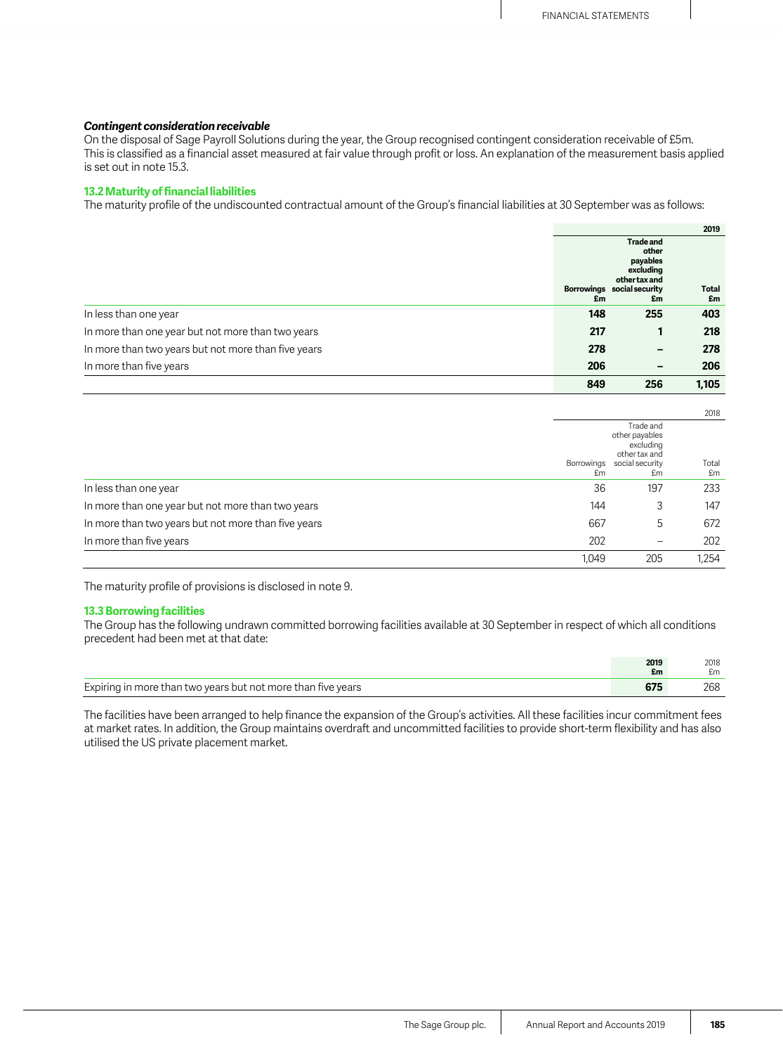***Contingent consideration receivable***
On the disposal of Sage Payroll Solutions during the year, the Group recognised contingent consideration receivable of £5m. This is classified as a financial asset measured at fair value through profit or loss. An explanation of the measurement basis applied is set out in note 15.3.

### 13.2 Maturity of financial liabilities

The maturity profile of the undiscounted contractual amount of the Group's financial liabilities at 30 September was as follows:

| | | | **2019** |
|---|---|---|---|
| | **Borrowings £m** | **Trade and other payables excluding other tax and social security £m** | **Total £m** |
| In less than one year | **148** | **255** | **403** |
| In more than one year but not more than two years | **217** | **1** | **218** |
| In more than two years but not more than five years | **278** | **–** | **278** |
| In more than five years | **206** | **–** | **206** |
| | **849** | **256** | **1,105** |

| | | | 2018 |
|---|---|---|---|
| | Borrowings £m | Trade and other payables excluding other tax and social security £m | Total £m |
| In less than one year | 36 | 197 | 233 |
| In more than one year but not more than two years | 144 | 3 | 147 |
| In more than two years but not more than five years | 667 | 5 | 672 |
| In more than five years | 202 | – | 202 |
| | 1,049 | 205 | 1,254 |

The maturity profile of provisions is disclosed in note 9.

### 13.3 Borrowing facilities

The Group has the following undrawn committed borrowing facilities available at 30 September in respect of which all conditions precedent had been met at that date:

| | **2019 £m** | 2018 £m |
|---|---|---|
| Expiring in more than two years but not more than five years | **675** | 268 |

The facilities have been arranged to help finance the expansion of the Group's activities. All these facilities incur commitment fees at market rates. In addition, the Group maintains overdraft and uncommitted facilities to provide short-term flexibility and has also utilised the US private placement market.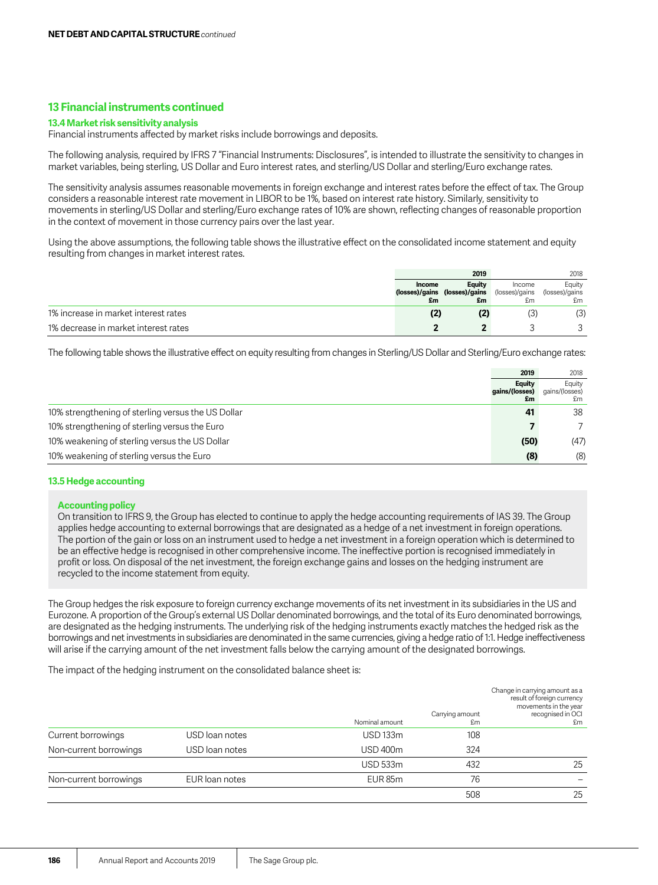## 13 Financial instruments continued

### 13.4 Market risk sensitivity analysis

Financial instruments affected by market risks include borrowings and deposits.

The following analysis, required by IFRS 7 "Financial Instruments: Disclosures", is intended to illustrate the sensitivity to changes in market variables, being sterling, US Dollar and Euro interest rates, and sterling/US Dollar and sterling/Euro exchange rates.

The sensitivity analysis assumes reasonable movements in foreign exchange and interest rates before the effect of tax. The Group considers a reasonable interest rate movement in LIBOR to be 1%, based on interest rate history. Similarly, sensitivity to movements in sterling/US Dollar and sterling/Euro exchange rates of 10% are shown, reflecting changes of reasonable proportion in the context of movement in those currency pairs over the last year.

Using the above assumptions, the following table shows the illustrative effect on the consolidated income statement and equity resulting from changes in market interest rates.

| | 2019 | | 2018 | |
|---|---|---|---|---|
| | **Income (losses)/gains £m** | **Equity (losses)/gains £m** | Income (losses)/gains £m | Equity (losses)/gains £m |
| 1% increase in market interest rates | **(2)** | **(2)** | (3) | (3) |
| 1% decrease in market interest rates | **2** | **2** | 3 | 3 |

The following table shows the illustrative effect on equity resulting from changes in Sterling/US Dollar and Sterling/Euro exchange rates:

| | 2019 | 2018 |
|---|---|---|
| | **Equity gains/(losses) £m** | Equity gains/(losses) £m |
| 10% strengthening of sterling versus the US Dollar | **41** | 38 |
| 10% strengthening of sterling versus the Euro | **7** | 7 |
| 10% weakening of sterling versus the US Dollar | **(50)** | (47) |
| 10% weakening of sterling versus the Euro | **(8)** | (8) |

### 13.5 Hedge accounting

**Accounting policy**

On transition to IFRS 9, the Group has elected to continue to apply the hedge accounting requirements of IAS 39. The Group applies hedge accounting to external borrowings that are designated as a hedge of a net investment in foreign operations. The portion of the gain or loss on an instrument used to hedge a net investment in a foreign operation which is determined to be an effective hedge is recognised in other comprehensive income. The ineffective portion is recognised immediately in profit or loss. On disposal of the net investment, the foreign exchange gains and losses on the hedging instrument are recycled to the income statement from equity.

The Group hedges the risk exposure to foreign currency exchange movements of its net investment in its subsidiaries in the US and Eurozone. A proportion of the Group's external US Dollar denominated borrowings, and the total of its Euro denominated borrowings, are designated as the hedging instruments. The underlying risk of the hedging instruments exactly matches the hedged risk as the borrowings and net investments in subsidiaries are denominated in the same currencies, giving a hedge ratio of 1:1. Hedge ineffectiveness will arise if the carrying amount of the net investment falls below the carrying amount of the designated borrowings.

The impact of the hedging instrument on the consolidated balance sheet is:

| | | Nominal amount | Carrying amount £m | Change in carrying amount as a result of foreign currency movements in the year recognised in OCI £m |
|---|---|---|---|---|
| Current borrowings | USD loan notes | USD 133m | 108 | |
| Non-current borrowings | USD loan notes | USD 400m | 324 | |
| | | USD 533m | 432 | 25 |
| Non-current borrowings | EUR loan notes | EUR 85m | 76 | – |
| | | | 508 | 25 |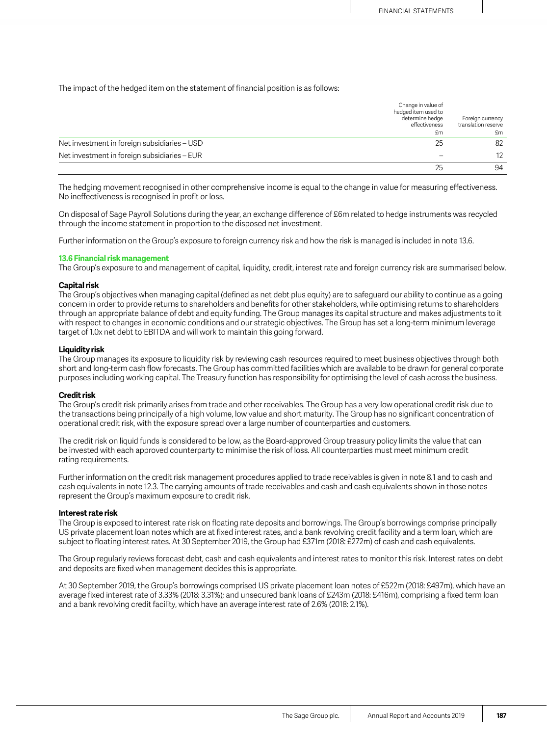The impact of the hedged item on the statement of financial position is as follows:

| | Change in value of hedged item used to determine hedge effectiveness £m | Foreign currency translation reserve £m |
|---|---|---|
| Net investment in foreign subsidiaries – USD | 25 | 82 |
| Net investment in foreign subsidiaries – EUR | – | 12 |
| | 25 | 94 |

The hedging movement recognised in other comprehensive income is equal to the change in value for measuring effectiveness. No ineffectiveness is recognised in profit or loss.

On disposal of Sage Payroll Solutions during the year, an exchange difference of £6m related to hedge instruments was recycled through the income statement in proportion to the disposed net investment.

Further information on the Group's exposure to foreign currency risk and how the risk is managed is included in note 13.6.

### 13.6 Financial risk management

The Group's exposure to and management of capital, liquidity, credit, interest rate and foreign currency risk are summarised below.

#### Capital risk

The Group's objectives when managing capital (defined as net debt plus equity) are to safeguard our ability to continue as a going concern in order to provide returns to shareholders and benefits for other stakeholders, while optimising returns to shareholders through an appropriate balance of debt and equity funding. The Group manages its capital structure and makes adjustments to it with respect to changes in economic conditions and our strategic objectives. The Group has set a long-term minimum leverage target of 1.0x net debt to EBITDA and will work to maintain this going forward.

#### Liquidity risk

The Group manages its exposure to liquidity risk by reviewing cash resources required to meet business objectives through both short and long-term cash flow forecasts. The Group has committed facilities which are available to be drawn for general corporate purposes including working capital. The Treasury function has responsibility for optimising the level of cash across the business.

#### Credit risk

The Group's credit risk primarily arises from trade and other receivables. The Group has a very low operational credit risk due to the transactions being principally of a high volume, low value and short maturity. The Group has no significant concentration of operational credit risk, with the exposure spread over a large number of counterparties and customers.

The credit risk on liquid funds is considered to be low, as the Board-approved Group treasury policy limits the value that can be invested with each approved counterparty to minimise the risk of loss. All counterparties must meet minimum credit rating requirements.

Further information on the credit risk management procedures applied to trade receivables is given in note 8.1 and to cash and cash equivalents in note 12.3. The carrying amounts of trade receivables and cash and cash equivalents shown in those notes represent the Group's maximum exposure to credit risk.

#### Interest rate risk

The Group is exposed to interest rate risk on floating rate deposits and borrowings. The Group's borrowings comprise principally US private placement loan notes which are at fixed interest rates, and a bank revolving credit facility and a term loan, which are subject to floating interest rates. At 30 September 2019, the Group had £371m (2018: £272m) of cash and cash equivalents.

The Group regularly reviews forecast debt, cash and cash equivalents and interest rates to monitor this risk. Interest rates on debt and deposits are fixed when management decides this is appropriate.

At 30 September 2019, the Group's borrowings comprised US private placement loan notes of £522m (2018: £497m), which have an average fixed interest rate of 3.33% (2018: 3.31%); and unsecured bank loans of £243m (2018: £416m), comprising a fixed term loan and a bank revolving credit facility, which have an average interest rate of 2.6% (2018: 2.1%).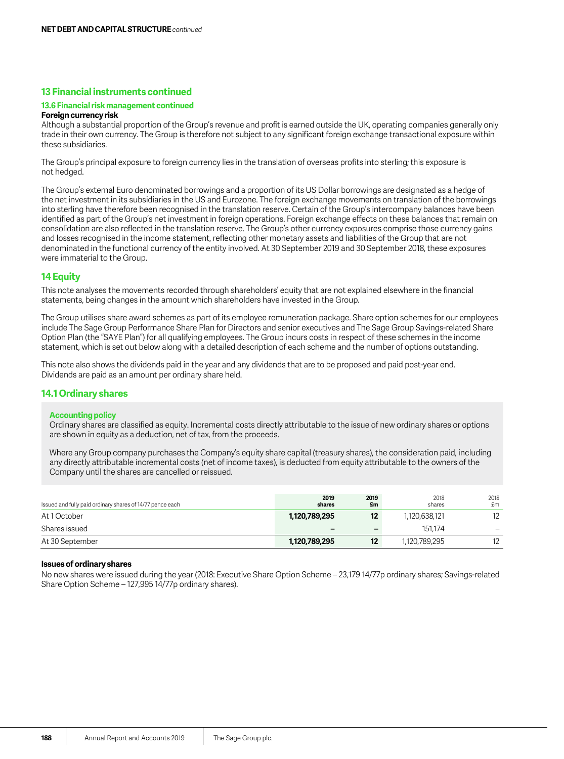## 13 Financial instruments continued

### 13.6 Financial risk management continued

**Foreign currency risk**

Although a substantial proportion of the Group's revenue and profit is earned outside the UK, operating companies generally only trade in their own currency. The Group is therefore not subject to any significant foreign exchange transactional exposure within these subsidiaries.

The Group's principal exposure to foreign currency lies in the translation of overseas profits into sterling; this exposure is not hedged.

The Group's external Euro denominated borrowings and a proportion of its US Dollar borrowings are designated as a hedge of the net investment in its subsidiaries in the US and Eurozone. The foreign exchange movements on translation of the borrowings into sterling have therefore been recognised in the translation reserve. Certain of the Group's intercompany balances have been identified as part of the Group's net investment in foreign operations. Foreign exchange effects on these balances that remain on consolidation are also reflected in the translation reserve. The Group's other currency exposures comprise those currency gains and losses recognised in the income statement, reflecting other monetary assets and liabilities of the Group that are not denominated in the functional currency of the entity involved. At 30 September 2019 and 30 September 2018, these exposures were immaterial to the Group.

## 14 Equity

This note analyses the movements recorded through shareholders' equity that are not explained elsewhere in the financial statements, being changes in the amount which shareholders have invested in the Group.

The Group utilises share award schemes as part of its employee remuneration package. Share option schemes for our employees include The Sage Group Performance Share Plan for Directors and senior executives and The Sage Group Savings-related Share Option Plan (the "SAYE Plan") for all qualifying employees. The Group incurs costs in respect of these schemes in the income statement, which is set out below along with a detailed description of each scheme and the number of options outstanding.

This note also shows the dividends paid in the year and any dividends that are to be proposed and paid post-year end. Dividends are paid as an amount per ordinary share held.

### 14.1 Ordinary shares

**Accounting policy**

Ordinary shares are classified as equity. Incremental costs directly attributable to the issue of new ordinary shares or options are shown in equity as a deduction, net of tax, from the proceeds.

Where any Group company purchases the Company's equity share capital (treasury shares), the consideration paid, including any directly attributable incremental costs (net of income taxes), is deducted from equity attributable to the owners of the Company until the shares are cancelled or reissued.

| Issued and fully paid ordinary shares of 14/77 pence each | **2019 shares** | **2019 £m** | 2018 shares | 2018 £m |
|---|---|---|---|---|
| At 1 October | **1,120,789,295** | **12** | 1,120,638,121 | 12 |
| Shares issued | **–** | **–** | 151,174 | – |
| At 30 September | **1,120,789,295** | **12** | 1,120,789,295 | 12 |

**Issues of ordinary shares**

No new shares were issued during the year (2018: Executive Share Option Scheme – 23,179 14/77p ordinary shares; Savings-related Share Option Scheme – 127,995 14/77p ordinary shares).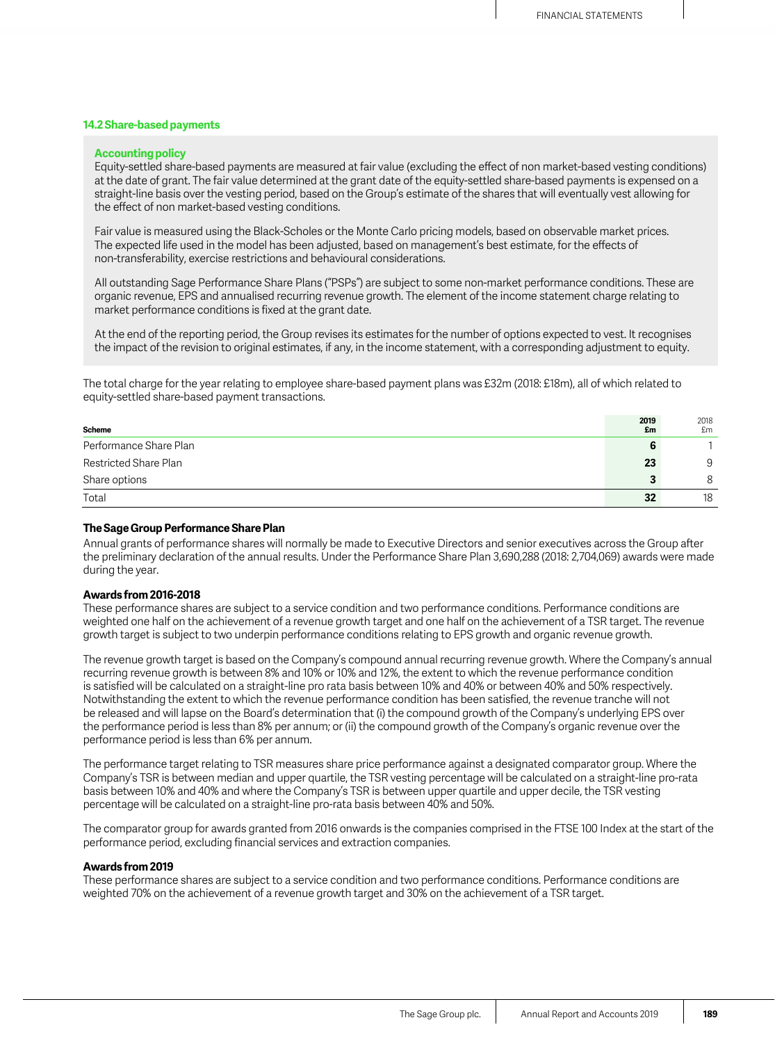### 14.2 Share-based payments

**Accounting policy**

Equity-settled share-based payments are measured at fair value (excluding the effect of non market-based vesting conditions) at the date of grant. The fair value determined at the grant date of the equity-settled share-based payments is expensed on a straight-line basis over the vesting period, based on the Group's estimate of the shares that will eventually vest allowing for the effect of non market-based vesting conditions.

Fair value is measured using the Black-Scholes or the Monte Carlo pricing models, based on observable market prices. The expected life used in the model has been adjusted, based on management's best estimate, for the effects of non-transferability, exercise restrictions and behavioural considerations.

All outstanding Sage Performance Share Plans ("PSPs") are subject to some non-market performance conditions. These are organic revenue, EPS and annualised recurring revenue growth. The element of the income statement charge relating to market performance conditions is fixed at the grant date.

At the end of the reporting period, the Group revises its estimates for the number of options expected to vest. It recognises the impact of the revision to original estimates, if any, in the income statement, with a corresponding adjustment to equity.

The total charge for the year relating to employee share-based payment plans was £32m (2018: £18m), all of which related to equity-settled share-based payment transactions.

| Scheme | 2019 £m | 2018 £m |
|---|---|---|
| Performance Share Plan | **6** | 1 |
| Restricted Share Plan | **23** | 9 |
| Share options | **3** | 8 |
| Total | **32** | 18 |

#### The Sage Group Performance Share Plan

Annual grants of performance shares will normally be made to Executive Directors and senior executives across the Group after the preliminary declaration of the annual results. Under the Performance Share Plan 3,690,288 (2018: 2,704,069) awards were made during the year.

**Awards from 2016-2018**

These performance shares are subject to a service condition and two performance conditions. Performance conditions are weighted one half on the achievement of a revenue growth target and one half on the achievement of a TSR target. The revenue growth target is subject to two underpin performance conditions relating to EPS growth and organic revenue growth.

The revenue growth target is based on the Company's compound annual recurring revenue growth. Where the Company's annual recurring revenue growth is between 8% and 10% or 10% and 12%, the extent to which the revenue performance condition is satisfied will be calculated on a straight-line pro rata basis between 10% and 40% or between 40% and 50% respectively. Notwithstanding the extent to which the revenue performance condition has been satisfied, the revenue tranche will not be released and will lapse on the Board's determination that (i) the compound growth of the Company's underlying EPS over the performance period is less than 8% per annum; or (ii) the compound growth of the Company's organic revenue over the performance period is less than 6% per annum.

The performance target relating to TSR measures share price performance against a designated comparator group. Where the Company's TSR is between median and upper quartile, the TSR vesting percentage will be calculated on a straight-line pro-rata basis between 10% and 40% and where the Company's TSR is between upper quartile and upper decile, the TSR vesting percentage will be calculated on a straight-line pro-rata basis between 40% and 50%.

The comparator group for awards granted from 2016 onwards is the companies comprised in the FTSE 100 Index at the start of the performance period, excluding financial services and extraction companies.

**Awards from 2019**

These performance shares are subject to a service condition and two performance conditions. Performance conditions are weighted 70% on the achievement of a revenue growth target and 30% on the achievement of a TSR target.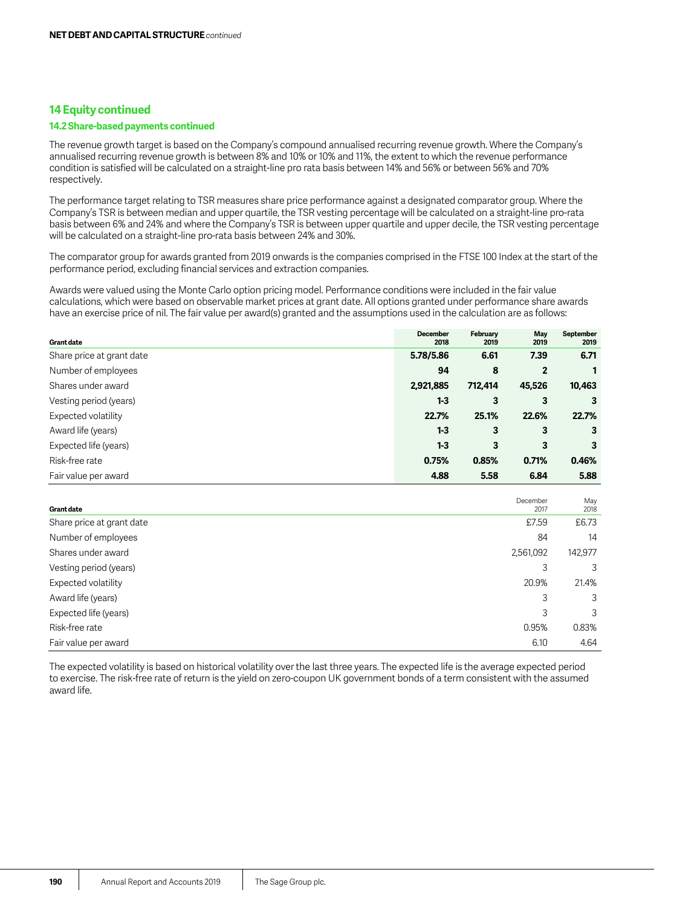## 14 Equity continued

### 14.2 Share-based payments continued

The revenue growth target is based on the Company's compound annualised recurring revenue growth. Where the Company's annualised recurring revenue growth is between 8% and 10% or 10% and 11%, the extent to which the revenue performance condition is satisfied will be calculated on a straight-line pro rata basis between 14% and 56% or between 56% and 70% respectively.

The performance target relating to TSR measures share price performance against a designated comparator group. Where the Company's TSR is between median and upper quartile, the TSR vesting percentage will be calculated on a straight-line pro-rata basis between 6% and 24% and where the Company's TSR is between upper quartile and upper decile, the TSR vesting percentage will be calculated on a straight-line pro-rata basis between 24% and 30%.

The comparator group for awards granted from 2019 onwards is the companies comprised in the FTSE 100 Index at the start of the performance period, excluding financial services and extraction companies.

Awards were valued using the Monte Carlo option pricing model. Performance conditions were included in the fair value calculations, which were based on observable market prices at grant date. All options granted under performance share awards have an exercise price of nil. The fair value per award(s) granted and the assumptions used in the calculation are as follows:

| Grant date | December 2018 | February 2019 | May 2019 | September 2019 |
|---|---|---|---|---|
| Share price at grant date | **5.78/5.86** | **6.61** | **7.39** | **6.71** |
| Number of employees | **94** | **8** | **2** | **1** |
| Shares under award | **2,921,885** | **712,414** | **45,526** | **10,463** |
| Vesting period (years) | **1-3** | **3** | **3** | **3** |
| Expected volatility | **22.7%** | **25.1%** | **22.6%** | **22.7%** |
| Award life (years) | **1-3** | **3** | **3** | **3** |
| Expected life (years) | **1-3** | **3** | **3** | **3** |
| Risk-free rate | **0.75%** | **0.85%** | **0.71%** | **0.46%** |
| Fair value per award | **4.88** | **5.58** | **6.84** | **5.88** |

| Grant date | December 2017 | May 2018 |
|---|---|---|
| Share price at grant date | £7.59 | £6.73 |
| Number of employees | 84 | 14 |
| Shares under award | 2,561,092 | 142,977 |
| Vesting period (years) | 3 | 3 |
| Expected volatility | 20.9% | 21.4% |
| Award life (years) | 3 | 3 |
| Expected life (years) | 3 | 3 |
| Risk-free rate | 0.95% | 0.83% |
| Fair value per award | 6.10 | 4.64 |

The expected volatility is based on historical volatility over the last three years. The expected life is the average expected period to exercise. The risk-free rate of return is the yield on zero-coupon UK government bonds of a term consistent with the assumed award life.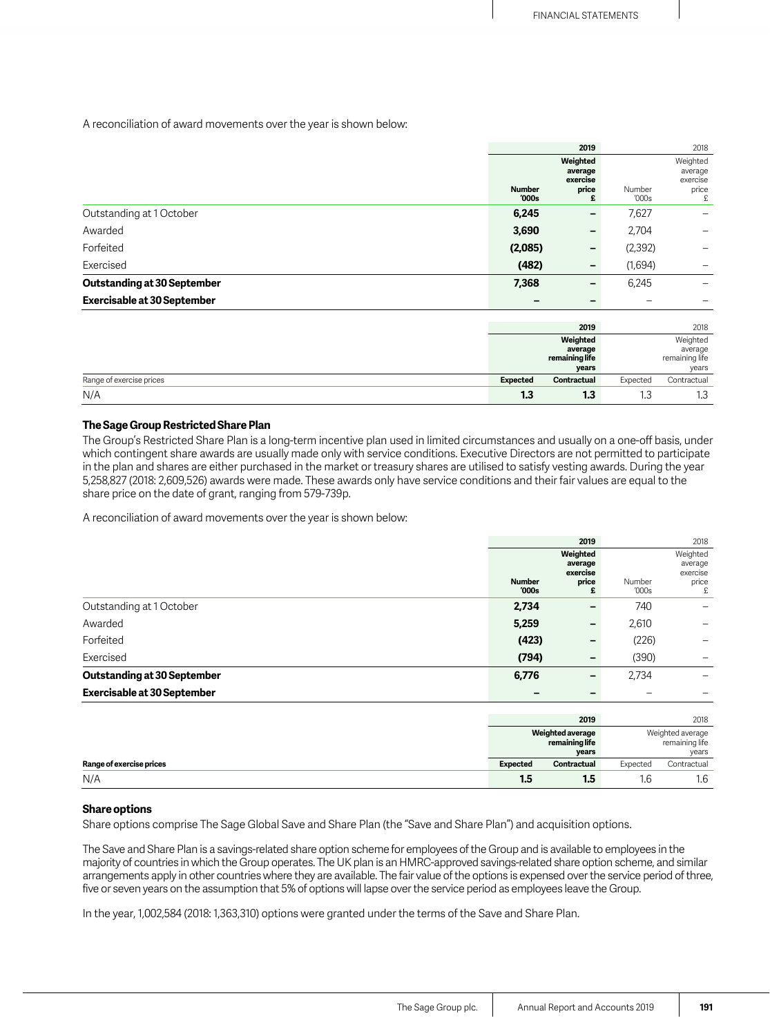A reconciliation of award movements over the year is shown below:

| | 2019 | | 2018 | |
|---|---|---|---|---|
| | **Number '000s** | **Weighted average exercise price £** | Number '000s | Weighted average exercise price £ |
| Outstanding at 1 October | **6,245** | **–** | 7,627 | – |
| Awarded | **3,690** | **–** | 2,704 | – |
| Forfeited | **(2,085)** | **–** | (2,392) | – |
| Exercised | **(482)** | **–** | (1,694) | – |
| **Outstanding at 30 September** | **7,368** | **–** | 6,245 | – |
| **Exercisable at 30 September** | **–** | **–** | – | – |

| | 2019 | | 2018 | |
|---|---|---|---|---|
| | **Weighted average remaining life years** | | Weighted average remaining life years | |
| Range of exercise prices | **Expected** | **Contractual** | Expected | Contractual |
| N/A | **1.3** | **1.3** | 1.3 | 1.3 |

### The Sage Group Restricted Share Plan

The Group's Restricted Share Plan is a long-term incentive plan used in limited circumstances and usually on a one-off basis, under which contingent share awards are usually made only with service conditions. Executive Directors are not permitted to participate in the plan and shares are either purchased in the market or treasury shares are utilised to satisfy vesting awards. During the year 5,258,827 (2018: 2,609,526) awards were made. These awards only have service conditions and their fair values are equal to the share price on the date of grant, ranging from 579-739p.

A reconciliation of award movements over the year is shown below:

| | 2019 | | 2018 | |
|---|---|---|---|---|
| | **Number '000s** | **Weighted average exercise price £** | Number '000s | Weighted average exercise price £ |
| Outstanding at 1 October | **2,734** | **–** | 740 | – |
| Awarded | **5,259** | **–** | 2,610 | – |
| Forfeited | **(423)** | **–** | (226) | – |
| Exercised | **(794)** | **–** | (390) | – |
| **Outstanding at 30 September** | **6,776** | **–** | 2,734 | – |
| **Exercisable at 30 September** | **–** | **–** | – | – |

| | 2019 | | 2018 | |
|---|---|---|---|---|
| | **Weighted average remaining life years** | | Weighted average remaining life years | |
| **Range of exercise prices** | **Expected** | **Contractual** | Expected | Contractual |
| N/A | **1.5** | **1.5** | 1.6 | 1.6 |

### Share options

Share options comprise The Sage Global Save and Share Plan (the "Save and Share Plan") and acquisition options.

The Save and Share Plan is a savings-related share option scheme for employees of the Group and is available to employees in the majority of countries in which the Group operates. The UK plan is an HMRC-approved savings-related share option scheme, and similar arrangements apply in other countries where they are available. The fair value of the options is expensed over the service period of three, five or seven years on the assumption that 5% of options will lapse over the service period as employees leave the Group.

In the year, 1,002,584 (2018: 1,363,310) options were granted under the terms of the Save and Share Plan.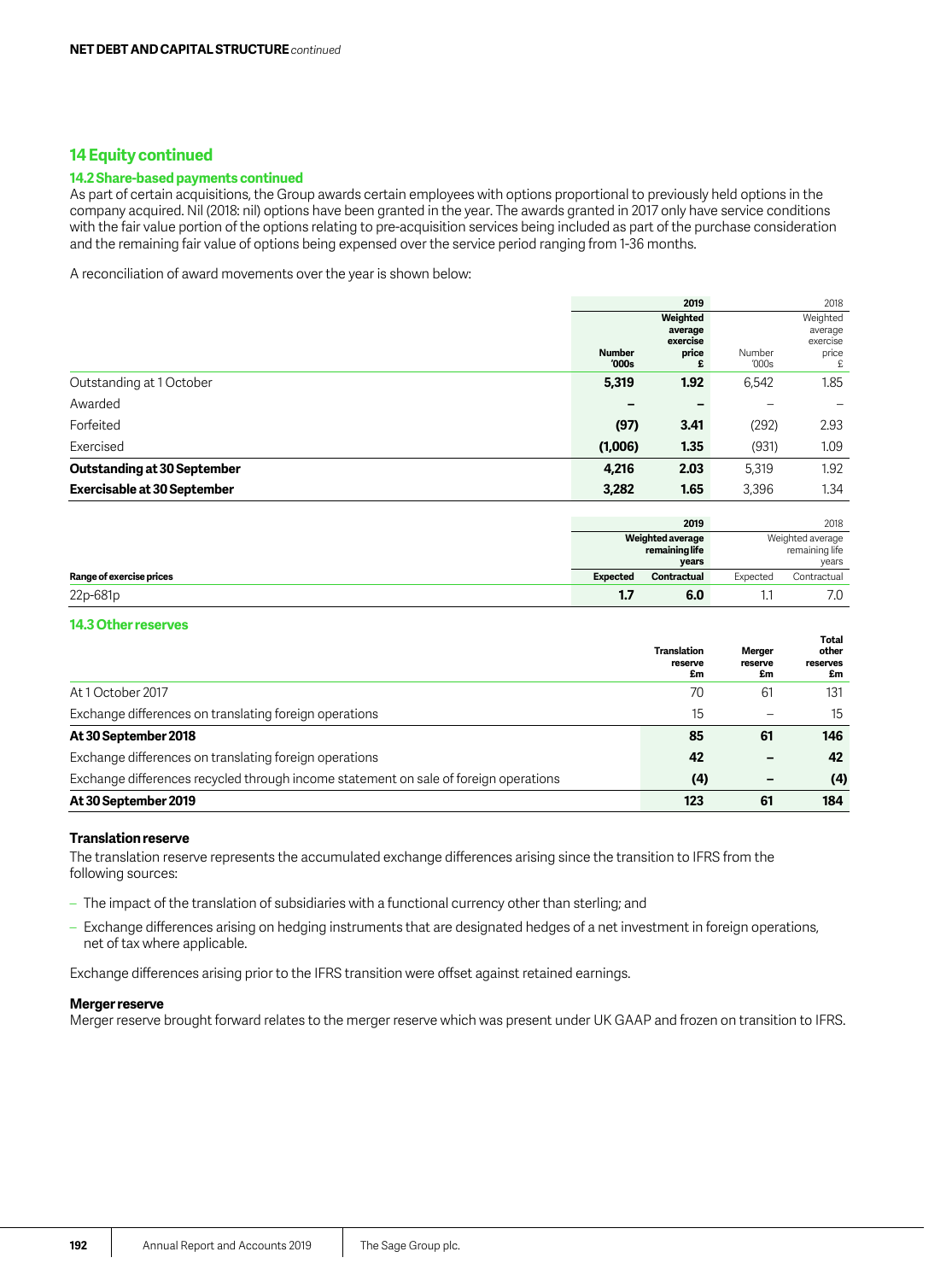## 14 Equity continued

### 14.2 Share-based payments continued

As part of certain acquisitions, the Group awards certain employees with options proportional to previously held options in the company acquired. Nil (2018: nil) options have been granted in the year. The awards granted in 2017 only have service conditions with the fair value portion of the options relating to pre-acquisition services being included as part of the purchase consideration and the remaining fair value of options being expensed over the service period ranging from 1-36 months.

A reconciliation of award movements over the year is shown below:

| | 2019 | | 2018 | |
|---|---|---|---|---|
| | **Number '000s** | **Weighted average exercise price £** | Number '000s | Weighted average exercise price £ |
| Outstanding at 1 October | **5,319** | **1.92** | 6,542 | 1.85 |
| Awarded | **–** | **–** | – | – |
| Forfeited | **(97)** | **3.41** | (292) | 2.93 |
| Exercised | **(1,006)** | **1.35** | (931) | 1.09 |
| **Outstanding at 30 September** | **4,216** | **2.03** | 5,319 | 1.92 |
| **Exercisable at 30 September** | **3,282** | **1.65** | 3,396 | 1.34 |

| | 2019 Weighted average remaining life years | | 2018 Weighted average remaining life years | |
|---|---|---|---|---|
| **Range of exercise prices** | **Expected** | **Contractual** | Expected | Contractual |
| 22p-681p | **1.7** | **6.0** | 1.1 | 7.0 |

### 14.3 Other reserves

| | Translation reserve £m | Merger reserve £m | Total other reserves £m |
|---|---|---|---|
| At 1 October 2017 | 70 | 61 | 131 |
| Exchange differences on translating foreign operations | 15 | – | 15 |
| **At 30 September 2018** | **85** | **61** | **146** |
| Exchange differences on translating foreign operations | **42** | **–** | **42** |
| Exchange differences recycled through income statement on sale of foreign operations | **(4)** | **–** | **(4)** |
| **At 30 September 2019** | **123** | **61** | **184** |

#### Translation reserve

The translation reserve represents the accumulated exchange differences arising since the transition to IFRS from the following sources:

- The impact of the translation of subsidiaries with a functional currency other than sterling; and
- Exchange differences arising on hedging instruments that are designated hedges of a net investment in foreign operations, net of tax where applicable.

Exchange differences arising prior to the IFRS transition were offset against retained earnings.

#### Merger reserve

Merger reserve brought forward relates to the merger reserve which was present under UK GAAP and frozen on transition to IFRS.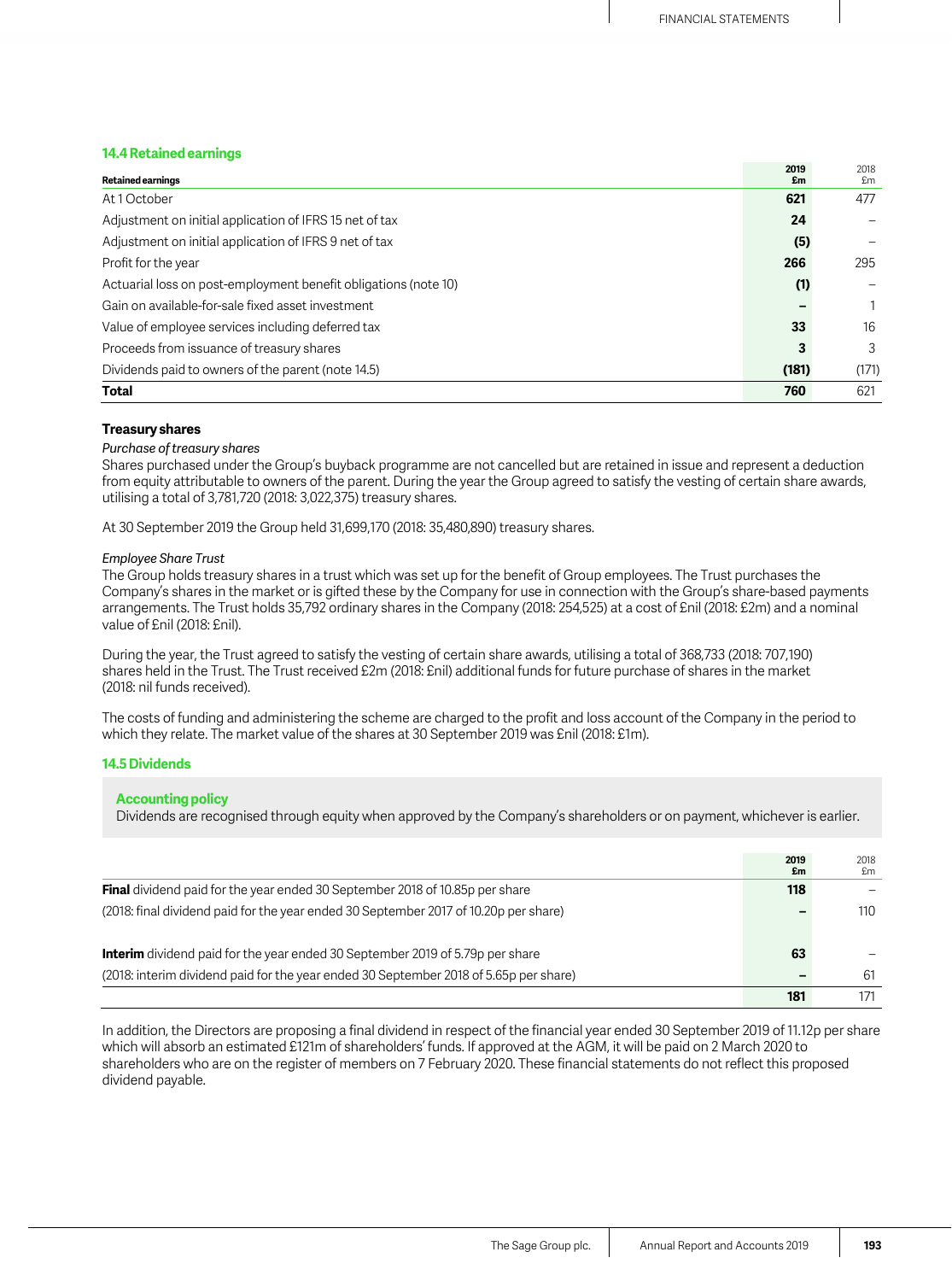### 14.4 Retained earnings

| Retained earnings | 2019 £m | 2018 £m |
|---|---|---|
| At 1 October | **621** | 477 |
| Adjustment on initial application of IFRS 15 net of tax | **24** | – |
| Adjustment on initial application of IFRS 9 net of tax | **(5)** | – |
| Profit for the year | **266** | 295 |
| Actuarial loss on post-employment benefit obligations (note 10) | **(1)** | – |
| Gain on available-for-sale fixed asset investment | **–** | 1 |
| Value of employee services including deferred tax | **33** | 16 |
| Proceeds from issuance of treasury shares | **3** | 3 |
| Dividends paid to owners of the parent (note 14.5) | **(181)** | (171) |
| **Total** | **760** | 621 |

**Treasury shares**

*Purchase of treasury shares*

Shares purchased under the Group's buyback programme are not cancelled but are retained in issue and represent a deduction from equity attributable to owners of the parent. During the year the Group agreed to satisfy the vesting of certain share awards, utilising a total of 3,781,720 (2018: 3,022,375) treasury shares.

At 30 September 2019 the Group held 31,699,170 (2018: 35,480,890) treasury shares.

*Employee Share Trust*

The Group holds treasury shares in a trust which was set up for the benefit of Group employees. The Trust purchases the Company's shares in the market or is gifted these by the Company for use in connection with the Group's share-based payments arrangements. The Trust holds 35,792 ordinary shares in the Company (2018: 254,525) at a cost of £nil (2018: £2m) and a nominal value of £nil (2018: £nil).

During the year, the Trust agreed to satisfy the vesting of certain share awards, utilising a total of 368,733 (2018: 707,190) shares held in the Trust. The Trust received £2m (2018: £nil) additional funds for future purchase of shares in the market (2018: nil funds received).

The costs of funding and administering the scheme are charged to the profit and loss account of the Company in the period to which they relate. The market value of the shares at 30 September 2019 was £nil (2018: £1m).

### 14.5 Dividends

**Accounting policy**

Dividends are recognised through equity when approved by the Company's shareholders or on payment, whichever is earlier.

| | 2019 £m | 2018 £m |
|---|---|---|
| **Final** dividend paid for the year ended 30 September 2018 of 10.85p per share | **118** | – |
| (2018: final dividend paid for the year ended 30 September 2017 of 10.20p per share) | **–** | 110 |
| **Interim** dividend paid for the year ended 30 September 2019 of 5.79p per share | **63** | – |
| (2018: interim dividend paid for the year ended 30 September 2018 of 5.65p per share) | **–** | 61 |
| | **181** | 171 |

In addition, the Directors are proposing a final dividend in respect of the financial year ended 30 September 2019 of 11.12p per share which will absorb an estimated £121m of shareholders' funds. If approved at the AGM, it will be paid on 2 March 2020 to shareholders who are on the register of members on 7 February 2020. These financial statements do not reflect this proposed dividend payable.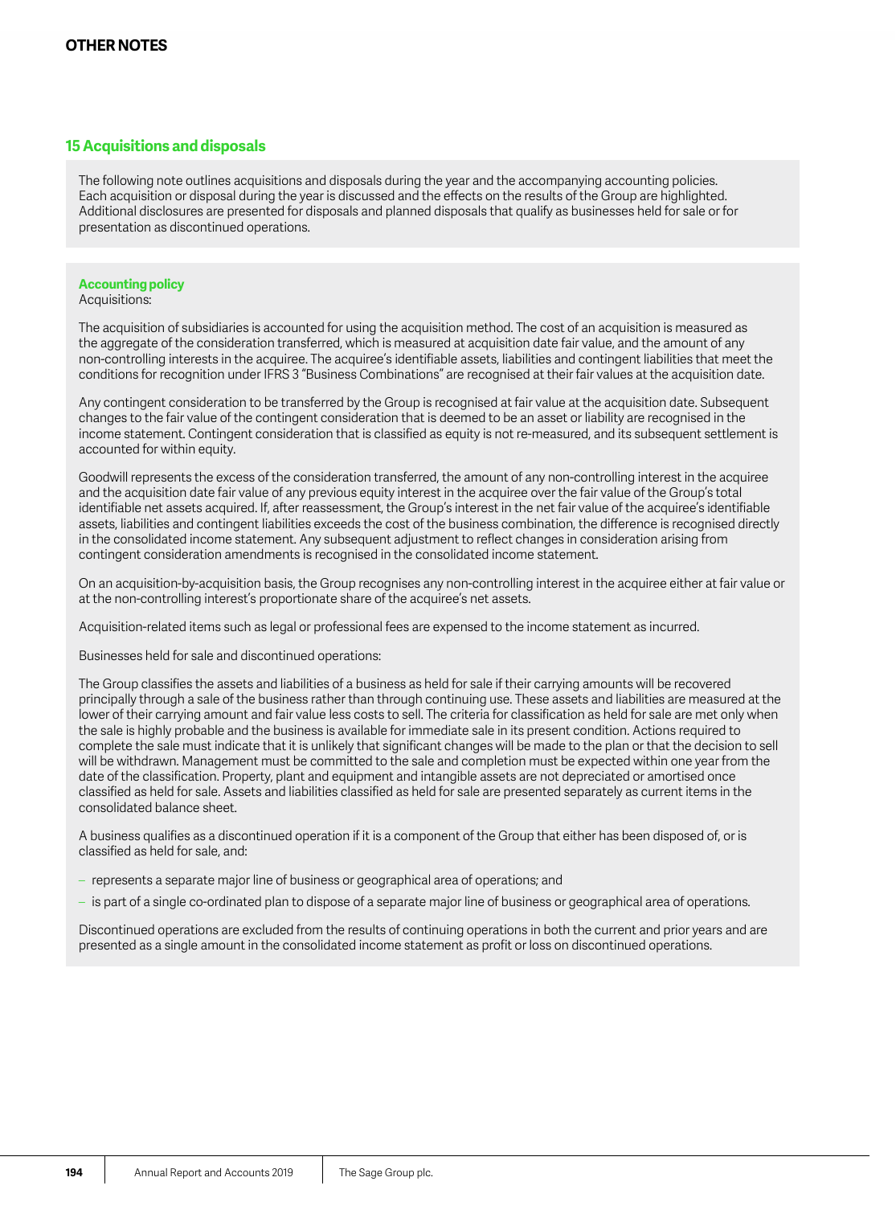## 15 Acquisitions and disposals

The following note outlines acquisitions and disposals during the year and the accompanying accounting policies. Each acquisition or disposal during the year is discussed and the effects on the results of the Group are highlighted. Additional disclosures are presented for disposals and planned disposals that qualify as businesses held for sale or for presentation as discontinued operations.

### Accounting policy

Acquisitions:

The acquisition of subsidiaries is accounted for using the acquisition method. The cost of an acquisition is measured as the aggregate of the consideration transferred, which is measured at acquisition date fair value, and the amount of any non-controlling interests in the acquiree. The acquiree's identifiable assets, liabilities and contingent liabilities that meet the conditions for recognition under IFRS 3 "Business Combinations" are recognised at their fair values at the acquisition date.

Any contingent consideration to be transferred by the Group is recognised at fair value at the acquisition date. Subsequent changes to the fair value of the contingent consideration that is deemed to be an asset or liability are recognised in the income statement. Contingent consideration that is classified as equity is not re-measured, and its subsequent settlement is accounted for within equity.

Goodwill represents the excess of the consideration transferred, the amount of any non-controlling interest in the acquiree and the acquisition date fair value of any previous equity interest in the acquiree over the fair value of the Group's total identifiable net assets acquired. If, after reassessment, the Group's interest in the net fair value of the acquiree's identifiable assets, liabilities and contingent liabilities exceeds the cost of the business combination, the difference is recognised directly in the consolidated income statement. Any subsequent adjustment to reflect changes in consideration arising from contingent consideration amendments is recognised in the consolidated income statement.

On an acquisition-by-acquisition basis, the Group recognises any non-controlling interest in the acquiree either at fair value or at the non-controlling interest's proportionate share of the acquiree's net assets.

Acquisition-related items such as legal or professional fees are expensed to the income statement as incurred.

Businesses held for sale and discontinued operations:

The Group classifies the assets and liabilities of a business as held for sale if their carrying amounts will be recovered principally through a sale of the business rather than through continuing use. These assets and liabilities are measured at the lower of their carrying amount and fair value less costs to sell. The criteria for classification as held for sale are met only when the sale is highly probable and the business is available for immediate sale in its present condition. Actions required to complete the sale must indicate that it is unlikely that significant changes will be made to the plan or that the decision to sell will be withdrawn. Management must be committed to the sale and completion must be expected within one year from the date of the classification. Property, plant and equipment and intangible assets are not depreciated or amortised once classified as held for sale. Assets and liabilities classified as held for sale are presented separately as current items in the consolidated balance sheet.

A business qualifies as a discontinued operation if it is a component of the Group that either has been disposed of, or is classified as held for sale, and:

- represents a separate major line of business or geographical area of operations; and
- is part of a single co-ordinated plan to dispose of a separate major line of business or geographical area of operations.

Discontinued operations are excluded from the results of continuing operations in both the current and prior years and are presented as a single amount in the consolidated income statement as profit or loss on discontinued operations.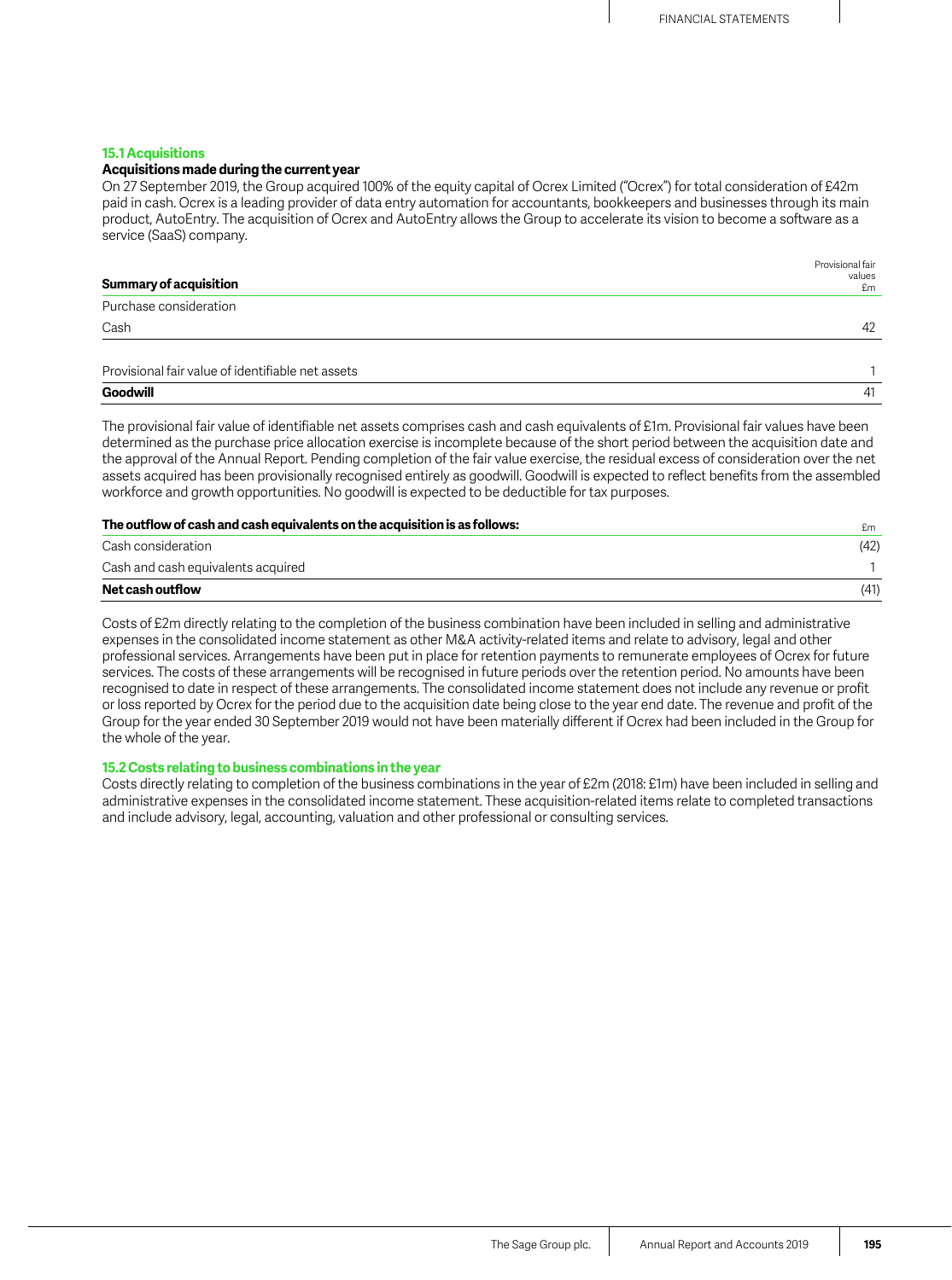### 15.1 Acquisitions

**Acquisitions made during the current year**

On 27 September 2019, the Group acquired 100% of the equity capital of Ocrex Limited ("Ocrex") for total consideration of £42m paid in cash. Ocrex is a leading provider of data entry automation for accountants, bookkeepers and businesses through its main product, AutoEntry. The acquisition of Ocrex and AutoEntry allows the Group to accelerate its vision to become a software as a service (SaaS) company.

| Summary of acquisition | Provisional fair values £m |
|---|---|
| Purchase consideration | |
| Cash | 42 |
| | |
| Provisional fair value of identifiable net assets | 1 |
| **Goodwill** | 41 |

The provisional fair value of identifiable net assets comprises cash and cash equivalents of £1m. Provisional fair values have been determined as the purchase price allocation exercise is incomplete because of the short period between the acquisition date and the approval of the Annual Report. Pending completion of the fair value exercise, the residual excess of consideration over the net assets acquired has been provisionally recognised entirely as goodwill. Goodwill is expected to reflect benefits from the assembled workforce and growth opportunities. No goodwill is expected to be deductible for tax purposes.

| The outflow of cash and cash equivalents on the acquisition is as follows: | £m |
|---|---|
| Cash consideration | (42) |
| Cash and cash equivalents acquired | 1 |
| **Net cash outflow** | (41) |

Costs of £2m directly relating to the completion of the business combination have been included in selling and administrative expenses in the consolidated income statement as other M&A activity-related items and relate to advisory, legal and other professional services. Arrangements have been put in place for retention payments to remunerate employees of Ocrex for future services. The costs of these arrangements will be recognised in future periods over the retention period. No amounts have been recognised to date in respect of these arrangements. The consolidated income statement does not include any revenue or profit or loss reported by Ocrex for the period due to the acquisition date being close to the year end date. The revenue and profit of the Group for the year ended 30 September 2019 would not have been materially different if Ocrex had been included in the Group for the whole of the year.

### 15.2 Costs relating to business combinations in the year

Costs directly relating to completion of the business combinations in the year of £2m (2018: £1m) have been included in selling and administrative expenses in the consolidated income statement. These acquisition-related items relate to completed transactions and include advisory, legal, accounting, valuation and other professional or consulting services.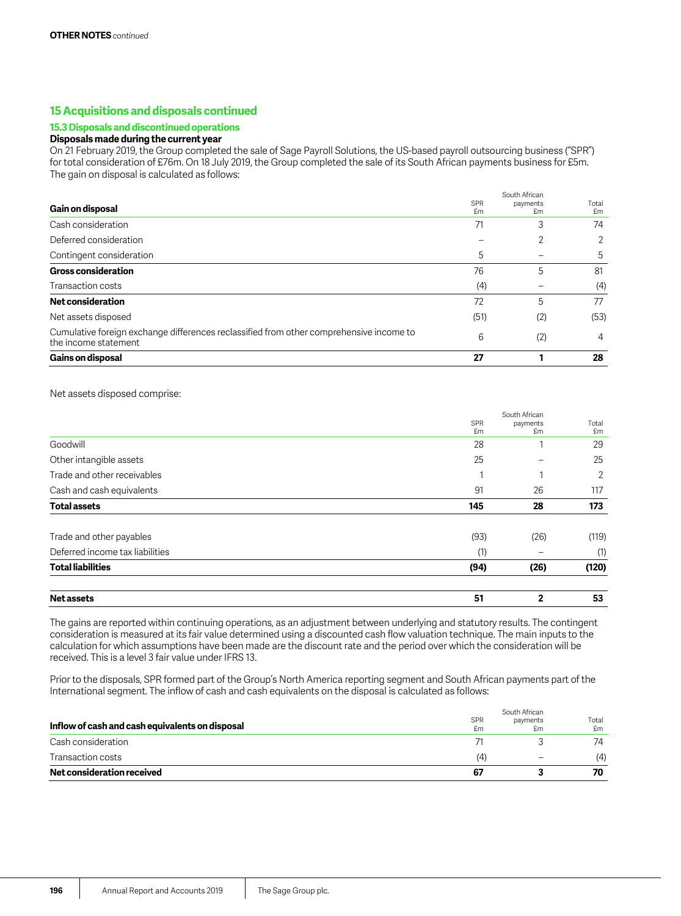**OTHER NOTES** *continued*

## 15 Acquisitions and disposals continued

### 15.3 Disposals and discontinued operations

**Disposals made during the current year**

On 21 February 2019, the Group completed the sale of Sage Payroll Solutions, the US-based payroll outsourcing business ("SPR") for total consideration of £76m. On 18 July 2019, the Group completed the sale of its South African payments business for £5m. The gain on disposal is calculated as follows:

| Gain on disposal | SPR £m | South African payments £m | Total £m |
|---|---|---|---|
| Cash consideration | 71 | 3 | 74 |
| Deferred consideration | – | 2 | 2 |
| Contingent consideration | 5 | – | 5 |
| **Gross consideration** | 76 | 5 | 81 |
| Transaction costs | (4) | – | (4) |
| **Net consideration** | 72 | 5 | 77 |
| Net assets disposed | (51) | (2) | (53) |
| Cumulative foreign exchange differences reclassified from other comprehensive income to the income statement | 6 | (2) | 4 |
| **Gains on disposal** | **27** | **1** | **28** |

Net assets disposed comprise:

| | SPR £m | South African payments £m | Total £m |
|---|---|---|---|
| Goodwill | 28 | 1 | 29 |
| Other intangible assets | 25 | – | 25 |
| Trade and other receivables | 1 | 1 | 2 |
| Cash and cash equivalents | 91 | 26 | 117 |
| **Total assets** | **145** | **28** | **173** |
| Trade and other payables | (93) | (26) | (119) |
| Deferred income tax liabilities | (1) | – | (1) |
| **Total liabilities** | **(94)** | **(26)** | **(120)** |
| **Net assets** | **51** | **2** | **53** |

The gains are reported within continuing operations, as an adjustment between underlying and statutory results. The contingent consideration is measured at its fair value determined using a discounted cash flow valuation technique. The main inputs to the calculation for which assumptions have been made are the discount rate and the period over which the consideration will be received. This is a level 3 fair value under IFRS 13.

Prior to the disposals, SPR formed part of the Group's North America reporting segment and South African payments part of the International segment. The inflow of cash and cash equivalents on the disposal is calculated as follows:

| Inflow of cash and cash equivalents on disposal | SPR £m | South African payments £m | Total £m |
|---|---|---|---|
| Cash consideration | 71 | 3 | 74 |
| Transaction costs | (4) | – | (4) |
| **Net consideration received** | **67** | **3** | **70** |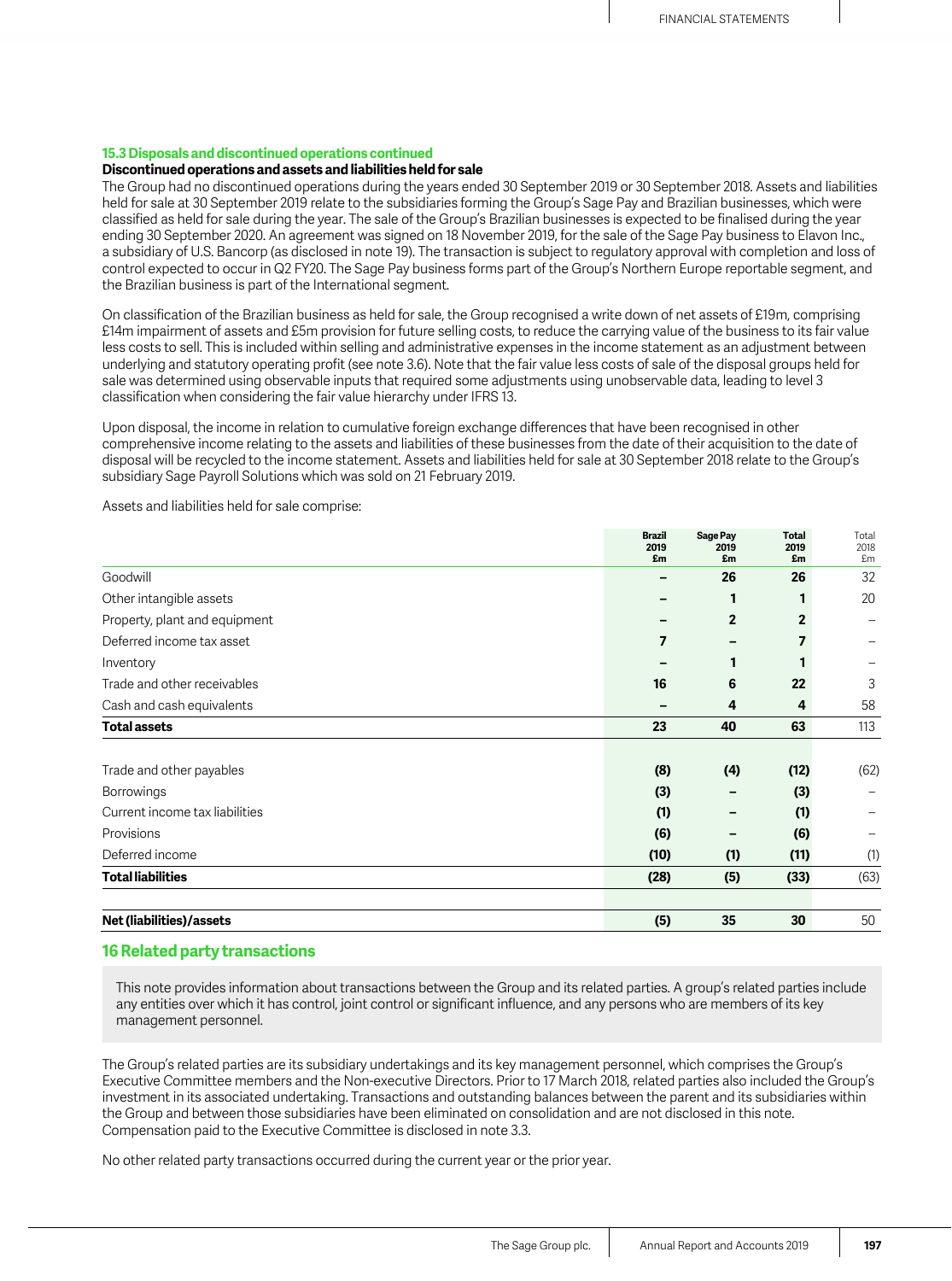### 15.3 Disposals and discontinued operations continued

**Discontinued operations and assets and liabilities held for sale**

The Group had no discontinued operations during the years ended 30 September 2019 or 30 September 2018. Assets and liabilities held for sale at 30 September 2019 relate to the subsidiaries forming the Group's Sage Pay and Brazilian businesses, which were classified as held for sale during the year. The sale of the Group's Brazilian businesses is expected to be finalised during the year ending 30 September 2020. An agreement was signed on 18 November 2019, for the sale of the Sage Pay business to Elavon Inc., a subsidiary of U.S. Bancorp (as disclosed in note 19). The transaction is subject to regulatory approval with completion and loss of control expected to occur in Q2 FY20. The Sage Pay business forms part of the Group's Northern Europe reportable segment, and the Brazilian business is part of the International segment.

On classification of the Brazilian business as held for sale, the Group recognised a write down of net assets of £19m, comprising £14m impairment of assets and £5m provision for future selling costs, to reduce the carrying value of the business to its fair value less costs to sell. This is included within selling and administrative expenses in the income statement as an adjustment between underlying and statutory operating profit (see note 3.6). Note that the fair value less costs of sale of the disposal groups held for sale was determined using observable inputs that required some adjustments using unobservable data, leading to level 3 classification when considering the fair value hierarchy under IFRS 13.

Upon disposal, the income in relation to cumulative foreign exchange differences that have been recognised in other comprehensive income relating to the assets and liabilities of these businesses from the date of their acquisition to the date of disposal will be recycled to the income statement. Assets and liabilities held for sale at 30 September 2018 relate to the Group's subsidiary Sage Payroll Solutions which was sold on 21 February 2019.

Assets and liabilities held for sale comprise:

| | Brazil 2019 £m | Sage Pay 2019 £m | Total 2019 £m | Total 2018 £m |
|---|---|---|---|---|
| Goodwill | – | 26 | 26 | 32 |
| Other intangible assets | – | 1 | 1 | 20 |
| Property, plant and equipment | – | 2 | 2 | – |
| Deferred income tax asset | 7 | – | 7 | – |
| Inventory | – | 1 | 1 | – |
| Trade and other receivables | 16 | 6 | 22 | 3 |
| Cash and cash equivalents | – | 4 | 4 | 58 |
| **Total assets** | **23** | **40** | **63** | 113 |
| Trade and other payables | (8) | (4) | (12) | (62) |
| Borrowings | (3) | – | (3) | – |
| Current income tax liabilities | (1) | – | (1) | – |
| Provisions | (6) | – | (6) | – |
| Deferred income | (10) | (1) | (11) | (1) |
| **Total liabilities** | **(28)** | **(5)** | **(33)** | (63) |
| **Net (liabilities)/assets** | **(5)** | **35** | **30** | 50 |

## 16 Related party transactions

This note provides information about transactions between the Group and its related parties. A group's related parties include any entities over which it has control, joint control or significant influence, and any persons who are members of its key management personnel.

The Group's related parties are its subsidiary undertakings and its key management personnel, which comprises the Group's Executive Committee members and the Non-executive Directors. Prior to 17 March 2018, related parties also included the Group's investment in its associated undertaking. Transactions and outstanding balances between the parent and its subsidiaries within the Group and between those subsidiaries have been eliminated on consolidation and are not disclosed in this note. Compensation paid to the Executive Committee is disclosed in note 3.3.

No other related party transactions occurred during the current year or the prior year.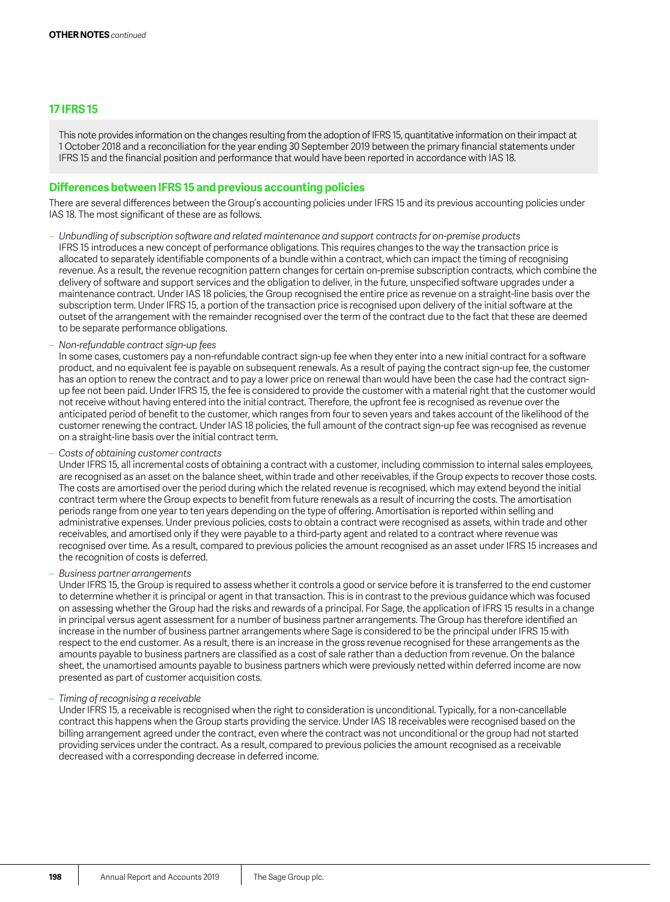**OTHER NOTES** *continued*

## 17 IFRS 15

This note provides information on the changes resulting from the adoption of IFRS 15, quantitative information on their impact at 1 October 2018 and a reconciliation for the year ending 30 September 2019 between the primary financial statements under IFRS 15 and the financial position and performance that would have been reported in accordance with IAS 18.

### Differences between IFRS 15 and previous accounting policies

There are several differences between the Group's accounting policies under IFRS 15 and its previous accounting policies under IAS 18. The most significant of these are as follows.

- *Unbundling of subscription software and related maintenance and support contracts for on-premise products*
  IFRS 15 introduces a new concept of performance obligations. This requires changes to the way the transaction price is allocated to separately identifiable components of a bundle within a contract, which can impact the timing of recognising revenue. As a result, the revenue recognition pattern changes for certain on-premise subscription contracts, which combine the delivery of software and support services and the obligation to deliver, in the future, unspecified software upgrades under a maintenance contract. Under IAS 18 policies, the Group recognised the entire price as revenue on a straight-line basis over the subscription term. Under IFRS 15, a portion of the transaction price is recognised upon delivery of the initial software at the outset of the arrangement with the remainder recognised over the term of the contract due to the fact that these are deemed to be separate performance obligations.
- *Non-refundable contract sign-up fees*
  In some cases, customers pay a non-refundable contract sign-up fee when they enter into a new initial contract for a software product, and no equivalent fee is payable on subsequent renewals. As a result of paying the contract sign-up fee, the customer has an option to renew the contract and to pay a lower price on renewal than would have been the case had the contract sign-up fee not been paid. Under IFRS 15, the fee is considered to provide the customer with a material right that the customer would not receive without having entered into the initial contract. Therefore, the upfront fee is recognised as revenue over the anticipated period of benefit to the customer, which ranges from four to seven years and takes account of the likelihood of the customer renewing the contract. Under IAS 18 policies, the full amount of the contract sign-up fee was recognised as revenue on a straight-line basis over the initial contract term.
- *Costs of obtaining customer contracts*
  Under IFRS 15, all incremental costs of obtaining a contract with a customer, including commission to internal sales employees, are recognised as an asset on the balance sheet, within trade and other receivables, if the Group expects to recover those costs. The costs are amortised over the period during which the related revenue is recognised, which may extend beyond the initial contract term where the Group expects to benefit from future renewals as a result of incurring the costs. The amortisation periods range from one year to ten years depending on the type of offering. Amortisation is reported within selling and administrative expenses. Under previous policies, costs to obtain a contract were recognised as assets, within trade and other receivables, and amortised only if they were payable to a third-party agent and related to a contract where revenue was recognised over time. As a result, compared to previous policies the amount recognised as an asset under IFRS 15 increases and the recognition of costs is deferred.
- *Business partner arrangements*
  Under IFRS 15, the Group is required to assess whether it controls a good or service before it is transferred to the end customer to determine whether it is principal or agent in that transaction. This is in contrast to the previous guidance which was focused on assessing whether the Group had the risks and rewards of a principal. For Sage, the application of IFRS 15 results in a change in principal versus agent assessment for a number of business partner arrangements. The Group has therefore identified an increase in the number of business partner arrangements where Sage is considered to be the principal under IFRS 15 with respect to the end customer. As a result, there is an increase in the gross revenue recognised for these arrangements as the amounts payable to business partners are classified as a cost of sale rather than a deduction from revenue. On the balance sheet, the unamortised amounts payable to business partners which were previously netted within deferred income are now presented as part of customer acquisition costs.
- *Timing of recognising a receivable*
  Under IFRS 15, a receivable is recognised when the right to consideration is unconditional. Typically, for a non-cancellable contract this happens when the Group starts providing the service. Under IAS 18 receivables were recognised based on the billing arrangement agreed under the contract, even where the contract was not unconditional or the group had not started providing services under the contract. As a result, compared to previous policies the amount recognised as a receivable decreased with a corresponding decrease in deferred income.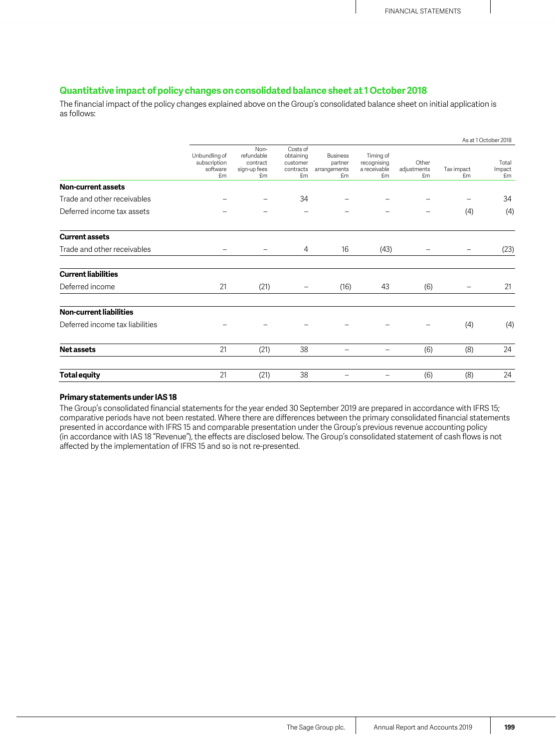## Quantitative impact of policy changes on consolidated balance sheet at 1 October 2018

The financial impact of the policy changes explained above on the Group's consolidated balance sheet on initial application is as follows:

| | As at 1 October 2018 | | | | | | | |
|---|---|---|---|---|---|---|---|---|
| | Unbundling of subscription software £m | Non-refundable contract sign-up fees £m | Costs of obtaining customer contracts £m | Business partner arrangements £m | Timing of recognising a receivable £m | Other adjustments £m | Tax impact £m | Total Impact £m |
| **Non-current assets** | | | | | | | | |
| Trade and other receivables | – | – | 34 | – | – | – | – | 34 |
| Deferred income tax assets | – | – | – | – | – | – | (4) | (4) |
| **Current assets** | | | | | | | | |
| Trade and other receivables | – | – | 4 | 16 | (43) | – | – | (23) |
| **Current liabilities** | | | | | | | | |
| Deferred income | 21 | (21) | – | (16) | 43 | (6) | – | 21 |
| **Non-current liabilities** | | | | | | | | |
| Deferred income tax liabilities | – | – | – | – | – | – | (4) | (4) |
| **Net assets** | 21 | (21) | 38 | – | – | (6) | (8) | 24 |
| **Total equity** | 21 | (21) | 38 | – | – | (6) | (8) | 24 |

### Primary statements under IAS 18

The Group's consolidated financial statements for the year ended 30 September 2019 are prepared in accordance with IFRS 15; comparative periods have not been restated. Where there are differences between the primary consolidated financial statements presented in accordance with IFRS 15 and comparable presentation under the Group's previous revenue accounting policy (in accordance with IAS 18 "Revenue"), the effects are disclosed below. The Group's consolidated statement of cash flows is not affected by the implementation of IFRS 15 and so is not re-presented.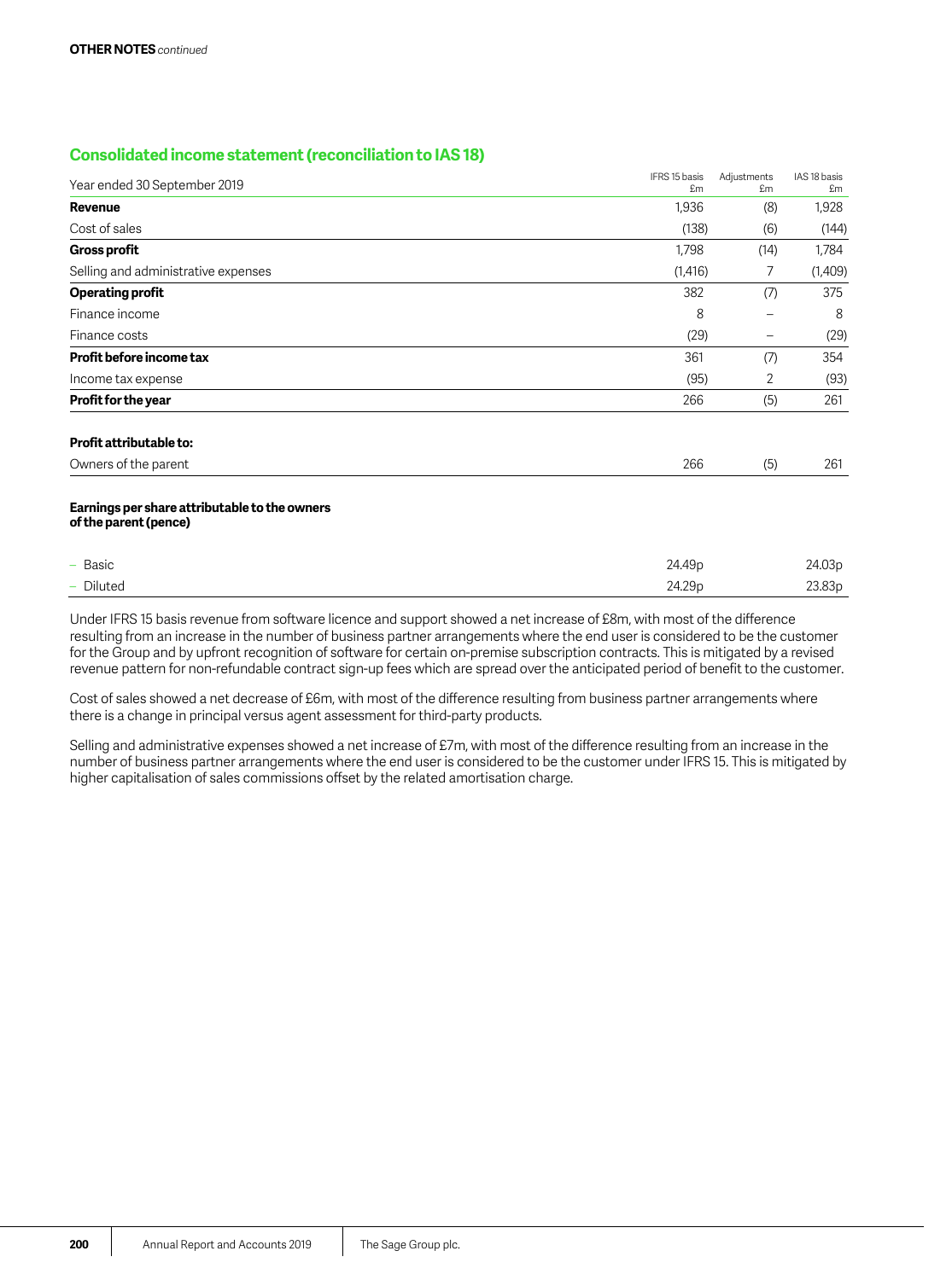**OTHER NOTES** *continued*

## Consolidated income statement (reconciliation to IAS 18)

| Year ended 30 September 2019 | IFRS 15 basis £m | Adjustments £m | IAS 18 basis £m |
|---|---|---|---|
| **Revenue** | 1,936 | (8) | 1,928 |
| Cost of sales | (138) | (6) | (144) |
| **Gross profit** | 1,798 | (14) | 1,784 |
| Selling and administrative expenses | (1,416) | 7 | (1,409) |
| **Operating profit** | 382 | (7) | 375 |
| Finance income | 8 | – | 8 |
| Finance costs | (29) | – | (29) |
| **Profit before income tax** | 361 | (7) | 354 |
| Income tax expense | (95) | 2 | (93) |
| **Profit for the year** | 266 | (5) | 261 |
| | | | |
| **Profit attributable to:** | | | |
| Owners of the parent | 266 | (5) | 261 |
| | | | |
| **Earnings per share attributable to the owners of the parent (pence)** | | | |
| – Basic | 24.49p | | 24.03p |
| – Diluted | 24.29p | | 23.83p |

Under IFRS 15 basis revenue from software licence and support showed a net increase of £8m, with most of the difference resulting from an increase in the number of business partner arrangements where the end user is considered to be the customer for the Group and by upfront recognition of software for certain on-premise subscription contracts. This is mitigated by a revised revenue pattern for non-refundable contract sign-up fees which are spread over the anticipated period of benefit to the customer.

Cost of sales showed a net decrease of £6m, with most of the difference resulting from business partner arrangements where there is a change in principal versus agent assessment for third-party products.

Selling and administrative expenses showed a net increase of £7m, with most of the difference resulting from an increase in the number of business partner arrangements where the end user is considered to be the customer under IFRS 15. This is mitigated by higher capitalisation of sales commissions offset by the related amortisation charge.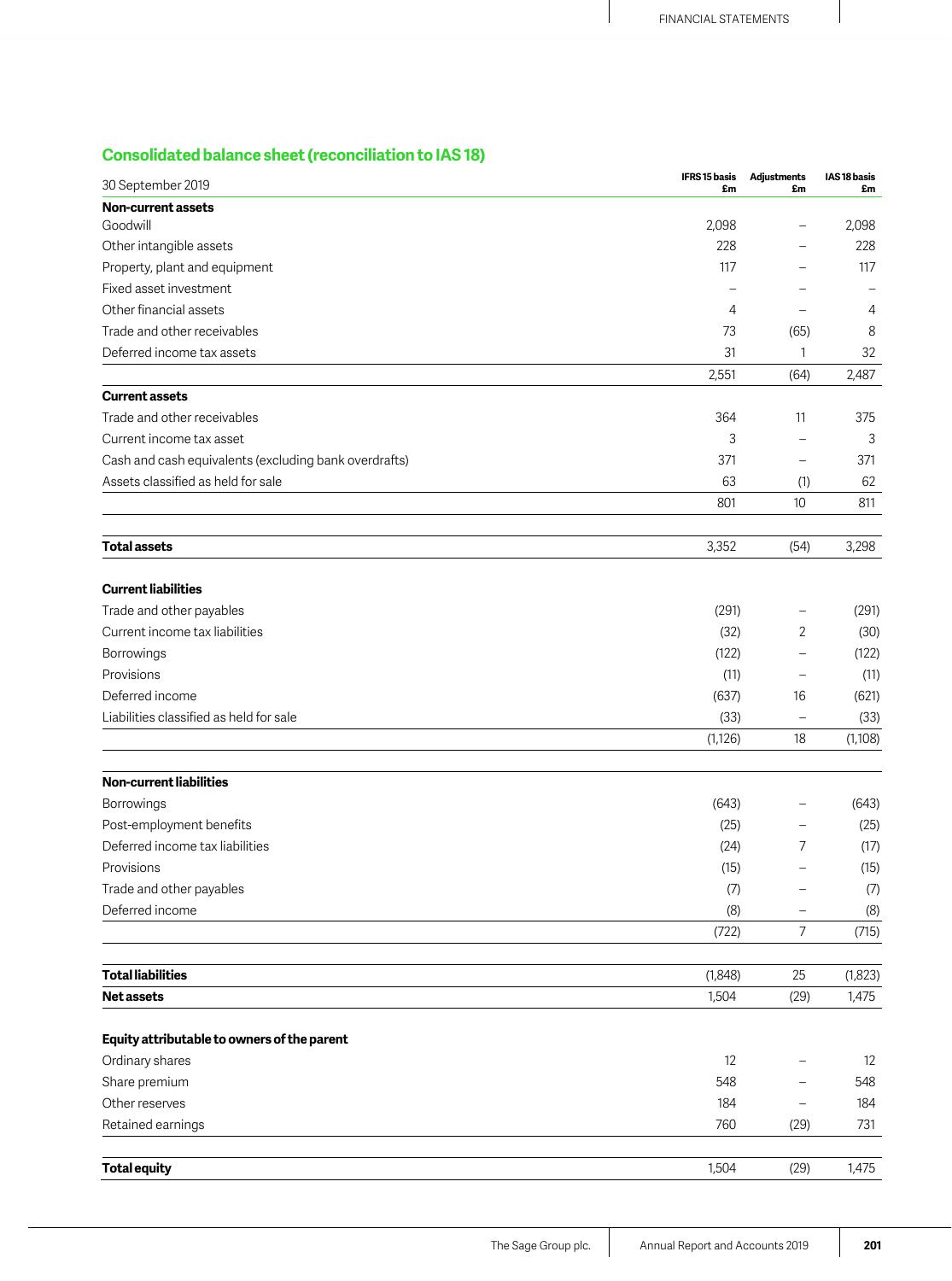## Consolidated balance sheet (reconciliation to IAS 18)

| 30 September 2019 | IFRS 15 basis £m | Adjustments £m | IAS 18 basis £m |
|---|---|---|---|
| **Non-current assets** | | | |
| Goodwill | 2,098 | – | 2,098 |
| Other intangible assets | 228 | – | 228 |
| Property, plant and equipment | 117 | – | 117 |
| Fixed asset investment | – | – | – |
| Other financial assets | 4 | – | 4 |
| Trade and other receivables | 73 | (65) | 8 |
| Deferred income tax assets | 31 | 1 | 32 |
| | 2,551 | (64) | 2,487 |
| **Current assets** | | | |
| Trade and other receivables | 364 | 11 | 375 |
| Current income tax asset | 3 | – | 3 |
| Cash and cash equivalents (excluding bank overdrafts) | 371 | – | 371 |
| Assets classified as held for sale | 63 | (1) | 62 |
| | 801 | 10 | 811 |
| **Total assets** | 3,352 | (54) | 3,298 |
| **Current liabilities** | | | |
| Trade and other payables | (291) | – | (291) |
| Current income tax liabilities | (32) | 2 | (30) |
| Borrowings | (122) | – | (122) |
| Provisions | (11) | – | (11) |
| Deferred income | (637) | 16 | (621) |
| Liabilities classified as held for sale | (33) | – | (33) |
| | (1,126) | 18 | (1,108) |
| **Non-current liabilities** | | | |
| Borrowings | (643) | – | (643) |
| Post-employment benefits | (25) | – | (25) |
| Deferred income tax liabilities | (24) | 7 | (17) |
| Provisions | (15) | – | (15) |
| Trade and other payables | (7) | – | (7) |
| Deferred income | (8) | – | (8) |
| | (722) | 7 | (715) |
| **Total liabilities** | (1,848) | 25 | (1,823) |
| **Net assets** | 1,504 | (29) | 1,475 |
| **Equity attributable to owners of the parent** | | | |
| Ordinary shares | 12 | – | 12 |
| Share premium | 548 | – | 548 |
| Other reserves | 184 | – | 184 |
| Retained earnings | 760 | (29) | 731 |
| **Total equity** | 1,504 | (29) | 1,475 |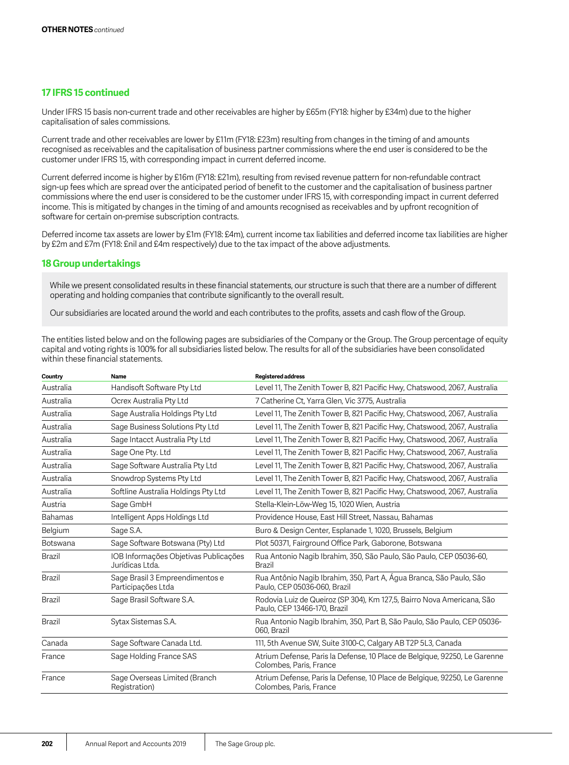**OTHER NOTES** *continued*

## 17 IFRS 15 continued

Under IFRS 15 basis non-current trade and other receivables are higher by £65m (FY18: higher by £34m) due to the higher capitalisation of sales commissions.

Current trade and other receivables are lower by £11m (FY18: £23m) resulting from changes in the timing of and amounts recognised as receivables and the capitalisation of business partner commissions where the end user is considered to be the customer under IFRS 15, with corresponding impact in current deferred income.

Current deferred income is higher by £16m (FY18: £21m), resulting from revised revenue pattern for non-refundable contract sign-up fees which are spread over the anticipated period of benefit to the customer and the capitalisation of business partner commissions where the end user is considered to be the customer under IFRS 15, with corresponding impact in current deferred income. This is mitigated by changes in the timing of and amounts recognised as receivables and by upfront recognition of software for certain on-premise subscription contracts.

Deferred income tax assets are lower by £1m (FY18: £4m), current income tax liabilities and deferred income tax liabilities are higher by £2m and £7m (FY18: £nil and £4m respectively) due to the tax impact of the above adjustments.

## 18 Group undertakings

While we present consolidated results in these financial statements, our structure is such that there are a number of different operating and holding companies that contribute significantly to the overall result.

Our subsidiaries are located around the world and each contributes to the profits, assets and cash flow of the Group.

The entities listed below and on the following pages are subsidiaries of the Company or the Group. The Group percentage of equity capital and voting rights is 100% for all subsidiaries listed below. The results for all of the subsidiaries have been consolidated within these financial statements.

| Country | Name | Registered address |
|---|---|---|
| Australia | Handisoft Software Pty Ltd | Level 11, The Zenith Tower B, 821 Pacific Hwy, Chatswood, 2067, Australia |
| Australia | Ocrex Australia Pty Ltd | 7 Catherine Ct, Yarra Glen, Vic 3775, Australia |
| Australia | Sage Australia Holdings Pty Ltd | Level 11, The Zenith Tower B, 821 Pacific Hwy, Chatswood, 2067, Australia |
| Australia | Sage Business Solutions Pty Ltd | Level 11, The Zenith Tower B, 821 Pacific Hwy, Chatswood, 2067, Australia |
| Australia | Sage Intacct Australia Pty Ltd | Level 11, The Zenith Tower B, 821 Pacific Hwy, Chatswood, 2067, Australia |
| Australia | Sage One Pty. Ltd | Level 11, The Zenith Tower B, 821 Pacific Hwy, Chatswood, 2067, Australia |
| Australia | Sage Software Australia Pty Ltd | Level 11, The Zenith Tower B, 821 Pacific Hwy, Chatswood, 2067, Australia |
| Australia | Snowdrop Systems Pty Ltd | Level 11, The Zenith Tower B, 821 Pacific Hwy, Chatswood, 2067, Australia |
| Australia | Softline Australia Holdings Pty Ltd | Level 11, The Zenith Tower B, 821 Pacific Hwy, Chatswood, 2067, Australia |
| Austria | Sage GmbH | Stella-Klein-Löw-Weg 15, 1020 Wien, Austria |
| Bahamas | Intelligent Apps Holdings Ltd | Providence House, East Hill Street, Nassau, Bahamas |
| Belgium | Sage S.A. | Buro & Design Center, Esplanade 1, 1020, Brussels, Belgium |
| Botswana | Sage Software Botswana (Pty) Ltd | Plot 50371, Fairground Office Park, Gaborone, Botswana |
| Brazil | IOB Informações Objetivas Publicações Jurídicas Ltda. | Rua Antonio Nagib Ibrahim, 350, São Paulo, São Paulo, CEP 05036-60, Brazil |
| Brazil | Sage Brasil 3 Empreendimentos e Participações Ltda | Rua Antônio Nagib Ibrahim, 350, Part A, Água Branca, São Paulo, São Paulo, CEP 05036-060, Brazil |
| Brazil | Sage Brasil Software S.A. | Rodovia Luiz de Queiroz (SP 304), Km 127,5, Bairro Nova Americana, São Paulo, CEP 13466-170, Brazil |
| Brazil | Sytax Sistemas S.A. | Rua Antonio Nagib Ibrahim, 350, Part B, São Paulo, São Paulo, CEP 05036-060, Brazil |
| Canada | Sage Software Canada Ltd. | 111, 5th Avenue SW, Suite 3100-C, Calgary AB T2P 5L3, Canada |
| France | Sage Holding France SAS | Atrium Defense, Paris la Defense, 10 Place de Belgique, 92250, Le Garenne Colombes, Paris, France |
| France | Sage Overseas Limited (Branch Registration) | Atrium Defense, Paris la Defense, 10 Place de Belgique, 92250, Le Garenne Colombes, Paris, France |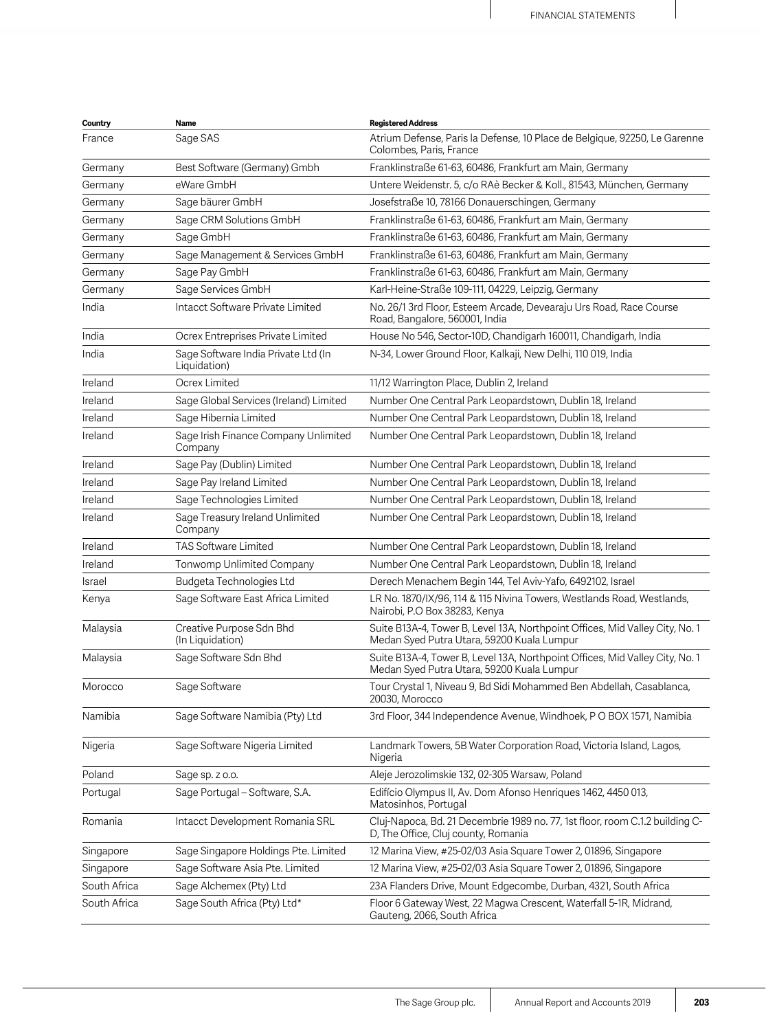| Country | Name | Registered Address |
|---|---|---|
| France | Sage SAS | Atrium Defense, Paris la Defense, 10 Place de Belgique, 92250, Le Garenne Colombes, Paris, France |
| Germany | Best Software (Germany) Gmbh | Franklinstraße 61-63, 60486, Frankfurt am Main, Germany |
| Germany | eWare GmbH | Untere Weidenstr. 5, c/o RAè Becker & Koll., 81543, München, Germany |
| Germany | Sage bäurer GmbH | Josefstraße 10, 78166 Donauerschingen, Germany |
| Germany | Sage CRM Solutions GmbH | Franklinstraße 61-63, 60486, Frankfurt am Main, Germany |
| Germany | Sage GmbH | Franklinstraße 61-63, 60486, Frankfurt am Main, Germany |
| Germany | Sage Management & Services GmbH | Franklinstraße 61-63, 60486, Frankfurt am Main, Germany |
| Germany | Sage Pay GmbH | Franklinstraße 61-63, 60486, Frankfurt am Main, Germany |
| Germany | Sage Services GmbH | Karl-Heine-Straße 109-111, 04229, Leipzig, Germany |
| India | Intacct Software Private Limited | No. 26/1 3rd Floor, Esteem Arcade, Devearaju Urs Road, Race Course Road, Bangalore, 560001, India |
| India | Ocrex Entreprises Private Limited | House No 546, Sector-10D, Chandigarh 160011, Chandigarh, India |
| India | Sage Software India Private Ltd (In Liquidation) | N-34, Lower Ground Floor, Kalkaji, New Delhi, 110 019, India |
| Ireland | Ocrex Limited | 11/12 Warrington Place, Dublin 2, Ireland |
| Ireland | Sage Global Services (Ireland) Limited | Number One Central Park Leopardstown, Dublin 18, Ireland |
| Ireland | Sage Hibernia Limited | Number One Central Park Leopardstown, Dublin 18, Ireland |
| Ireland | Sage Irish Finance Company Unlimited Company | Number One Central Park Leopardstown, Dublin 18, Ireland |
| Ireland | Sage Pay (Dublin) Limited | Number One Central Park Leopardstown, Dublin 18, Ireland |
| Ireland | Sage Pay Ireland Limited | Number One Central Park Leopardstown, Dublin 18, Ireland |
| Ireland | Sage Technologies Limited | Number One Central Park Leopardstown, Dublin 18, Ireland |
| Ireland | Sage Treasury Ireland Unlimited Company | Number One Central Park Leopardstown, Dublin 18, Ireland |
| Ireland | TAS Software Limited | Number One Central Park Leopardstown, Dublin 18, Ireland |
| Ireland | Tonwomp Unlimited Company | Number One Central Park Leopardstown, Dublin 18, Ireland |
| Israel | Budgeta Technologies Ltd | Derech Menachem Begin 144, Tel Aviv-Yafo, 6492102, Israel |
| Kenya | Sage Software East Africa Limited | LR No. 1870/IX/96, 114 & 115 Nivina Towers, Westlands Road, Westlands, Nairobi, P.O Box 38283, Kenya |
| Malaysia | Creative Purpose Sdn Bhd (In Liquidation) | Suite B13A-4, Tower B, Level 13A, Northpoint Offices, Mid Valley City, No. 1 Medan Syed Putra Utara, 59200 Kuala Lumpur |
| Malaysia | Sage Software Sdn Bhd | Suite B13A-4, Tower B, Level 13A, Northpoint Offices, Mid Valley City, No. 1 Medan Syed Putra Utara, 59200 Kuala Lumpur |
| Morocco | Sage Software | Tour Crystal 1, Niveau 9, Bd Sidi Mohammed Ben Abdellah, Casablanca, 20030, Morocco |
| Namibia | Sage Software Namibia (Pty) Ltd | 3rd Floor, 344 Independence Avenue, Windhoek, P O BOX 1571, Namibia |
| Nigeria | Sage Software Nigeria Limited | Landmark Towers, 5B Water Corporation Road, Victoria Island, Lagos, Nigeria |
| Poland | Sage sp. z o.o. | Aleje Jerozolimskie 132, 02-305 Warsaw, Poland |
| Portugal | Sage Portugal – Software, S.A. | Edifício Olympus II, Av. Dom Afonso Henriques 1462, 4450 013, Matosinhos, Portugal |
| Romania | Intacct Development Romania SRL | Cluj-Napoca, Bd. 21 Decembrie 1989 no. 77, 1st floor, room C.1.2 building C-D, The Office, Cluj county, Romania |
| Singapore | Sage Singapore Holdings Pte. Limited | 12 Marina View, #25-02/03 Asia Square Tower 2, 01896, Singapore |
| Singapore | Sage Software Asia Pte. Limited | 12 Marina View, #25-02/03 Asia Square Tower 2, 01896, Singapore |
| South Africa | Sage Alchemex (Pty) Ltd | 23A Flanders Drive, Mount Edgecombe, Durban, 4321, South Africa |
| South Africa | Sage South Africa (Pty) Ltd* | Floor 6 Gateway West, 22 Magwa Crescent, Waterfall 5-1R, Midrand, Gauteng, 2066, South Africa |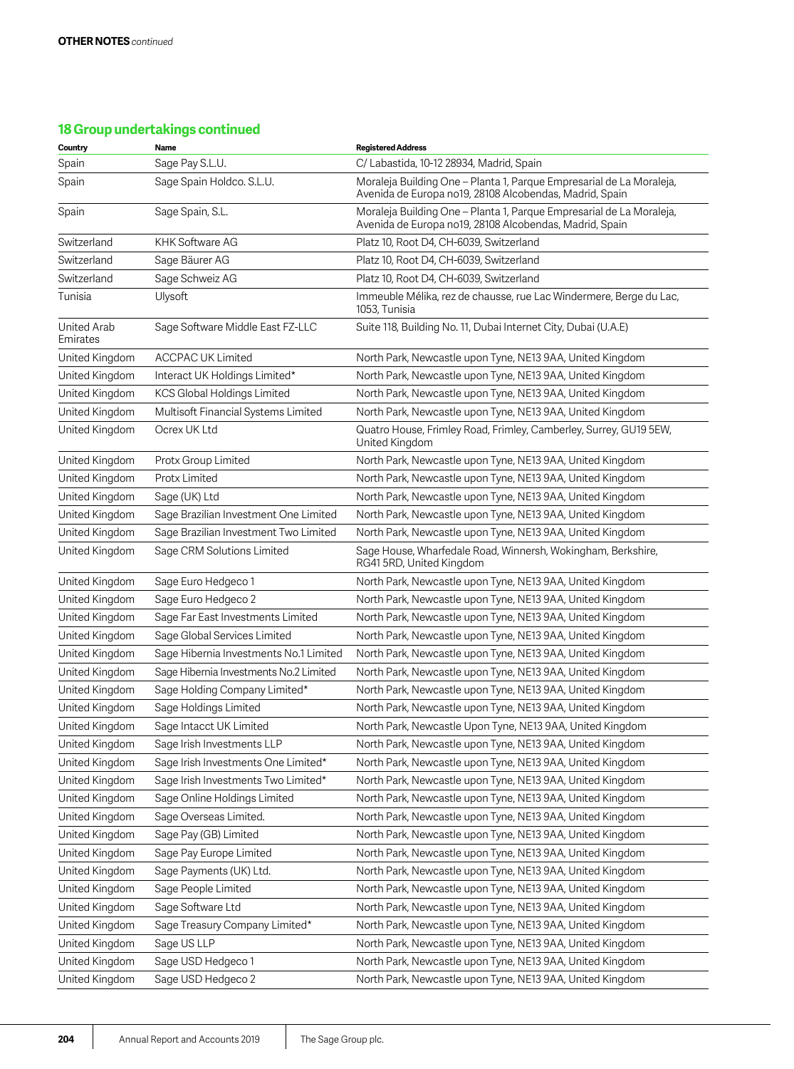**OTHER NOTES** *continued*

## 18 Group undertakings continued

| Country | Name | Registered Address |
|---|---|---|
| Spain | Sage Pay S.L.U. | C/ Labastida, 10-12 28934, Madrid, Spain |
| Spain | Sage Spain Holdco. S.L.U. | Moraleja Building One – Planta 1, Parque Empresarial de La Moraleja, Avenida de Europa no19, 28108 Alcobendas, Madrid, Spain |
| Spain | Sage Spain, S.L. | Moraleja Building One – Planta 1, Parque Empresarial de La Moraleja, Avenida de Europa no19, 28108 Alcobendas, Madrid, Spain |
| Switzerland | KHK Software AG | Platz 10, Root D4, CH-6039, Switzerland |
| Switzerland | Sage Bäurer AG | Platz 10, Root D4, CH-6039, Switzerland |
| Switzerland | Sage Schweiz AG | Platz 10, Root D4, CH-6039, Switzerland |
| Tunisia | Ulysoft | Immeuble Mélika, rez de chausse, rue Lac Windermere, Berge du Lac, 1053, Tunisia |
| United Arab Emirates | Sage Software Middle East FZ-LLC | Suite 118, Building No. 11, Dubai Internet City, Dubai (U.A.E) |
| United Kingdom | ACCPAC UK Limited | North Park, Newcastle upon Tyne, NE13 9AA, United Kingdom |
| United Kingdom | Interact UK Holdings Limited* | North Park, Newcastle upon Tyne, NE13 9AA, United Kingdom |
| United Kingdom | KCS Global Holdings Limited | North Park, Newcastle upon Tyne, NE13 9AA, United Kingdom |
| United Kingdom | Multisoft Financial Systems Limited | North Park, Newcastle upon Tyne, NE13 9AA, United Kingdom |
| United Kingdom | Ocrex UK Ltd | Quatro House, Frimley Road, Frimley, Camberley, Surrey, GU19 5EW, United Kingdom |
| United Kingdom | Protx Group Limited | North Park, Newcastle upon Tyne, NE13 9AA, United Kingdom |
| United Kingdom | Protx Limited | North Park, Newcastle upon Tyne, NE13 9AA, United Kingdom |
| United Kingdom | Sage (UK) Ltd | North Park, Newcastle upon Tyne, NE13 9AA, United Kingdom |
| United Kingdom | Sage Brazilian Investment One Limited | North Park, Newcastle upon Tyne, NE13 9AA, United Kingdom |
| United Kingdom | Sage Brazilian Investment Two Limited | North Park, Newcastle upon Tyne, NE13 9AA, United Kingdom |
| United Kingdom | Sage CRM Solutions Limited | Sage House, Wharfedale Road, Winnersh, Wokingham, Berkshire, RG41 5RD, United Kingdom |
| United Kingdom | Sage Euro Hedgeco 1 | North Park, Newcastle upon Tyne, NE13 9AA, United Kingdom |
| United Kingdom | Sage Euro Hedgeco 2 | North Park, Newcastle upon Tyne, NE13 9AA, United Kingdom |
| United Kingdom | Sage Far East Investments Limited | North Park, Newcastle upon Tyne, NE13 9AA, United Kingdom |
| United Kingdom | Sage Global Services Limited | North Park, Newcastle upon Tyne, NE13 9AA, United Kingdom |
| United Kingdom | Sage Hibernia Investments No.1 Limited | North Park, Newcastle upon Tyne, NE13 9AA, United Kingdom |
| United Kingdom | Sage Hibernia Investments No.2 Limited | North Park, Newcastle upon Tyne, NE13 9AA, United Kingdom |
| United Kingdom | Sage Holding Company Limited* | North Park, Newcastle upon Tyne, NE13 9AA, United Kingdom |
| United Kingdom | Sage Holdings Limited | North Park, Newcastle upon Tyne, NE13 9AA, United Kingdom |
| United Kingdom | Sage Intacct UK Limited | North Park, Newcastle Upon Tyne, NE13 9AA, United Kingdom |
| United Kingdom | Sage Irish Investments LLP | North Park, Newcastle upon Tyne, NE13 9AA, United Kingdom |
| United Kingdom | Sage Irish Investments One Limited* | North Park, Newcastle upon Tyne, NE13 9AA, United Kingdom |
| United Kingdom | Sage Irish Investments Two Limited* | North Park, Newcastle upon Tyne, NE13 9AA, United Kingdom |
| United Kingdom | Sage Online Holdings Limited | North Park, Newcastle upon Tyne, NE13 9AA, United Kingdom |
| United Kingdom | Sage Overseas Limited. | North Park, Newcastle upon Tyne, NE13 9AA, United Kingdom |
| United Kingdom | Sage Pay (GB) Limited | North Park, Newcastle upon Tyne, NE13 9AA, United Kingdom |
| United Kingdom | Sage Pay Europe Limited | North Park, Newcastle upon Tyne, NE13 9AA, United Kingdom |
| United Kingdom | Sage Payments (UK) Ltd. | North Park, Newcastle upon Tyne, NE13 9AA, United Kingdom |
| United Kingdom | Sage People Limited | North Park, Newcastle upon Tyne, NE13 9AA, United Kingdom |
| United Kingdom | Sage Software Ltd | North Park, Newcastle upon Tyne, NE13 9AA, United Kingdom |
| United Kingdom | Sage Treasury Company Limited* | North Park, Newcastle upon Tyne, NE13 9AA, United Kingdom |
| United Kingdom | Sage US LLP | North Park, Newcastle upon Tyne, NE13 9AA, United Kingdom |
| United Kingdom | Sage USD Hedgeco 1 | North Park, Newcastle upon Tyne, NE13 9AA, United Kingdom |
| United Kingdom | Sage USD Hedgeco 2 | North Park, Newcastle upon Tyne, NE13 9AA, United Kingdom |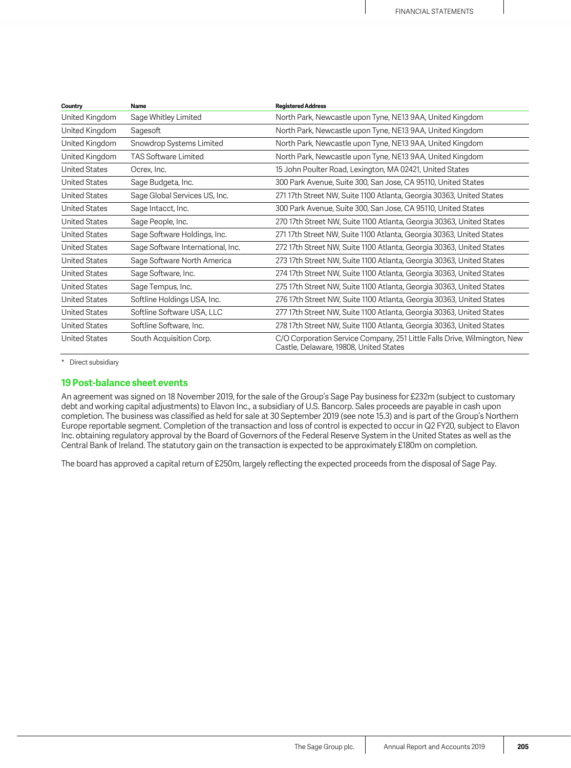| Country | Name | Registered Address |
| --- | --- | --- |
| United Kingdom | Sage Whitley Limited | North Park, Newcastle upon Tyne, NE13 9AA, United Kingdom |
| United Kingdom | Sagesoft | North Park, Newcastle upon Tyne, NE13 9AA, United Kingdom |
| United Kingdom | Snowdrop Systems Limited | North Park, Newcastle upon Tyne, NE13 9AA, United Kingdom |
| United Kingdom | TAS Software Limited | North Park, Newcastle upon Tyne, NE13 9AA, United Kingdom |
| United States | Ocrex, Inc. | 15 John Poulter Road, Lexington, MA 02421, United States |
| United States | Sage Budgeta, Inc. | 300 Park Avenue, Suite 300, San Jose, CA 95110, United States |
| United States | Sage Global Services US, Inc. | 271 17th Street NW, Suite 1100 Atlanta, Georgia 30363, United States |
| United States | Sage Intacct, Inc. | 300 Park Avenue, Suite 300, San Jose, CA 95110, United States |
| United States | Sage People, Inc. | 270 17th Street NW, Suite 1100 Atlanta, Georgia 30363, United States |
| United States | Sage Software Holdings, Inc. | 271 17th Street NW, Suite 1100 Atlanta, Georgia 30363, United States |
| United States | Sage Software International, Inc. | 272 17th Street NW, Suite 1100 Atlanta, Georgia 30363, United States |
| United States | Sage Software North America | 273 17th Street NW, Suite 1100 Atlanta, Georgia 30363, United States |
| United States | Sage Software, Inc. | 274 17th Street NW, Suite 1100 Atlanta, Georgia 30363, United States |
| United States | Sage Tempus, Inc. | 275 17th Street NW, Suite 1100 Atlanta, Georgia 30363, United States |
| United States | Softline Holdings USA, Inc. | 276 17th Street NW, Suite 1100 Atlanta, Georgia 30363, United States |
| United States | Softline Software USA, LLC | 277 17th Street NW, Suite 1100 Atlanta, Georgia 30363, United States |
| United States | Softline Software, Inc. | 278 17th Street NW, Suite 1100 Atlanta, Georgia 30363, United States |
| United States | South Acquisition Corp. | C/O Corporation Service Company, 251 Little Falls Drive, Wilmington, New Castle, Delaware, 19808, United States |

\* Direct subsidiary

## 19 Post-balance sheet events

An agreement was signed on 18 November 2019, for the sale of the Group's Sage Pay business for £232m (subject to customary debt and working capital adjustments) to Elavon Inc., a subsidiary of U.S. Bancorp. Sales proceeds are payable in cash upon completion. The business was classified as held for sale at 30 September 2019 (see note 15.3) and is part of the Group's Northern Europe reportable segment. Completion of the transaction and loss of control is expected to occur in Q2 FY20, subject to Elavon Inc. obtaining regulatory approval by the Board of Governors of the Federal Reserve System in the United States as well as the Central Bank of Ireland. The statutory gain on the transaction is expected to be approximately £180m on completion.

The board has approved a capital return of £250m, largely reflecting the expected proceeds from the disposal of Sage Pay.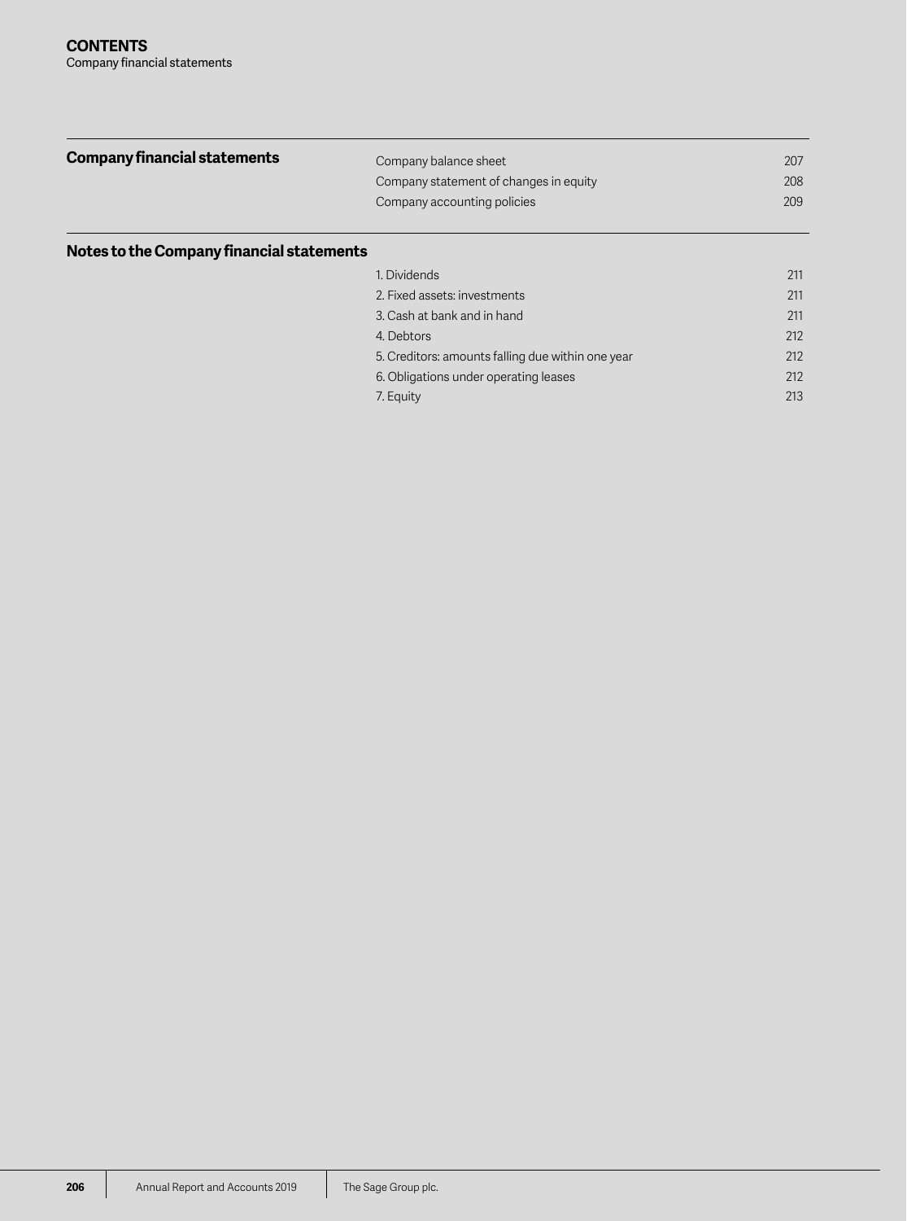# CONTENTS

Company financial statements

| Company financial statements | | |
|---|---|---|
| | Company balance sheet | 207 |
| | Company statement of changes in equity | 208 |
| | Company accounting policies | 209 |

| Notes to the Company financial statements | | |
|---|---|---|
| | 1. Dividends | 211 |
| | 2. Fixed assets: investments | 211 |
| | 3. Cash at bank and in hand | 211 |
| | 4. Debtors | 212 |
| | 5. Creditors: amounts falling due within one year | 212 |
| | 6. Obligations under operating leases | 212 |
| | 7. Equity | 213 |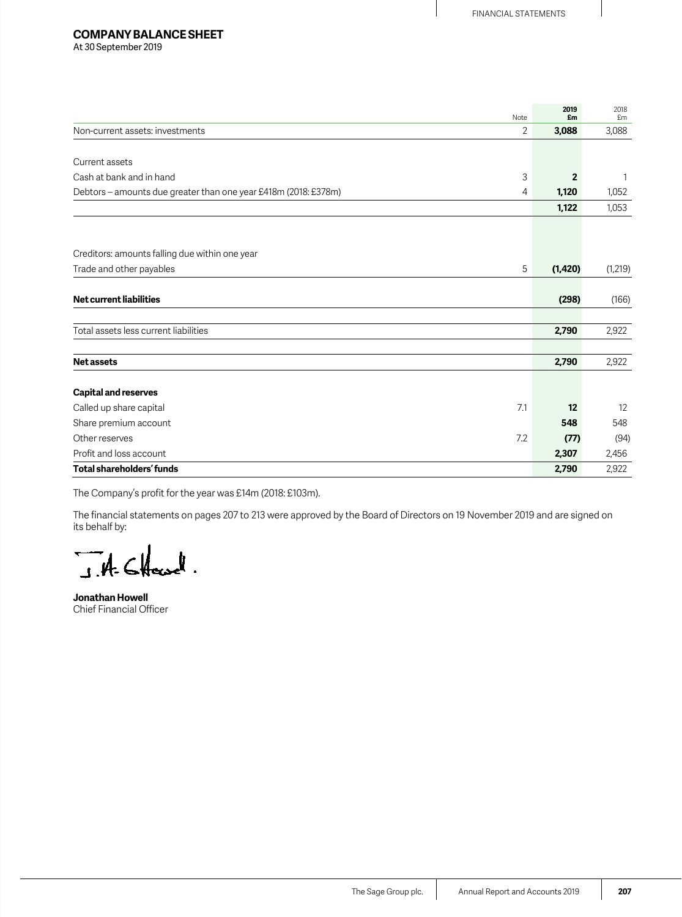# COMPANY BALANCE SHEET

At 30 September 2019

| | Note | 2019 £m | 2018 £m |
|---|---|---|---|
| Non-current assets: investments | 2 | **3,088** | 3,088 |
| | | | |
| Current assets | | | |
| Cash at bank and in hand | 3 | **2** | 1 |
| Debtors – amounts due greater than one year £418m (2018: £378m) | 4 | **1,120** | 1,052 |
| | | **1,122** | 1,053 |
| | | | |
| Creditors: amounts falling due within one year | | | |
| Trade and other payables | 5 | **(1,420)** | (1,219) |
| **Net current liabilities** | | **(298)** | (166) |
| Total assets less current liabilities | | **2,790** | 2,922 |
| **Net assets** | | **2,790** | 2,922 |
| | | | |
| **Capital and reserves** | | | |
| Called up share capital | 7.1 | **12** | 12 |
| Share premium account | | **548** | 548 |
| Other reserves | 7.2 | **(77)** | (94) |
| Profit and loss account | | **2,307** | 2,456 |
| **Total shareholders' funds** | | **2,790** | 2,922 |

The Company's profit for the year was £14m (2018: £103m).

The financial statements on pages 207 to 213 were approved by the Board of Directors on 19 November 2019 and are signed on its behalf by:

**Jonathan Howell**
Chief Financial Officer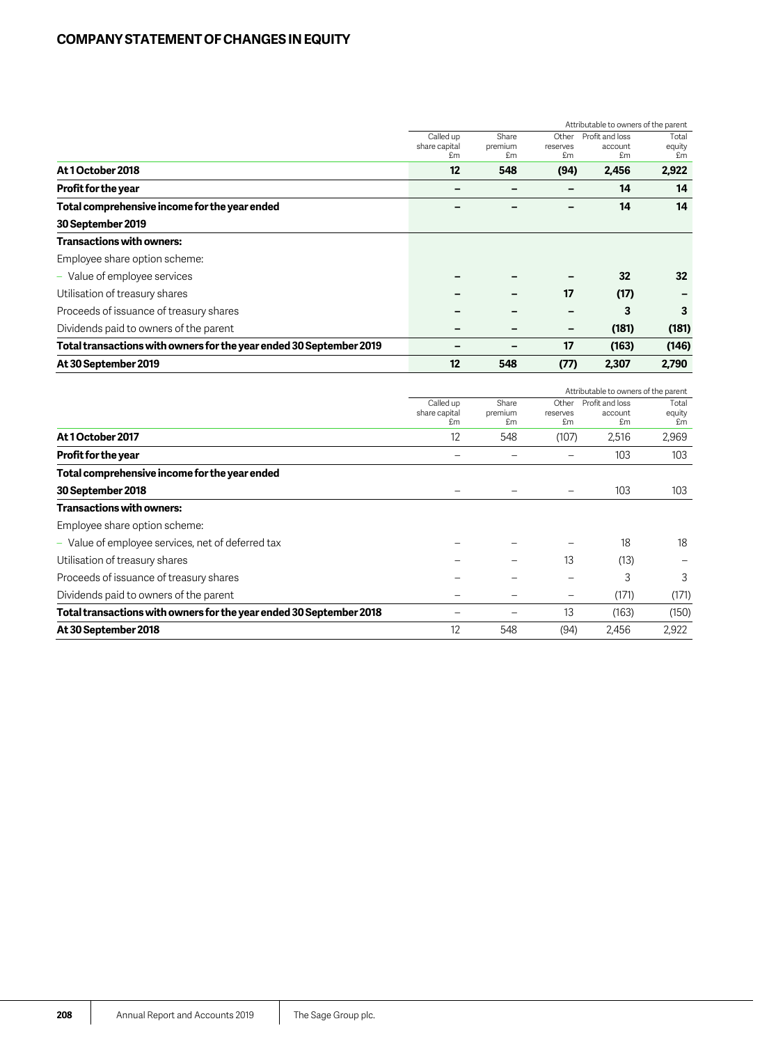# COMPANY STATEMENT OF CHANGES IN EQUITY

| | Attributable to owners of the parent | | | | |
|---|---|---|---|---|---|
| | Called up share capital £m | Share premium £m | Other reserves £m | Profit and loss account £m | Total equity £m |
| **At 1 October 2018** | **12** | **548** | **(94)** | **2,456** | **2,922** |
| **Profit for the year** | **–** | **–** | **–** | **14** | **14** |
| **Total comprehensive income for the year ended 30 September 2019** | **–** | **–** | **–** | **14** | **14** |
| **Transactions with owners:** | | | | | |
| Employee share option scheme: | | | | | |
| – Value of employee services | **–** | **–** | **–** | **32** | **32** |
| Utilisation of treasury shares | **–** | **–** | **17** | **(17)** | **–** |
| Proceeds of issuance of treasury shares | **–** | **–** | **–** | **3** | **3** |
| Dividends paid to owners of the parent | **–** | **–** | **–** | **(181)** | **(181)** |
| **Total transactions with owners for the year ended 30 September 2019** | **–** | **–** | **17** | **(163)** | **(146)** |
| **At 30 September 2019** | **12** | **548** | **(77)** | **2,307** | **2,790** |

| | Attributable to owners of the parent | | | | |
|---|---|---|---|---|---|
| | Called up share capital £m | Share premium £m | Other reserves £m | Profit and loss account £m | Total equity £m |
| **At 1 October 2017** | 12 | 548 | (107) | 2,516 | 2,969 |
| **Profit for the year** | – | – | – | 103 | 103 |
| **Total comprehensive income for the year ended 30 September 2018** | – | – | – | 103 | 103 |
| **Transactions with owners:** | | | | | |
| Employee share option scheme: | | | | | |
| – Value of employee services, net of deferred tax | – | – | – | 18 | 18 |
| Utilisation of treasury shares | – | – | 13 | (13) | – |
| Proceeds of issuance of treasury shares | – | – | – | 3 | 3 |
| Dividends paid to owners of the parent | – | – | – | (171) | (171) |
| **Total transactions with owners for the year ended 30 September 2018** | – | – | 13 | (163) | (150) |
| **At 30 September 2018** | 12 | 548 | (94) | 2,456 | 2,922 |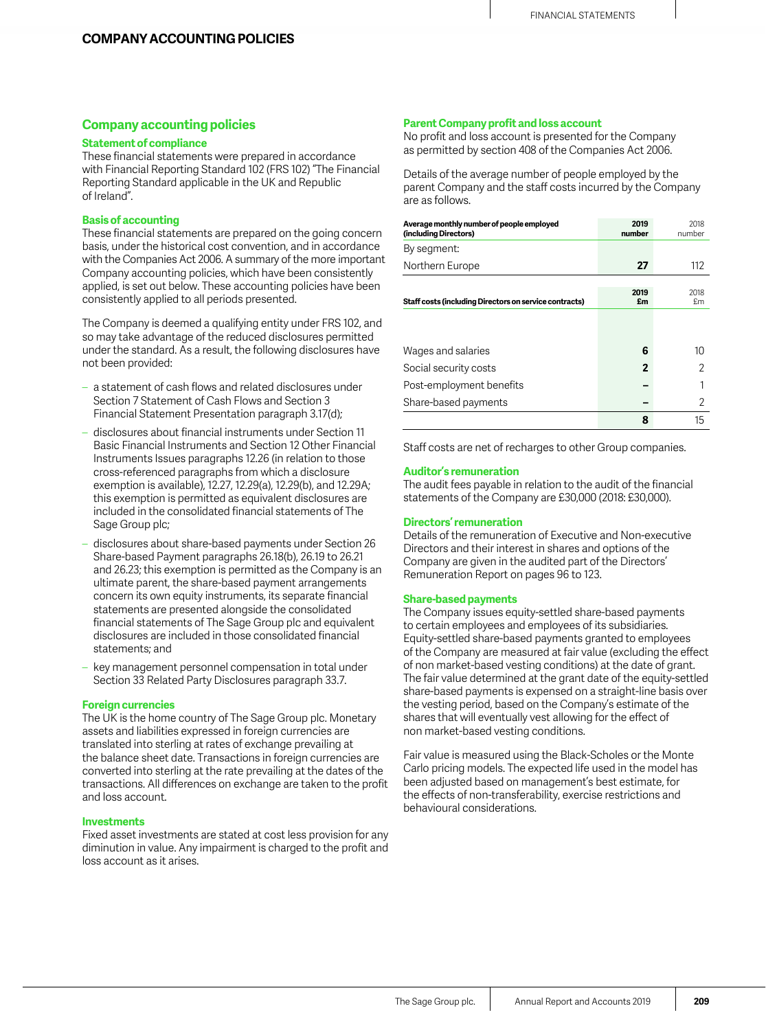# COMPANY ACCOUNTING POLICIES

## Company accounting policies

### Statement of compliance

These financial statements were prepared in accordance with Financial Reporting Standard 102 (FRS 102) "The Financial Reporting Standard applicable in the UK and Republic of Ireland".

### Basis of accounting

These financial statements are prepared on the going concern basis, under the historical cost convention, and in accordance with the Companies Act 2006. A summary of the more important Company accounting policies, which have been consistently applied, is set out below. These accounting policies have been consistently applied to all periods presented.

The Company is deemed a qualifying entity under FRS 102, and so may take advantage of the reduced disclosures permitted under the standard. As a result, the following disclosures have not been provided:

- a statement of cash flows and related disclosures under Section 7 Statement of Cash Flows and Section 3 Financial Statement Presentation paragraph 3.17(d);
- disclosures about financial instruments under Section 11 Basic Financial Instruments and Section 12 Other Financial Instruments Issues paragraphs 12.26 (in relation to those cross-referenced paragraphs from which a disclosure exemption is available), 12.27, 12.29(a), 12.29(b), and 12.29A; this exemption is permitted as equivalent disclosures are included in the consolidated financial statements of The Sage Group plc;
- disclosures about share-based payments under Section 26 Share-based Payment paragraphs 26.18(b), 26.19 to 26.21 and 26.23; this exemption is permitted as the Company is an ultimate parent, the share-based payment arrangements concern its own equity instruments, its separate financial statements are presented alongside the consolidated financial statements of The Sage Group plc and equivalent disclosures are included in those consolidated financial statements; and
- key management personnel compensation in total under Section 33 Related Party Disclosures paragraph 33.7.

### Foreign currencies

The UK is the home country of The Sage Group plc. Monetary assets and liabilities expressed in foreign currencies are translated into sterling at rates of exchange prevailing at the balance sheet date. Transactions in foreign currencies are converted into sterling at the rate prevailing at the dates of the transactions. All differences on exchange are taken to the profit and loss account.

### Investments

Fixed asset investments are stated at cost less provision for any diminution in value. Any impairment is charged to the profit and loss account as it arises.

### Parent Company profit and loss account

No profit and loss account is presented for the Company as permitted by section 408 of the Companies Act 2006.

Details of the average number of people employed by the parent Company and the staff costs incurred by the Company are as follows.

| Average monthly number of people employed (including Directors) | 2019 number | 2018 number |
|---|---|---|
| By segment: | | |
| Northern Europe | **27** | 112 |

| Staff costs (including Directors on service contracts) | 2019 £m | 2018 £m |
|---|---|---|
| Wages and salaries | **6** | 10 |
| Social security costs | **2** | 2 |
| Post-employment benefits | **–** | 1 |
| Share-based payments | **–** | 2 |
| | **8** | 15 |

Staff costs are net of recharges to other Group companies.

### Auditor's remuneration

The audit fees payable in relation to the audit of the financial statements of the Company are £30,000 (2018: £30,000).

### Directors' remuneration

Details of the remuneration of Executive and Non-executive Directors and their interest in shares and options of the Company are given in the audited part of the Directors' Remuneration Report on pages 96 to 123.

### Share-based payments

The Company issues equity-settled share-based payments to certain employees and employees of its subsidiaries. Equity-settled share-based payments granted to employees of the Company are measured at fair value (excluding the effect of non market-based vesting conditions) at the date of grant. The fair value determined at the grant date of the equity-settled share-based payments is expensed on a straight-line basis over the vesting period, based on the Company's estimate of the shares that will eventually vest allowing for the effect of non market-based vesting conditions.

Fair value is measured using the Black-Scholes or the Monte Carlo pricing models. The expected life used in the model has been adjusted based on management's best estimate, for the effects of non-transferability, exercise restrictions and behavioural considerations.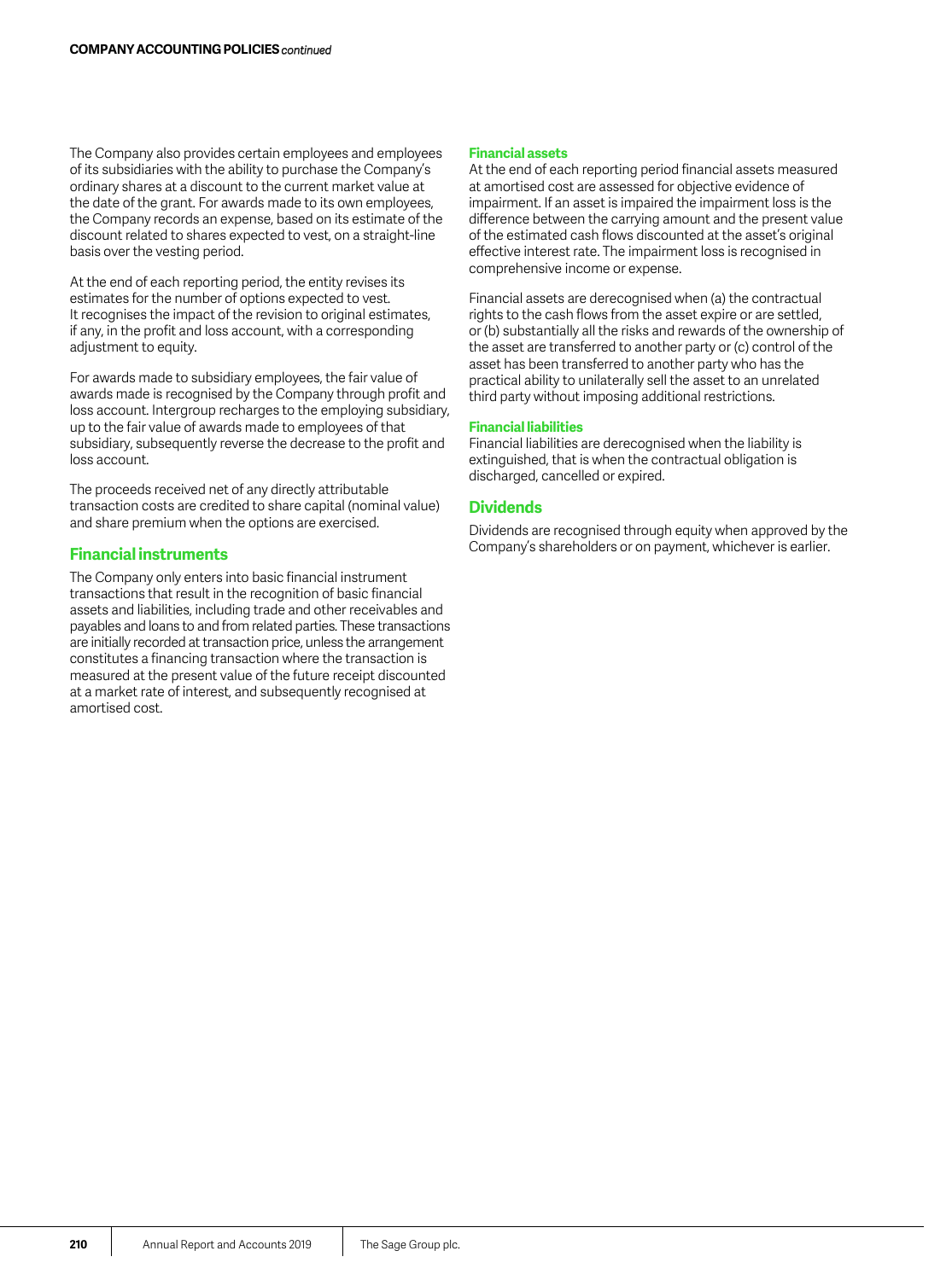The Company also provides certain employees and employees of its subsidiaries with the ability to purchase the Company's ordinary shares at a discount to the current market value at the date of the grant. For awards made to its own employees, the Company records an expense, based on its estimate of the discount related to shares expected to vest, on a straight-line basis over the vesting period.

At the end of each reporting period, the entity revises its estimates for the number of options expected to vest. It recognises the impact of the revision to original estimates, if any, in the profit and loss account, with a corresponding adjustment to equity.

For awards made to subsidiary employees, the fair value of awards made is recognised by the Company through profit and loss account. Intergroup recharges to the employing subsidiary, up to the fair value of awards made to employees of that subsidiary, subsequently reverse the decrease to the profit and loss account.

The proceeds received net of any directly attributable transaction costs are credited to share capital (nominal value) and share premium when the options are exercised.

## Financial instruments

The Company only enters into basic financial instrument transactions that result in the recognition of basic financial assets and liabilities, including trade and other receivables and payables and loans to and from related parties. These transactions are initially recorded at transaction price, unless the arrangement constitutes a financing transaction where the transaction is measured at the present value of the future receipt discounted at a market rate of interest, and subsequently recognised at amortised cost.

### Financial assets

At the end of each reporting period financial assets measured at amortised cost are assessed for objective evidence of impairment. If an asset is impaired the impairment loss is the difference between the carrying amount and the present value of the estimated cash flows discounted at the asset's original effective interest rate. The impairment loss is recognised in comprehensive income or expense.

Financial assets are derecognised when (a) the contractual rights to the cash flows from the asset expire or are settled, or (b) substantially all the risks and rewards of the ownership of the asset are transferred to another party or (c) control of the asset has been transferred to another party who has the practical ability to unilaterally sell the asset to an unrelated third party without imposing additional restrictions.

### Financial liabilities

Financial liabilities are derecognised when the liability is extinguished, that is when the contractual obligation is discharged, cancelled or expired.

## Dividends

Dividends are recognised through equity when approved by the Company's shareholders or on payment, whichever is earlier.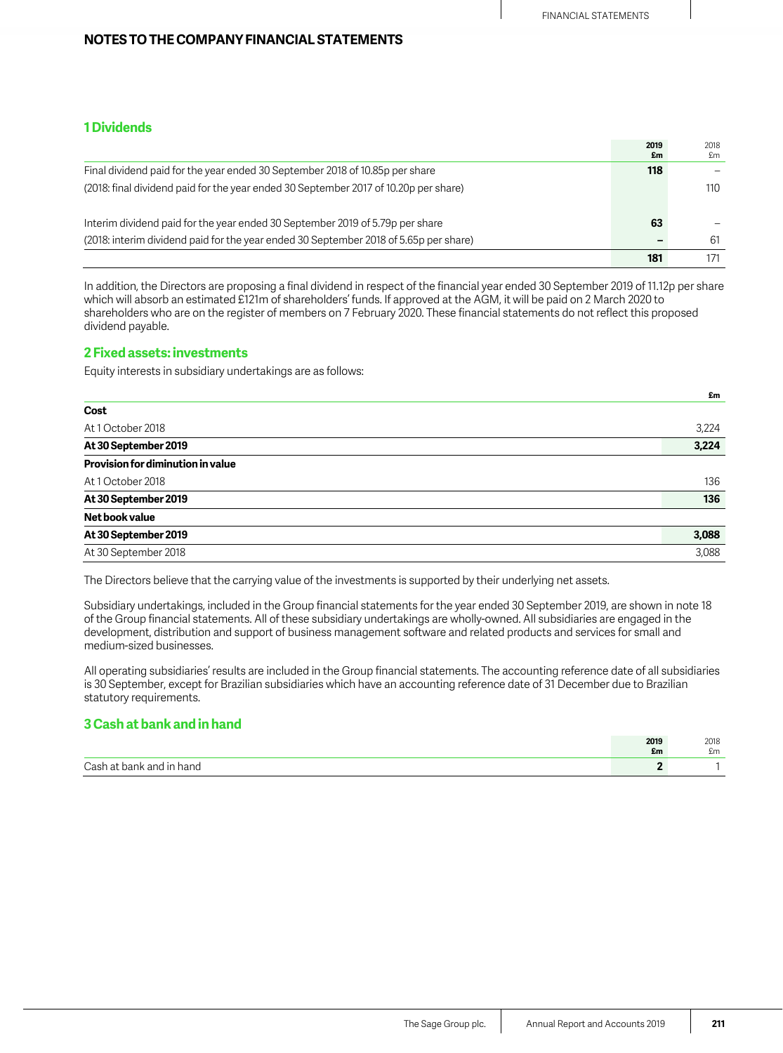## NOTES TO THE COMPANY FINANCIAL STATEMENTS

### 1 Dividends

| | 2019 £m | 2018 £m |
|---|---|---|
| Final dividend paid for the year ended 30 September 2018 of 10.85p per share | **118** | – |
| (2018: final dividend paid for the year ended 30 September 2017 of 10.20p per share) | | 110 |
| Interim dividend paid for the year ended 30 September 2019 of 5.79p per share | **63** | – |
| (2018: interim dividend paid for the year ended 30 September 2018 of 5.65p per share) | **–** | 61 |
| | **181** | 171 |

In addition, the Directors are proposing a final dividend in respect of the financial year ended 30 September 2019 of 11.12p per share which will absorb an estimated £121m of shareholders' funds. If approved at the AGM, it will be paid on 2 March 2020 to shareholders who are on the register of members on 7 February 2020. These financial statements do not reflect this proposed dividend payable.

### 2 Fixed assets: investments

Equity interests in subsidiary undertakings are as follows:

| | £m |
|---|---|
| **Cost** | |
| At 1 October 2018 | 3,224 |
| **At 30 September 2019** | **3,224** |
| **Provision for diminution in value** | |
| At 1 October 2018 | 136 |
| **At 30 September 2019** | **136** |
| **Net book value** | |
| **At 30 September 2019** | **3,088** |
| At 30 September 2018 | 3,088 |

The Directors believe that the carrying value of the investments is supported by their underlying net assets.

Subsidiary undertakings, included in the Group financial statements for the year ended 30 September 2019, are shown in note 18 of the Group financial statements. All of these subsidiary undertakings are wholly-owned. All subsidiaries are engaged in the development, distribution and support of business management software and related products and services for small and medium-sized businesses.

All operating subsidiaries' results are included in the Group financial statements. The accounting reference date of all subsidiaries is 30 September, except for Brazilian subsidiaries which have an accounting reference date of 31 December due to Brazilian statutory requirements.

### 3 Cash at bank and in hand

| | 2019 £m | 2018 £m |
|---|---|---|
| Cash at bank and in hand | **2** | 1 |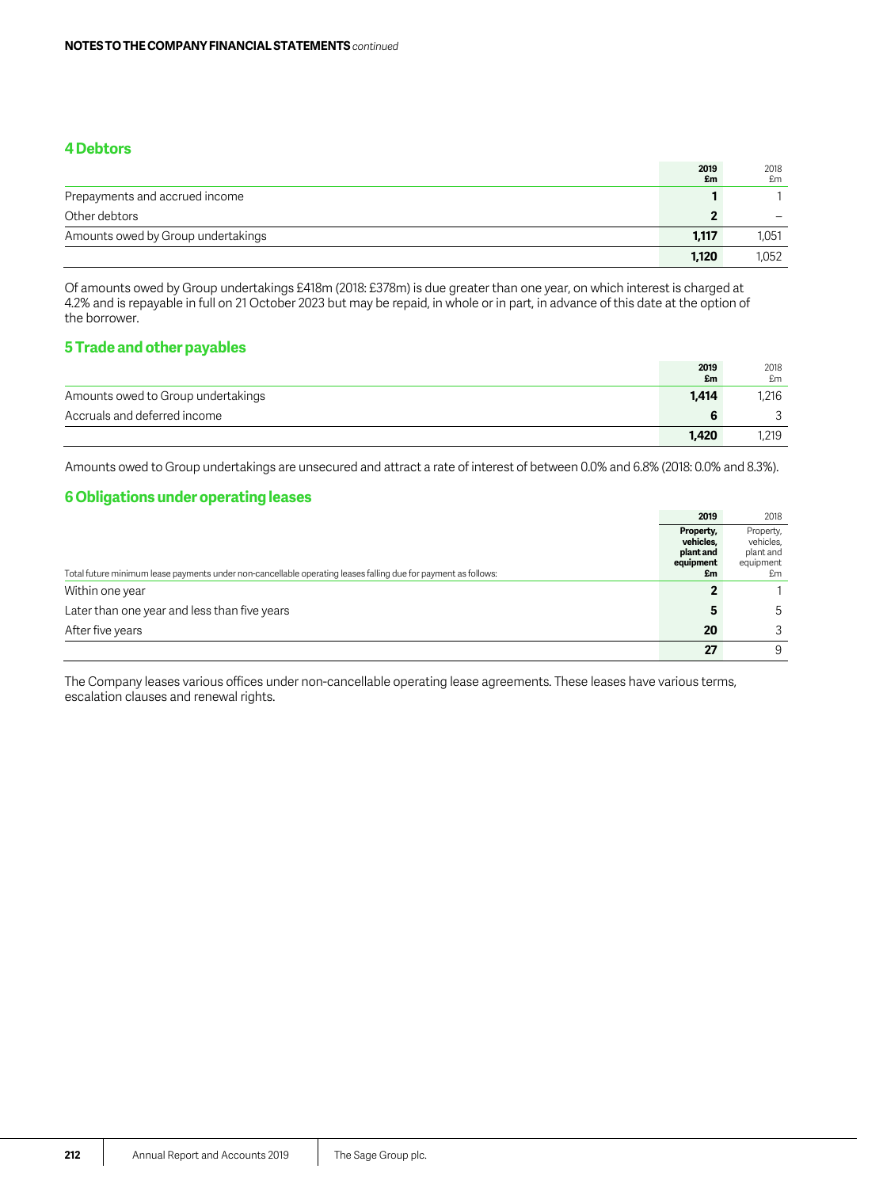**NOTES TO THE COMPANY FINANCIAL STATEMENTS** *continued*

## 4 Debtors

| | 2019 £m | 2018 £m |
|---|---|---|
| Prepayments and accrued income | 1 | 1 |
| Other debtors | 2 | – |
| Amounts owed by Group undertakings | 1,117 | 1,051 |
| | 1,120 | 1,052 |

Of amounts owed by Group undertakings £418m (2018: £378m) is due greater than one year, on which interest is charged at 4.2% and is repayable in full on 21 October 2023 but may be repaid, in whole or in part, in advance of this date at the option of the borrower.

## 5 Trade and other payables

| | 2019 £m | 2018 £m |
|---|---|---|
| Amounts owed to Group undertakings | 1,414 | 1,216 |
| Accruals and deferred income | 6 | 3 |
| | 1,420 | 1,219 |

Amounts owed to Group undertakings are unsecured and attract a rate of interest of between 0.0% and 6.8% (2018: 0.0% and 8.3%).

## 6 Obligations under operating leases

| | 2019 | 2018 |
|---|---|---|
| Total future minimum lease payments under non-cancellable operating leases falling due for payment as follows: | Property, vehicles, plant and equipment £m | Property, vehicles, plant and equipment £m |
| Within one year | 2 | 1 |
| Later than one year and less than five years | 5 | 5 |
| After five years | 20 | 3 |
| | 27 | 9 |

The Company leases various offices under non-cancellable operating lease agreements. These leases have various terms, escalation clauses and renewal rights.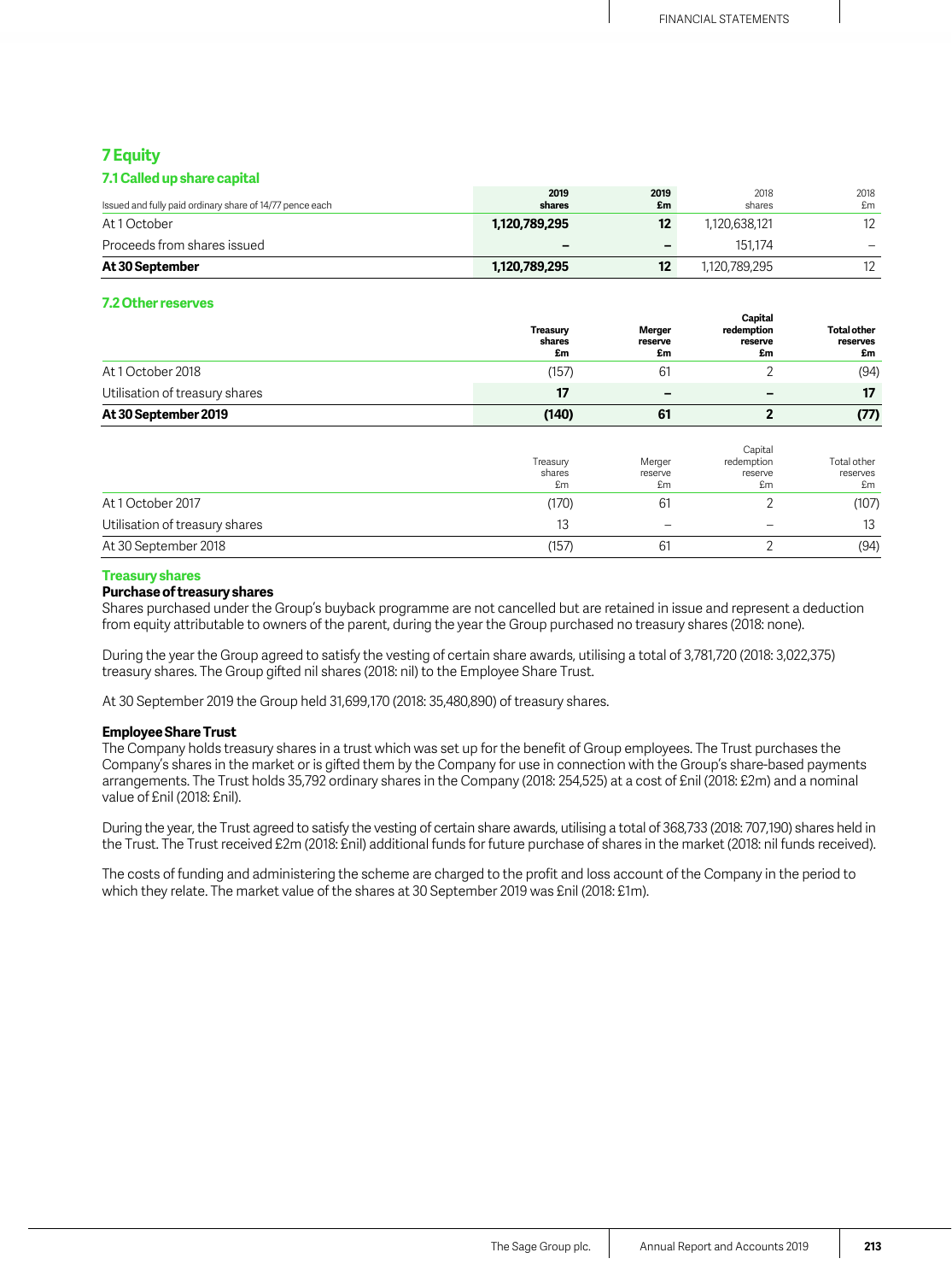## 7 Equity

### 7.1 Called up share capital

| Issued and fully paid ordinary share of 14/77 pence each | 2019 shares | 2019 £m | 2018 shares | 2018 £m |
|---|---|---|---|---|
| At 1 October | **1,120,789,295** | **12** | 1,120,638,121 | 12 |
| Proceeds from shares issued | **–** | **–** | 151,174 | – |
| **At 30 September** | **1,120,789,295** | **12** | 1,120,789,295 | 12 |

### 7.2 Other reserves

| | Treasury shares £m | Merger reserve £m | Capital redemption reserve £m | Total other reserves £m |
|---|---|---|---|---|
| At 1 October 2018 | (157) | 61 | 2 | (94) |
| Utilisation of treasury shares | **17** | **–** | **–** | **17** |
| **At 30 September 2019** | **(140)** | **61** | **2** | **(77)** |

| | Treasury shares £m | Merger reserve £m | Capital redemption reserve £m | Total other reserves £m |
|---|---|---|---|---|
| At 1 October 2017 | (170) | 61 | 2 | (107) |
| Utilisation of treasury shares | 13 | – | – | 13 |
| At 30 September 2018 | (157) | 61 | 2 | (94) |

### Treasury shares

**Purchase of treasury shares**

Shares purchased under the Group's buyback programme are not cancelled but are retained in issue and represent a deduction from equity attributable to owners of the parent, during the year the Group purchased no treasury shares (2018: none).

During the year the Group agreed to satisfy the vesting of certain share awards, utilising a total of 3,781,720 (2018: 3,022,375) treasury shares. The Group gifted nil shares (2018: nil) to the Employee Share Trust.

At 30 September 2019 the Group held 31,699,170 (2018: 35,480,890) of treasury shares.

**Employee Share Trust**

The Company holds treasury shares in a trust which was set up for the benefit of Group employees. The Trust purchases the Company's shares in the market or is gifted them by the Company for use in connection with the Group's share-based payments arrangements. The Trust holds 35,792 ordinary shares in the Company (2018: 254,525) at a cost of £nil (2018: £2m) and a nominal value of £nil (2018: £nil).

During the year, the Trust agreed to satisfy the vesting of certain share awards, utilising a total of 368,733 (2018: 707,190) shares held in the Trust. The Trust received £2m (2018: £nil) additional funds for future purchase of shares in the market (2018: nil funds received).

The costs of funding and administering the scheme are charged to the profit and loss account of the Company in the period to which they relate. The market value of the shares at 30 September 2019 was £nil (2018: £1m).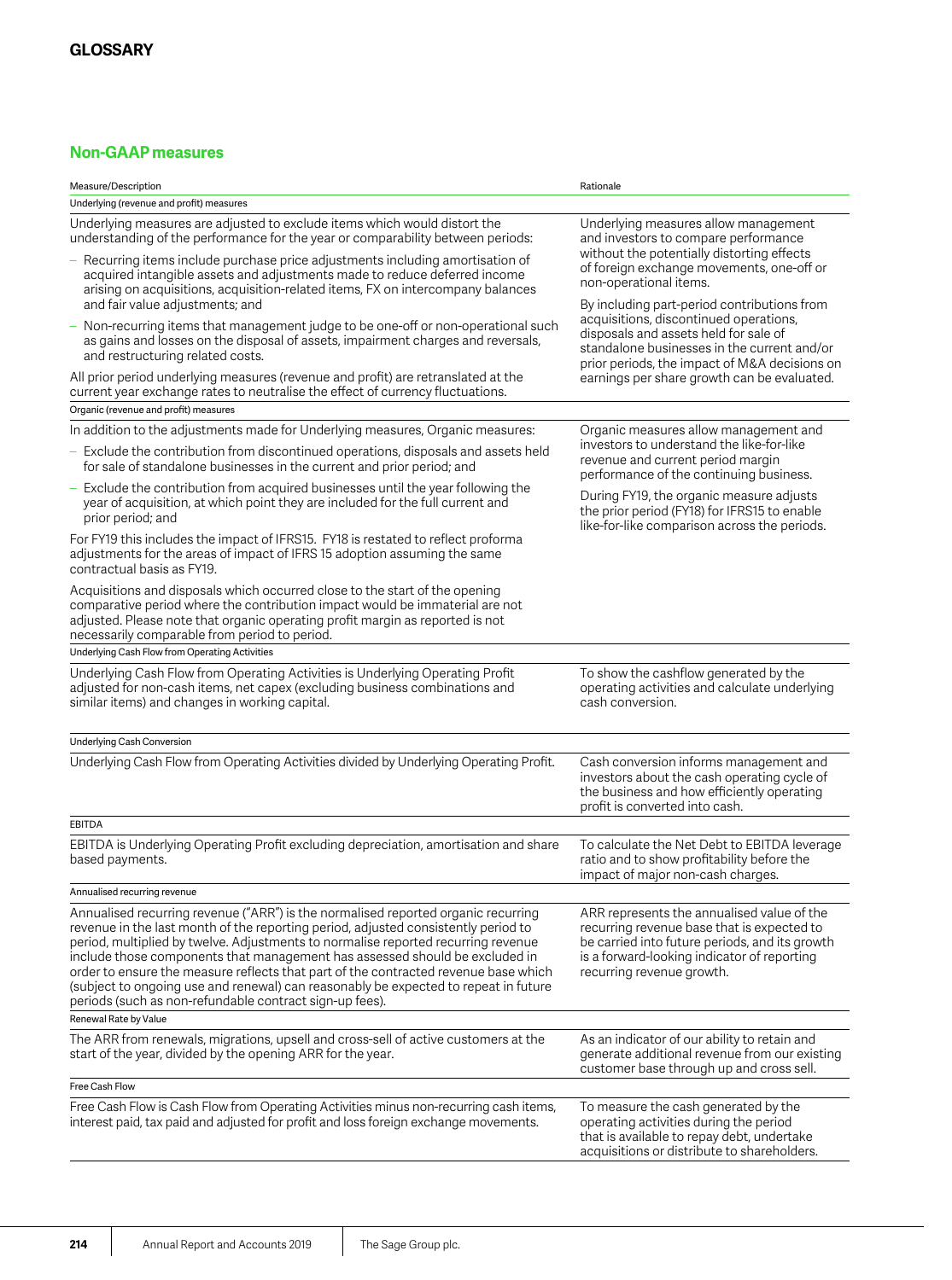# GLOSSARY

## Non-GAAP measures

| Measure/Description | Rationale |
|---|---|
| **Underlying (revenue and profit) measures** | |
| Underlying measures are adjusted to exclude items which would distort the understanding of the performance for the year or comparability between periods:<br>– Recurring items include purchase price adjustments including amortisation of acquired intangible assets and adjustments made to reduce deferred income arising on acquisitions, acquisition-related items, FX on intercompany balances and fair value adjustments; and<br>– Non-recurring items that management judge to be one-off or non-operational such as gains and losses on the disposal of assets, impairment charges and reversals, and restructuring related costs.<br>All prior period underlying measures (revenue and profit) are retranslated at the current year exchange rates to neutralise the effect of currency fluctuations. | Underlying measures allow management and investors to compare performance without the potentially distorting effects of foreign exchange movements, one-off or non-operational items.<br>By including part-period contributions from acquisitions, discontinued operations, disposals and assets held for sale of standalone businesses in the current and/or prior periods, the impact of M&A decisions on earnings per share growth can be evaluated. |
| **Organic (revenue and profit) measures** | |
| In addition to the adjustments made for Underlying measures, Organic measures:<br>– Exclude the contribution from discontinued operations, disposals and assets held for sale of standalone businesses in the current and prior period; and<br>– Exclude the contribution from acquired businesses until the year following the year of acquisition, at which point they are included for the full current and prior period; and<br>For FY19 this includes the impact of IFRS15. FY18 is restated to reflect proforma adjustments for the areas of impact of IFRS 15 adoption assuming the same contractual basis as FY19.<br>Acquisitions and disposals which occurred close to the start of the opening comparative period where the contribution impact would be immaterial are not adjusted. Please note that organic operating profit margin as reported is not necessarily comparable from period to period. | Organic measures allow management and investors to understand the like-for-like revenue and current period margin performance of the continuing business.<br>During FY19, the organic measure adjusts the prior period (FY18) for IFRS15 to enable like-for-like comparison across the periods. |
| **Underlying Cash Flow from Operating Activities** | |
| Underlying Cash Flow from Operating Activities is Underlying Operating Profit adjusted for non-cash items, net capex (excluding business combinations and similar items) and changes in working capital. | To show the cashflow generated by the operating activities and calculate underlying cash conversion. |
| **Underlying Cash Conversion** | |
| Underlying Cash Flow from Operating Activities divided by Underlying Operating Profit. | Cash conversion informs management and investors about the cash operating cycle of the business and how efficiently operating profit is converted into cash. |
| **EBITDA** | |
| EBITDA is Underlying Operating Profit excluding depreciation, amortisation and share based payments. | To calculate the Net Debt to EBITDA leverage ratio and to show profitability before the impact of major non-cash charges. |
| **Annualised recurring revenue** | |
| Annualised recurring revenue ("ARR") is the normalised reported organic recurring revenue in the last month of the reporting period, adjusted consistently period to period, multiplied by twelve. Adjustments to normalise reported recurring revenue include those components that management has assessed should be excluded in order to ensure the measure reflects that part of the contracted revenue base which (subject to ongoing use and renewal) can reasonably be expected to repeat in future periods (such as non-refundable contract sign-up fees). | ARR represents the annualised value of the recurring revenue base that is expected to be carried into future periods, and its growth is a forward-looking indicator of reporting recurring revenue growth. |
| **Renewal Rate by Value** | |
| The ARR from renewals, migrations, upsell and cross-sell of active customers at the start of the year, divided by the opening ARR for the year. | As an indicator of our ability to retain and generate additional revenue from our existing customer base through up and cross sell. |
| **Free Cash Flow** | |
| Free Cash Flow is Cash Flow from Operating Activities minus non-recurring cash items, interest paid, tax paid and adjusted for profit and loss foreign exchange movements. | To measure the cash generated by the operating activities during the period that is available to repay debt, undertake acquisitions or distribute to shareholders. |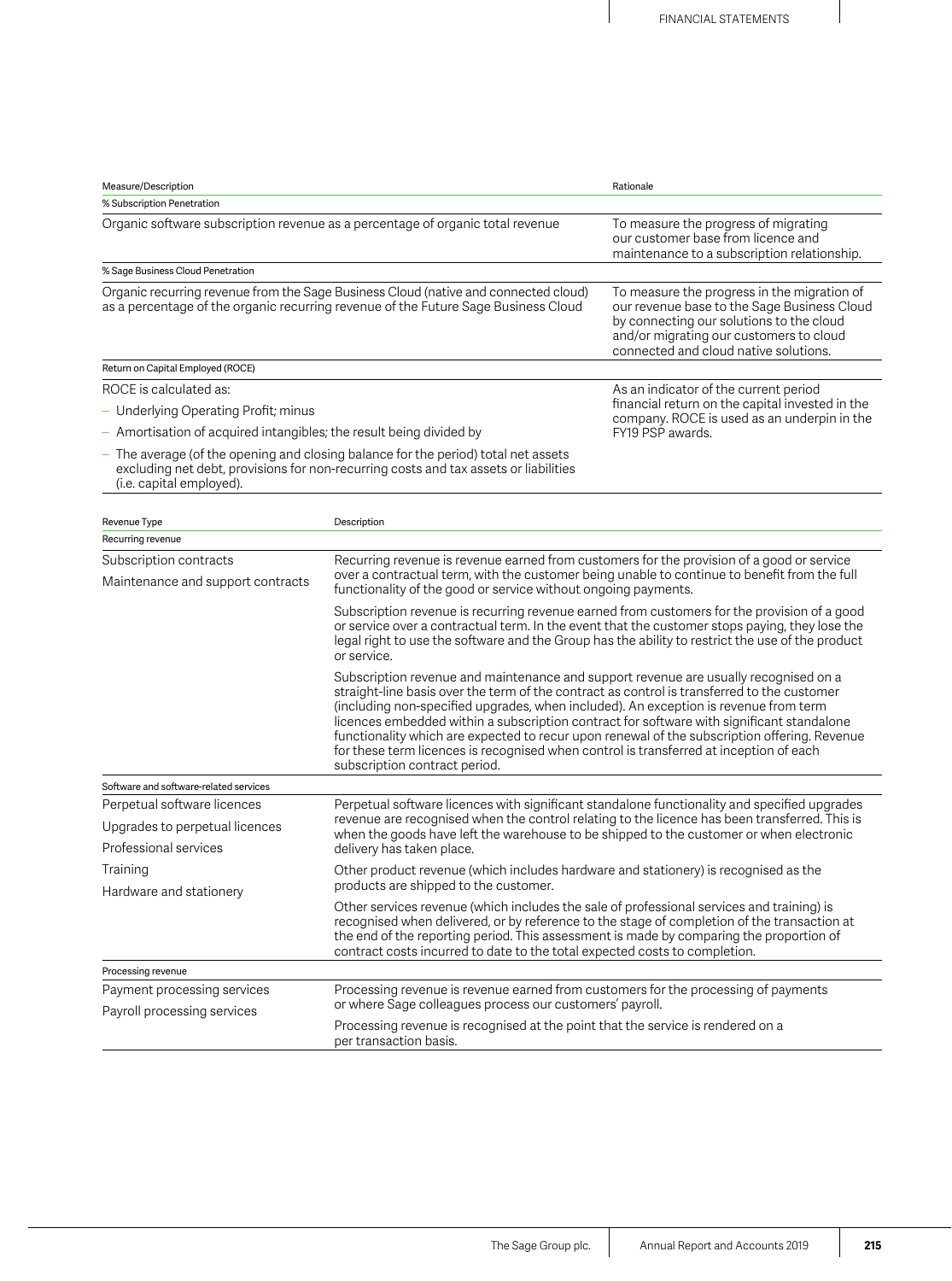| Measure/Description | Rationale |
|---|---|
| **% Subscription Penetration** | |
| Organic software subscription revenue as a percentage of organic total revenue | To measure the progress of migrating our customer base from licence and maintenance to a subscription relationship. |
| **% Sage Business Cloud Penetration** | |
| Organic recurring revenue from the Sage Business Cloud (native and connected cloud) as a percentage of the organic recurring revenue of the Future Sage Business Cloud | To measure the progress in the migration of our revenue base to the Sage Business Cloud by connecting our solutions to the cloud and/or migrating our customers to cloud connected and cloud native solutions. |
| **Return on Capital Employed (ROCE)** | |
| ROCE is calculated as:<br>– Underlying Operating Profit; minus<br>– Amortisation of acquired intangibles; the result being divided by<br>– The average (of the opening and closing balance for the period) total net assets excluding net debt, provisions for non-recurring costs and tax assets or liabilities (i.e. capital employed). | As an indicator of the current period financial return on the capital invested in the company. ROCE is used as an underpin in the FY19 PSP awards. |

| Revenue Type | Description |
|---|---|
| **Recurring revenue** | |
| Subscription contracts<br>Maintenance and support contracts | Recurring revenue is revenue earned from customers for the provision of a good or service over a contractual term, with the customer being unable to continue to benefit from the full functionality of the good or service without ongoing payments.<br><br>Subscription revenue is recurring revenue earned from customers for the provision of a good or service over a contractual term. In the event that the customer stops paying, they lose the legal right to use the software and the Group has the ability to restrict the use of the product or service.<br><br>Subscription revenue and maintenance and support revenue are usually recognised on a straight-line basis over the term of the contract as control is transferred to the customer (including non-specified upgrades, when included). An exception is revenue from term licences embedded within a subscription contract for software with significant standalone functionality which are expected to recur upon renewal of the subscription offering. Revenue for these term licences is recognised when control is transferred at inception of each subscription contract period. |
| **Software and software-related services** | |
| Perpetual software licences<br>Upgrades to perpetual licences<br>Professional services<br>Training<br>Hardware and stationery | Perpetual software licences with significant standalone functionality and specified upgrades revenue are recognised when the control relating to the licence has been transferred. This is when the goods have left the warehouse to be shipped to the customer or when electronic delivery has taken place.<br><br>Other product revenue (which includes hardware and stationery) is recognised as the products are shipped to the customer.<br><br>Other services revenue (which includes the sale of professional services and training) is recognised when delivered, or by reference to the stage of completion of the transaction at the end of the reporting period. This assessment is made by comparing the proportion of contract costs incurred to date to the total expected costs to completion. |
| **Processing revenue** | |
| Payment processing services<br>Payroll processing services | Processing revenue is revenue earned from customers for the processing of payments or where Sage colleagues process our customers' payroll.<br><br>Processing revenue is recognised at the point that the service is rendered on a per transaction basis. |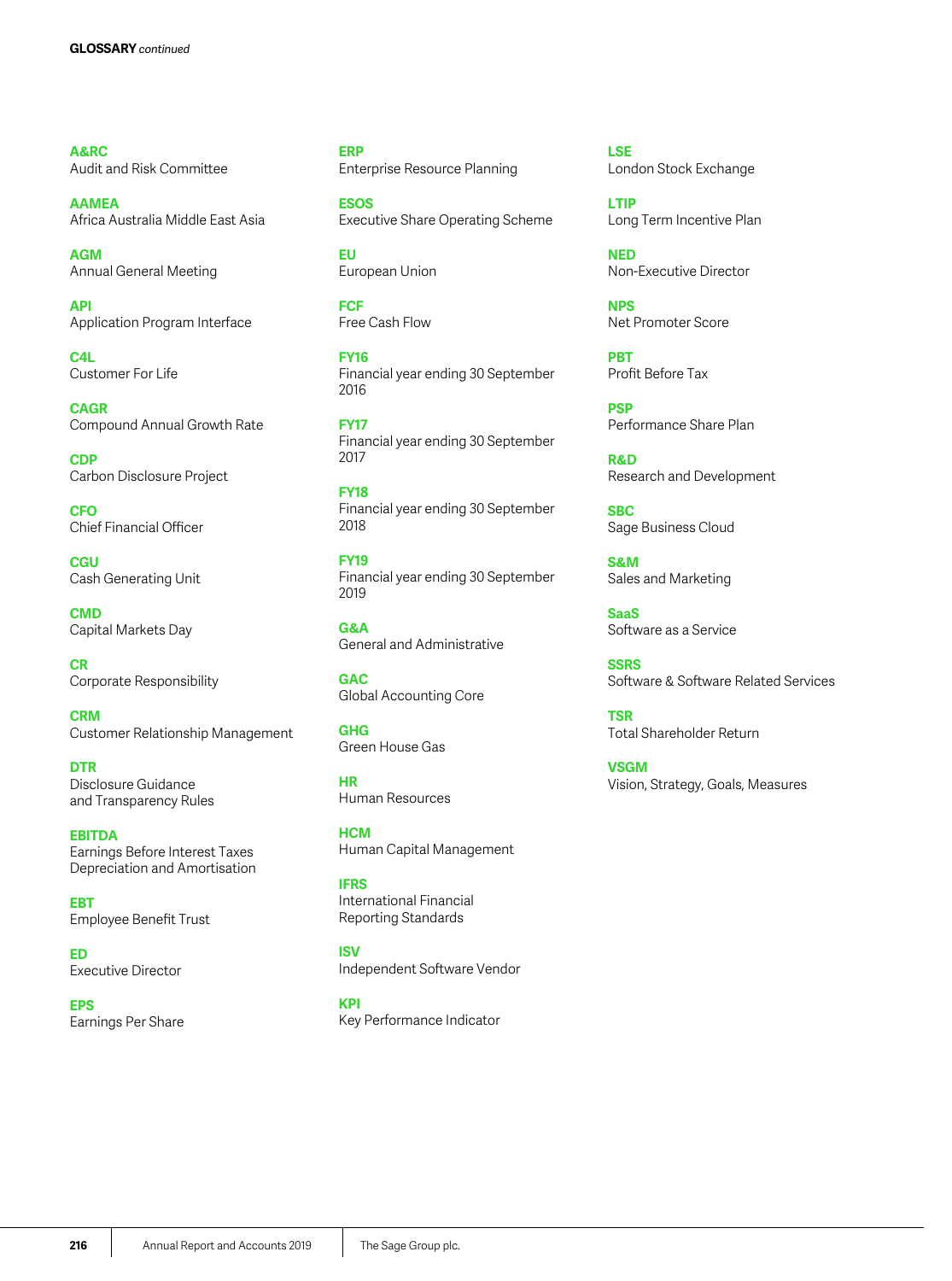## GLOSSARY *continued*

**A&RC**
Audit and Risk Committee

**AAMEA**
Africa Australia Middle East Asia

**AGM**
Annual General Meeting

**API**
Application Program Interface

**C4L**
Customer For Life

**CAGR**
Compound Annual Growth Rate

**CDP**
Carbon Disclosure Project

**CFO**
Chief Financial Officer

**CGU**
Cash Generating Unit

**CMD**
Capital Markets Day

**CR**
Corporate Responsibility

**CRM**
Customer Relationship Management

**DTR**
Disclosure Guidance and Transparency Rules

**EBITDA**
Earnings Before Interest Taxes Depreciation and Amortisation

**EBT**
Employee Benefit Trust

**ED**
Executive Director

**EPS**
Earnings Per Share

**ERP**
Enterprise Resource Planning

**ESOS**
Executive Share Operating Scheme

**EU**
European Union

**FCF**
Free Cash Flow

**FY16**
Financial year ending 30 September 2016

**FY17**
Financial year ending 30 September 2017

**FY18**
Financial year ending 30 September 2018

**FY19**
Financial year ending 30 September 2019

**G&A**
General and Administrative

**GAC**
Global Accounting Core

**GHG**
Green House Gas

**HR**
Human Resources

**HCM**
Human Capital Management

**IFRS**
International Financial Reporting Standards

**ISV**
Independent Software Vendor

**KPI**
Key Performance Indicator

**LSE**
London Stock Exchange

**LTIP**
Long Term Incentive Plan

**NED**
Non-Executive Director

**NPS**
Net Promoter Score

**PBT**
Profit Before Tax

**PSP**
Performance Share Plan

**R&D**
Research and Development

**SBC**
Sage Business Cloud

**S&M**
Sales and Marketing

**SaaS**
Software as a Service

**SSRS**
Software & Software Related Services

**TSR**
Total Shareholder Return

**VSGM**
Vision, Strategy, Goals, Measures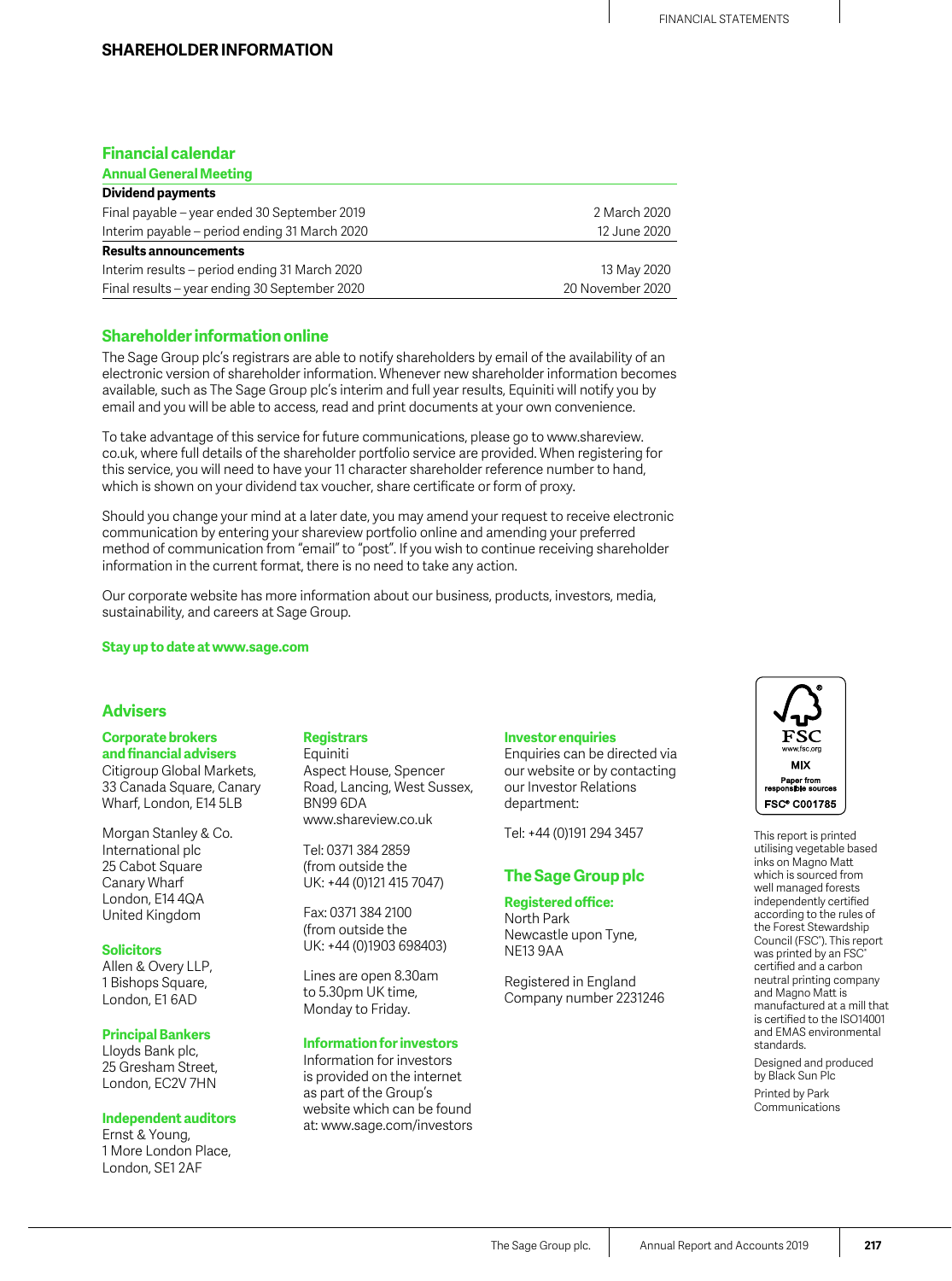# SHAREHOLDER INFORMATION

## Financial calendar

### Annual General Meeting

| | |
|---|---|
| **Dividend payments** | |
| Final payable – year ended 30 September 2019 | 2 March 2020 |
| Interim payable – period ending 31 March 2020 | 12 June 2020 |
| **Results announcements** | |
| Interim results – period ending 31 March 2020 | 13 May 2020 |
| Final results – year ending 30 September 2020 | 20 November 2020 |

## Shareholder information online

The Sage Group plc's registrars are able to notify shareholders by email of the availability of an electronic version of shareholder information. Whenever new shareholder information becomes available, such as The Sage Group plc's interim and full year results, Equiniti will notify you by email and you will be able to access, read and print documents at your own convenience.

To take advantage of this service for future communications, please go to www.shareview.co.uk, where full details of the shareholder portfolio service are provided. When registering for this service, you will need to have your 11 character shareholder reference number to hand, which is shown on your dividend tax voucher, share certificate or form of proxy.

Should you change your mind at a later date, you may amend your request to receive electronic communication by entering your shareview portfolio online and amending your preferred method of communication from "email" to "post". If you wish to continue receiving shareholder information in the current format, there is no need to take any action.

Our corporate website has more information about our business, products, investors, media, sustainability, and careers at Sage Group.

**Stay up to date at www.sage.com**

## Advisers

### Corporate brokers and financial advisers

Citigroup Global Markets,
33 Canada Square, Canary Wharf, London, E14 5LB

Morgan Stanley & Co. International plc
25 Cabot Square
Canary Wharf
London, E14 4QA
United Kingdom

### Solicitors

Allen & Overy LLP,
1 Bishops Square,
London, E1 6AD

### Principal Bankers

Lloyds Bank plc,
25 Gresham Street,
London, EC2V 7HN

### Independent auditors

Ernst & Young,
1 More London Place,
London, SE1 2AF

### Registrars

Equiniti
Aspect House, Spencer Road, Lancing, West Sussex, BN99 6DA
www.shareview.co.uk

Tel: 0371 384 2859
(from outside the UK: +44 (0)121 415 7047)

Fax: 0371 384 2100
(from outside the UK: +44 (0)1903 698403)

Lines are open 8.30am to 5.30pm UK time, Monday to Friday.

### Information for investors

Information for investors is provided on the internet as part of the Group's website which can be found at: www.sage.com/investors

### Investor enquiries

Enquiries can be directed via our website or by contacting our Investor Relations department:

Tel: +44 (0)191 294 3457

## The Sage Group plc

### Registered office:

North Park
Newcastle upon Tyne,
NE13 9AA

Registered in England
Company number 2231246

FSC
www.fsc.org
MIX
Paper from responsible sources
FSC® C001785

This report is printed utilising vegetable based inks on Magno Matt which is sourced from well managed forests independently certified according to the rules of the Forest Stewardship Council (FSC®). This report was printed by an FSC® certified and a carbon neutral printing company and Magno Matt is manufactured at a mill that is certified to the ISO14001 and EMAS environmental standards.

Designed and produced by Black Sun Plc

Printed by Park Communications